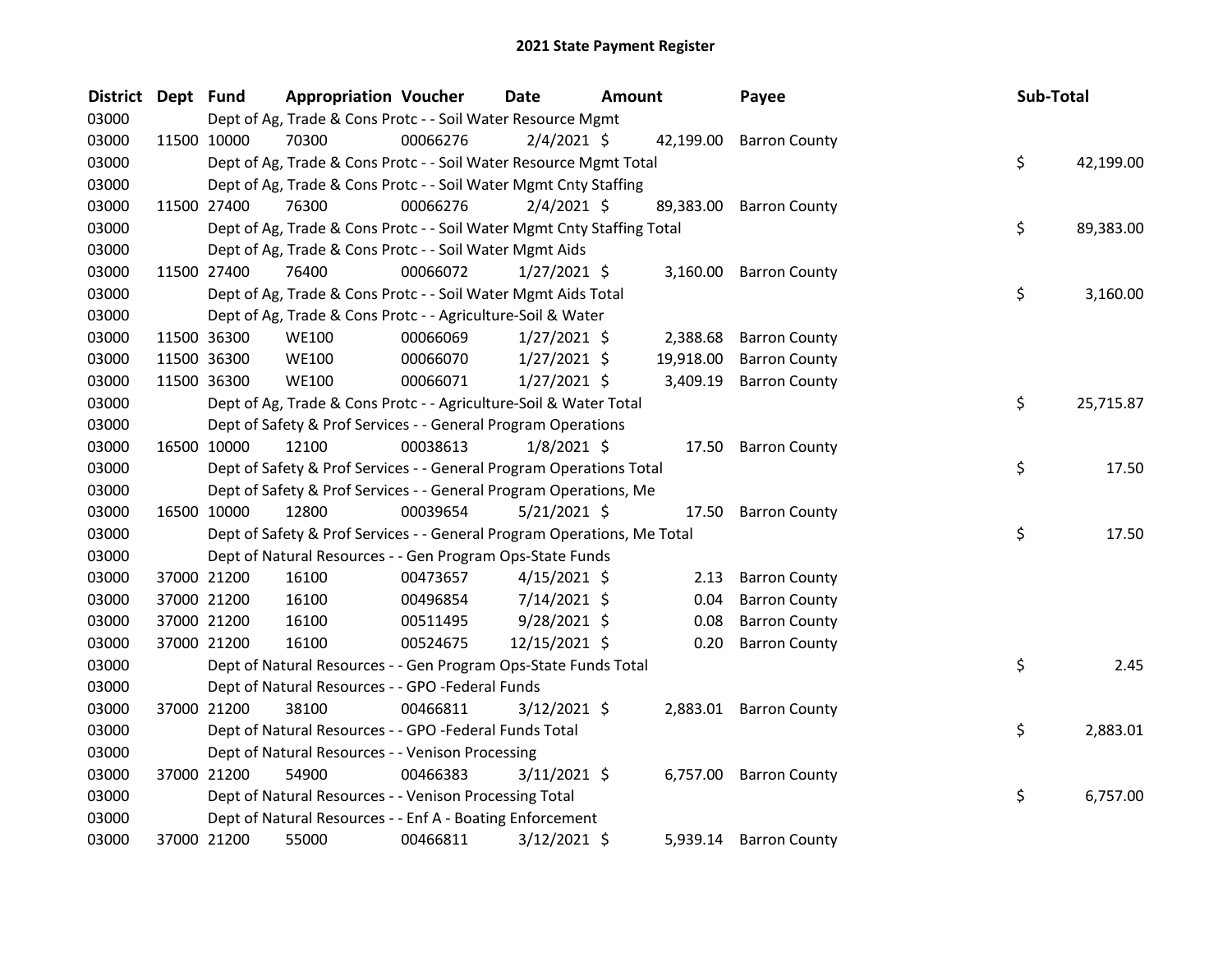# 2021 State Payment Register

| District | Dept | Fund | Appropriation | Voucher | Date | Amount | Payee | Sub-Total |
|---|---|---|---|---|---|---|---|---|
| 03000 | | Dept of Ag, Trade & Cons Protc - - Soil Water Resource Mgmt | | | | | | |
| 03000 | 11500 | 10000 | 70300 | 00066276 | 2/4/2021 | $ 42,199.00 | Barron County | |
| 03000 | | Dept of Ag, Trade & Cons Protc - - Soil Water Resource Mgmt Total | | | | | | $ 42,199.00 |
| 03000 | | Dept of Ag, Trade & Cons Protc - - Soil Water Mgmt Cnty Staffing | | | | | | |
| 03000 | 11500 | 27400 | 76300 | 00066276 | 2/4/2021 | $ 89,383.00 | Barron County | |
| 03000 | | Dept of Ag, Trade & Cons Protc - - Soil Water Mgmt Cnty Staffing Total | | | | | | $ 89,383.00 |
| 03000 | | Dept of Ag, Trade & Cons Protc - - Soil Water Mgmt Aids | | | | | | |
| 03000 | 11500 | 27400 | 76400 | 00066072 | 1/27/2021 | $ 3,160.00 | Barron County | |
| 03000 | | Dept of Ag, Trade & Cons Protc - - Soil Water Mgmt Aids Total | | | | | | $ 3,160.00 |
| 03000 | | Dept of Ag, Trade & Cons Protc - - Agriculture-Soil & Water | | | | | | |
| 03000 | 11500 | 36300 | WE100 | 00066069 | 1/27/2021 | $ 2,388.68 | Barron County | |
| 03000 | 11500 | 36300 | WE100 | 00066070 | 1/27/2021 | $ 19,918.00 | Barron County | |
| 03000 | 11500 | 36300 | WE100 | 00066071 | 1/27/2021 | $ 3,409.19 | Barron County | |
| 03000 | | Dept of Ag, Trade & Cons Protc - - Agriculture-Soil & Water Total | | | | | | $ 25,715.87 |
| 03000 | | Dept of Safety & Prof Services - - General Program Operations | | | | | | |
| 03000 | 16500 | 10000 | 12100 | 00038613 | 1/8/2021 | $ 17.50 | Barron County | |
| 03000 | | Dept of Safety & Prof Services - - General Program Operations Total | | | | | | $ 17.50 |
| 03000 | | Dept of Safety & Prof Services - - General Program Operations, Me | | | | | | |
| 03000 | 16500 | 10000 | 12800 | 00039654 | 5/21/2021 | $ 17.50 | Barron County | |
| 03000 | | Dept of Safety & Prof Services - - General Program Operations, Me Total | | | | | | $ 17.50 |
| 03000 | | Dept of Natural Resources - - Gen Program Ops-State Funds | | | | | | |
| 03000 | 37000 | 21200 | 16100 | 00473657 | 4/15/2021 | $ 2.13 | Barron County | |
| 03000 | 37000 | 21200 | 16100 | 00496854 | 7/14/2021 | $ 0.04 | Barron County | |
| 03000 | 37000 | 21200 | 16100 | 00511495 | 9/28/2021 | $ 0.08 | Barron County | |
| 03000 | 37000 | 21200 | 16100 | 00524675 | 12/15/2021 | $ 0.20 | Barron County | |
| 03000 | | Dept of Natural Resources - - Gen Program Ops-State Funds Total | | | | | | $ 2.45 |
| 03000 | | Dept of Natural Resources - - GPO -Federal Funds | | | | | | |
| 03000 | 37000 | 21200 | 38100 | 00466811 | 3/12/2021 | $ 2,883.01 | Barron County | |
| 03000 | | Dept of Natural Resources - - GPO -Federal Funds Total | | | | | | $ 2,883.01 |
| 03000 | | Dept of Natural Resources - - Venison Processing | | | | | | |
| 03000 | 37000 | 21200 | 54900 | 00466383 | 3/11/2021 | $ 6,757.00 | Barron County | |
| 03000 | | Dept of Natural Resources - - Venison Processing Total | | | | | | $ 6,757.00 |
| 03000 | | Dept of Natural Resources - - Enf A - Boating Enforcement | | | | | | |
| 03000 | 37000 | 21200 | 55000 | 00466811 | 3/12/2021 | $ 5,939.14 | Barron County | |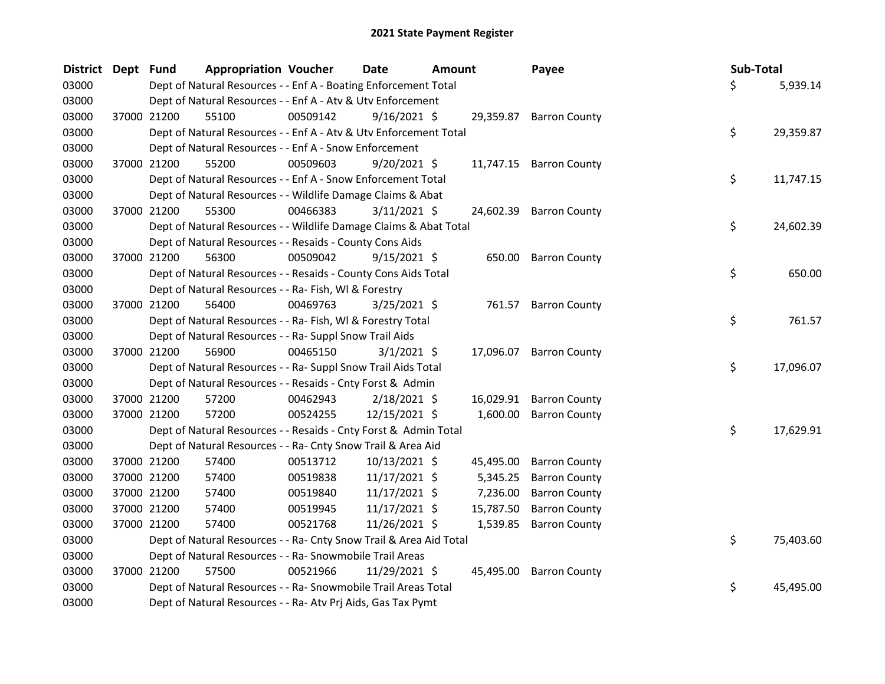# 2021 State Payment Register

| District | Dept | Fund | Appropriation | Voucher | Date | Amount | Payee | Sub-Total |
|---|---|---|---|---|---|---|---|---|
| 03000 | | | Dept of Natural Resources - - Enf A - Boating Enforcement Total | | | | | $ 5,939.14 |
| 03000 | | | Dept of Natural Resources - - Enf A - Atv & Utv Enforcement | | | | | |
| 03000 | 37000 | 21200 | 55100 | 00509142 | 9/16/2021 | $ 29,359.87 | Barron County | |
| 03000 | | | Dept of Natural Resources - - Enf A - Atv & Utv Enforcement Total | | | | | $ 29,359.87 |
| 03000 | | | Dept of Natural Resources - - Enf A - Snow Enforcement | | | | | |
| 03000 | 37000 | 21200 | 55200 | 00509603 | 9/20/2021 | $ 11,747.15 | Barron County | |
| 03000 | | | Dept of Natural Resources - - Enf A - Snow Enforcement Total | | | | | $ 11,747.15 |
| 03000 | | | Dept of Natural Resources - - Wildlife Damage Claims & Abat | | | | | |
| 03000 | 37000 | 21200 | 55300 | 00466383 | 3/11/2021 | $ 24,602.39 | Barron County | |
| 03000 | | | Dept of Natural Resources - - Wildlife Damage Claims & Abat Total | | | | | $ 24,602.39 |
| 03000 | | | Dept of Natural Resources - - Resaids - County Cons Aids | | | | | |
| 03000 | 37000 | 21200 | 56300 | 00509042 | 9/15/2021 | $ 650.00 | Barron County | |
| 03000 | | | Dept of Natural Resources - - Resaids - County Cons Aids Total | | | | | $ 650.00 |
| 03000 | | | Dept of Natural Resources - - Ra- Fish, Wl & Forestry | | | | | |
| 03000 | 37000 | 21200 | 56400 | 00469763 | 3/25/2021 | $ 761.57 | Barron County | |
| 03000 | | | Dept of Natural Resources - - Ra- Fish, Wl & Forestry Total | | | | | $ 761.57 |
| 03000 | | | Dept of Natural Resources - - Ra- Suppl Snow Trail Aids | | | | | |
| 03000 | 37000 | 21200 | 56900 | 00465150 | 3/1/2021 | $ 17,096.07 | Barron County | |
| 03000 | | | Dept of Natural Resources - - Ra- Suppl Snow Trail Aids Total | | | | | $ 17,096.07 |
| 03000 | | | Dept of Natural Resources - - Resaids - Cnty Forst & Admin | | | | | |
| 03000 | 37000 | 21200 | 57200 | 00462943 | 2/18/2021 | $ 16,029.91 | Barron County | |
| 03000 | 37000 | 21200 | 57200 | 00524255 | 12/15/2021 | $ 1,600.00 | Barron County | |
| 03000 | | | Dept of Natural Resources - - Resaids - Cnty Forst & Admin Total | | | | | $ 17,629.91 |
| 03000 | | | Dept of Natural Resources - - Ra- Cnty Snow Trail & Area Aid | | | | | |
| 03000 | 37000 | 21200 | 57400 | 00513712 | 10/13/2021 | $ 45,495.00 | Barron County | |
| 03000 | 37000 | 21200 | 57400 | 00519838 | 11/17/2021 | $ 5,345.25 | Barron County | |
| 03000 | 37000 | 21200 | 57400 | 00519840 | 11/17/2021 | $ 7,236.00 | Barron County | |
| 03000 | 37000 | 21200 | 57400 | 00519945 | 11/17/2021 | $ 15,787.50 | Barron County | |
| 03000 | 37000 | 21200 | 57400 | 00521768 | 11/26/2021 | $ 1,539.85 | Barron County | |
| 03000 | | | Dept of Natural Resources - - Ra- Cnty Snow Trail & Area Aid Total | | | | | $ 75,403.60 |
| 03000 | | | Dept of Natural Resources - - Ra- Snowmobile Trail Areas | | | | | |
| 03000 | 37000 | 21200 | 57500 | 00521966 | 11/29/2021 | $ 45,495.00 | Barron County | |
| 03000 | | | Dept of Natural Resources - - Ra- Snowmobile Trail Areas Total | | | | | $ 45,495.00 |
| 03000 | | | Dept of Natural Resources - - Ra- Atv Prj Aids, Gas Tax Pymt | | | | | |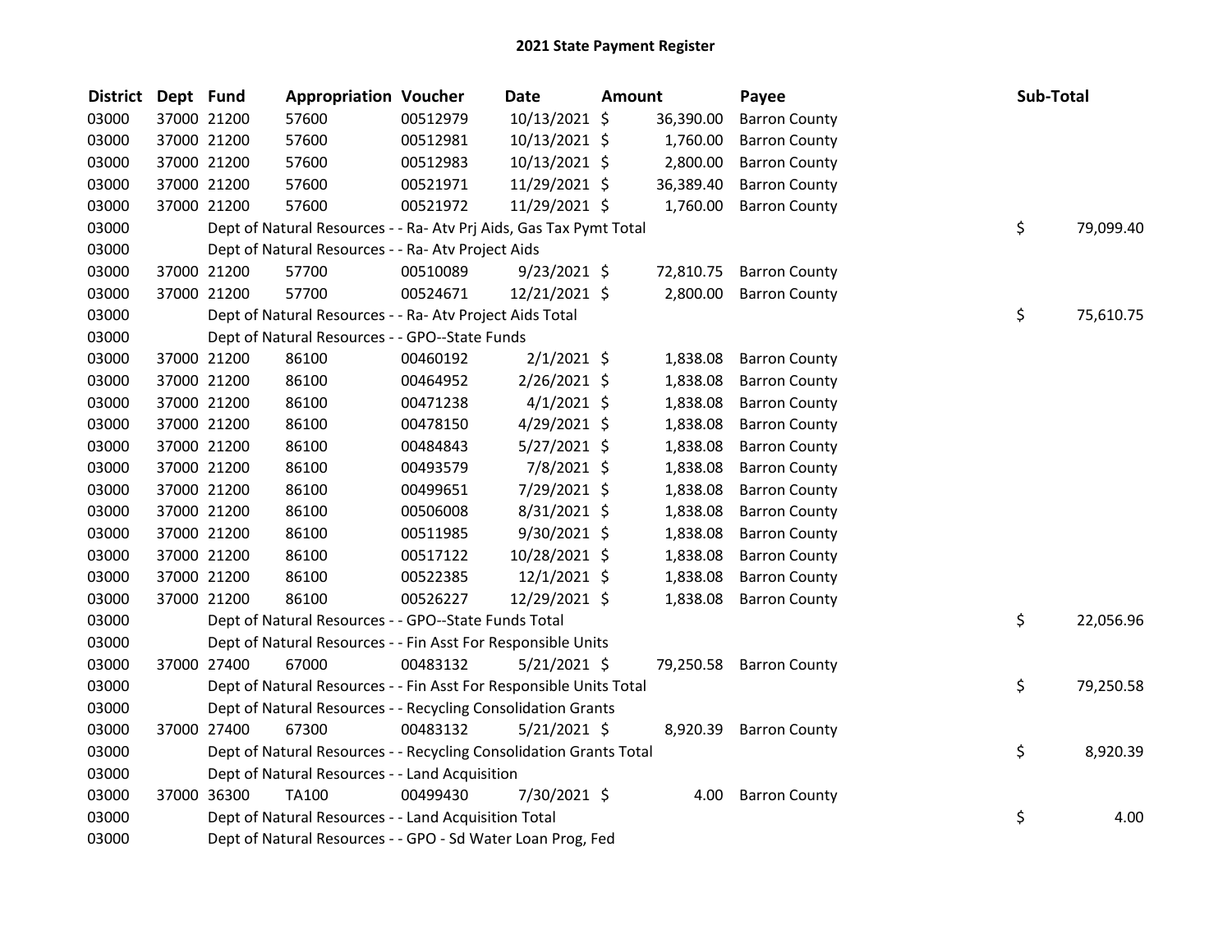# 2021 State Payment Register

| District | Dept | Fund | Appropriation | Voucher | Date | Amount | Payee | Sub-Total |
|---|---|---|---|---|---|---|---|---|
| 03000 | 37000 | 21200 | 57600 | 00512979 | 10/13/2021 | $ 36,390.00 | Barron County | |
| 03000 | 37000 | 21200 | 57600 | 00512981 | 10/13/2021 | $ 1,760.00 | Barron County | |
| 03000 | 37000 | 21200 | 57600 | 00512983 | 10/13/2021 | $ 2,800.00 | Barron County | |
| 03000 | 37000 | 21200 | 57600 | 00521971 | 11/29/2021 | $ 36,389.40 | Barron County | |
| 03000 | 37000 | 21200 | 57600 | 00521972 | 11/29/2021 | $ 1,760.00 | Barron County | |
| 03000 | Dept of Natural Resources - - Ra- Atv Prj Aids, Gas Tax Pymt Total | | | | | | | $ 79,099.40 |
| 03000 | Dept of Natural Resources - - Ra- Atv Project Aids | | | | | | | |
| 03000 | 37000 | 21200 | 57700 | 00510089 | 9/23/2021 | $ 72,810.75 | Barron County | |
| 03000 | 37000 | 21200 | 57700 | 00524671 | 12/21/2021 | $ 2,800.00 | Barron County | |
| 03000 | Dept of Natural Resources - - Ra- Atv Project Aids Total | | | | | | | $ 75,610.75 |
| 03000 | Dept of Natural Resources - - GPO--State Funds | | | | | | | |
| 03000 | 37000 | 21200 | 86100 | 00460192 | 2/1/2021 | $ 1,838.08 | Barron County | |
| 03000 | 37000 | 21200 | 86100 | 00464952 | 2/26/2021 | $ 1,838.08 | Barron County | |
| 03000 | 37000 | 21200 | 86100 | 00471238 | 4/1/2021 | $ 1,838.08 | Barron County | |
| 03000 | 37000 | 21200 | 86100 | 00478150 | 4/29/2021 | $ 1,838.08 | Barron County | |
| 03000 | 37000 | 21200 | 86100 | 00484843 | 5/27/2021 | $ 1,838.08 | Barron County | |
| 03000 | 37000 | 21200 | 86100 | 00493579 | 7/8/2021 | $ 1,838.08 | Barron County | |
| 03000 | 37000 | 21200 | 86100 | 00499651 | 7/29/2021 | $ 1,838.08 | Barron County | |
| 03000 | 37000 | 21200 | 86100 | 00506008 | 8/31/2021 | $ 1,838.08 | Barron County | |
| 03000 | 37000 | 21200 | 86100 | 00511985 | 9/30/2021 | $ 1,838.08 | Barron County | |
| 03000 | 37000 | 21200 | 86100 | 00517122 | 10/28/2021 | $ 1,838.08 | Barron County | |
| 03000 | 37000 | 21200 | 86100 | 00522385 | 12/1/2021 | $ 1,838.08 | Barron County | |
| 03000 | 37000 | 21200 | 86100 | 00526227 | 12/29/2021 | $ 1,838.08 | Barron County | |
| 03000 | Dept of Natural Resources - - GPO--State Funds Total | | | | | | | $ 22,056.96 |
| 03000 | Dept of Natural Resources - - Fin Asst For Responsible Units | | | | | | | |
| 03000 | 37000 | 27400 | 67000 | 00483132 | 5/21/2021 | $ 79,250.58 | Barron County | |
| 03000 | Dept of Natural Resources - - Fin Asst For Responsible Units Total | | | | | | | $ 79,250.58 |
| 03000 | Dept of Natural Resources - - Recycling Consolidation Grants | | | | | | | |
| 03000 | 37000 | 27400 | 67300 | 00483132 | 5/21/2021 | $ 8,920.39 | Barron County | |
| 03000 | Dept of Natural Resources - - Recycling Consolidation Grants Total | | | | | | | $ 8,920.39 |
| 03000 | Dept of Natural Resources - - Land Acquisition | | | | | | | |
| 03000 | 37000 | 36300 | TA100 | 00499430 | 7/30/2021 | $ 4.00 | Barron County | |
| 03000 | Dept of Natural Resources - - Land Acquisition Total | | | | | | | $ 4.00 |
| 03000 | Dept of Natural Resources - - GPO - Sd Water Loan Prog, Fed | | | | | | | |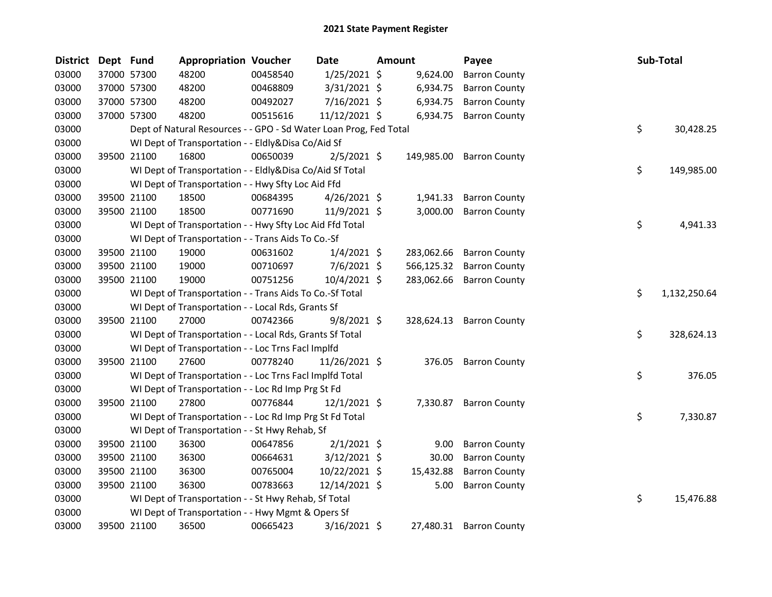## 2021 State Payment Register

| District | Dept | Fund | Appropriation | Voucher | Date | Amount | Payee | Sub-Total |
|---|---|---|---|---|---|---|---|---|
| 03000 | 37000 | 57300 | 48200 | 00458540 | 1/25/2021 | $ 9,624.00 | Barron County | |
| 03000 | 37000 | 57300 | 48200 | 00468809 | 3/31/2021 | $ 6,934.75 | Barron County | |
| 03000 | 37000 | 57300 | 48200 | 00492027 | 7/16/2021 | $ 6,934.75 | Barron County | |
| 03000 | 37000 | 57300 | 48200 | 00515616 | 11/12/2021 | $ 6,934.75 | Barron County | |
| 03000 | | Dept of Natural Resources - - GPO - Sd Water Loan Prog, Fed Total | | | | | | $ 30,428.25 |
| 03000 | | WI Dept of Transportation - - Eldly&Disa Co/Aid Sf | | | | | | |
| 03000 | 39500 | 21100 | 16800 | 00650039 | 2/5/2021 | $ 149,985.00 | Barron County | |
| 03000 | | WI Dept of Transportation - - Eldly&Disa Co/Aid Sf Total | | | | | | $ 149,985.00 |
| 03000 | | WI Dept of Transportation - - Hwy Sfty Loc Aid Ffd | | | | | | |
| 03000 | 39500 | 21100 | 18500 | 00684395 | 4/26/2021 | $ 1,941.33 | Barron County | |
| 03000 | 39500 | 21100 | 18500 | 00771690 | 11/9/2021 | $ 3,000.00 | Barron County | |
| 03000 | | WI Dept of Transportation - - Hwy Sfty Loc Aid Ffd Total | | | | | | $ 4,941.33 |
| 03000 | | WI Dept of Transportation - - Trans Aids To Co.-Sf | | | | | | |
| 03000 | 39500 | 21100 | 19000 | 00631602 | 1/4/2021 | $ 283,062.66 | Barron County | |
| 03000 | 39500 | 21100 | 19000 | 00710697 | 7/6/2021 | $ 566,125.32 | Barron County | |
| 03000 | 39500 | 21100 | 19000 | 00751256 | 10/4/2021 | $ 283,062.66 | Barron County | |
| 03000 | | WI Dept of Transportation - - Trans Aids To Co.-Sf Total | | | | | | $ 1,132,250.64 |
| 03000 | | WI Dept of Transportation - - Local Rds, Grants Sf | | | | | | |
| 03000 | 39500 | 21100 | 27000 | 00742366 | 9/8/2021 | $ 328,624.13 | Barron County | |
| 03000 | | WI Dept of Transportation - - Local Rds, Grants Sf Total | | | | | | $ 328,624.13 |
| 03000 | | WI Dept of Transportation - - Loc Trns Facl Implfd | | | | | | |
| 03000 | 39500 | 21100 | 27600 | 00778240 | 11/26/2021 | $ 376.05 | Barron County | |
| 03000 | | WI Dept of Transportation - - Loc Trns Facl Implfd Total | | | | | | $ 376.05 |
| 03000 | | WI Dept of Transportation - - Loc Rd Imp Prg St Fd | | | | | | |
| 03000 | 39500 | 21100 | 27800 | 00776844 | 12/1/2021 | $ 7,330.87 | Barron County | |
| 03000 | | WI Dept of Transportation - - Loc Rd Imp Prg St Fd Total | | | | | | $ 7,330.87 |
| 03000 | | WI Dept of Transportation - - St Hwy Rehab, Sf | | | | | | |
| 03000 | 39500 | 21100 | 36300 | 00647856 | 2/1/2021 | $ 9.00 | Barron County | |
| 03000 | 39500 | 21100 | 36300 | 00664631 | 3/12/2021 | $ 30.00 | Barron County | |
| 03000 | 39500 | 21100 | 36300 | 00765004 | 10/22/2021 | $ 15,432.88 | Barron County | |
| 03000 | 39500 | 21100 | 36300 | 00783663 | 12/14/2021 | $ 5.00 | Barron County | |
| 03000 | | WI Dept of Transportation - - St Hwy Rehab, Sf Total | | | | | | $ 15,476.88 |
| 03000 | | WI Dept of Transportation - - Hwy Mgmt & Opers Sf | | | | | | |
| 03000 | 39500 | 21100 | 36500 | 00665423 | 3/16/2021 | $ 27,480.31 | Barron County | |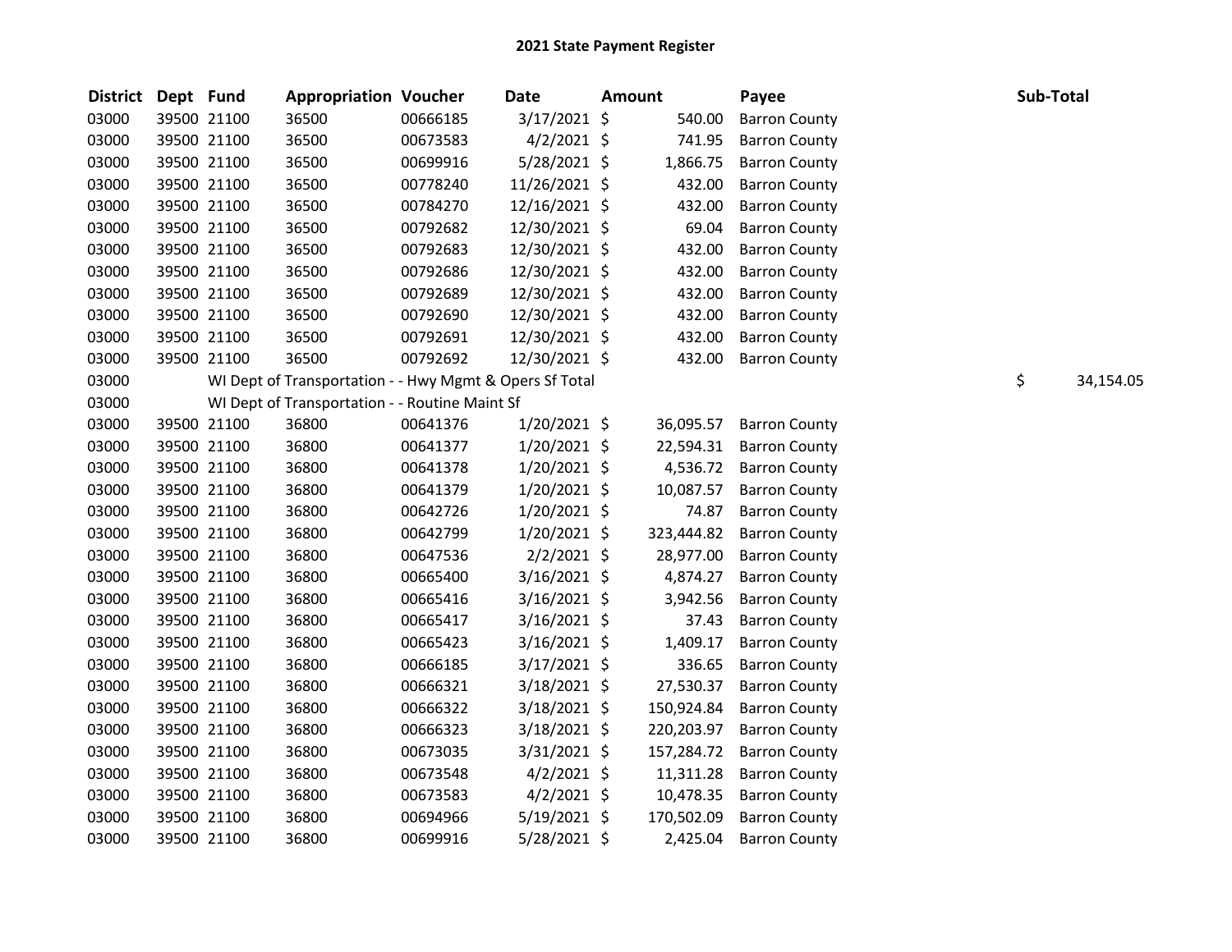## 2021 State Payment Register

| District | Dept | Fund | Appropriation | Voucher | Date | Amount | Payee | Sub-Total |
|---|---|---|---|---|---|---|---|---|
| 03000 | 39500 | 21100 | 36500 | 00666185 | 3/17/2021 | $ 540.00 | Barron County | |
| 03000 | 39500 | 21100 | 36500 | 00673583 | 4/2/2021 | $ 741.95 | Barron County | |
| 03000 | 39500 | 21100 | 36500 | 00699916 | 5/28/2021 | $ 1,866.75 | Barron County | |
| 03000 | 39500 | 21100 | 36500 | 00778240 | 11/26/2021 | $ 432.00 | Barron County | |
| 03000 | 39500 | 21100 | 36500 | 00784270 | 12/16/2021 | $ 432.00 | Barron County | |
| 03000 | 39500 | 21100 | 36500 | 00792682 | 12/30/2021 | $ 69.04 | Barron County | |
| 03000 | 39500 | 21100 | 36500 | 00792683 | 12/30/2021 | $ 432.00 | Barron County | |
| 03000 | 39500 | 21100 | 36500 | 00792686 | 12/30/2021 | $ 432.00 | Barron County | |
| 03000 | 39500 | 21100 | 36500 | 00792689 | 12/30/2021 | $ 432.00 | Barron County | |
| 03000 | 39500 | 21100 | 36500 | 00792690 | 12/30/2021 | $ 432.00 | Barron County | |
| 03000 | 39500 | 21100 | 36500 | 00792691 | 12/30/2021 | $ 432.00 | Barron County | |
| 03000 | 39500 | 21100 | 36500 | 00792692 | 12/30/2021 | $ 432.00 | Barron County | |
| 03000 | WI Dept of Transportation - - Hwy Mgmt & Opers Sf Total | | | | | | | $ 34,154.05 |
| 03000 | WI Dept of Transportation - - Routine Maint Sf | | | | | | | |
| 03000 | 39500 | 21100 | 36800 | 00641376 | 1/20/2021 | $ 36,095.57 | Barron County | |
| 03000 | 39500 | 21100 | 36800 | 00641377 | 1/20/2021 | $ 22,594.31 | Barron County | |
| 03000 | 39500 | 21100 | 36800 | 00641378 | 1/20/2021 | $ 4,536.72 | Barron County | |
| 03000 | 39500 | 21100 | 36800 | 00641379 | 1/20/2021 | $ 10,087.57 | Barron County | |
| 03000 | 39500 | 21100 | 36800 | 00642726 | 1/20/2021 | $ 74.87 | Barron County | |
| 03000 | 39500 | 21100 | 36800 | 00642799 | 1/20/2021 | $ 323,444.82 | Barron County | |
| 03000 | 39500 | 21100 | 36800 | 00647536 | 2/2/2021 | $ 28,977.00 | Barron County | |
| 03000 | 39500 | 21100 | 36800 | 00665400 | 3/16/2021 | $ 4,874.27 | Barron County | |
| 03000 | 39500 | 21100 | 36800 | 00665416 | 3/16/2021 | $ 3,942.56 | Barron County | |
| 03000 | 39500 | 21100 | 36800 | 00665417 | 3/16/2021 | $ 37.43 | Barron County | |
| 03000 | 39500 | 21100 | 36800 | 00665423 | 3/16/2021 | $ 1,409.17 | Barron County | |
| 03000 | 39500 | 21100 | 36800 | 00666185 | 3/17/2021 | $ 336.65 | Barron County | |
| 03000 | 39500 | 21100 | 36800 | 00666321 | 3/18/2021 | $ 27,530.37 | Barron County | |
| 03000 | 39500 | 21100 | 36800 | 00666322 | 3/18/2021 | $ 150,924.84 | Barron County | |
| 03000 | 39500 | 21100 | 36800 | 00666323 | 3/18/2021 | $ 220,203.97 | Barron County | |
| 03000 | 39500 | 21100 | 36800 | 00673035 | 3/31/2021 | $ 157,284.72 | Barron County | |
| 03000 | 39500 | 21100 | 36800 | 00673548 | 4/2/2021 | $ 11,311.28 | Barron County | |
| 03000 | 39500 | 21100 | 36800 | 00673583 | 4/2/2021 | $ 10,478.35 | Barron County | |
| 03000 | 39500 | 21100 | 36800 | 00694966 | 5/19/2021 | $ 170,502.09 | Barron County | |
| 03000 | 39500 | 21100 | 36800 | 00699916 | 5/28/2021 | $ 2,425.04 | Barron County | |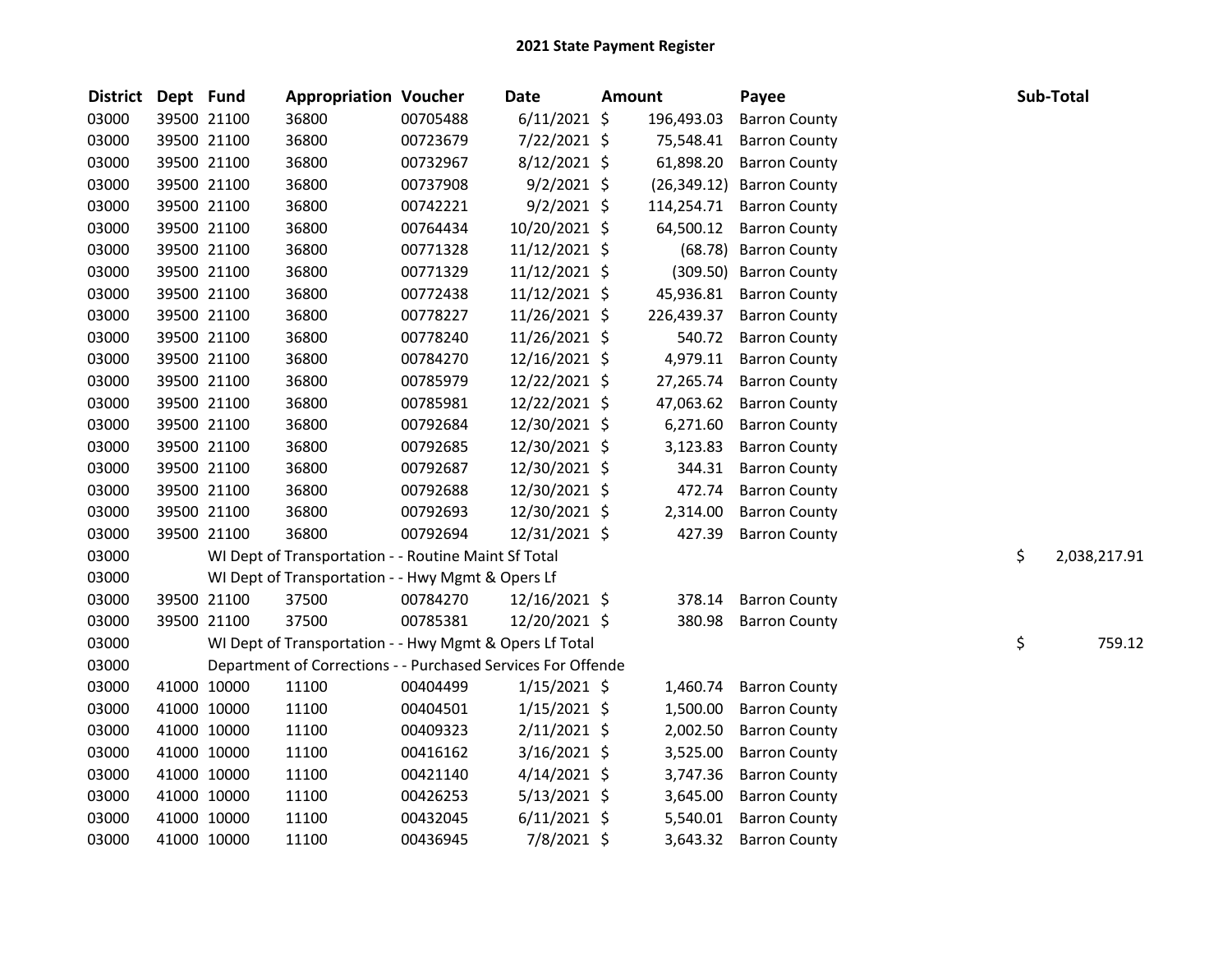# 2021 State Payment Register

| District | Dept | Fund | Appropriation | Voucher | Date | Amount | Payee | Sub-Total |
|---|---|---|---|---|---|---|---|---|
| 03000 | 39500 | 21100 | 36800 | 00705488 | 6/11/2021 | $ 196,493.03 | Barron County | |
| 03000 | 39500 | 21100 | 36800 | 00723679 | 7/22/2021 | $ 75,548.41 | Barron County | |
| 03000 | 39500 | 21100 | 36800 | 00732967 | 8/12/2021 | $ 61,898.20 | Barron County | |
| 03000 | 39500 | 21100 | 36800 | 00737908 | 9/2/2021 | $ (26,349.12) | Barron County | |
| 03000 | 39500 | 21100 | 36800 | 00742221 | 9/2/2021 | $ 114,254.71 | Barron County | |
| 03000 | 39500 | 21100 | 36800 | 00764434 | 10/20/2021 | $ 64,500.12 | Barron County | |
| 03000 | 39500 | 21100 | 36800 | 00771328 | 11/12/2021 | $ (68.78) | Barron County | |
| 03000 | 39500 | 21100 | 36800 | 00771329 | 11/12/2021 | $ (309.50) | Barron County | |
| 03000 | 39500 | 21100 | 36800 | 00772438 | 11/12/2021 | $ 45,936.81 | Barron County | |
| 03000 | 39500 | 21100 | 36800 | 00778227 | 11/26/2021 | $ 226,439.37 | Barron County | |
| 03000 | 39500 | 21100 | 36800 | 00778240 | 11/26/2021 | $ 540.72 | Barron County | |
| 03000 | 39500 | 21100 | 36800 | 00784270 | 12/16/2021 | $ 4,979.11 | Barron County | |
| 03000 | 39500 | 21100 | 36800 | 00785979 | 12/22/2021 | $ 27,265.74 | Barron County | |
| 03000 | 39500 | 21100 | 36800 | 00785981 | 12/22/2021 | $ 47,063.62 | Barron County | |
| 03000 | 39500 | 21100 | 36800 | 00792684 | 12/30/2021 | $ 6,271.60 | Barron County | |
| 03000 | 39500 | 21100 | 36800 | 00792685 | 12/30/2021 | $ 3,123.83 | Barron County | |
| 03000 | 39500 | 21100 | 36800 | 00792687 | 12/30/2021 | $ 344.31 | Barron County | |
| 03000 | 39500 | 21100 | 36800 | 00792688 | 12/30/2021 | $ 472.74 | Barron County | |
| 03000 | 39500 | 21100 | 36800 | 00792693 | 12/30/2021 | $ 2,314.00 | Barron County | |
| 03000 | 39500 | 21100 | 36800 | 00792694 | 12/31/2021 | $ 427.39 | Barron County | |
| 03000 | | WI Dept of Transportation - - Routine Maint Sf Total | | | | | | $ 2,038,217.91 |
| 03000 | | WI Dept of Transportation - - Hwy Mgmt & Opers Lf | | | | | | |
| 03000 | 39500 | 21100 | 37500 | 00784270 | 12/16/2021 | $ 378.14 | Barron County | |
| 03000 | 39500 | 21100 | 37500 | 00785381 | 12/20/2021 | $ 380.98 | Barron County | |
| 03000 | | WI Dept of Transportation - - Hwy Mgmt & Opers Lf Total | | | | | | $ 759.12 |
| 03000 | | Department of Corrections - - Purchased Services For Offende | | | | | | |
| 03000 | 41000 | 10000 | 11100 | 00404499 | 1/15/2021 | $ 1,460.74 | Barron County | |
| 03000 | 41000 | 10000 | 11100 | 00404501 | 1/15/2021 | $ 1,500.00 | Barron County | |
| 03000 | 41000 | 10000 | 11100 | 00409323 | 2/11/2021 | $ 2,002.50 | Barron County | |
| 03000 | 41000 | 10000 | 11100 | 00416162 | 3/16/2021 | $ 3,525.00 | Barron County | |
| 03000 | 41000 | 10000 | 11100 | 00421140 | 4/14/2021 | $ 3,747.36 | Barron County | |
| 03000 | 41000 | 10000 | 11100 | 00426253 | 5/13/2021 | $ 3,645.00 | Barron County | |
| 03000 | 41000 | 10000 | 11100 | 00432045 | 6/11/2021 | $ 5,540.01 | Barron County | |
| 03000 | 41000 | 10000 | 11100 | 00436945 | 7/8/2021 | $ 3,643.32 | Barron County | |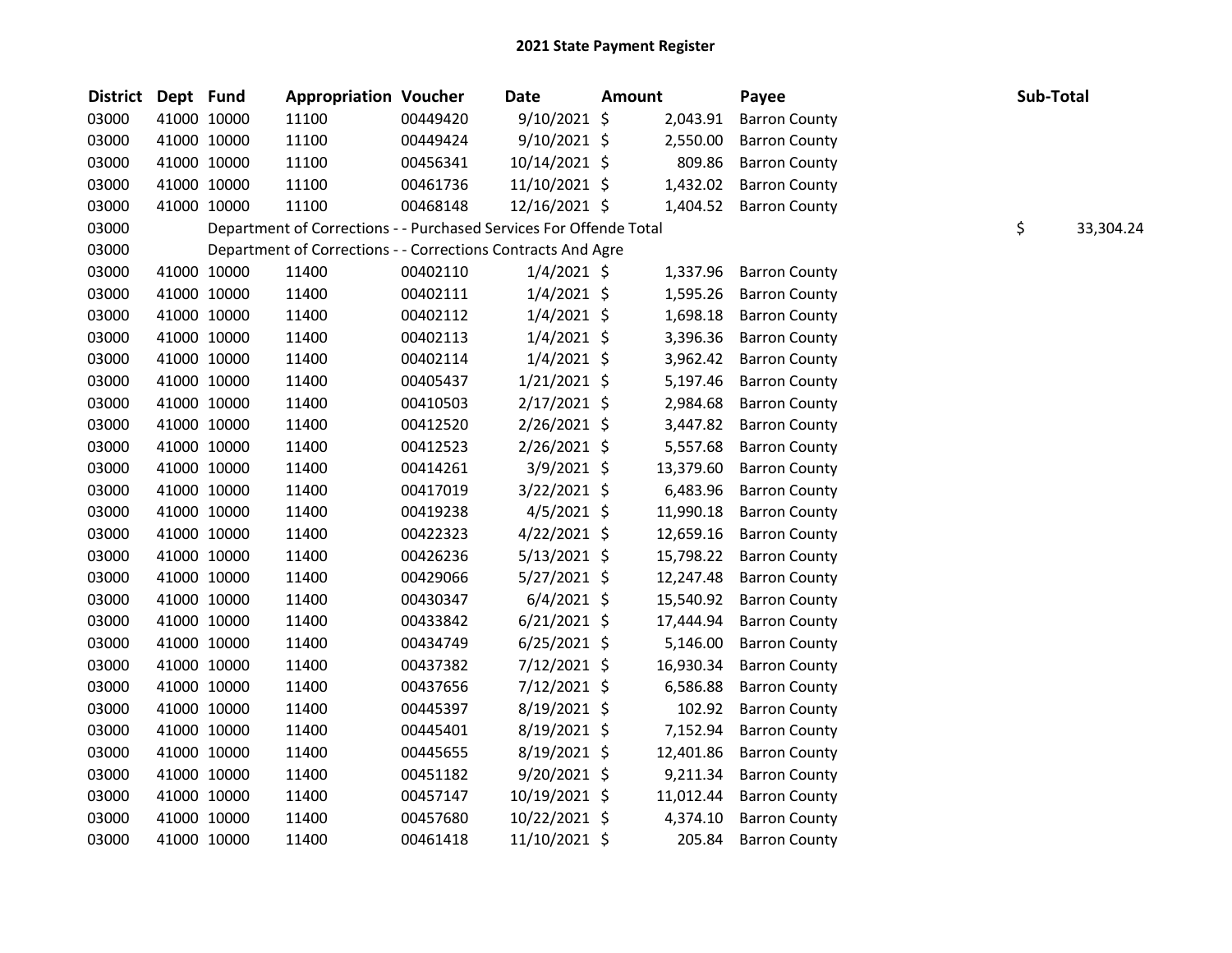## 2021 State Payment Register

| District | Dept | Fund | Appropriation | Voucher | Date | Amount | Payee | Sub-Total |
|---|---|---|---|---|---|---|---|---|
| 03000 | 41000 | 10000 | 11100 | 00449420 | 9/10/2021 | $ 2,043.91 | Barron County | |
| 03000 | 41000 | 10000 | 11100 | 00449424 | 9/10/2021 | $ 2,550.00 | Barron County | |
| 03000 | 41000 | 10000 | 11100 | 00456341 | 10/14/2021 | $ 809.86 | Barron County | |
| 03000 | 41000 | 10000 | 11100 | 00461736 | 11/10/2021 | $ 1,432.02 | Barron County | |
| 03000 | 41000 | 10000 | 11100 | 00468148 | 12/16/2021 | $ 1,404.52 | Barron County | |
| 03000 | | Department of Corrections - - Purchased Services For Offende Total | | | | | | $ 33,304.24 |
| 03000 | | Department of Corrections - - Corrections Contracts And Agre | | | | | | |
| 03000 | 41000 | 10000 | 11400 | 00402110 | 1/4/2021 | $ 1,337.96 | Barron County | |
| 03000 | 41000 | 10000 | 11400 | 00402111 | 1/4/2021 | $ 1,595.26 | Barron County | |
| 03000 | 41000 | 10000 | 11400 | 00402112 | 1/4/2021 | $ 1,698.18 | Barron County | |
| 03000 | 41000 | 10000 | 11400 | 00402113 | 1/4/2021 | $ 3,396.36 | Barron County | |
| 03000 | 41000 | 10000 | 11400 | 00402114 | 1/4/2021 | $ 3,962.42 | Barron County | |
| 03000 | 41000 | 10000 | 11400 | 00405437 | 1/21/2021 | $ 5,197.46 | Barron County | |
| 03000 | 41000 | 10000 | 11400 | 00410503 | 2/17/2021 | $ 2,984.68 | Barron County | |
| 03000 | 41000 | 10000 | 11400 | 00412520 | 2/26/2021 | $ 3,447.82 | Barron County | |
| 03000 | 41000 | 10000 | 11400 | 00412523 | 2/26/2021 | $ 5,557.68 | Barron County | |
| 03000 | 41000 | 10000 | 11400 | 00414261 | 3/9/2021 | $ 13,379.60 | Barron County | |
| 03000 | 41000 | 10000 | 11400 | 00417019 | 3/22/2021 | $ 6,483.96 | Barron County | |
| 03000 | 41000 | 10000 | 11400 | 00419238 | 4/5/2021 | $ 11,990.18 | Barron County | |
| 03000 | 41000 | 10000 | 11400 | 00422323 | 4/22/2021 | $ 12,659.16 | Barron County | |
| 03000 | 41000 | 10000 | 11400 | 00426236 | 5/13/2021 | $ 15,798.22 | Barron County | |
| 03000 | 41000 | 10000 | 11400 | 00429066 | 5/27/2021 | $ 12,247.48 | Barron County | |
| 03000 | 41000 | 10000 | 11400 | 00430347 | 6/4/2021 | $ 15,540.92 | Barron County | |
| 03000 | 41000 | 10000 | 11400 | 00433842 | 6/21/2021 | $ 17,444.94 | Barron County | |
| 03000 | 41000 | 10000 | 11400 | 00434749 | 6/25/2021 | $ 5,146.00 | Barron County | |
| 03000 | 41000 | 10000 | 11400 | 00437382 | 7/12/2021 | $ 16,930.34 | Barron County | |
| 03000 | 41000 | 10000 | 11400 | 00437656 | 7/12/2021 | $ 6,586.88 | Barron County | |
| 03000 | 41000 | 10000 | 11400 | 00445397 | 8/19/2021 | $ 102.92 | Barron County | |
| 03000 | 41000 | 10000 | 11400 | 00445401 | 8/19/2021 | $ 7,152.94 | Barron County | |
| 03000 | 41000 | 10000 | 11400 | 00445655 | 8/19/2021 | $ 12,401.86 | Barron County | |
| 03000 | 41000 | 10000 | 11400 | 00451182 | 9/20/2021 | $ 9,211.34 | Barron County | |
| 03000 | 41000 | 10000 | 11400 | 00457147 | 10/19/2021 | $ 11,012.44 | Barron County | |
| 03000 | 41000 | 10000 | 11400 | 00457680 | 10/22/2021 | $ 4,374.10 | Barron County | |
| 03000 | 41000 | 10000 | 11400 | 00461418 | 11/10/2021 | $ 205.84 | Barron County | |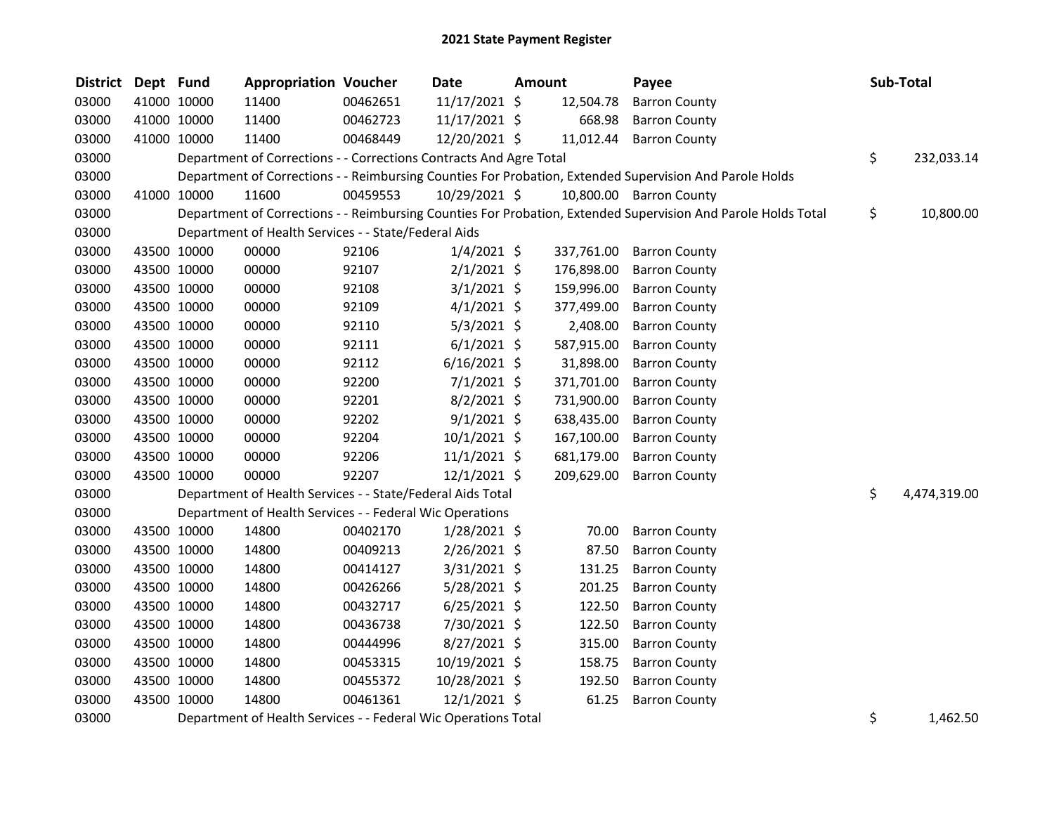# 2021 State Payment Register

| District | Dept | Fund | Appropriation | Voucher | Date | Amount | Payee | Sub-Total |
|---|---|---|---|---|---|---|---|---|
| 03000 | 41000 | 10000 | 11400 | 00462651 | 11/17/2021 | $ 12,504.78 | Barron County | |
| 03000 | 41000 | 10000 | 11400 | 00462723 | 11/17/2021 | $ 668.98 | Barron County | |
| 03000 | 41000 | 10000 | 11400 | 00468449 | 12/20/2021 | $ 11,012.44 | Barron County | |
| 03000 | | | Department of Corrections - - Corrections Contracts And Agre Total | | | | | $ 232,033.14 |
| 03000 | | | Department of Corrections - - Reimbursing Counties For Probation, Extended Supervision And Parole Holds | | | | | |
| 03000 | 41000 | 10000 | 11600 | 00459553 | 10/29/2021 | $ 10,800.00 | Barron County | |
| 03000 | | | Department of Corrections - - Reimbursing Counties For Probation, Extended Supervision And Parole Holds Total | | | | | $ 10,800.00 |
| 03000 | | | Department of Health Services - - State/Federal Aids | | | | | |
| 03000 | 43500 | 10000 | 00000 | 92106 | 1/4/2021 | $ 337,761.00 | Barron County | |
| 03000 | 43500 | 10000 | 00000 | 92107 | 2/1/2021 | $ 176,898.00 | Barron County | |
| 03000 | 43500 | 10000 | 00000 | 92108 | 3/1/2021 | $ 159,996.00 | Barron County | |
| 03000 | 43500 | 10000 | 00000 | 92109 | 4/1/2021 | $ 377,499.00 | Barron County | |
| 03000 | 43500 | 10000 | 00000 | 92110 | 5/3/2021 | $ 2,408.00 | Barron County | |
| 03000 | 43500 | 10000 | 00000 | 92111 | 6/1/2021 | $ 587,915.00 | Barron County | |
| 03000 | 43500 | 10000 | 00000 | 92112 | 6/16/2021 | $ 31,898.00 | Barron County | |
| 03000 | 43500 | 10000 | 00000 | 92200 | 7/1/2021 | $ 371,701.00 | Barron County | |
| 03000 | 43500 | 10000 | 00000 | 92201 | 8/2/2021 | $ 731,900.00 | Barron County | |
| 03000 | 43500 | 10000 | 00000 | 92202 | 9/1/2021 | $ 638,435.00 | Barron County | |
| 03000 | 43500 | 10000 | 00000 | 92204 | 10/1/2021 | $ 167,100.00 | Barron County | |
| 03000 | 43500 | 10000 | 00000 | 92206 | 11/1/2021 | $ 681,179.00 | Barron County | |
| 03000 | 43500 | 10000 | 00000 | 92207 | 12/1/2021 | $ 209,629.00 | Barron County | |
| 03000 | | | Department of Health Services - - State/Federal Aids Total | | | | | $ 4,474,319.00 |
| 03000 | | | Department of Health Services - - Federal Wic Operations | | | | | |
| 03000 | 43500 | 10000 | 14800 | 00402170 | 1/28/2021 | $ 70.00 | Barron County | |
| 03000 | 43500 | 10000 | 14800 | 00409213 | 2/26/2021 | $ 87.50 | Barron County | |
| 03000 | 43500 | 10000 | 14800 | 00414127 | 3/31/2021 | $ 131.25 | Barron County | |
| 03000 | 43500 | 10000 | 14800 | 00426266 | 5/28/2021 | $ 201.25 | Barron County | |
| 03000 | 43500 | 10000 | 14800 | 00432717 | 6/25/2021 | $ 122.50 | Barron County | |
| 03000 | 43500 | 10000 | 14800 | 00436738 | 7/30/2021 | $ 122.50 | Barron County | |
| 03000 | 43500 | 10000 | 14800 | 00444996 | 8/27/2021 | $ 315.00 | Barron County | |
| 03000 | 43500 | 10000 | 14800 | 00453315 | 10/19/2021 | $ 158.75 | Barron County | |
| 03000 | 43500 | 10000 | 14800 | 00455372 | 10/28/2021 | $ 192.50 | Barron County | |
| 03000 | 43500 | 10000 | 14800 | 00461361 | 12/1/2021 | $ 61.25 | Barron County | |
| 03000 | | | Department of Health Services - - Federal Wic Operations Total | | | | | $ 1,462.50 |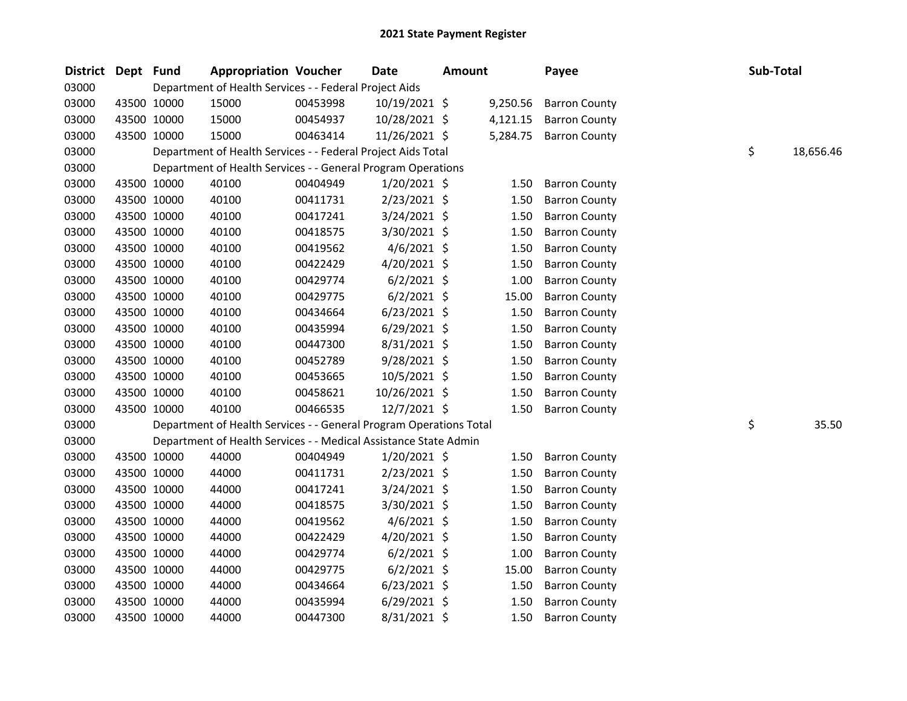# 2021 State Payment Register

| District | Dept | Fund | Appropriation | Voucher | Date | Amount | Payee | Sub-Total |
|---|---|---|---|---|---|---|---|---|
| 03000 | | Department of Health Services - - Federal Project Aids | | | | | | |
| 03000 | 43500 | 10000 | 15000 | 00453998 | 10/19/2021 | $ 9,250.56 | Barron County | |
| 03000 | 43500 | 10000 | 15000 | 00454937 | 10/28/2021 | $ 4,121.15 | Barron County | |
| 03000 | 43500 | 10000 | 15000 | 00463414 | 11/26/2021 | $ 5,284.75 | Barron County | |
| 03000 | | Department of Health Services - - Federal Project Aids Total | | | | | | $ 18,656.46 |
| 03000 | | Department of Health Services - - General Program Operations | | | | | | |
| 03000 | 43500 | 10000 | 40100 | 00404949 | 1/20/2021 | $ 1.50 | Barron County | |
| 03000 | 43500 | 10000 | 40100 | 00411731 | 2/23/2021 | $ 1.50 | Barron County | |
| 03000 | 43500 | 10000 | 40100 | 00417241 | 3/24/2021 | $ 1.50 | Barron County | |
| 03000 | 43500 | 10000 | 40100 | 00418575 | 3/30/2021 | $ 1.50 | Barron County | |
| 03000 | 43500 | 10000 | 40100 | 00419562 | 4/6/2021 | $ 1.50 | Barron County | |
| 03000 | 43500 | 10000 | 40100 | 00422429 | 4/20/2021 | $ 1.50 | Barron County | |
| 03000 | 43500 | 10000 | 40100 | 00429774 | 6/2/2021 | $ 1.00 | Barron County | |
| 03000 | 43500 | 10000 | 40100 | 00429775 | 6/2/2021 | $ 15.00 | Barron County | |
| 03000 | 43500 | 10000 | 40100 | 00434664 | 6/23/2021 | $ 1.50 | Barron County | |
| 03000 | 43500 | 10000 | 40100 | 00435994 | 6/29/2021 | $ 1.50 | Barron County | |
| 03000 | 43500 | 10000 | 40100 | 00447300 | 8/31/2021 | $ 1.50 | Barron County | |
| 03000 | 43500 | 10000 | 40100 | 00452789 | 9/28/2021 | $ 1.50 | Barron County | |
| 03000 | 43500 | 10000 | 40100 | 00453665 | 10/5/2021 | $ 1.50 | Barron County | |
| 03000 | 43500 | 10000 | 40100 | 00458621 | 10/26/2021 | $ 1.50 | Barron County | |
| 03000 | 43500 | 10000 | 40100 | 00466535 | 12/7/2021 | $ 1.50 | Barron County | |
| 03000 | | Department of Health Services - - General Program Operations Total | | | | | | $ 35.50 |
| 03000 | | Department of Health Services - - Medical Assistance State Admin | | | | | | |
| 03000 | 43500 | 10000 | 44000 | 00404949 | 1/20/2021 | $ 1.50 | Barron County | |
| 03000 | 43500 | 10000 | 44000 | 00411731 | 2/23/2021 | $ 1.50 | Barron County | |
| 03000 | 43500 | 10000 | 44000 | 00417241 | 3/24/2021 | $ 1.50 | Barron County | |
| 03000 | 43500 | 10000 | 44000 | 00418575 | 3/30/2021 | $ 1.50 | Barron County | |
| 03000 | 43500 | 10000 | 44000 | 00419562 | 4/6/2021 | $ 1.50 | Barron County | |
| 03000 | 43500 | 10000 | 44000 | 00422429 | 4/20/2021 | $ 1.50 | Barron County | |
| 03000 | 43500 | 10000 | 44000 | 00429774 | 6/2/2021 | $ 1.00 | Barron County | |
| 03000 | 43500 | 10000 | 44000 | 00429775 | 6/2/2021 | $ 15.00 | Barron County | |
| 03000 | 43500 | 10000 | 44000 | 00434664 | 6/23/2021 | $ 1.50 | Barron County | |
| 03000 | 43500 | 10000 | 44000 | 00435994 | 6/29/2021 | $ 1.50 | Barron County | |
| 03000 | 43500 | 10000 | 44000 | 00447300 | 8/31/2021 | $ 1.50 | Barron County | |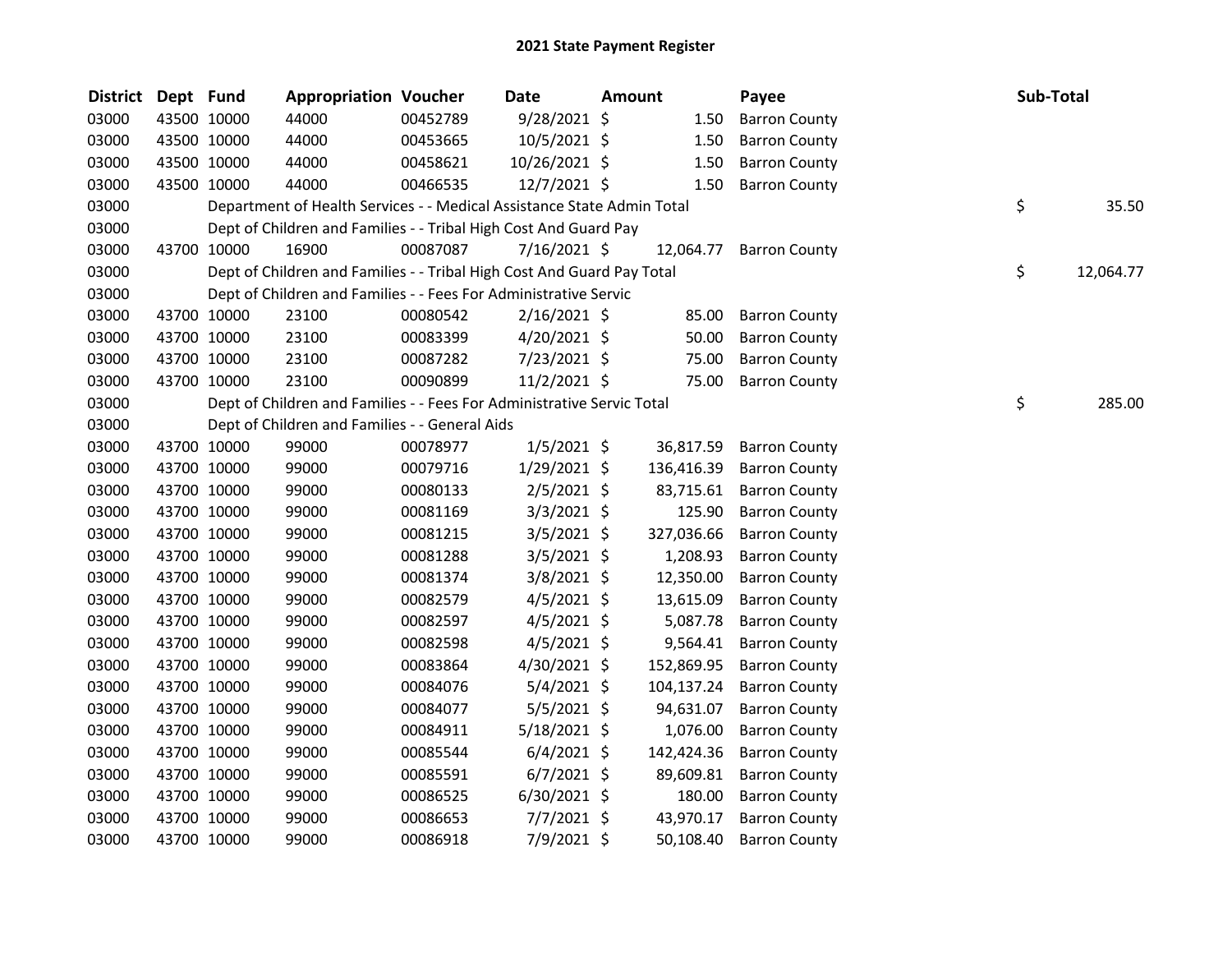## 2021 State Payment Register

| District | Dept | Fund | Appropriation | Voucher | Date | Amount | Payee | Sub-Total |
|---|---|---|---|---|---|---|---|---|
| 03000 | 43500 | 10000 | 44000 | 00452789 | 9/28/2021 | $ 1.50 | Barron County | |
| 03000 | 43500 | 10000 | 44000 | 00453665 | 10/5/2021 | $ 1.50 | Barron County | |
| 03000 | 43500 | 10000 | 44000 | 00458621 | 10/26/2021 | $ 1.50 | Barron County | |
| 03000 | 43500 | 10000 | 44000 | 00466535 | 12/7/2021 | $ 1.50 | Barron County | |
| 03000 | | Department of Health Services - - Medical Assistance State Admin Total | | | | | | $ 35.50 |
| 03000 | | Dept of Children and Families - - Tribal High Cost And Guard Pay | | | | | | |
| 03000 | 43700 | 10000 | 16900 | 00087087 | 7/16/2021 | $ 12,064.77 | Barron County | |
| 03000 | | Dept of Children and Families - - Tribal High Cost And Guard Pay Total | | | | | | $ 12,064.77 |
| 03000 | | Dept of Children and Families - - Fees For Administrative Servic | | | | | | |
| 03000 | 43700 | 10000 | 23100 | 00080542 | 2/16/2021 | $ 85.00 | Barron County | |
| 03000 | 43700 | 10000 | 23100 | 00083399 | 4/20/2021 | $ 50.00 | Barron County | |
| 03000 | 43700 | 10000 | 23100 | 00087282 | 7/23/2021 | $ 75.00 | Barron County | |
| 03000 | 43700 | 10000 | 23100 | 00090899 | 11/2/2021 | $ 75.00 | Barron County | |
| 03000 | | Dept of Children and Families - - Fees For Administrative Servic Total | | | | | | $ 285.00 |
| 03000 | | Dept of Children and Families - - General Aids | | | | | | |
| 03000 | 43700 | 10000 | 99000 | 00078977 | 1/5/2021 | $ 36,817.59 | Barron County | |
| 03000 | 43700 | 10000 | 99000 | 00079716 | 1/29/2021 | $ 136,416.39 | Barron County | |
| 03000 | 43700 | 10000 | 99000 | 00080133 | 2/5/2021 | $ 83,715.61 | Barron County | |
| 03000 | 43700 | 10000 | 99000 | 00081169 | 3/3/2021 | $ 125.90 | Barron County | |
| 03000 | 43700 | 10000 | 99000 | 00081215 | 3/5/2021 | $ 327,036.66 | Barron County | |
| 03000 | 43700 | 10000 | 99000 | 00081288 | 3/5/2021 | $ 1,208.93 | Barron County | |
| 03000 | 43700 | 10000 | 99000 | 00081374 | 3/8/2021 | $ 12,350.00 | Barron County | |
| 03000 | 43700 | 10000 | 99000 | 00082579 | 4/5/2021 | $ 13,615.09 | Barron County | |
| 03000 | 43700 | 10000 | 99000 | 00082597 | 4/5/2021 | $ 5,087.78 | Barron County | |
| 03000 | 43700 | 10000 | 99000 | 00082598 | 4/5/2021 | $ 9,564.41 | Barron County | |
| 03000 | 43700 | 10000 | 99000 | 00083864 | 4/30/2021 | $ 152,869.95 | Barron County | |
| 03000 | 43700 | 10000 | 99000 | 00084076 | 5/4/2021 | $ 104,137.24 | Barron County | |
| 03000 | 43700 | 10000 | 99000 | 00084077 | 5/5/2021 | $ 94,631.07 | Barron County | |
| 03000 | 43700 | 10000 | 99000 | 00084911 | 5/18/2021 | $ 1,076.00 | Barron County | |
| 03000 | 43700 | 10000 | 99000 | 00085544 | 6/4/2021 | $ 142,424.36 | Barron County | |
| 03000 | 43700 | 10000 | 99000 | 00085591 | 6/7/2021 | $ 89,609.81 | Barron County | |
| 03000 | 43700 | 10000 | 99000 | 00086525 | 6/30/2021 | $ 180.00 | Barron County | |
| 03000 | 43700 | 10000 | 99000 | 00086653 | 7/7/2021 | $ 43,970.17 | Barron County | |
| 03000 | 43700 | 10000 | 99000 | 00086918 | 7/9/2021 | $ 50,108.40 | Barron County | |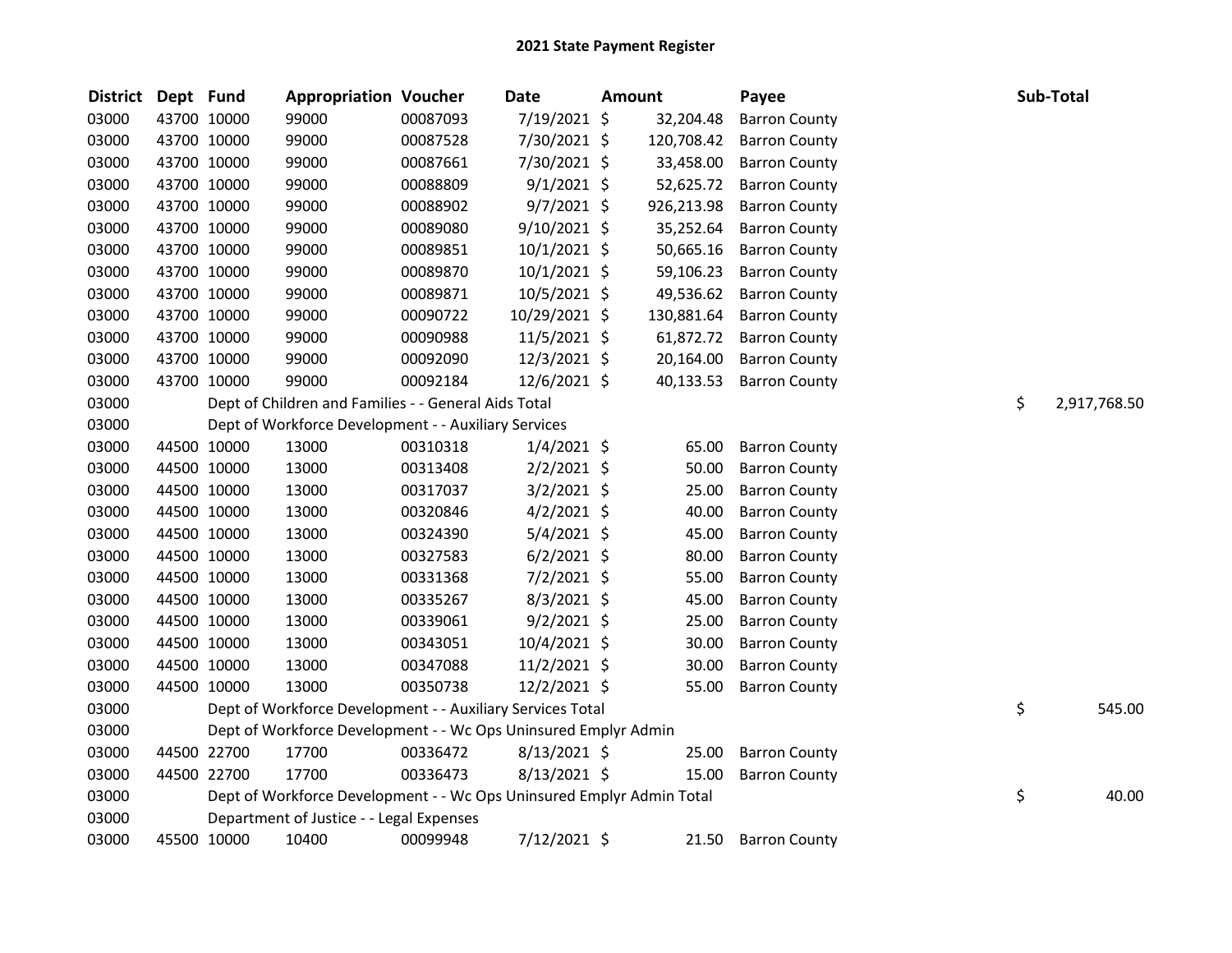# 2021 State Payment Register

| District | Dept | Fund | Appropriation | Voucher | Date | Amount | Payee | Sub-Total |
|---|---|---|---|---|---|---|---|---|
| 03000 | 43700 | 10000 | 99000 | 00087093 | 7/19/2021 | $ 32,204.48 | Barron County | |
| 03000 | 43700 | 10000 | 99000 | 00087528 | 7/30/2021 | $ 120,708.42 | Barron County | |
| 03000 | 43700 | 10000 | 99000 | 00087661 | 7/30/2021 | $ 33,458.00 | Barron County | |
| 03000 | 43700 | 10000 | 99000 | 00088809 | 9/1/2021 | $ 52,625.72 | Barron County | |
| 03000 | 43700 | 10000 | 99000 | 00088902 | 9/7/2021 | $ 926,213.98 | Barron County | |
| 03000 | 43700 | 10000 | 99000 | 00089080 | 9/10/2021 | $ 35,252.64 | Barron County | |
| 03000 | 43700 | 10000 | 99000 | 00089851 | 10/1/2021 | $ 50,665.16 | Barron County | |
| 03000 | 43700 | 10000 | 99000 | 00089870 | 10/1/2021 | $ 59,106.23 | Barron County | |
| 03000 | 43700 | 10000 | 99000 | 00089871 | 10/5/2021 | $ 49,536.62 | Barron County | |
| 03000 | 43700 | 10000 | 99000 | 00090722 | 10/29/2021 | $ 130,881.64 | Barron County | |
| 03000 | 43700 | 10000 | 99000 | 00090988 | 11/5/2021 | $ 61,872.72 | Barron County | |
| 03000 | 43700 | 10000 | 99000 | 00092090 | 12/3/2021 | $ 20,164.00 | Barron County | |
| 03000 | 43700 | 10000 | 99000 | 00092184 | 12/6/2021 | $ 40,133.53 | Barron County | |
| 03000 | | Dept of Children and Families - - General Aids Total | | | | | | $ 2,917,768.50 |
| 03000 | | Dept of Workforce Development - - Auxiliary Services | | | | | | |
| 03000 | 44500 | 10000 | 13000 | 00310318 | 1/4/2021 | $ 65.00 | Barron County | |
| 03000 | 44500 | 10000 | 13000 | 00313408 | 2/2/2021 | $ 50.00 | Barron County | |
| 03000 | 44500 | 10000 | 13000 | 00317037 | 3/2/2021 | $ 25.00 | Barron County | |
| 03000 | 44500 | 10000 | 13000 | 00320846 | 4/2/2021 | $ 40.00 | Barron County | |
| 03000 | 44500 | 10000 | 13000 | 00324390 | 5/4/2021 | $ 45.00 | Barron County | |
| 03000 | 44500 | 10000 | 13000 | 00327583 | 6/2/2021 | $ 80.00 | Barron County | |
| 03000 | 44500 | 10000 | 13000 | 00331368 | 7/2/2021 | $ 55.00 | Barron County | |
| 03000 | 44500 | 10000 | 13000 | 00335267 | 8/3/2021 | $ 45.00 | Barron County | |
| 03000 | 44500 | 10000 | 13000 | 00339061 | 9/2/2021 | $ 25.00 | Barron County | |
| 03000 | 44500 | 10000 | 13000 | 00343051 | 10/4/2021 | $ 30.00 | Barron County | |
| 03000 | 44500 | 10000 | 13000 | 00347088 | 11/2/2021 | $ 30.00 | Barron County | |
| 03000 | 44500 | 10000 | 13000 | 00350738 | 12/2/2021 | $ 55.00 | Barron County | |
| 03000 | | Dept of Workforce Development - - Auxiliary Services Total | | | | | | $ 545.00 |
| 03000 | | Dept of Workforce Development - - Wc Ops Uninsured Emplyr Admin | | | | | | |
| 03000 | 44500 | 22700 | 17700 | 00336472 | 8/13/2021 | $ 25.00 | Barron County | |
| 03000 | 44500 | 22700 | 17700 | 00336473 | 8/13/2021 | $ 15.00 | Barron County | |
| 03000 | | Dept of Workforce Development - - Wc Ops Uninsured Emplyr Admin Total | | | | | | $ 40.00 |
| 03000 | | Department of Justice - - Legal Expenses | | | | | | |
| 03000 | 45500 | 10000 | 10400 | 00099948 | 7/12/2021 | $ 21.50 | Barron County | |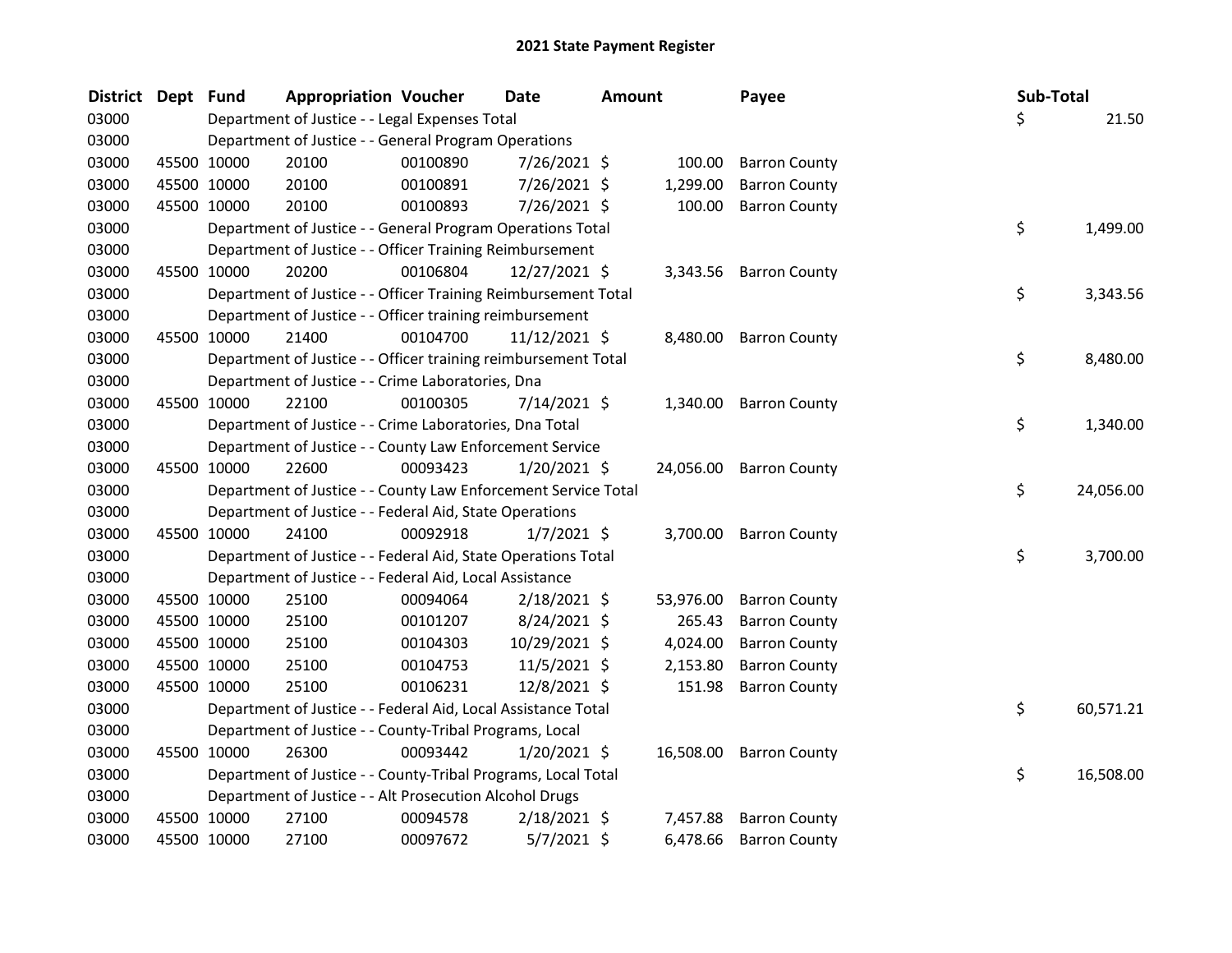# 2021 State Payment Register

| District | Dept | Fund | Appropriation | Voucher | Date | Amount | Payee | Sub-Total |
|---|---|---|---|---|---|---|---|---|
| 03000 | | Department of Justice - - Legal Expenses Total | | | | | | $ 21.50 |
| 03000 | | Department of Justice - - General Program Operations | | | | | | |
| 03000 | 45500 | 10000 | 20100 | 00100890 | 7/26/2021 | $ 100.00 | Barron County | |
| 03000 | 45500 | 10000 | 20100 | 00100891 | 7/26/2021 | $ 1,299.00 | Barron County | |
| 03000 | 45500 | 10000 | 20100 | 00100893 | 7/26/2021 | $ 100.00 | Barron County | |
| 03000 | | Department of Justice - - General Program Operations Total | | | | | | $ 1,499.00 |
| 03000 | | Department of Justice - - Officer Training Reimbursement | | | | | | |
| 03000 | 45500 | 10000 | 20200 | 00106804 | 12/27/2021 | $ 3,343.56 | Barron County | |
| 03000 | | Department of Justice - - Officer Training Reimbursement Total | | | | | | $ 3,343.56 |
| 03000 | | Department of Justice - - Officer training reimbursement | | | | | | |
| 03000 | 45500 | 10000 | 21400 | 00104700 | 11/12/2021 | $ 8,480.00 | Barron County | |
| 03000 | | Department of Justice - - Officer training reimbursement Total | | | | | | $ 8,480.00 |
| 03000 | | Department of Justice - - Crime Laboratories, Dna | | | | | | |
| 03000 | 45500 | 10000 | 22100 | 00100305 | 7/14/2021 | $ 1,340.00 | Barron County | |
| 03000 | | Department of Justice - - Crime Laboratories, Dna Total | | | | | | $ 1,340.00 |
| 03000 | | Department of Justice - - County Law Enforcement Service | | | | | | |
| 03000 | 45500 | 10000 | 22600 | 00093423 | 1/20/2021 | $ 24,056.00 | Barron County | |
| 03000 | | Department of Justice - - County Law Enforcement Service Total | | | | | | $ 24,056.00 |
| 03000 | | Department of Justice - - Federal Aid, State Operations | | | | | | |
| 03000 | 45500 | 10000 | 24100 | 00092918 | 1/7/2021 | $ 3,700.00 | Barron County | |
| 03000 | | Department of Justice - - Federal Aid, State Operations Total | | | | | | $ 3,700.00 |
| 03000 | | Department of Justice - - Federal Aid, Local Assistance | | | | | | |
| 03000 | 45500 | 10000 | 25100 | 00094064 | 2/18/2021 | $ 53,976.00 | Barron County | |
| 03000 | 45500 | 10000 | 25100 | 00101207 | 8/24/2021 | $ 265.43 | Barron County | |
| 03000 | 45500 | 10000 | 25100 | 00104303 | 10/29/2021 | $ 4,024.00 | Barron County | |
| 03000 | 45500 | 10000 | 25100 | 00104753 | 11/5/2021 | $ 2,153.80 | Barron County | |
| 03000 | 45500 | 10000 | 25100 | 00106231 | 12/8/2021 | $ 151.98 | Barron County | |
| 03000 | | Department of Justice - - Federal Aid, Local Assistance Total | | | | | | $ 60,571.21 |
| 03000 | | Department of Justice - - County-Tribal Programs, Local | | | | | | |
| 03000 | 45500 | 10000 | 26300 | 00093442 | 1/20/2021 | $ 16,508.00 | Barron County | |
| 03000 | | Department of Justice - - County-Tribal Programs, Local Total | | | | | | $ 16,508.00 |
| 03000 | | Department of Justice - - Alt Prosecution Alcohol Drugs | | | | | | |
| 03000 | 45500 | 10000 | 27100 | 00094578 | 2/18/2021 | $ 7,457.88 | Barron County | |
| 03000 | 45500 | 10000 | 27100 | 00097672 | 5/7/2021 | $ 6,478.66 | Barron County | |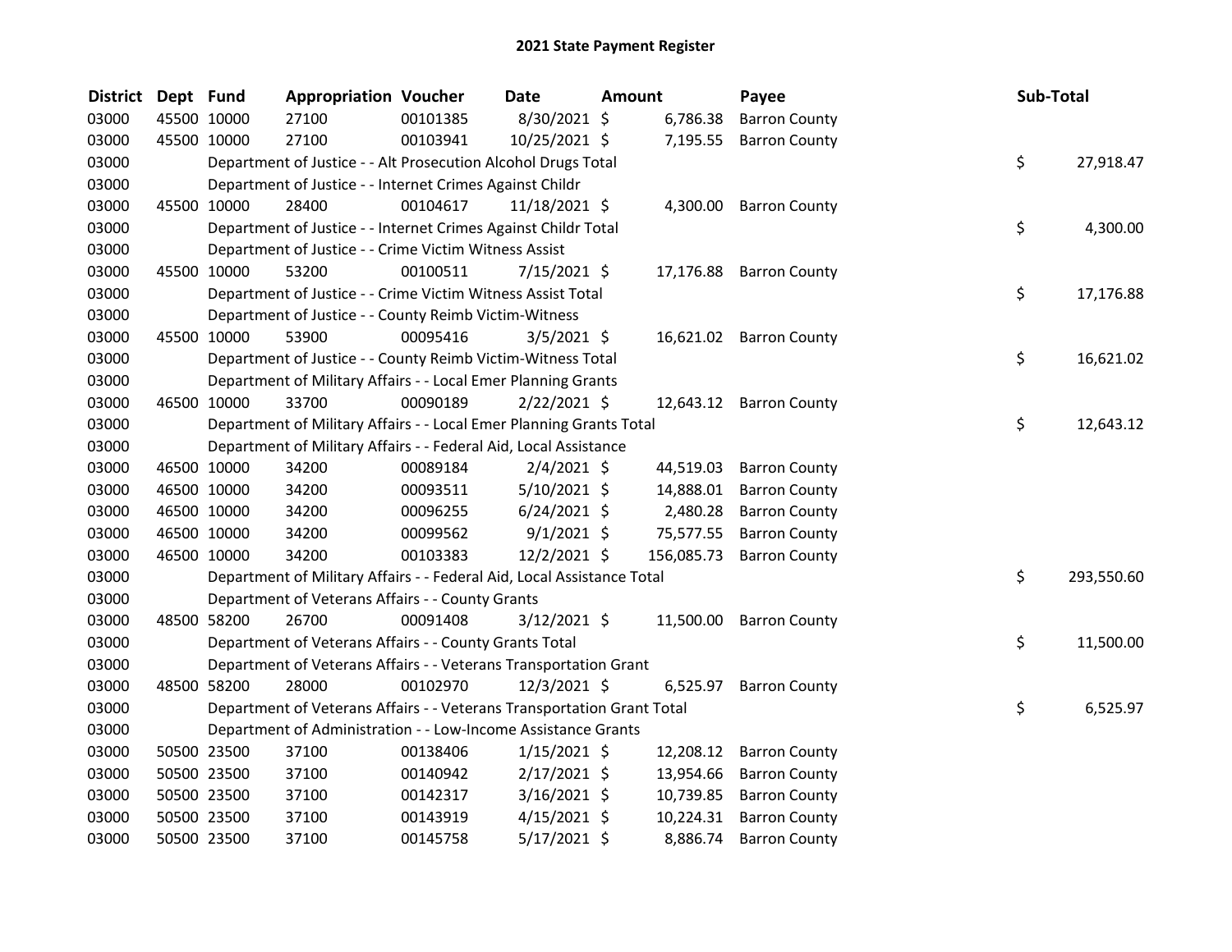# 2021 State Payment Register

| District | Dept | Fund | Appropriation | Voucher | Date | Amount | Payee | Sub-Total |
|---|---|---|---|---|---|---|---|---|
| 03000 | 45500 | 10000 | 27100 | 00101385 | 8/30/2021 | $ 6,786.38 | Barron County | |
| 03000 | 45500 | 10000 | 27100 | 00103941 | 10/25/2021 | $ 7,195.55 | Barron County | |
| 03000 | | | Department of Justice - - Alt Prosecution Alcohol Drugs Total | | | | | $ 27,918.47 |
| 03000 | | | Department of Justice - - Internet Crimes Against Childr | | | | | |
| 03000 | 45500 | 10000 | 28400 | 00104617 | 11/18/2021 | $ 4,300.00 | Barron County | |
| 03000 | | | Department of Justice - - Internet Crimes Against Childr Total | | | | | $ 4,300.00 |
| 03000 | | | Department of Justice - - Crime Victim Witness Assist | | | | | |
| 03000 | 45500 | 10000 | 53200 | 00100511 | 7/15/2021 | $ 17,176.88 | Barron County | |
| 03000 | | | Department of Justice - - Crime Victim Witness Assist Total | | | | | $ 17,176.88 |
| 03000 | | | Department of Justice - - County Reimb Victim-Witness | | | | | |
| 03000 | 45500 | 10000 | 53900 | 00095416 | 3/5/2021 | $ 16,621.02 | Barron County | |
| 03000 | | | Department of Justice - - County Reimb Victim-Witness Total | | | | | $ 16,621.02 |
| 03000 | | | Department of Military Affairs - - Local Emer Planning Grants | | | | | |
| 03000 | 46500 | 10000 | 33700 | 00090189 | 2/22/2021 | $ 12,643.12 | Barron County | |
| 03000 | | | Department of Military Affairs - - Local Emer Planning Grants Total | | | | | $ 12,643.12 |
| 03000 | | | Department of Military Affairs - - Federal Aid, Local Assistance | | | | | |
| 03000 | 46500 | 10000 | 34200 | 00089184 | 2/4/2021 | $ 44,519.03 | Barron County | |
| 03000 | 46500 | 10000 | 34200 | 00093511 | 5/10/2021 | $ 14,888.01 | Barron County | |
| 03000 | 46500 | 10000 | 34200 | 00096255 | 6/24/2021 | $ 2,480.28 | Barron County | |
| 03000 | 46500 | 10000 | 34200 | 00099562 | 9/1/2021 | $ 75,577.55 | Barron County | |
| 03000 | 46500 | 10000 | 34200 | 00103383 | 12/2/2021 | $ 156,085.73 | Barron County | |
| 03000 | | | Department of Military Affairs - - Federal Aid, Local Assistance Total | | | | | $ 293,550.60 |
| 03000 | | | Department of Veterans Affairs - - County Grants | | | | | |
| 03000 | 48500 | 58200 | 26700 | 00091408 | 3/12/2021 | $ 11,500.00 | Barron County | |
| 03000 | | | Department of Veterans Affairs - - County Grants Total | | | | | $ 11,500.00 |
| 03000 | | | Department of Veterans Affairs - - Veterans Transportation Grant | | | | | |
| 03000 | 48500 | 58200 | 28000 | 00102970 | 12/3/2021 | $ 6,525.97 | Barron County | |
| 03000 | | | Department of Veterans Affairs - - Veterans Transportation Grant Total | | | | | $ 6,525.97 |
| 03000 | | | Department of Administration - - Low-Income Assistance Grants | | | | | |
| 03000 | 50500 | 23500 | 37100 | 00138406 | 1/15/2021 | $ 12,208.12 | Barron County | |
| 03000 | 50500 | 23500 | 37100 | 00140942 | 2/17/2021 | $ 13,954.66 | Barron County | |
| 03000 | 50500 | 23500 | 37100 | 00142317 | 3/16/2021 | $ 10,739.85 | Barron County | |
| 03000 | 50500 | 23500 | 37100 | 00143919 | 4/15/2021 | $ 10,224.31 | Barron County | |
| 03000 | 50500 | 23500 | 37100 | 00145758 | 5/17/2021 | $ 8,886.74 | Barron County | |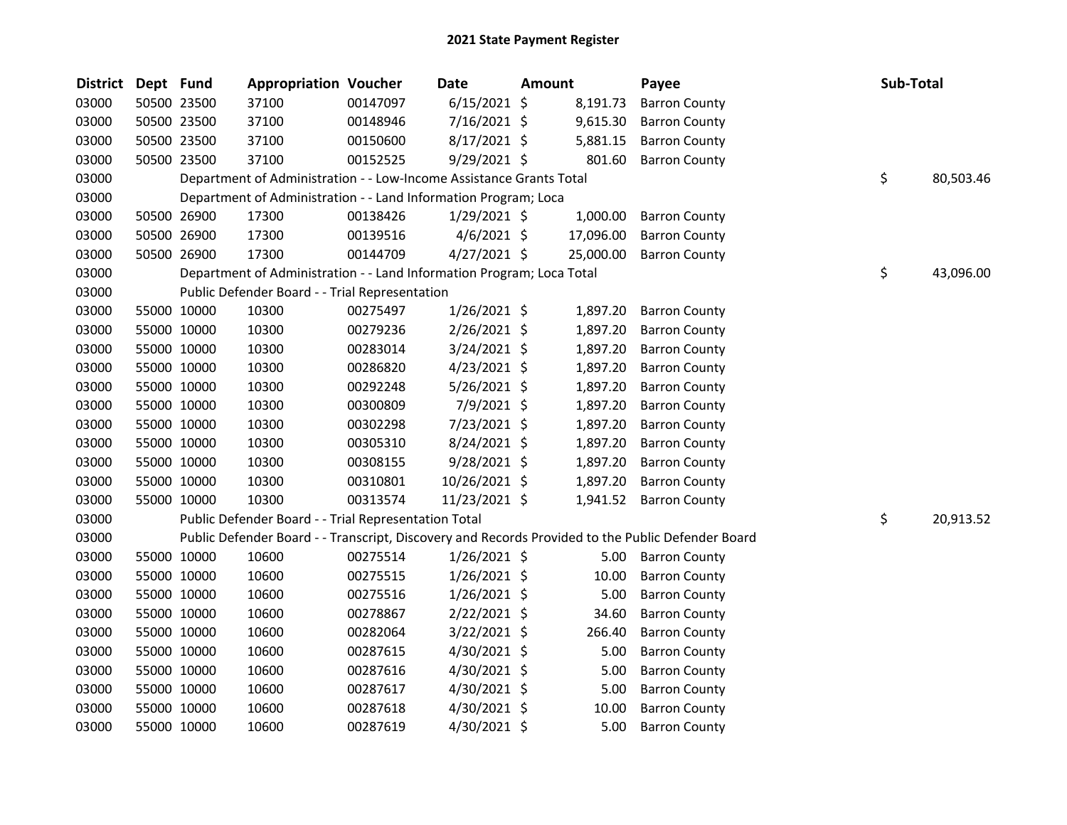## 2021 State Payment Register

| District | Dept | Fund | Appropriation | Voucher | Date | Amount | Payee | Sub-Total |
|---|---|---|---|---|---|---|---|---|
| 03000 | 50500 | 23500 | 37100 | 00147097 | 6/15/2021 | $ 8,191.73 | Barron County | |
| 03000 | 50500 | 23500 | 37100 | 00148946 | 7/16/2021 | $ 9,615.30 | Barron County | |
| 03000 | 50500 | 23500 | 37100 | 00150600 | 8/17/2021 | $ 5,881.15 | Barron County | |
| 03000 | 50500 | 23500 | 37100 | 00152525 | 9/29/2021 | $ 801.60 | Barron County | |
| 03000 | | Department of Administration - - Low-Income Assistance Grants Total | | | | | | $ 80,503.46 |
| 03000 | | Department of Administration - - Land Information Program; Loca | | | | | | |
| 03000 | 50500 | 26900 | 17300 | 00138426 | 1/29/2021 | $ 1,000.00 | Barron County | |
| 03000 | 50500 | 26900 | 17300 | 00139516 | 4/6/2021 | $ 17,096.00 | Barron County | |
| 03000 | 50500 | 26900 | 17300 | 00144709 | 4/27/2021 | $ 25,000.00 | Barron County | |
| 03000 | | Department of Administration - - Land Information Program; Loca Total | | | | | | $ 43,096.00 |
| 03000 | | Public Defender Board - - Trial Representation | | | | | | |
| 03000 | 55000 | 10000 | 10300 | 00275497 | 1/26/2021 | $ 1,897.20 | Barron County | |
| 03000 | 55000 | 10000 | 10300 | 00279236 | 2/26/2021 | $ 1,897.20 | Barron County | |
| 03000 | 55000 | 10000 | 10300 | 00283014 | 3/24/2021 | $ 1,897.20 | Barron County | |
| 03000 | 55000 | 10000 | 10300 | 00286820 | 4/23/2021 | $ 1,897.20 | Barron County | |
| 03000 | 55000 | 10000 | 10300 | 00292248 | 5/26/2021 | $ 1,897.20 | Barron County | |
| 03000 | 55000 | 10000 | 10300 | 00300809 | 7/9/2021 | $ 1,897.20 | Barron County | |
| 03000 | 55000 | 10000 | 10300 | 00302298 | 7/23/2021 | $ 1,897.20 | Barron County | |
| 03000 | 55000 | 10000 | 10300 | 00305310 | 8/24/2021 | $ 1,897.20 | Barron County | |
| 03000 | 55000 | 10000 | 10300 | 00308155 | 9/28/2021 | $ 1,897.20 | Barron County | |
| 03000 | 55000 | 10000 | 10300 | 00310801 | 10/26/2021 | $ 1,897.20 | Barron County | |
| 03000 | 55000 | 10000 | 10300 | 00313574 | 11/23/2021 | $ 1,941.52 | Barron County | |
| 03000 | | Public Defender Board - - Trial Representation Total | | | | | | $ 20,913.52 |
| 03000 | | Public Defender Board - - Transcript, Discovery and Records Provided to the Public Defender Board | | | | | | |
| 03000 | 55000 | 10000 | 10600 | 00275514 | 1/26/2021 | $ 5.00 | Barron County | |
| 03000 | 55000 | 10000 | 10600 | 00275515 | 1/26/2021 | $ 10.00 | Barron County | |
| 03000 | 55000 | 10000 | 10600 | 00275516 | 1/26/2021 | $ 5.00 | Barron County | |
| 03000 | 55000 | 10000 | 10600 | 00278867 | 2/22/2021 | $ 34.60 | Barron County | |
| 03000 | 55000 | 10000 | 10600 | 00282064 | 3/22/2021 | $ 266.40 | Barron County | |
| 03000 | 55000 | 10000 | 10600 | 00287615 | 4/30/2021 | $ 5.00 | Barron County | |
| 03000 | 55000 | 10000 | 10600 | 00287616 | 4/30/2021 | $ 5.00 | Barron County | |
| 03000 | 55000 | 10000 | 10600 | 00287617 | 4/30/2021 | $ 5.00 | Barron County | |
| 03000 | 55000 | 10000 | 10600 | 00287618 | 4/30/2021 | $ 10.00 | Barron County | |
| 03000 | 55000 | 10000 | 10600 | 00287619 | 4/30/2021 | $ 5.00 | Barron County | |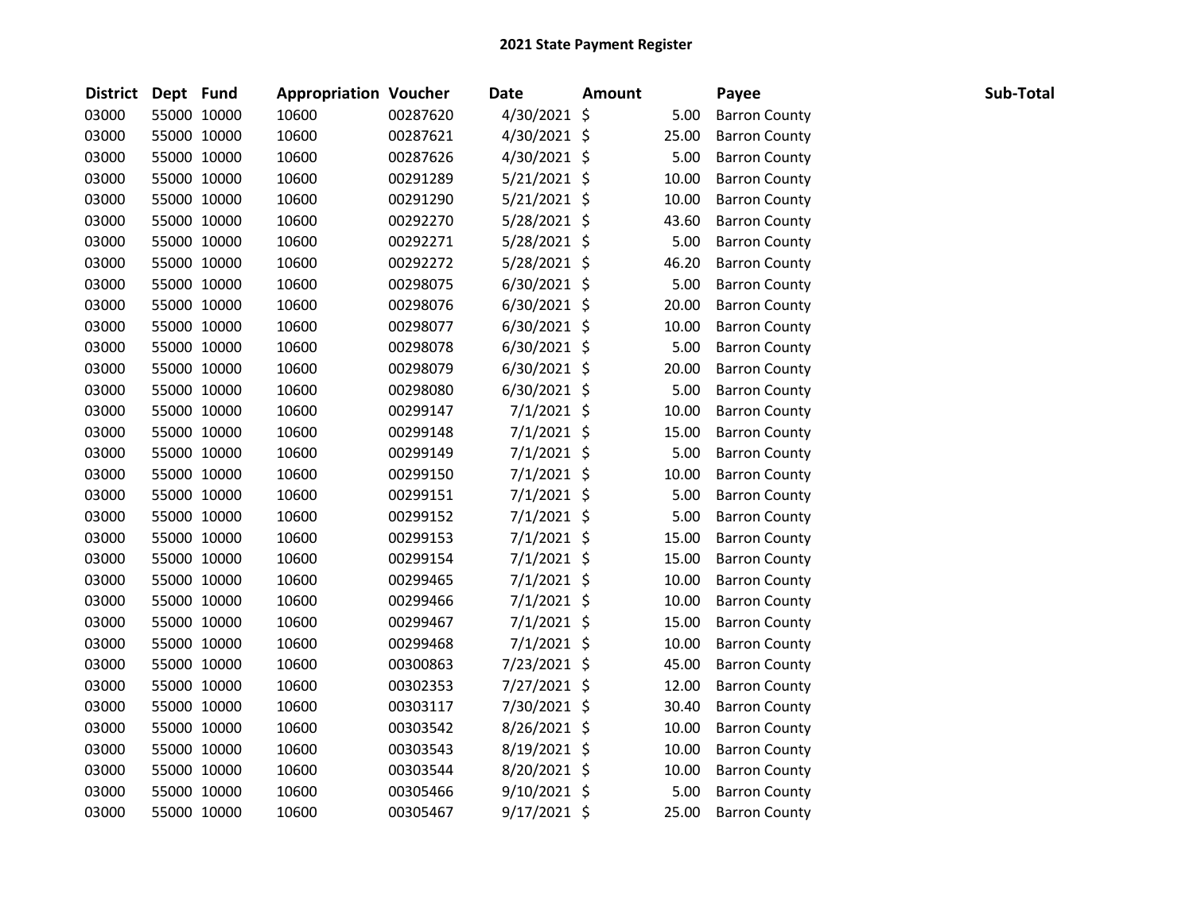# 2021 State Payment Register

| District | Dept | Fund | Appropriation | Voucher | Date | Amount | Payee | Sub-Total |
|---|---|---|---|---|---|---|---|---|
| 03000 | 55000 | 10000 | 10600 | 00287620 | 4/30/2021 | $ 5.00 | Barron County | |
| 03000 | 55000 | 10000 | 10600 | 00287621 | 4/30/2021 | $ 25.00 | Barron County | |
| 03000 | 55000 | 10000 | 10600 | 00287626 | 4/30/2021 | $ 5.00 | Barron County | |
| 03000 | 55000 | 10000 | 10600 | 00291289 | 5/21/2021 | $ 10.00 | Barron County | |
| 03000 | 55000 | 10000 | 10600 | 00291290 | 5/21/2021 | $ 10.00 | Barron County | |
| 03000 | 55000 | 10000 | 10600 | 00292270 | 5/28/2021 | $ 43.60 | Barron County | |
| 03000 | 55000 | 10000 | 10600 | 00292271 | 5/28/2021 | $ 5.00 | Barron County | |
| 03000 | 55000 | 10000 | 10600 | 00292272 | 5/28/2021 | $ 46.20 | Barron County | |
| 03000 | 55000 | 10000 | 10600 | 00298075 | 6/30/2021 | $ 5.00 | Barron County | |
| 03000 | 55000 | 10000 | 10600 | 00298076 | 6/30/2021 | $ 20.00 | Barron County | |
| 03000 | 55000 | 10000 | 10600 | 00298077 | 6/30/2021 | $ 10.00 | Barron County | |
| 03000 | 55000 | 10000 | 10600 | 00298078 | 6/30/2021 | $ 5.00 | Barron County | |
| 03000 | 55000 | 10000 | 10600 | 00298079 | 6/30/2021 | $ 20.00 | Barron County | |
| 03000 | 55000 | 10000 | 10600 | 00298080 | 6/30/2021 | $ 5.00 | Barron County | |
| 03000 | 55000 | 10000 | 10600 | 00299147 | 7/1/2021 | $ 10.00 | Barron County | |
| 03000 | 55000 | 10000 | 10600 | 00299148 | 7/1/2021 | $ 15.00 | Barron County | |
| 03000 | 55000 | 10000 | 10600 | 00299149 | 7/1/2021 | $ 5.00 | Barron County | |
| 03000 | 55000 | 10000 | 10600 | 00299150 | 7/1/2021 | $ 10.00 | Barron County | |
| 03000 | 55000 | 10000 | 10600 | 00299151 | 7/1/2021 | $ 5.00 | Barron County | |
| 03000 | 55000 | 10000 | 10600 | 00299152 | 7/1/2021 | $ 5.00 | Barron County | |
| 03000 | 55000 | 10000 | 10600 | 00299153 | 7/1/2021 | $ 15.00 | Barron County | |
| 03000 | 55000 | 10000 | 10600 | 00299154 | 7/1/2021 | $ 15.00 | Barron County | |
| 03000 | 55000 | 10000 | 10600 | 00299465 | 7/1/2021 | $ 10.00 | Barron County | |
| 03000 | 55000 | 10000 | 10600 | 00299466 | 7/1/2021 | $ 10.00 | Barron County | |
| 03000 | 55000 | 10000 | 10600 | 00299467 | 7/1/2021 | $ 15.00 | Barron County | |
| 03000 | 55000 | 10000 | 10600 | 00299468 | 7/1/2021 | $ 10.00 | Barron County | |
| 03000 | 55000 | 10000 | 10600 | 00300863 | 7/23/2021 | $ 45.00 | Barron County | |
| 03000 | 55000 | 10000 | 10600 | 00302353 | 7/27/2021 | $ 12.00 | Barron County | |
| 03000 | 55000 | 10000 | 10600 | 00303117 | 7/30/2021 | $ 30.40 | Barron County | |
| 03000 | 55000 | 10000 | 10600 | 00303542 | 8/26/2021 | $ 10.00 | Barron County | |
| 03000 | 55000 | 10000 | 10600 | 00303543 | 8/19/2021 | $ 10.00 | Barron County | |
| 03000 | 55000 | 10000 | 10600 | 00303544 | 8/20/2021 | $ 10.00 | Barron County | |
| 03000 | 55000 | 10000 | 10600 | 00305466 | 9/10/2021 | $ 5.00 | Barron County | |
| 03000 | 55000 | 10000 | 10600 | 00305467 | 9/17/2021 | $ 25.00 | Barron County | |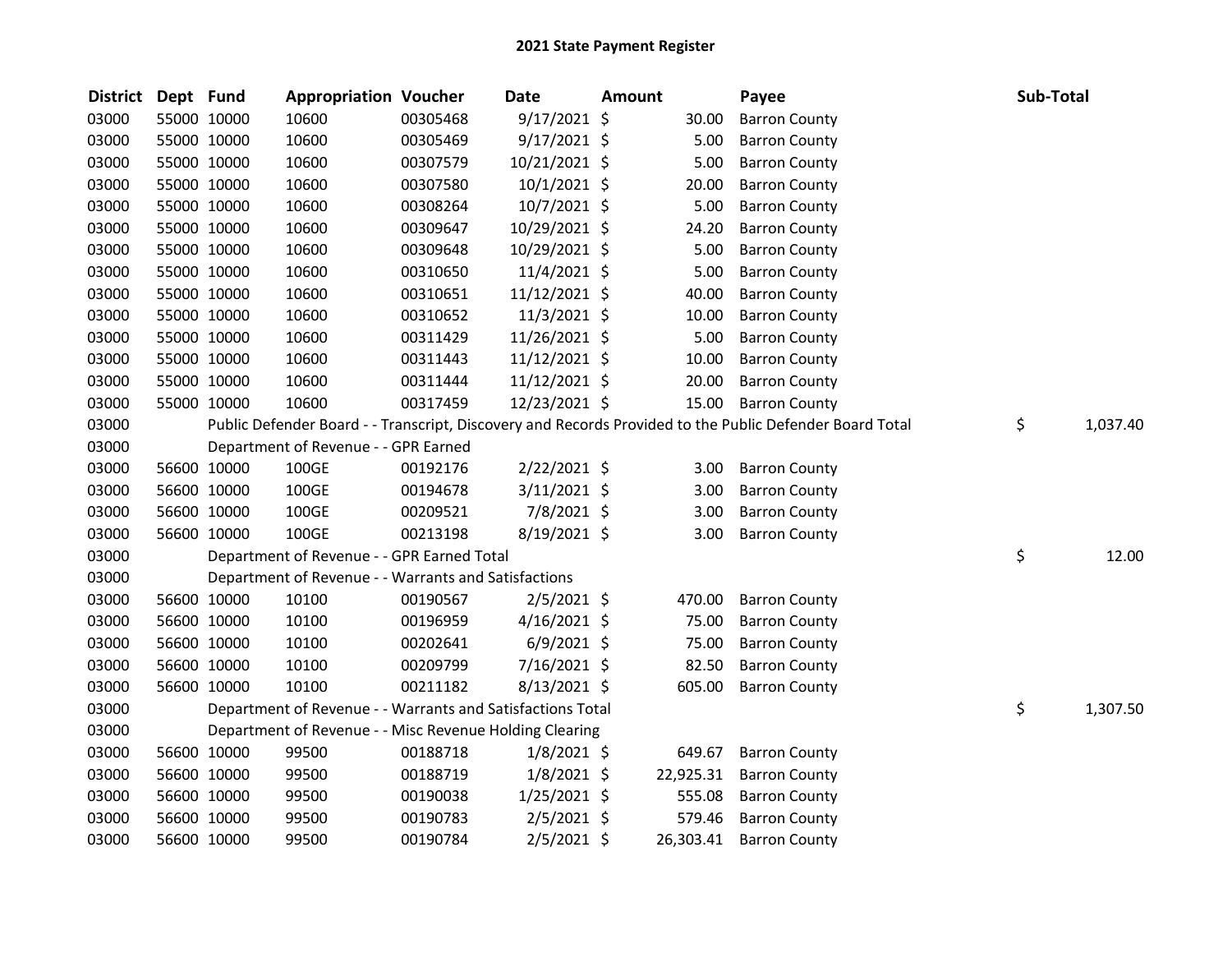# 2021 State Payment Register

| District | Dept | Fund | Appropriation | Voucher | Date | Amount | Payee | Sub-Total |
|---|---|---|---|---|---|---|---|---|
| 03000 | 55000 | 10000 | 10600 | 00305468 | 9/17/2021 | $ 30.00 | Barron County | |
| 03000 | 55000 | 10000 | 10600 | 00305469 | 9/17/2021 | $ 5.00 | Barron County | |
| 03000 | 55000 | 10000 | 10600 | 00307579 | 10/21/2021 | $ 5.00 | Barron County | |
| 03000 | 55000 | 10000 | 10600 | 00307580 | 10/1/2021 | $ 20.00 | Barron County | |
| 03000 | 55000 | 10000 | 10600 | 00308264 | 10/7/2021 | $ 5.00 | Barron County | |
| 03000 | 55000 | 10000 | 10600 | 00309647 | 10/29/2021 | $ 24.20 | Barron County | |
| 03000 | 55000 | 10000 | 10600 | 00309648 | 10/29/2021 | $ 5.00 | Barron County | |
| 03000 | 55000 | 10000 | 10600 | 00310650 | 11/4/2021 | $ 5.00 | Barron County | |
| 03000 | 55000 | 10000 | 10600 | 00310651 | 11/12/2021 | $ 40.00 | Barron County | |
| 03000 | 55000 | 10000 | 10600 | 00310652 | 11/3/2021 | $ 10.00 | Barron County | |
| 03000 | 55000 | 10000 | 10600 | 00311429 | 11/26/2021 | $ 5.00 | Barron County | |
| 03000 | 55000 | 10000 | 10600 | 00311443 | 11/12/2021 | $ 10.00 | Barron County | |
| 03000 | 55000 | 10000 | 10600 | 00311444 | 11/12/2021 | $ 20.00 | Barron County | |
| 03000 | 55000 | 10000 | 10600 | 00317459 | 12/23/2021 | $ 15.00 | Barron County | |
| 03000 | | Public Defender Board - - Transcript, Discovery and Records Provided to the Public Defender Board Total | | | | | | $ 1,037.40 |
| 03000 | | Department of Revenue - - GPR Earned | | | | | | |
| 03000 | 56600 | 10000 | 100GE | 00192176 | 2/22/2021 | $ 3.00 | Barron County | |
| 03000 | 56600 | 10000 | 100GE | 00194678 | 3/11/2021 | $ 3.00 | Barron County | |
| 03000 | 56600 | 10000 | 100GE | 00209521 | 7/8/2021 | $ 3.00 | Barron County | |
| 03000 | 56600 | 10000 | 100GE | 00213198 | 8/19/2021 | $ 3.00 | Barron County | |
| 03000 | | Department of Revenue - - GPR Earned Total | | | | | | $ 12.00 |
| 03000 | | Department of Revenue - - Warrants and Satisfactions | | | | | | |
| 03000 | 56600 | 10000 | 10100 | 00190567 | 2/5/2021 | $ 470.00 | Barron County | |
| 03000 | 56600 | 10000 | 10100 | 00196959 | 4/16/2021 | $ 75.00 | Barron County | |
| 03000 | 56600 | 10000 | 10100 | 00202641 | 6/9/2021 | $ 75.00 | Barron County | |
| 03000 | 56600 | 10000 | 10100 | 00209799 | 7/16/2021 | $ 82.50 | Barron County | |
| 03000 | 56600 | 10000 | 10100 | 00211182 | 8/13/2021 | $ 605.00 | Barron County | |
| 03000 | | Department of Revenue - - Warrants and Satisfactions Total | | | | | | $ 1,307.50 |
| 03000 | | Department of Revenue - - Misc Revenue Holding Clearing | | | | | | |
| 03000 | 56600 | 10000 | 99500 | 00188718 | 1/8/2021 | $ 649.67 | Barron County | |
| 03000 | 56600 | 10000 | 99500 | 00188719 | 1/8/2021 | $ 22,925.31 | Barron County | |
| 03000 | 56600 | 10000 | 99500 | 00190038 | 1/25/2021 | $ 555.08 | Barron County | |
| 03000 | 56600 | 10000 | 99500 | 00190783 | 2/5/2021 | $ 579.46 | Barron County | |
| 03000 | 56600 | 10000 | 99500 | 00190784 | 2/5/2021 | $ 26,303.41 | Barron County | |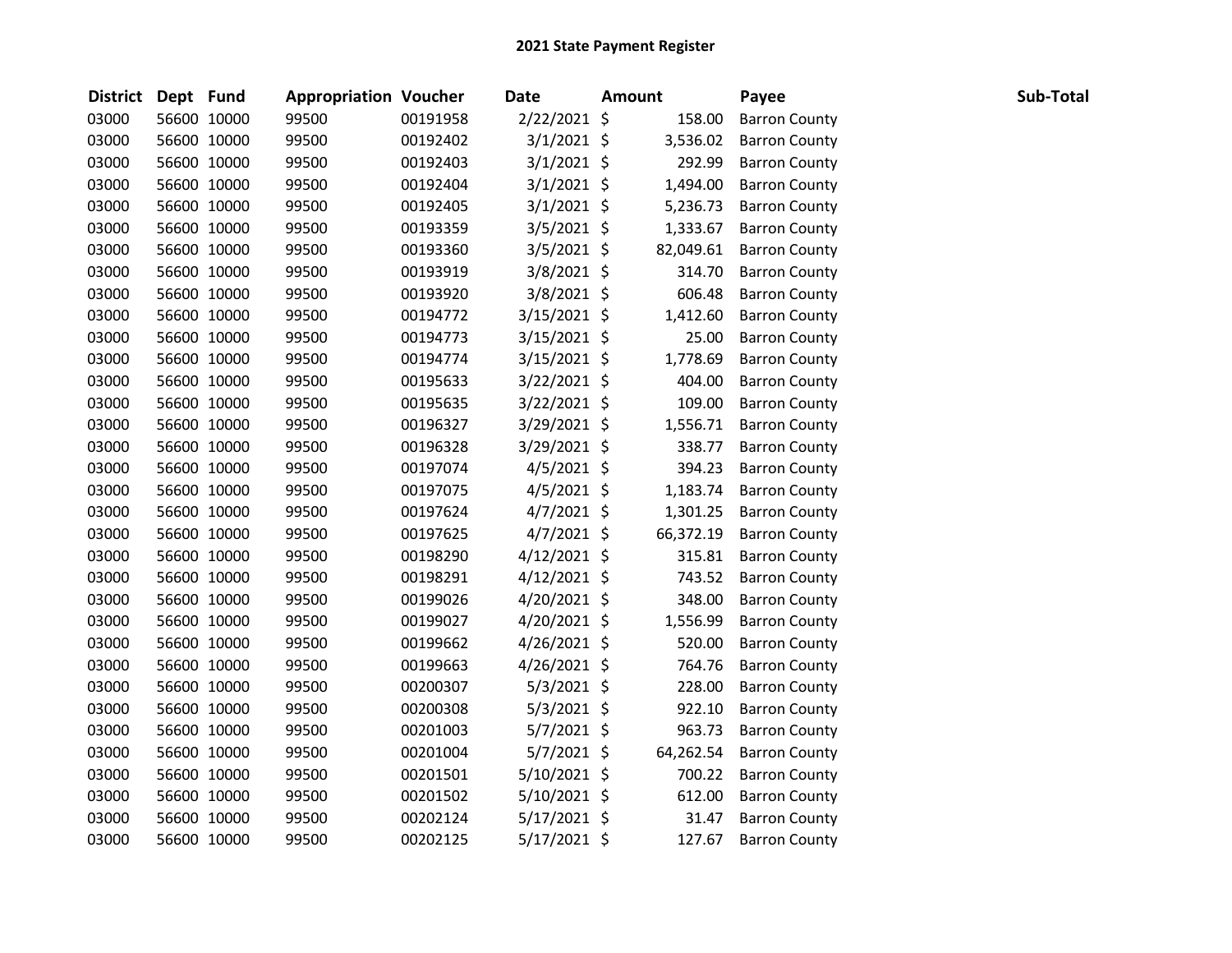# 2021 State Payment Register

| District | Dept | Fund | Appropriation | Voucher | Date | Amount | Payee | Sub-Total |
|---|---|---|---|---|---|---|---|---|
| 03000 | 56600 | 10000 | 99500 | 00191958 | 2/22/2021 | $ 158.00 | Barron County | |
| 03000 | 56600 | 10000 | 99500 | 00192402 | 3/1/2021 | $ 3,536.02 | Barron County | |
| 03000 | 56600 | 10000 | 99500 | 00192403 | 3/1/2021 | $ 292.99 | Barron County | |
| 03000 | 56600 | 10000 | 99500 | 00192404 | 3/1/2021 | $ 1,494.00 | Barron County | |
| 03000 | 56600 | 10000 | 99500 | 00192405 | 3/1/2021 | $ 5,236.73 | Barron County | |
| 03000 | 56600 | 10000 | 99500 | 00193359 | 3/5/2021 | $ 1,333.67 | Barron County | |
| 03000 | 56600 | 10000 | 99500 | 00193360 | 3/5/2021 | $ 82,049.61 | Barron County | |
| 03000 | 56600 | 10000 | 99500 | 00193919 | 3/8/2021 | $ 314.70 | Barron County | |
| 03000 | 56600 | 10000 | 99500 | 00193920 | 3/8/2021 | $ 606.48 | Barron County | |
| 03000 | 56600 | 10000 | 99500 | 00194772 | 3/15/2021 | $ 1,412.60 | Barron County | |
| 03000 | 56600 | 10000 | 99500 | 00194773 | 3/15/2021 | $ 25.00 | Barron County | |
| 03000 | 56600 | 10000 | 99500 | 00194774 | 3/15/2021 | $ 1,778.69 | Barron County | |
| 03000 | 56600 | 10000 | 99500 | 00195633 | 3/22/2021 | $ 404.00 | Barron County | |
| 03000 | 56600 | 10000 | 99500 | 00195635 | 3/22/2021 | $ 109.00 | Barron County | |
| 03000 | 56600 | 10000 | 99500 | 00196327 | 3/29/2021 | $ 1,556.71 | Barron County | |
| 03000 | 56600 | 10000 | 99500 | 00196328 | 3/29/2021 | $ 338.77 | Barron County | |
| 03000 | 56600 | 10000 | 99500 | 00197074 | 4/5/2021 | $ 394.23 | Barron County | |
| 03000 | 56600 | 10000 | 99500 | 00197075 | 4/5/2021 | $ 1,183.74 | Barron County | |
| 03000 | 56600 | 10000 | 99500 | 00197624 | 4/7/2021 | $ 1,301.25 | Barron County | |
| 03000 | 56600 | 10000 | 99500 | 00197625 | 4/7/2021 | $ 66,372.19 | Barron County | |
| 03000 | 56600 | 10000 | 99500 | 00198290 | 4/12/2021 | $ 315.81 | Barron County | |
| 03000 | 56600 | 10000 | 99500 | 00198291 | 4/12/2021 | $ 743.52 | Barron County | |
| 03000 | 56600 | 10000 | 99500 | 00199026 | 4/20/2021 | $ 348.00 | Barron County | |
| 03000 | 56600 | 10000 | 99500 | 00199027 | 4/20/2021 | $ 1,556.99 | Barron County | |
| 03000 | 56600 | 10000 | 99500 | 00199662 | 4/26/2021 | $ 520.00 | Barron County | |
| 03000 | 56600 | 10000 | 99500 | 00199663 | 4/26/2021 | $ 764.76 | Barron County | |
| 03000 | 56600 | 10000 | 99500 | 00200307 | 5/3/2021 | $ 228.00 | Barron County | |
| 03000 | 56600 | 10000 | 99500 | 00200308 | 5/3/2021 | $ 922.10 | Barron County | |
| 03000 | 56600 | 10000 | 99500 | 00201003 | 5/7/2021 | $ 963.73 | Barron County | |
| 03000 | 56600 | 10000 | 99500 | 00201004 | 5/7/2021 | $ 64,262.54 | Barron County | |
| 03000 | 56600 | 10000 | 99500 | 00201501 | 5/10/2021 | $ 700.22 | Barron County | |
| 03000 | 56600 | 10000 | 99500 | 00201502 | 5/10/2021 | $ 612.00 | Barron County | |
| 03000 | 56600 | 10000 | 99500 | 00202124 | 5/17/2021 | $ 31.47 | Barron County | |
| 03000 | 56600 | 10000 | 99500 | 00202125 | 5/17/2021 | $ 127.67 | Barron County | |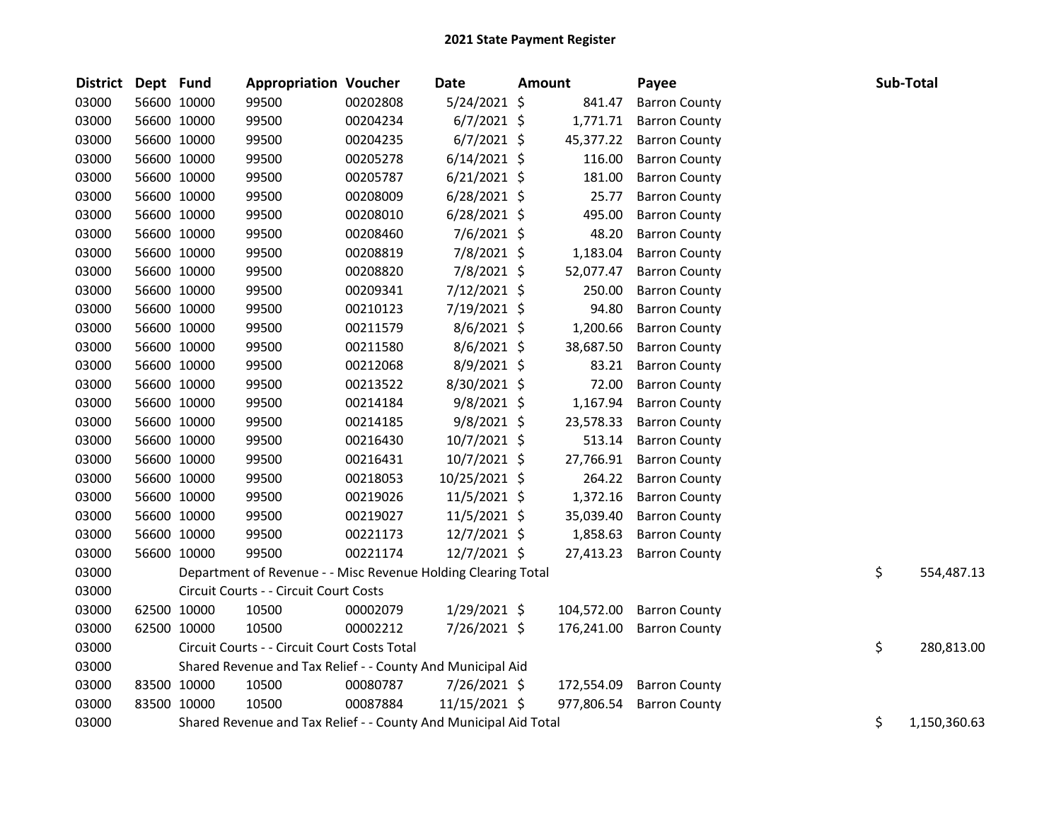# 2021 State Payment Register

| District | Dept | Fund | Appropriation | Voucher | Date | Amount | Payee | Sub-Total |
|---|---|---|---|---|---|---|---|---|
| 03000 | 56600 | 10000 | 99500 | 00202808 | 5/24/2021 | $ 841.47 | Barron County | |
| 03000 | 56600 | 10000 | 99500 | 00204234 | 6/7/2021 | $ 1,771.71 | Barron County | |
| 03000 | 56600 | 10000 | 99500 | 00204235 | 6/7/2021 | $ 45,377.22 | Barron County | |
| 03000 | 56600 | 10000 | 99500 | 00205278 | 6/14/2021 | $ 116.00 | Barron County | |
| 03000 | 56600 | 10000 | 99500 | 00205787 | 6/21/2021 | $ 181.00 | Barron County | |
| 03000 | 56600 | 10000 | 99500 | 00208009 | 6/28/2021 | $ 25.77 | Barron County | |
| 03000 | 56600 | 10000 | 99500 | 00208010 | 6/28/2021 | $ 495.00 | Barron County | |
| 03000 | 56600 | 10000 | 99500 | 00208460 | 7/6/2021 | $ 48.20 | Barron County | |
| 03000 | 56600 | 10000 | 99500 | 00208819 | 7/8/2021 | $ 1,183.04 | Barron County | |
| 03000 | 56600 | 10000 | 99500 | 00208820 | 7/8/2021 | $ 52,077.47 | Barron County | |
| 03000 | 56600 | 10000 | 99500 | 00209341 | 7/12/2021 | $ 250.00 | Barron County | |
| 03000 | 56600 | 10000 | 99500 | 00210123 | 7/19/2021 | $ 94.80 | Barron County | |
| 03000 | 56600 | 10000 | 99500 | 00211579 | 8/6/2021 | $ 1,200.66 | Barron County | |
| 03000 | 56600 | 10000 | 99500 | 00211580 | 8/6/2021 | $ 38,687.50 | Barron County | |
| 03000 | 56600 | 10000 | 99500 | 00212068 | 8/9/2021 | $ 83.21 | Barron County | |
| 03000 | 56600 | 10000 | 99500 | 00213522 | 8/30/2021 | $ 72.00 | Barron County | |
| 03000 | 56600 | 10000 | 99500 | 00214184 | 9/8/2021 | $ 1,167.94 | Barron County | |
| 03000 | 56600 | 10000 | 99500 | 00214185 | 9/8/2021 | $ 23,578.33 | Barron County | |
| 03000 | 56600 | 10000 | 99500 | 00216430 | 10/7/2021 | $ 513.14 | Barron County | |
| 03000 | 56600 | 10000 | 99500 | 00216431 | 10/7/2021 | $ 27,766.91 | Barron County | |
| 03000 | 56600 | 10000 | 99500 | 00218053 | 10/25/2021 | $ 264.22 | Barron County | |
| 03000 | 56600 | 10000 | 99500 | 00219026 | 11/5/2021 | $ 1,372.16 | Barron County | |
| 03000 | 56600 | 10000 | 99500 | 00219027 | 11/5/2021 | $ 35,039.40 | Barron County | |
| 03000 | 56600 | 10000 | 99500 | 00221173 | 12/7/2021 | $ 1,858.63 | Barron County | |
| 03000 | 56600 | 10000 | 99500 | 00221174 | 12/7/2021 | $ 27,413.23 | Barron County | |
| 03000 | | Department of Revenue - - Misc Revenue Holding Clearing Total | | | | | | $ 554,487.13 |
| 03000 | | Circuit Courts - - Circuit Court Costs | | | | | | |
| 03000 | 62500 | 10000 | 10500 | 00002079 | 1/29/2021 | $ 104,572.00 | Barron County | |
| 03000 | 62500 | 10000 | 10500 | 00002212 | 7/26/2021 | $ 176,241.00 | Barron County | |
| 03000 | | Circuit Courts - - Circuit Court Costs Total | | | | | | $ 280,813.00 |
| 03000 | | Shared Revenue and Tax Relief - - County And Municipal Aid | | | | | | |
| 03000 | 83500 | 10000 | 10500 | 00080787 | 7/26/2021 | $ 172,554.09 | Barron County | |
| 03000 | 83500 | 10000 | 10500 | 00087884 | 11/15/2021 | $ 977,806.54 | Barron County | |
| 03000 | | Shared Revenue and Tax Relief - - County And Municipal Aid Total | | | | | | $ 1,150,360.63 |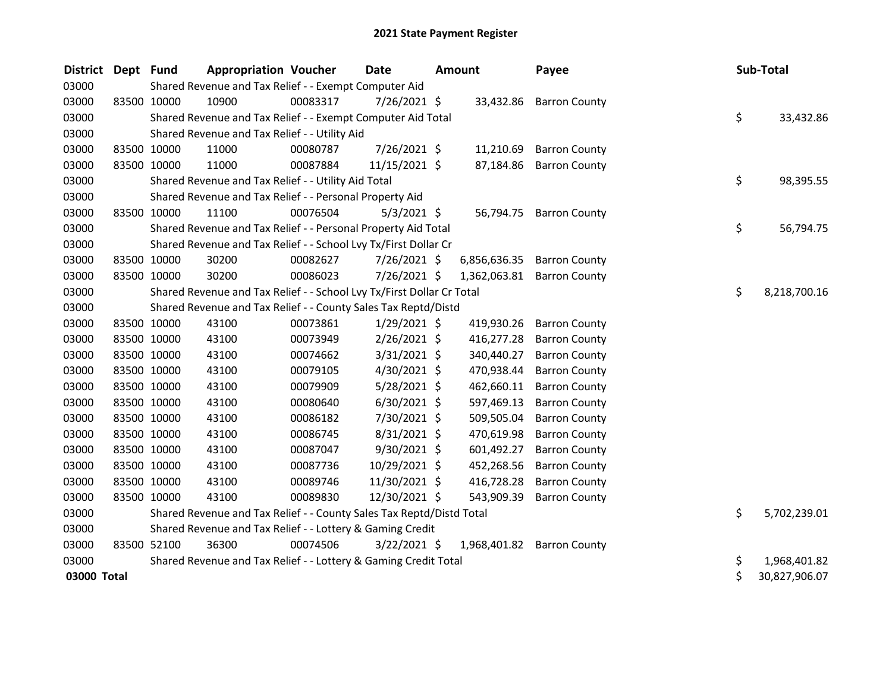# 2021 State Payment Register

| District | Dept | Fund | Appropriation | Voucher | Date | Amount | Payee | Sub-Total |
|---|---|---|---|---|---|---|---|---|
| 03000 | | Shared Revenue and Tax Relief - - Exempt Computer Aid | | | | | | |
| 03000 | 83500 | 10000 | 10900 | 00083317 | 7/26/2021 | $ 33,432.86 | Barron County | |
| 03000 | | Shared Revenue and Tax Relief - - Exempt Computer Aid Total | | | | | | $ 33,432.86 |
| 03000 | | Shared Revenue and Tax Relief - - Utility Aid | | | | | | |
| 03000 | 83500 | 10000 | 11000 | 00080787 | 7/26/2021 | $ 11,210.69 | Barron County | |
| 03000 | 83500 | 10000 | 11000 | 00087884 | 11/15/2021 | $ 87,184.86 | Barron County | |
| 03000 | | Shared Revenue and Tax Relief - - Utility Aid Total | | | | | | $ 98,395.55 |
| 03000 | | Shared Revenue and Tax Relief - - Personal Property Aid | | | | | | |
| 03000 | 83500 | 10000 | 11100 | 00076504 | 5/3/2021 | $ 56,794.75 | Barron County | |
| 03000 | | Shared Revenue and Tax Relief - - Personal Property Aid Total | | | | | | $ 56,794.75 |
| 03000 | | Shared Revenue and Tax Relief - - School Lvy Tx/First Dollar Cr | | | | | | |
| 03000 | 83500 | 10000 | 30200 | 00082627 | 7/26/2021 | $ 6,856,636.35 | Barron County | |
| 03000 | 83500 | 10000 | 30200 | 00086023 | 7/26/2021 | $ 1,362,063.81 | Barron County | |
| 03000 | | Shared Revenue and Tax Relief - - School Lvy Tx/First Dollar Cr Total | | | | | | $ 8,218,700.16 |
| 03000 | | Shared Revenue and Tax Relief - - County Sales Tax Reptd/Distd | | | | | | |
| 03000 | 83500 | 10000 | 43100 | 00073861 | 1/29/2021 | $ 419,930.26 | Barron County | |
| 03000 | 83500 | 10000 | 43100 | 00073949 | 2/26/2021 | $ 416,277.28 | Barron County | |
| 03000 | 83500 | 10000 | 43100 | 00074662 | 3/31/2021 | $ 340,440.27 | Barron County | |
| 03000 | 83500 | 10000 | 43100 | 00079105 | 4/30/2021 | $ 470,938.44 | Barron County | |
| 03000 | 83500 | 10000 | 43100 | 00079909 | 5/28/2021 | $ 462,660.11 | Barron County | |
| 03000 | 83500 | 10000 | 43100 | 00080640 | 6/30/2021 | $ 597,469.13 | Barron County | |
| 03000 | 83500 | 10000 | 43100 | 00086182 | 7/30/2021 | $ 509,505.04 | Barron County | |
| 03000 | 83500 | 10000 | 43100 | 00086745 | 8/31/2021 | $ 470,619.98 | Barron County | |
| 03000 | 83500 | 10000 | 43100 | 00087047 | 9/30/2021 | $ 601,492.27 | Barron County | |
| 03000 | 83500 | 10000 | 43100 | 00087736 | 10/29/2021 | $ 452,268.56 | Barron County | |
| 03000 | 83500 | 10000 | 43100 | 00089746 | 11/30/2021 | $ 416,728.28 | Barron County | |
| 03000 | 83500 | 10000 | 43100 | 00089830 | 12/30/2021 | $ 543,909.39 | Barron County | |
| 03000 | | Shared Revenue and Tax Relief - - County Sales Tax Reptd/Distd Total | | | | | | $ 5,702,239.01 |
| 03000 | | Shared Revenue and Tax Relief - - Lottery & Gaming Credit | | | | | | |
| 03000 | 83500 | 52100 | 36300 | 00074506 | 3/22/2021 | $ 1,968,401.82 | Barron County | |
| 03000 | | Shared Revenue and Tax Relief - - Lottery & Gaming Credit Total | | | | | | $ 1,968,401.82 |
| **03000 Total** | | | | | | | | $ 30,827,906.07 |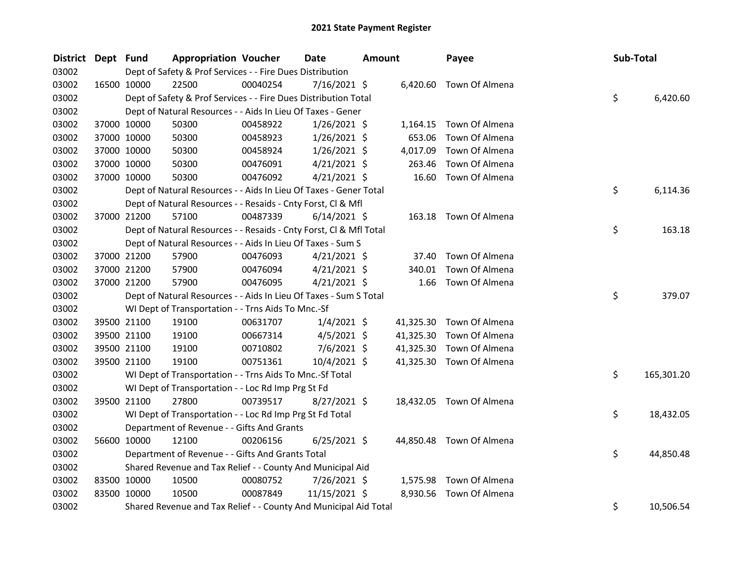# 2021 State Payment Register

| District | Dept | Fund | Appropriation | Voucher | Date | Amount | Payee | Sub-Total |
|---|---|---|---|---|---|---|---|---|
| 03002 | | Dept of Safety & Prof Services - - Fire Dues Distribution | | | | | | |
| 03002 | 16500 | 10000 | 22500 | 00040254 | 7/16/2021 | $ 6,420.60 | Town Of Almena | |
| 03002 | | Dept of Safety & Prof Services - - Fire Dues Distribution Total | | | | | | $ 6,420.60 |
| 03002 | | Dept of Natural Resources - - Aids In Lieu Of Taxes - Gener | | | | | | |
| 03002 | 37000 | 10000 | 50300 | 00458922 | 1/26/2021 | $ 1,164.15 | Town Of Almena | |
| 03002 | 37000 | 10000 | 50300 | 00458923 | 1/26/2021 | $ 653.06 | Town Of Almena | |
| 03002 | 37000 | 10000 | 50300 | 00458924 | 1/26/2021 | $ 4,017.09 | Town Of Almena | |
| 03002 | 37000 | 10000 | 50300 | 00476091 | 4/21/2021 | $ 263.46 | Town Of Almena | |
| 03002 | 37000 | 10000 | 50300 | 00476092 | 4/21/2021 | $ 16.60 | Town Of Almena | |
| 03002 | | Dept of Natural Resources - - Aids In Lieu Of Taxes - Gener Total | | | | | | $ 6,114.36 |
| 03002 | | Dept of Natural Resources - - Resaids - Cnty Forst, Cl & Mfl | | | | | | |
| 03002 | 37000 | 21200 | 57100 | 00487339 | 6/14/2021 | $ 163.18 | Town Of Almena | |
| 03002 | | Dept of Natural Resources - - Resaids - Cnty Forst, Cl & Mfl Total | | | | | | $ 163.18 |
| 03002 | | Dept of Natural Resources - - Aids In Lieu Of Taxes - Sum S | | | | | | |
| 03002 | 37000 | 21200 | 57900 | 00476093 | 4/21/2021 | $ 37.40 | Town Of Almena | |
| 03002 | 37000 | 21200 | 57900 | 00476094 | 4/21/2021 | $ 340.01 | Town Of Almena | |
| 03002 | 37000 | 21200 | 57900 | 00476095 | 4/21/2021 | $ 1.66 | Town Of Almena | |
| 03002 | | Dept of Natural Resources - - Aids In Lieu Of Taxes - Sum S Total | | | | | | $ 379.07 |
| 03002 | | WI Dept of Transportation - - Trns Aids To Mnc.-Sf | | | | | | |
| 03002 | 39500 | 21100 | 19100 | 00631707 | 1/4/2021 | $ 41,325.30 | Town Of Almena | |
| 03002 | 39500 | 21100 | 19100 | 00667314 | 4/5/2021 | $ 41,325.30 | Town Of Almena | |
| 03002 | 39500 | 21100 | 19100 | 00710802 | 7/6/2021 | $ 41,325.30 | Town Of Almena | |
| 03002 | 39500 | 21100 | 19100 | 00751361 | 10/4/2021 | $ 41,325.30 | Town Of Almena | |
| 03002 | | WI Dept of Transportation - - Trns Aids To Mnc.-Sf Total | | | | | | $ 165,301.20 |
| 03002 | | WI Dept of Transportation - - Loc Rd Imp Prg St Fd | | | | | | |
| 03002 | 39500 | 21100 | 27800 | 00739517 | 8/27/2021 | $ 18,432.05 | Town Of Almena | |
| 03002 | | WI Dept of Transportation - - Loc Rd Imp Prg St Fd Total | | | | | | $ 18,432.05 |
| 03002 | | Department of Revenue - - Gifts And Grants | | | | | | |
| 03002 | 56600 | 10000 | 12100 | 00206156 | 6/25/2021 | $ 44,850.48 | Town Of Almena | |
| 03002 | | Department of Revenue - - Gifts And Grants Total | | | | | | $ 44,850.48 |
| 03002 | | Shared Revenue and Tax Relief - - County And Municipal Aid | | | | | | |
| 03002 | 83500 | 10000 | 10500 | 00080752 | 7/26/2021 | $ 1,575.98 | Town Of Almena | |
| 03002 | 83500 | 10000 | 10500 | 00087849 | 11/15/2021 | $ 8,930.56 | Town Of Almena | |
| 03002 | | Shared Revenue and Tax Relief - - County And Municipal Aid Total | | | | | | $ 10,506.54 |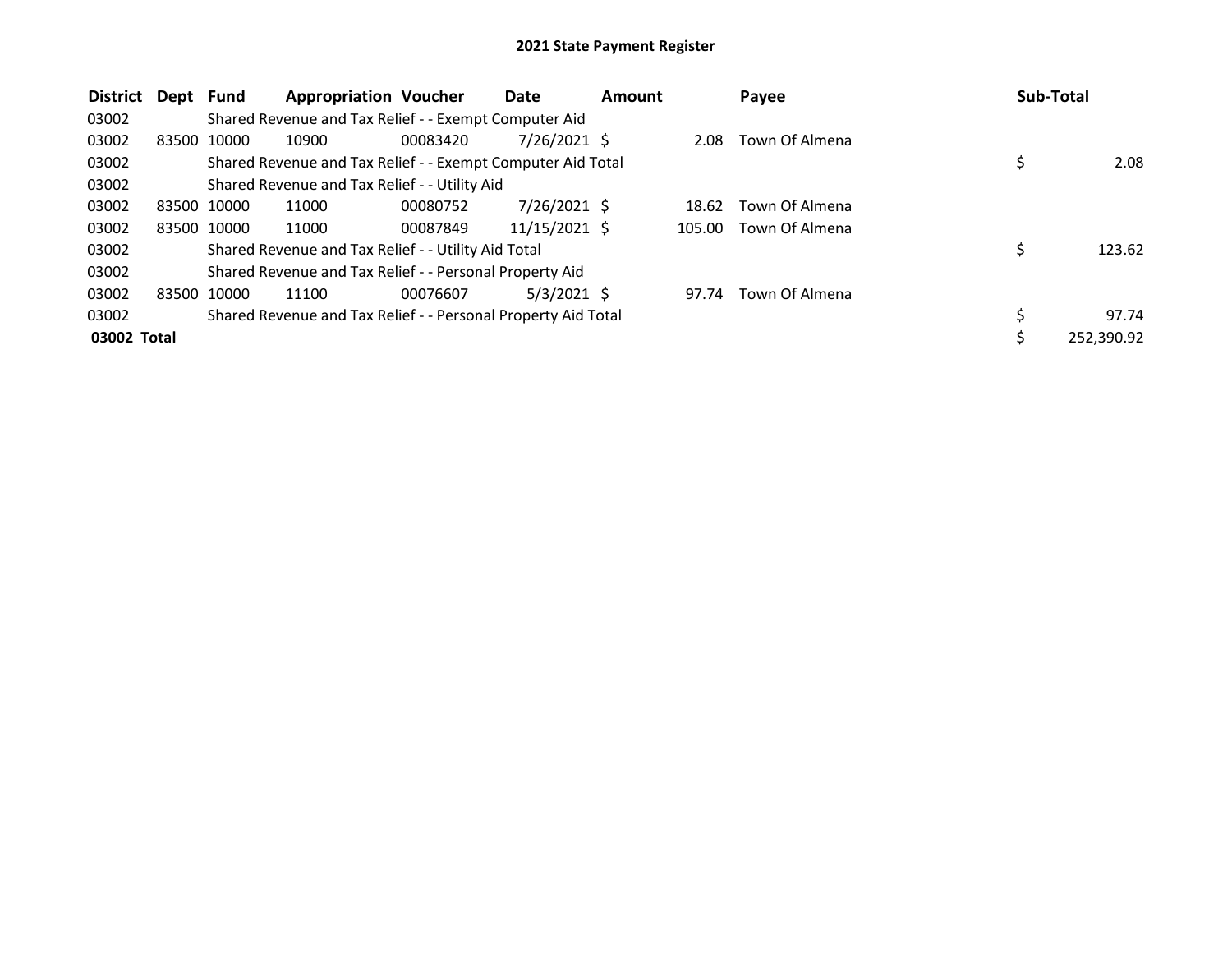# 2021 State Payment Register

| District | Dept | Fund | Appropriation | Voucher | Date | Amount | Payee | Sub-Total |
|---|---|---|---|---|---|---|---|---|
| 03002 | | Shared Revenue and Tax Relief - - Exempt Computer Aid | | | | | | |
| 03002 | 83500 | 10000 | 10900 | 00083420 | 7/26/2021 | $ 2.08 | Town Of Almena | |
| 03002 | | Shared Revenue and Tax Relief - - Exempt Computer Aid Total | | | | | | $ 2.08 |
| 03002 | | Shared Revenue and Tax Relief - - Utility Aid | | | | | | |
| 03002 | 83500 | 10000 | 11000 | 00080752 | 7/26/2021 | $ 18.62 | Town Of Almena | |
| 03002 | 83500 | 10000 | 11000 | 00087849 | 11/15/2021 | $ 105.00 | Town Of Almena | |
| 03002 | | Shared Revenue and Tax Relief - - Utility Aid Total | | | | | | $ 123.62 |
| 03002 | | Shared Revenue and Tax Relief - - Personal Property Aid | | | | | | |
| 03002 | 83500 | 10000 | 11100 | 00076607 | 5/3/2021 | $ 97.74 | Town Of Almena | |
| 03002 | | Shared Revenue and Tax Relief - - Personal Property Aid Total | | | | | | $ 97.74 |
| **03002 Total** | | | | | | | | $ 252,390.92 |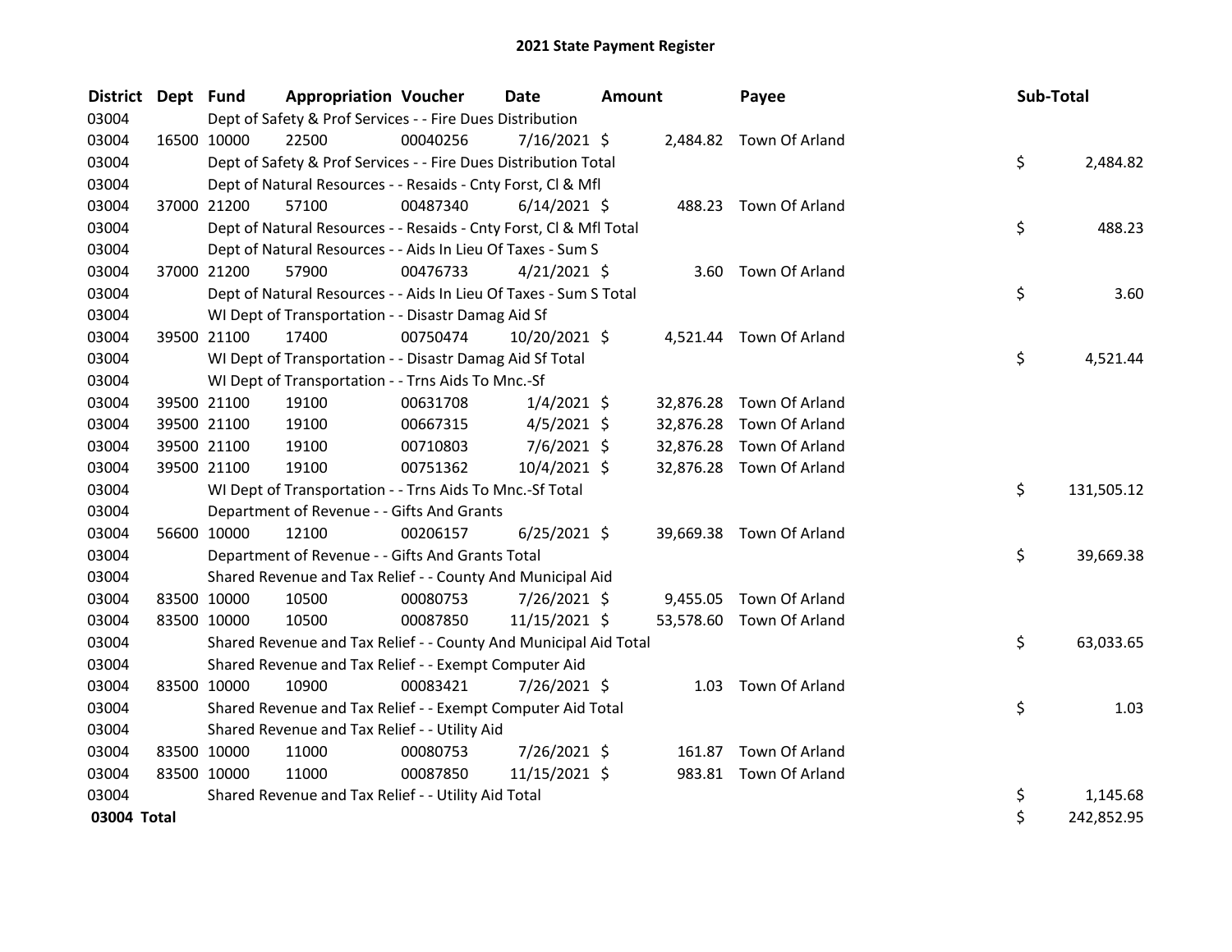# 2021 State Payment Register

| District | Dept | Fund | Appropriation | Voucher | Date | Amount | Payee | Sub-Total |
|---|---|---|---|---|---|---|---|---|
| 03004 | | Dept of Safety & Prof Services - - Fire Dues Distribution | | | | | | |
| 03004 | 16500 | 10000 | 22500 | 00040256 | 7/16/2021 | $ 2,484.82 | Town Of Arland | |
| 03004 | | Dept of Safety & Prof Services - - Fire Dues Distribution Total | | | | | | $ 2,484.82 |
| 03004 | | Dept of Natural Resources - - Resaids - Cnty Forst, Cl & Mfl | | | | | | |
| 03004 | 37000 | 21200 | 57100 | 00487340 | 6/14/2021 | $ 488.23 | Town Of Arland | |
| 03004 | | Dept of Natural Resources - - Resaids - Cnty Forst, Cl & Mfl Total | | | | | | $ 488.23 |
| 03004 | | Dept of Natural Resources - - Aids In Lieu Of Taxes - Sum S | | | | | | |
| 03004 | 37000 | 21200 | 57900 | 00476733 | 4/21/2021 | $ 3.60 | Town Of Arland | |
| 03004 | | Dept of Natural Resources - - Aids In Lieu Of Taxes - Sum S Total | | | | | | $ 3.60 |
| 03004 | | WI Dept of Transportation - - Disastr Damag Aid Sf | | | | | | |
| 03004 | 39500 | 21100 | 17400 | 00750474 | 10/20/2021 | $ 4,521.44 | Town Of Arland | |
| 03004 | | WI Dept of Transportation - - Disastr Damag Aid Sf Total | | | | | | $ 4,521.44 |
| 03004 | | WI Dept of Transportation - - Trns Aids To Mnc.-Sf | | | | | | |
| 03004 | 39500 | 21100 | 19100 | 00631708 | 1/4/2021 | $ 32,876.28 | Town Of Arland | |
| 03004 | 39500 | 21100 | 19100 | 00667315 | 4/5/2021 | $ 32,876.28 | Town Of Arland | |
| 03004 | 39500 | 21100 | 19100 | 00710803 | 7/6/2021 | $ 32,876.28 | Town Of Arland | |
| 03004 | 39500 | 21100 | 19100 | 00751362 | 10/4/2021 | $ 32,876.28 | Town Of Arland | |
| 03004 | | WI Dept of Transportation - - Trns Aids To Mnc.-Sf Total | | | | | | $ 131,505.12 |
| 03004 | | Department of Revenue - - Gifts And Grants | | | | | | |
| 03004 | 56600 | 10000 | 12100 | 00206157 | 6/25/2021 | $ 39,669.38 | Town Of Arland | |
| 03004 | | Department of Revenue - - Gifts And Grants Total | | | | | | $ 39,669.38 |
| 03004 | | Shared Revenue and Tax Relief - - County And Municipal Aid | | | | | | |
| 03004 | 83500 | 10000 | 10500 | 00080753 | 7/26/2021 | $ 9,455.05 | Town Of Arland | |
| 03004 | 83500 | 10000 | 10500 | 00087850 | 11/15/2021 | $ 53,578.60 | Town Of Arland | |
| 03004 | | Shared Revenue and Tax Relief - - County And Municipal Aid Total | | | | | | $ 63,033.65 |
| 03004 | | Shared Revenue and Tax Relief - - Exempt Computer Aid | | | | | | |
| 03004 | 83500 | 10000 | 10900 | 00083421 | 7/26/2021 | $ 1.03 | Town Of Arland | |
| 03004 | | Shared Revenue and Tax Relief - - Exempt Computer Aid Total | | | | | | $ 1.03 |
| 03004 | | Shared Revenue and Tax Relief - - Utility Aid | | | | | | |
| 03004 | 83500 | 10000 | 11000 | 00080753 | 7/26/2021 | $ 161.87 | Town Of Arland | |
| 03004 | 83500 | 10000 | 11000 | 00087850 | 11/15/2021 | $ 983.81 | Town Of Arland | |
| 03004 | | Shared Revenue and Tax Relief - - Utility Aid Total | | | | | | $ 1,145.68 |
| **03004 Total** | | | | | | | | $ 242,852.95 |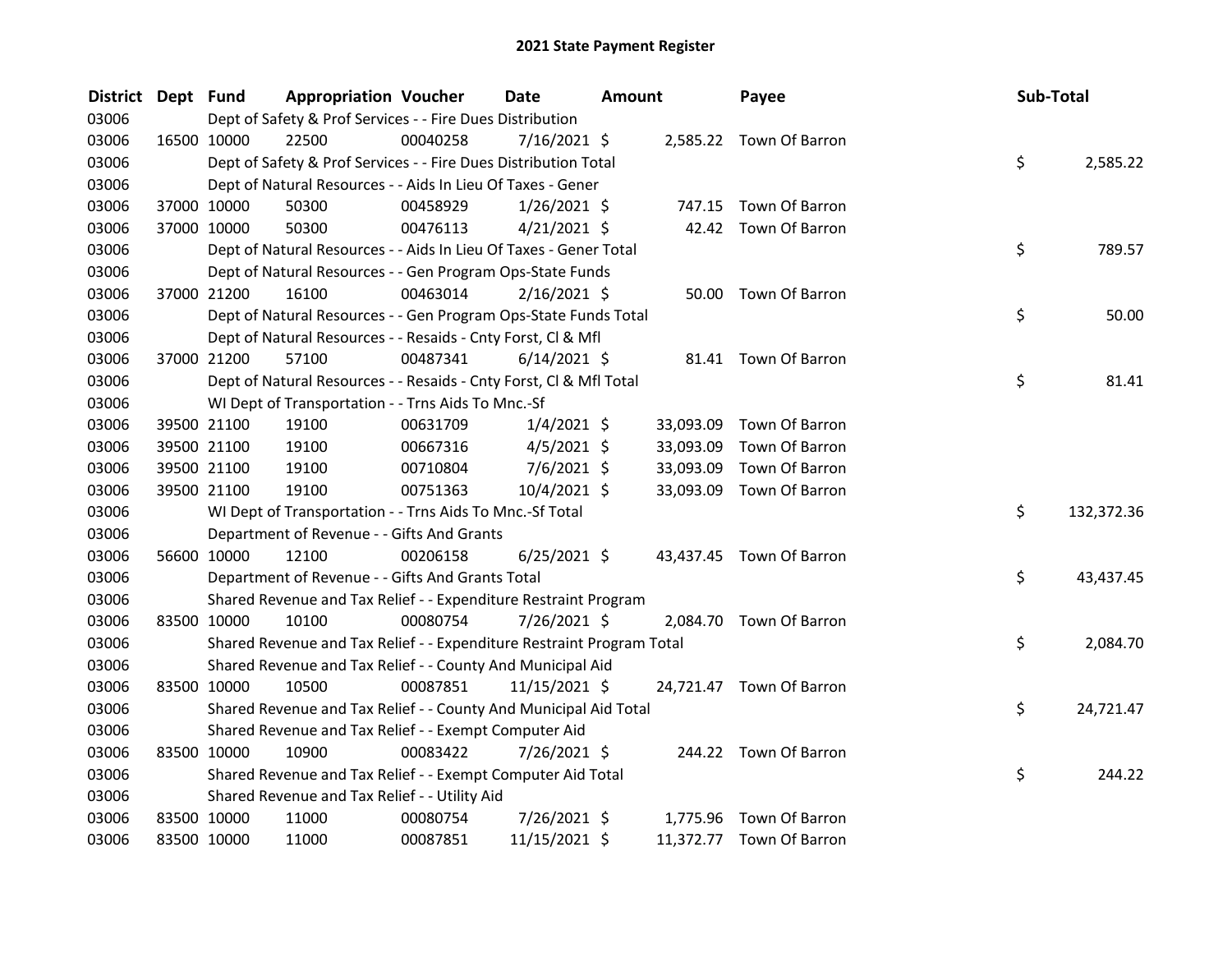# 2021 State Payment Register

| District | Dept | Fund | Appropriation | Voucher | Date | Amount | Payee | Sub-Total |
|---|---|---|---|---|---|---|---|---|
| 03006 | | Dept of Safety & Prof Services - - Fire Dues Distribution | | | | | | |
| 03006 | 16500 | 10000 | 22500 | 00040258 | 7/16/2021 | $ 2,585.22 | Town Of Barron | |
| 03006 | | Dept of Safety & Prof Services - - Fire Dues Distribution Total | | | | | | $ 2,585.22 |
| 03006 | | Dept of Natural Resources - - Aids In Lieu Of Taxes - Gener | | | | | | |
| 03006 | 37000 | 10000 | 50300 | 00458929 | 1/26/2021 | $ 747.15 | Town Of Barron | |
| 03006 | 37000 | 10000 | 50300 | 00476113 | 4/21/2021 | $ 42.42 | Town Of Barron | |
| 03006 | | Dept of Natural Resources - - Aids In Lieu Of Taxes - Gener Total | | | | | | $ 789.57 |
| 03006 | | Dept of Natural Resources - - Gen Program Ops-State Funds | | | | | | |
| 03006 | 37000 | 21200 | 16100 | 00463014 | 2/16/2021 | $ 50.00 | Town Of Barron | |
| 03006 | | Dept of Natural Resources - - Gen Program Ops-State Funds Total | | | | | | $ 50.00 |
| 03006 | | Dept of Natural Resources - - Resaids - Cnty Forst, Cl & Mfl | | | | | | |
| 03006 | 37000 | 21200 | 57100 | 00487341 | 6/14/2021 | $ 81.41 | Town Of Barron | |
| 03006 | | Dept of Natural Resources - - Resaids - Cnty Forst, Cl & Mfl Total | | | | | | $ 81.41 |
| 03006 | | WI Dept of Transportation - - Trns Aids To Mnc.-Sf | | | | | | |
| 03006 | 39500 | 21100 | 19100 | 00631709 | 1/4/2021 | $ 33,093.09 | Town Of Barron | |
| 03006 | 39500 | 21100 | 19100 | 00667316 | 4/5/2021 | $ 33,093.09 | Town Of Barron | |
| 03006 | 39500 | 21100 | 19100 | 00710804 | 7/6/2021 | $ 33,093.09 | Town Of Barron | |
| 03006 | 39500 | 21100 | 19100 | 00751363 | 10/4/2021 | $ 33,093.09 | Town Of Barron | |
| 03006 | | WI Dept of Transportation - - Trns Aids To Mnc.-Sf Total | | | | | | $ 132,372.36 |
| 03006 | | Department of Revenue - - Gifts And Grants | | | | | | |
| 03006 | 56600 | 10000 | 12100 | 00206158 | 6/25/2021 | $ 43,437.45 | Town Of Barron | |
| 03006 | | Department of Revenue - - Gifts And Grants Total | | | | | | $ 43,437.45 |
| 03006 | | Shared Revenue and Tax Relief - - Expenditure Restraint Program | | | | | | |
| 03006 | 83500 | 10000 | 10100 | 00080754 | 7/26/2021 | $ 2,084.70 | Town Of Barron | |
| 03006 | | Shared Revenue and Tax Relief - - Expenditure Restraint Program Total | | | | | | $ 2,084.70 |
| 03006 | | Shared Revenue and Tax Relief - - County And Municipal Aid | | | | | | |
| 03006 | 83500 | 10000 | 10500 | 00087851 | 11/15/2021 | $ 24,721.47 | Town Of Barron | |
| 03006 | | Shared Revenue and Tax Relief - - County And Municipal Aid Total | | | | | | $ 24,721.47 |
| 03006 | | Shared Revenue and Tax Relief - - Exempt Computer Aid | | | | | | |
| 03006 | 83500 | 10000 | 10900 | 00083422 | 7/26/2021 | $ 244.22 | Town Of Barron | |
| 03006 | | Shared Revenue and Tax Relief - - Exempt Computer Aid Total | | | | | | $ 244.22 |
| 03006 | | Shared Revenue and Tax Relief - - Utility Aid | | | | | | |
| 03006 | 83500 | 10000 | 11000 | 00080754 | 7/26/2021 | $ 1,775.96 | Town Of Barron | |
| 03006 | 83500 | 10000 | 11000 | 00087851 | 11/15/2021 | $ 11,372.77 | Town Of Barron | |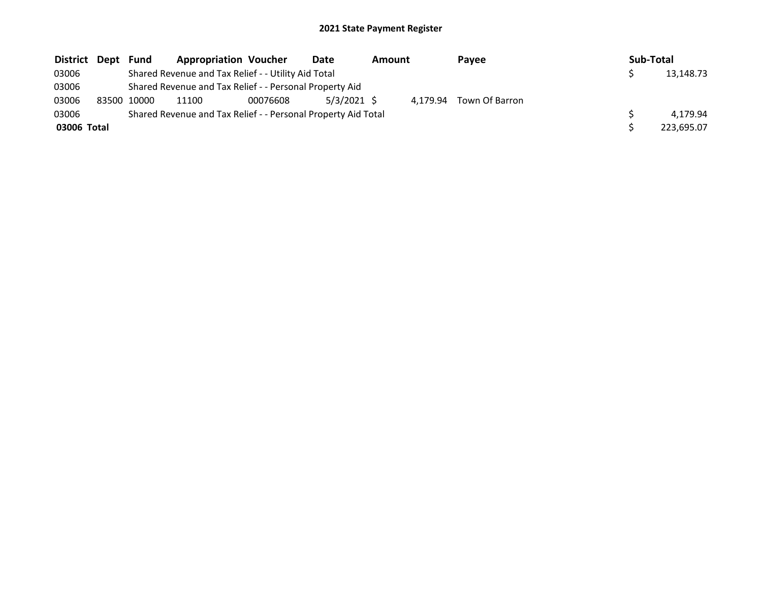# 2021 State Payment Register

| District | Dept | Fund | Appropriation | Voucher | Date | Amount | Payee | Sub-Total |
|---|---|---|---|---|---|---|---|---|
| 03006 | | Shared Revenue and Tax Relief - - Utility Aid Total | | | | | | $ 13,148.73 |
| 03006 | | Shared Revenue and Tax Relief - - Personal Property Aid | | | | | | |
| 03006 | 83500 | 10000 | 11100 | 00076608 | 5/3/2021 | $ 4,179.94 | Town Of Barron | |
| 03006 | | Shared Revenue and Tax Relief - - Personal Property Aid Total | | | | | | $ 4,179.94 |
| **03006 Total** | | | | | | | | $ 223,695.07 |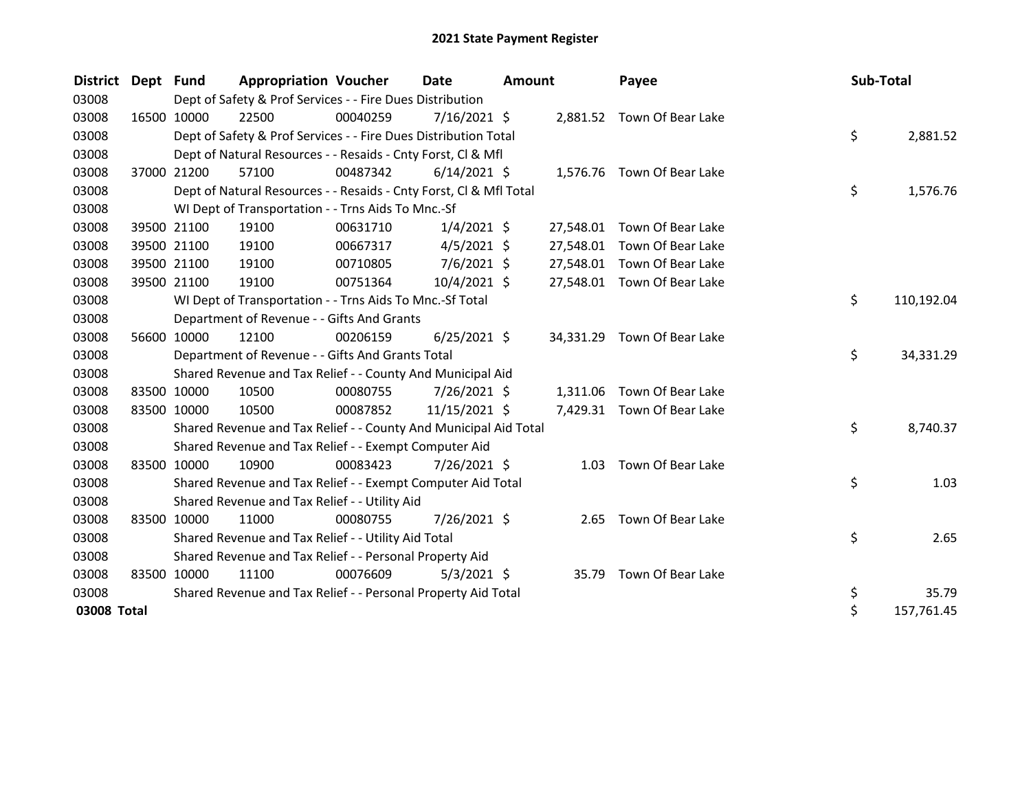# 2021 State Payment Register

| District | Dept | Fund | Appropriation | Voucher | Date | Amount | Payee | Sub-Total |
|---|---|---|---|---|---|---|---|---|
| 03008 | | Dept of Safety & Prof Services - - Fire Dues Distribution | | | | | | |
| 03008 | 16500 | 10000 | 22500 | 00040259 | 7/16/2021 | $ 2,881.52 | Town Of Bear Lake | |
| 03008 | | Dept of Safety & Prof Services - - Fire Dues Distribution Total | | | | | | $ 2,881.52 |
| 03008 | | Dept of Natural Resources - - Resaids - Cnty Forst, Cl & Mfl | | | | | | |
| 03008 | 37000 | 21200 | 57100 | 00487342 | 6/14/2021 | $ 1,576.76 | Town Of Bear Lake | |
| 03008 | | Dept of Natural Resources - - Resaids - Cnty Forst, Cl & Mfl Total | | | | | | $ 1,576.76 |
| 03008 | | WI Dept of Transportation - - Trns Aids To Mnc.-Sf | | | | | | |
| 03008 | 39500 | 21100 | 19100 | 00631710 | 1/4/2021 | $ 27,548.01 | Town Of Bear Lake | |
| 03008 | 39500 | 21100 | 19100 | 00667317 | 4/5/2021 | $ 27,548.01 | Town Of Bear Lake | |
| 03008 | 39500 | 21100 | 19100 | 00710805 | 7/6/2021 | $ 27,548.01 | Town Of Bear Lake | |
| 03008 | 39500 | 21100 | 19100 | 00751364 | 10/4/2021 | $ 27,548.01 | Town Of Bear Lake | |
| 03008 | | WI Dept of Transportation - - Trns Aids To Mnc.-Sf Total | | | | | | $ 110,192.04 |
| 03008 | | Department of Revenue - - Gifts And Grants | | | | | | |
| 03008 | 56600 | 10000 | 12100 | 00206159 | 6/25/2021 | $ 34,331.29 | Town Of Bear Lake | |
| 03008 | | Department of Revenue - - Gifts And Grants Total | | | | | | $ 34,331.29 |
| 03008 | | Shared Revenue and Tax Relief - - County And Municipal Aid | | | | | | |
| 03008 | 83500 | 10000 | 10500 | 00080755 | 7/26/2021 | $ 1,311.06 | Town Of Bear Lake | |
| 03008 | 83500 | 10000 | 10500 | 00087852 | 11/15/2021 | $ 7,429.31 | Town Of Bear Lake | |
| 03008 | | Shared Revenue and Tax Relief - - County And Municipal Aid Total | | | | | | $ 8,740.37 |
| 03008 | | Shared Revenue and Tax Relief - - Exempt Computer Aid | | | | | | |
| 03008 | 83500 | 10000 | 10900 | 00083423 | 7/26/2021 | $ 1.03 | Town Of Bear Lake | |
| 03008 | | Shared Revenue and Tax Relief - - Exempt Computer Aid Total | | | | | | $ 1.03 |
| 03008 | | Shared Revenue and Tax Relief - - Utility Aid | | | | | | |
| 03008 | 83500 | 10000 | 11000 | 00080755 | 7/26/2021 | $ 2.65 | Town Of Bear Lake | |
| 03008 | | Shared Revenue and Tax Relief - - Utility Aid Total | | | | | | $ 2.65 |
| 03008 | | Shared Revenue and Tax Relief - - Personal Property Aid | | | | | | |
| 03008 | 83500 | 10000 | 11100 | 00076609 | 5/3/2021 | $ 35.79 | Town Of Bear Lake | |
| 03008 | | Shared Revenue and Tax Relief - - Personal Property Aid Total | | | | | | $ 35.79 |
| **03008 Total** | | | | | | | | $ 157,761.45 |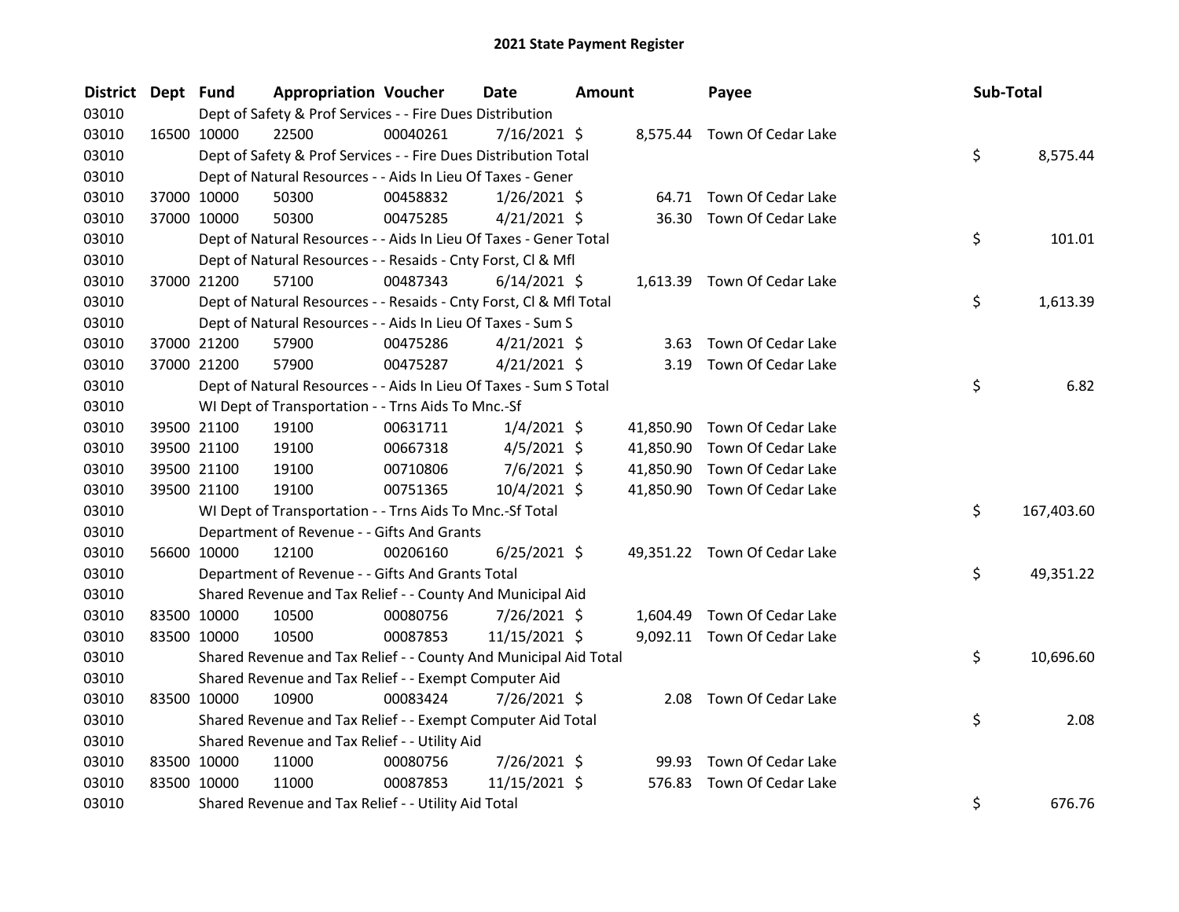# 2021 State Payment Register

| District | Dept | Fund | Appropriation | Voucher | Date | Amount | Payee | Sub-Total |
|---|---|---|---|---|---|---|---|---|
| 03010 | | Dept of Safety & Prof Services - - Fire Dues Distribution | | | | | | |
| 03010 | 16500 | 10000 | 22500 | 00040261 | 7/16/2021 | $ 8,575.44 | Town Of Cedar Lake | |
| 03010 | | Dept of Safety & Prof Services - - Fire Dues Distribution Total | | | | | | $ 8,575.44 |
| 03010 | | Dept of Natural Resources - - Aids In Lieu Of Taxes - Gener | | | | | | |
| 03010 | 37000 | 10000 | 50300 | 00458832 | 1/26/2021 | $ 64.71 | Town Of Cedar Lake | |
| 03010 | 37000 | 10000 | 50300 | 00475285 | 4/21/2021 | $ 36.30 | Town Of Cedar Lake | |
| 03010 | | Dept of Natural Resources - - Aids In Lieu Of Taxes - Gener Total | | | | | | $ 101.01 |
| 03010 | | Dept of Natural Resources - - Resaids - Cnty Forst, Cl & Mfl | | | | | | |
| 03010 | 37000 | 21200 | 57100 | 00487343 | 6/14/2021 | $ 1,613.39 | Town Of Cedar Lake | |
| 03010 | | Dept of Natural Resources - - Resaids - Cnty Forst, Cl & Mfl Total | | | | | | $ 1,613.39 |
| 03010 | | Dept of Natural Resources - - Aids In Lieu Of Taxes - Sum S | | | | | | |
| 03010 | 37000 | 21200 | 57900 | 00475286 | 4/21/2021 | $ 3.63 | Town Of Cedar Lake | |
| 03010 | 37000 | 21200 | 57900 | 00475287 | 4/21/2021 | $ 3.19 | Town Of Cedar Lake | |
| 03010 | | Dept of Natural Resources - - Aids In Lieu Of Taxes - Sum S Total | | | | | | $ 6.82 |
| 03010 | | WI Dept of Transportation - - Trns Aids To Mnc.-Sf | | | | | | |
| 03010 | 39500 | 21100 | 19100 | 00631711 | 1/4/2021 | $ 41,850.90 | Town Of Cedar Lake | |
| 03010 | 39500 | 21100 | 19100 | 00667318 | 4/5/2021 | $ 41,850.90 | Town Of Cedar Lake | |
| 03010 | 39500 | 21100 | 19100 | 00710806 | 7/6/2021 | $ 41,850.90 | Town Of Cedar Lake | |
| 03010 | 39500 | 21100 | 19100 | 00751365 | 10/4/2021 | $ 41,850.90 | Town Of Cedar Lake | |
| 03010 | | WI Dept of Transportation - - Trns Aids To Mnc.-Sf Total | | | | | | $ 167,403.60 |
| 03010 | | Department of Revenue - - Gifts And Grants | | | | | | |
| 03010 | 56600 | 10000 | 12100 | 00206160 | 6/25/2021 | $ 49,351.22 | Town Of Cedar Lake | |
| 03010 | | Department of Revenue - - Gifts And Grants Total | | | | | | $ 49,351.22 |
| 03010 | | Shared Revenue and Tax Relief - - County And Municipal Aid | | | | | | |
| 03010 | 83500 | 10000 | 10500 | 00080756 | 7/26/2021 | $ 1,604.49 | Town Of Cedar Lake | |
| 03010 | 83500 | 10000 | 10500 | 00087853 | 11/15/2021 | $ 9,092.11 | Town Of Cedar Lake | |
| 03010 | | Shared Revenue and Tax Relief - - County And Municipal Aid Total | | | | | | $ 10,696.60 |
| 03010 | | Shared Revenue and Tax Relief - - Exempt Computer Aid | | | | | | |
| 03010 | 83500 | 10000 | 10900 | 00083424 | 7/26/2021 | $ 2.08 | Town Of Cedar Lake | |
| 03010 | | Shared Revenue and Tax Relief - - Exempt Computer Aid Total | | | | | | $ 2.08 |
| 03010 | | Shared Revenue and Tax Relief - - Utility Aid | | | | | | |
| 03010 | 83500 | 10000 | 11000 | 00080756 | 7/26/2021 | $ 99.93 | Town Of Cedar Lake | |
| 03010 | 83500 | 10000 | 11000 | 00087853 | 11/15/2021 | $ 576.83 | Town Of Cedar Lake | |
| 03010 | | Shared Revenue and Tax Relief - - Utility Aid Total | | | | | | $ 676.76 |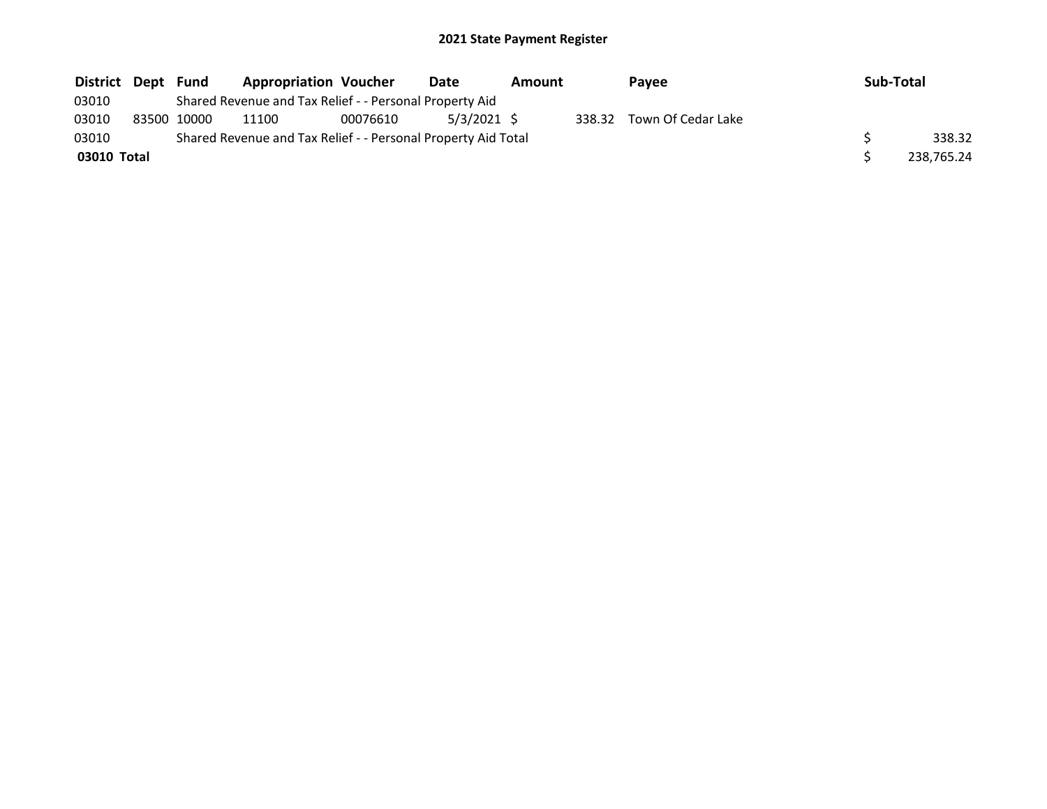## 2021 State Payment Register

| District | Dept | Fund | Appropriation | Voucher | Date | Amount | Payee | Sub-Total |
|---|---|---|---|---|---|---|---|---|
| 03010 | | Shared Revenue and Tax Relief - - Personal Property Aid | | | | | | |
| 03010 | 83500 | 10000 | 11100 | 00076610 | 5/3/2021 | $ 338.32 | Town Of Cedar Lake | |
| 03010 | | Shared Revenue and Tax Relief - - Personal Property Aid Total | | | | | | $ 338.32 |
| **03010 Total** | | | | | | | | $ 238,765.24 |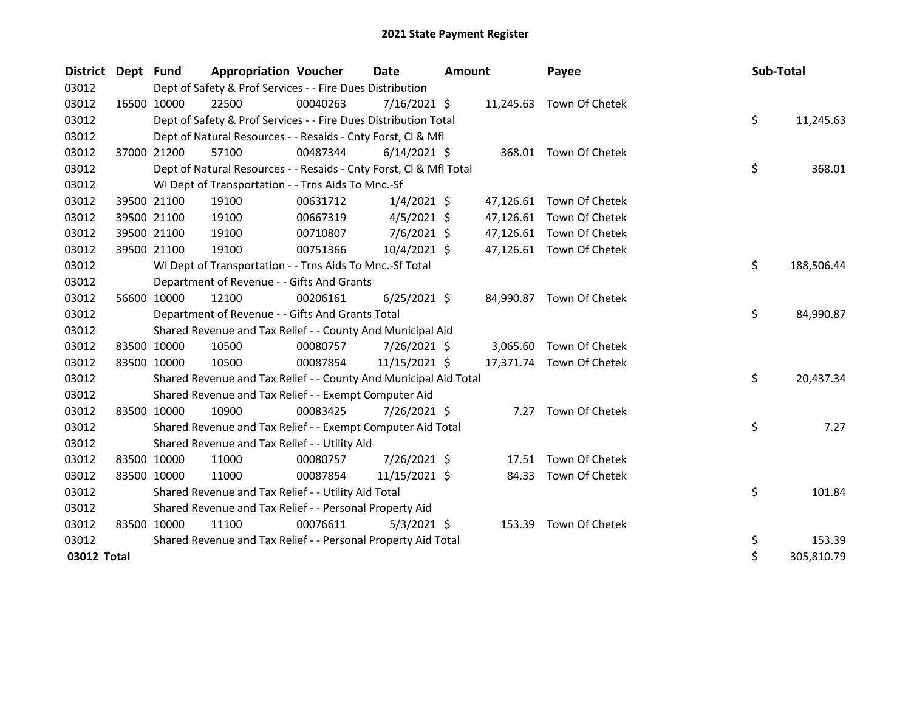# 2021 State Payment Register

| District | Dept | Fund | Appropriation | Voucher | Date | Amount | Payee | Sub-Total |
|---|---|---|---|---|---|---|---|---|
| 03012 | Dept of Safety & Prof Services - - Fire Dues Distribution | | | | | | | |
| 03012 | 16500 | 10000 | 22500 | 00040263 | 7/16/2021 | $ 11,245.63 | Town Of Chetek | |
| 03012 | Dept of Safety & Prof Services - - Fire Dues Distribution Total | | | | | | | $ 11,245.63 |
| 03012 | Dept of Natural Resources - - Resaids - Cnty Forst, Cl & Mfl | | | | | | | |
| 03012 | 37000 | 21200 | 57100 | 00487344 | 6/14/2021 | $ 368.01 | Town Of Chetek | |
| 03012 | Dept of Natural Resources - - Resaids - Cnty Forst, Cl & Mfl Total | | | | | | | $ 368.01 |
| 03012 | WI Dept of Transportation - - Trns Aids To Mnc.-Sf | | | | | | | |
| 03012 | 39500 | 21100 | 19100 | 00631712 | 1/4/2021 | $ 47,126.61 | Town Of Chetek | |
| 03012 | 39500 | 21100 | 19100 | 00667319 | 4/5/2021 | $ 47,126.61 | Town Of Chetek | |
| 03012 | 39500 | 21100 | 19100 | 00710807 | 7/6/2021 | $ 47,126.61 | Town Of Chetek | |
| 03012 | 39500 | 21100 | 19100 | 00751366 | 10/4/2021 | $ 47,126.61 | Town Of Chetek | |
| 03012 | WI Dept of Transportation - - Trns Aids To Mnc.-Sf Total | | | | | | | $ 188,506.44 |
| 03012 | Department of Revenue - - Gifts And Grants | | | | | | | |
| 03012 | 56600 | 10000 | 12100 | 00206161 | 6/25/2021 | $ 84,990.87 | Town Of Chetek | |
| 03012 | Department of Revenue - - Gifts And Grants Total | | | | | | | $ 84,990.87 |
| 03012 | Shared Revenue and Tax Relief - - County And Municipal Aid | | | | | | | |
| 03012 | 83500 | 10000 | 10500 | 00080757 | 7/26/2021 | $ 3,065.60 | Town Of Chetek | |
| 03012 | 83500 | 10000 | 10500 | 00087854 | 11/15/2021 | $ 17,371.74 | Town Of Chetek | |
| 03012 | Shared Revenue and Tax Relief - - County And Municipal Aid Total | | | | | | | $ 20,437.34 |
| 03012 | Shared Revenue and Tax Relief - - Exempt Computer Aid | | | | | | | |
| 03012 | 83500 | 10000 | 10900 | 00083425 | 7/26/2021 | $ 7.27 | Town Of Chetek | |
| 03012 | Shared Revenue and Tax Relief - - Exempt Computer Aid Total | | | | | | | $ 7.27 |
| 03012 | Shared Revenue and Tax Relief - - Utility Aid | | | | | | | |
| 03012 | 83500 | 10000 | 11000 | 00080757 | 7/26/2021 | $ 17.51 | Town Of Chetek | |
| 03012 | 83500 | 10000 | 11000 | 00087854 | 11/15/2021 | $ 84.33 | Town Of Chetek | |
| 03012 | Shared Revenue and Tax Relief - - Utility Aid Total | | | | | | | $ 101.84 |
| 03012 | Shared Revenue and Tax Relief - - Personal Property Aid | | | | | | | |
| 03012 | 83500 | 10000 | 11100 | 00076611 | 5/3/2021 | $ 153.39 | Town Of Chetek | |
| 03012 | Shared Revenue and Tax Relief - - Personal Property Aid Total | | | | | | | $ 153.39 |
| **03012 Total** | | | | | | | | $ 305,810.79 |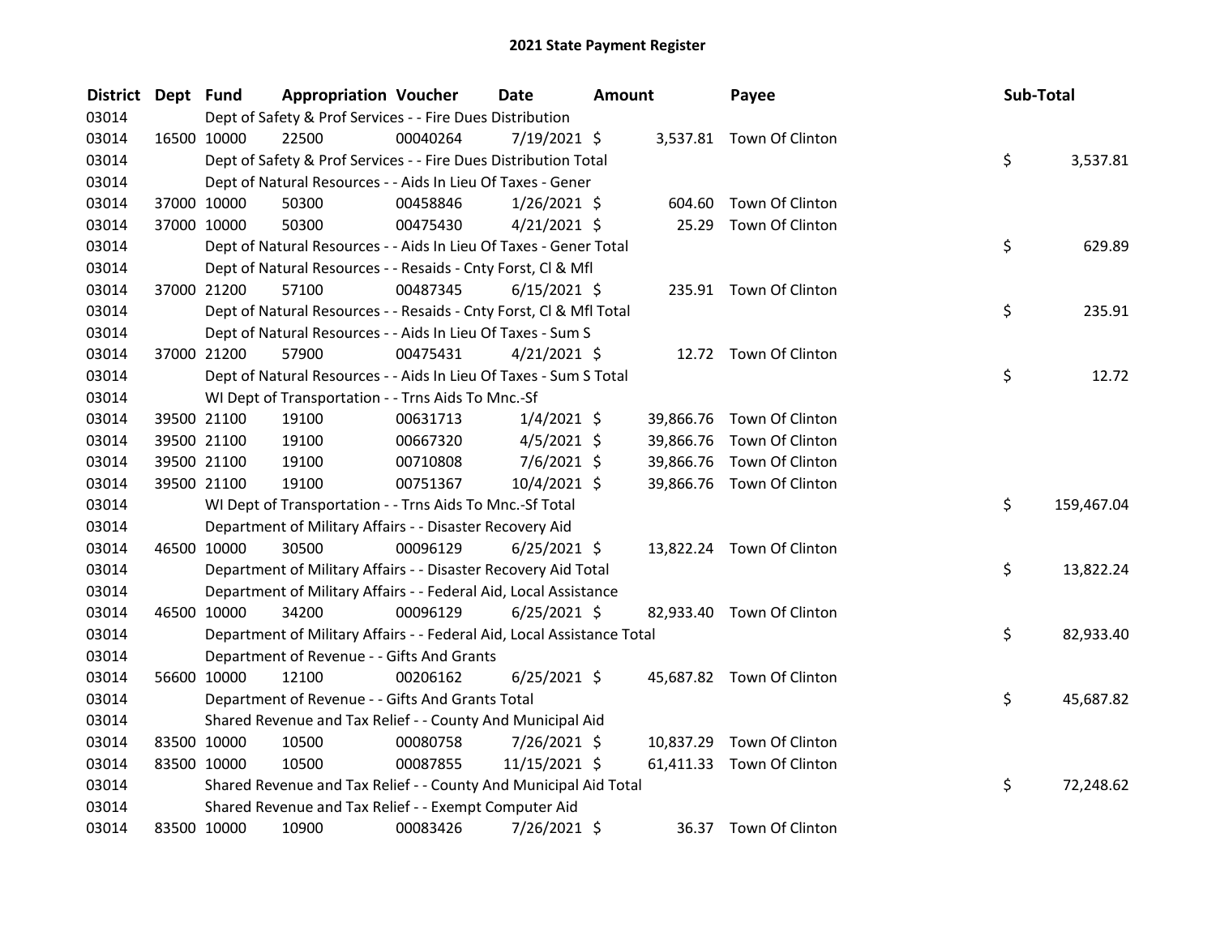## 2021 State Payment Register

| District | Dept | Fund | Appropriation | Voucher | Date | Amount | Payee | Sub-Total |
|---|---|---|---|---|---|---|---|---|
| 03014 | | | Dept of Safety & Prof Services - - Fire Dues Distribution | | | | | |
| 03014 | 16500 | 10000 | 22500 | 00040264 | 7/19/2021 | $ 3,537.81 | Town Of Clinton | |
| 03014 | | | Dept of Safety & Prof Services - - Fire Dues Distribution Total | | | | | $ 3,537.81 |
| 03014 | | | Dept of Natural Resources - - Aids In Lieu Of Taxes - Gener | | | | | |
| 03014 | 37000 | 10000 | 50300 | 00458846 | 1/26/2021 | $ 604.60 | Town Of Clinton | |
| 03014 | 37000 | 10000 | 50300 | 00475430 | 4/21/2021 | $ 25.29 | Town Of Clinton | |
| 03014 | | | Dept of Natural Resources - - Aids In Lieu Of Taxes - Gener Total | | | | | $ 629.89 |
| 03014 | | | Dept of Natural Resources - - Resaids - Cnty Forst, Cl & Mfl | | | | | |
| 03014 | 37000 | 21200 | 57100 | 00487345 | 6/15/2021 | $ 235.91 | Town Of Clinton | |
| 03014 | | | Dept of Natural Resources - - Resaids - Cnty Forst, Cl & Mfl Total | | | | | $ 235.91 |
| 03014 | | | Dept of Natural Resources - - Aids In Lieu Of Taxes - Sum S | | | | | |
| 03014 | 37000 | 21200 | 57900 | 00475431 | 4/21/2021 | $ 12.72 | Town Of Clinton | |
| 03014 | | | Dept of Natural Resources - - Aids In Lieu Of Taxes - Sum S Total | | | | | $ 12.72 |
| 03014 | | | WI Dept of Transportation - - Trns Aids To Mnc.-Sf | | | | | |
| 03014 | 39500 | 21100 | 19100 | 00631713 | 1/4/2021 | $ 39,866.76 | Town Of Clinton | |
| 03014 | 39500 | 21100 | 19100 | 00667320 | 4/5/2021 | $ 39,866.76 | Town Of Clinton | |
| 03014 | 39500 | 21100 | 19100 | 00710808 | 7/6/2021 | $ 39,866.76 | Town Of Clinton | |
| 03014 | 39500 | 21100 | 19100 | 00751367 | 10/4/2021 | $ 39,866.76 | Town Of Clinton | |
| 03014 | | | WI Dept of Transportation - - Trns Aids To Mnc.-Sf Total | | | | | $ 159,467.04 |
| 03014 | | | Department of Military Affairs - - Disaster Recovery Aid | | | | | |
| 03014 | 46500 | 10000 | 30500 | 00096129 | 6/25/2021 | $ 13,822.24 | Town Of Clinton | |
| 03014 | | | Department of Military Affairs - - Disaster Recovery Aid Total | | | | | $ 13,822.24 |
| 03014 | | | Department of Military Affairs - - Federal Aid, Local Assistance | | | | | |
| 03014 | 46500 | 10000 | 34200 | 00096129 | 6/25/2021 | $ 82,933.40 | Town Of Clinton | |
| 03014 | | | Department of Military Affairs - - Federal Aid, Local Assistance Total | | | | | $ 82,933.40 |
| 03014 | | | Department of Revenue - - Gifts And Grants | | | | | |
| 03014 | 56600 | 10000 | 12100 | 00206162 | 6/25/2021 | $ 45,687.82 | Town Of Clinton | |
| 03014 | | | Department of Revenue - - Gifts And Grants Total | | | | | $ 45,687.82 |
| 03014 | | | Shared Revenue and Tax Relief - - County And Municipal Aid | | | | | |
| 03014 | 83500 | 10000 | 10500 | 00080758 | 7/26/2021 | $ 10,837.29 | Town Of Clinton | |
| 03014 | 83500 | 10000 | 10500 | 00087855 | 11/15/2021 | $ 61,411.33 | Town Of Clinton | |
| 03014 | | | Shared Revenue and Tax Relief - - County And Municipal Aid Total | | | | | $ 72,248.62 |
| 03014 | | | Shared Revenue and Tax Relief - - Exempt Computer Aid | | | | | |
| 03014 | 83500 | 10000 | 10900 | 00083426 | 7/26/2021 | $ 36.37 | Town Of Clinton | |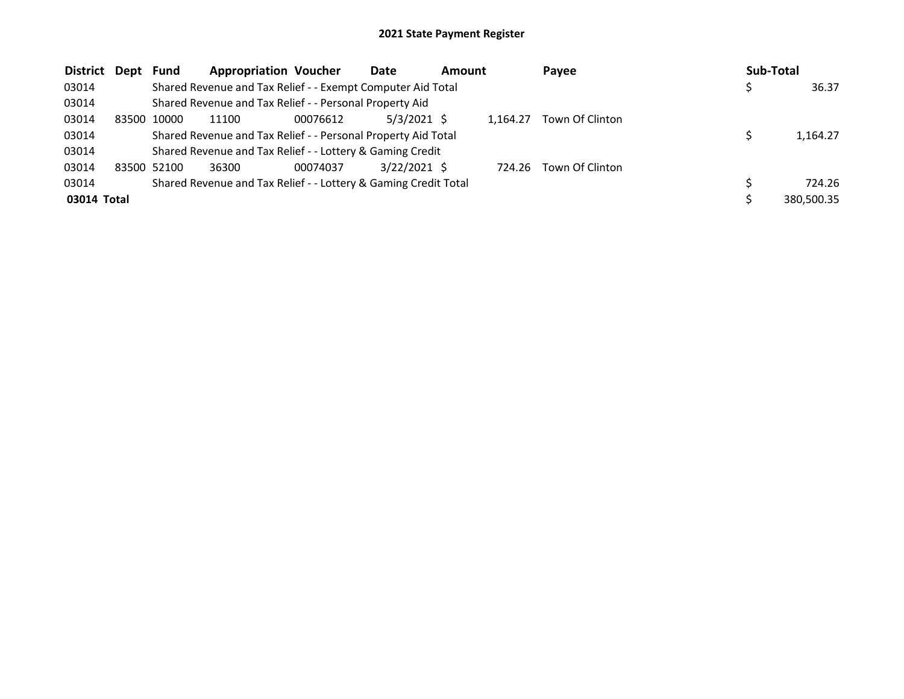# 2021 State Payment Register

| District | Dept | Fund | Appropriation | Voucher | Date | Amount | Payee | Sub-Total |
|---|---|---|---|---|---|---|---|---|
| 03014 | | Shared Revenue and Tax Relief - - Exempt Computer Aid Total | | | | | | $ 36.37 |
| 03014 | | Shared Revenue and Tax Relief - - Personal Property Aid | | | | | | |
| 03014 | 83500 | 10000 | 11100 | 00076612 | 5/3/2021 | $ 1,164.27 | Town Of Clinton | |
| 03014 | | Shared Revenue and Tax Relief - - Personal Property Aid Total | | | | | | $ 1,164.27 |
| 03014 | | Shared Revenue and Tax Relief - - Lottery & Gaming Credit | | | | | | |
| 03014 | 83500 | 52100 | 36300 | 00074037 | 3/22/2021 | $ 724.26 | Town Of Clinton | |
| 03014 | | Shared Revenue and Tax Relief - - Lottery & Gaming Credit Total | | | | | | $ 724.26 |
| **03014 Total** | | | | | | | | $ 380,500.35 |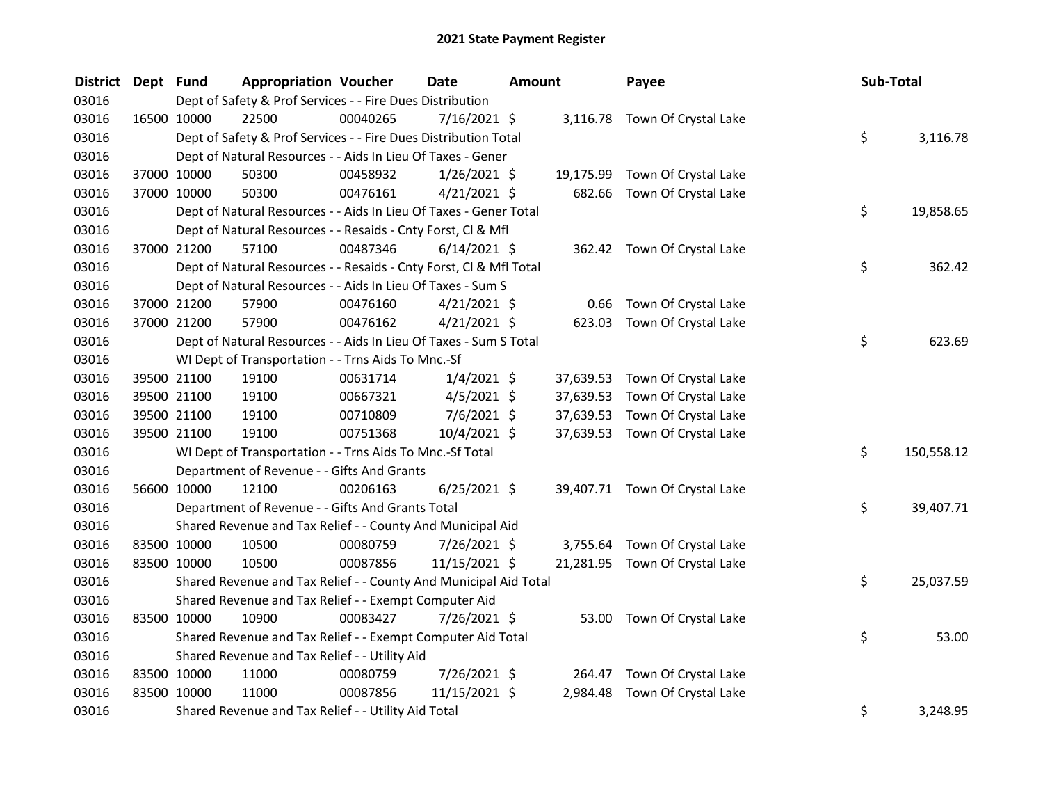# 2021 State Payment Register

| District | Dept | Fund | Appropriation | Voucher | Date | Amount | Payee | Sub-Total |
|---|---|---|---|---|---|---|---|---|
| 03016 | | | Dept of Safety & Prof Services - - Fire Dues Distribution | | | | | |
| 03016 | 16500 | 10000 | 22500 | 00040265 | 7/16/2021 | $ 3,116.78 | Town Of Crystal Lake | |
| 03016 | | | Dept of Safety & Prof Services - - Fire Dues Distribution Total | | | | | $ 3,116.78 |
| 03016 | | | Dept of Natural Resources - - Aids In Lieu Of Taxes - Gener | | | | | |
| 03016 | 37000 | 10000 | 50300 | 00458932 | 1/26/2021 | $ 19,175.99 | Town Of Crystal Lake | |
| 03016 | 37000 | 10000 | 50300 | 00476161 | 4/21/2021 | $ 682.66 | Town Of Crystal Lake | |
| 03016 | | | Dept of Natural Resources - - Aids In Lieu Of Taxes - Gener Total | | | | | $ 19,858.65 |
| 03016 | | | Dept of Natural Resources - - Resaids - Cnty Forst, Cl & Mfl | | | | | |
| 03016 | 37000 | 21200 | 57100 | 00487346 | 6/14/2021 | $ 362.42 | Town Of Crystal Lake | |
| 03016 | | | Dept of Natural Resources - - Resaids - Cnty Forst, Cl & Mfl Total | | | | | $ 362.42 |
| 03016 | | | Dept of Natural Resources - - Aids In Lieu Of Taxes - Sum S | | | | | |
| 03016 | 37000 | 21200 | 57900 | 00476160 | 4/21/2021 | $ 0.66 | Town Of Crystal Lake | |
| 03016 | 37000 | 21200 | 57900 | 00476162 | 4/21/2021 | $ 623.03 | Town Of Crystal Lake | |
| 03016 | | | Dept of Natural Resources - - Aids In Lieu Of Taxes - Sum S Total | | | | | $ 623.69 |
| 03016 | | | WI Dept of Transportation - - Trns Aids To Mnc.-Sf | | | | | |
| 03016 | 39500 | 21100 | 19100 | 00631714 | 1/4/2021 | $ 37,639.53 | Town Of Crystal Lake | |
| 03016 | 39500 | 21100 | 19100 | 00667321 | 4/5/2021 | $ 37,639.53 | Town Of Crystal Lake | |
| 03016 | 39500 | 21100 | 19100 | 00710809 | 7/6/2021 | $ 37,639.53 | Town Of Crystal Lake | |
| 03016 | 39500 | 21100 | 19100 | 00751368 | 10/4/2021 | $ 37,639.53 | Town Of Crystal Lake | |
| 03016 | | | WI Dept of Transportation - - Trns Aids To Mnc.-Sf Total | | | | | $ 150,558.12 |
| 03016 | | | Department of Revenue - - Gifts And Grants | | | | | |
| 03016 | 56600 | 10000 | 12100 | 00206163 | 6/25/2021 | $ 39,407.71 | Town Of Crystal Lake | |
| 03016 | | | Department of Revenue - - Gifts And Grants Total | | | | | $ 39,407.71 |
| 03016 | | | Shared Revenue and Tax Relief - - County And Municipal Aid | | | | | |
| 03016 | 83500 | 10000 | 10500 | 00080759 | 7/26/2021 | $ 3,755.64 | Town Of Crystal Lake | |
| 03016 | 83500 | 10000 | 10500 | 00087856 | 11/15/2021 | $ 21,281.95 | Town Of Crystal Lake | |
| 03016 | | | Shared Revenue and Tax Relief - - County And Municipal Aid Total | | | | | $ 25,037.59 |
| 03016 | | | Shared Revenue and Tax Relief - - Exempt Computer Aid | | | | | |
| 03016 | 83500 | 10000 | 10900 | 00083427 | 7/26/2021 | $ 53.00 | Town Of Crystal Lake | |
| 03016 | | | Shared Revenue and Tax Relief - - Exempt Computer Aid Total | | | | | $ 53.00 |
| 03016 | | | Shared Revenue and Tax Relief - - Utility Aid | | | | | |
| 03016 | 83500 | 10000 | 11000 | 00080759 | 7/26/2021 | $ 264.47 | Town Of Crystal Lake | |
| 03016 | 83500 | 10000 | 11000 | 00087856 | 11/15/2021 | $ 2,984.48 | Town Of Crystal Lake | |
| 03016 | | | Shared Revenue and Tax Relief - - Utility Aid Total | | | | | $ 3,248.95 |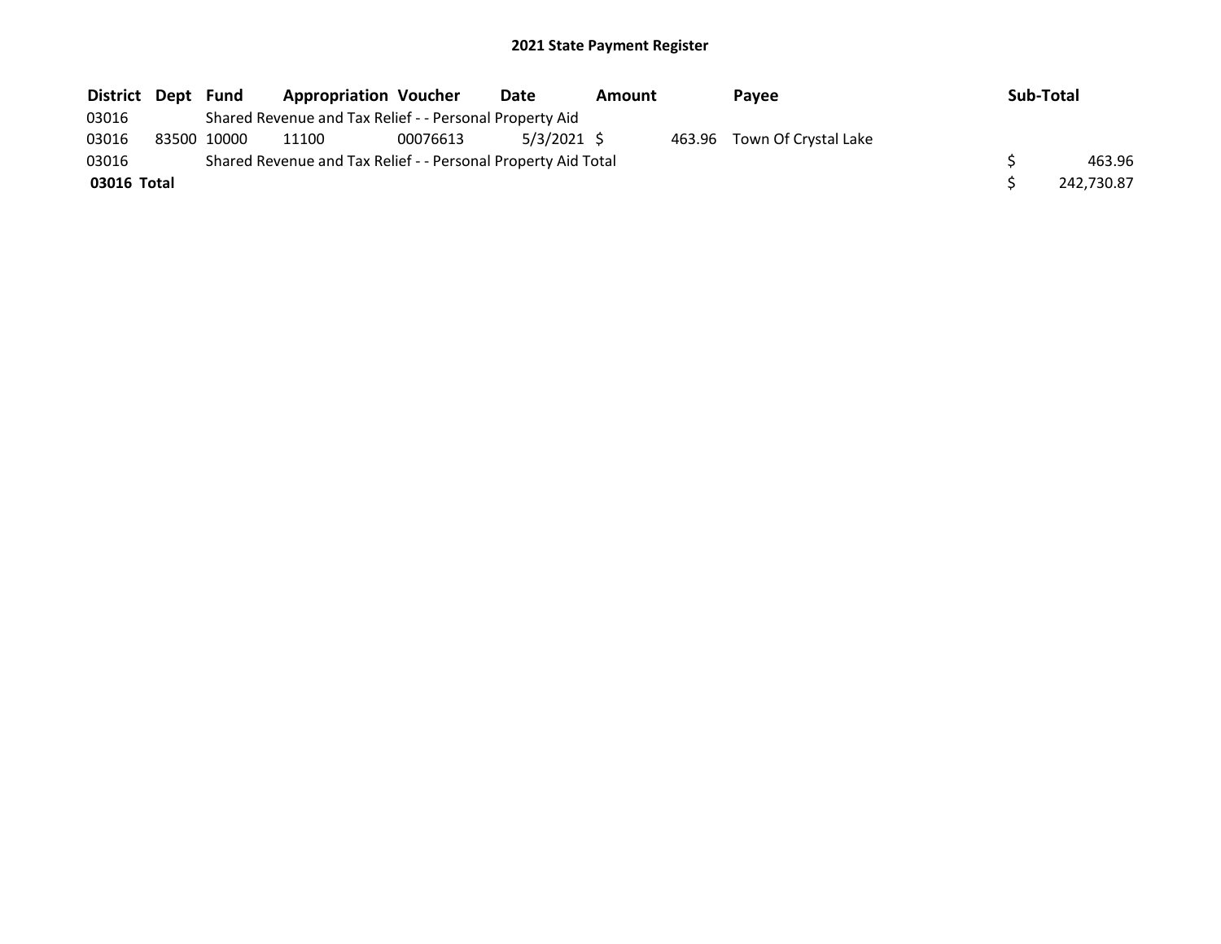## 2021 State Payment Register

| District | Dept | Fund | Appropriation | Voucher | Date | Amount | Payee | Sub-Total |
|---|---|---|---|---|---|---|---|---|
| 03016 | | Shared Revenue and Tax Relief - - Personal Property Aid | | | | | | |
| 03016 | 83500 | 10000 | 11100 | 00076613 | 5/3/2021 | $ 463.96 | Town Of Crystal Lake | |
| 03016 | | Shared Revenue and Tax Relief - - Personal Property Aid Total | | | | | | $ 463.96 |
| **03016 Total** | | | | | | | | $ 242,730.87 |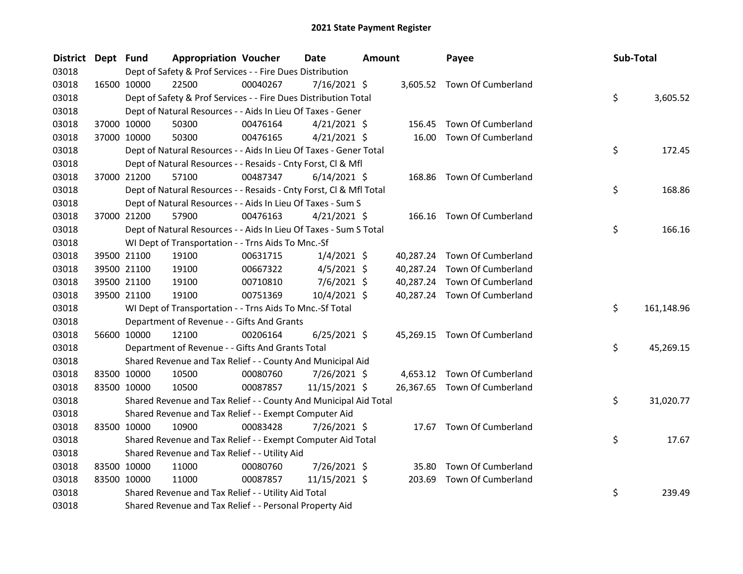# 2021 State Payment Register

| District | Dept | Fund | Appropriation | Voucher | Date | Amount | Payee | Sub-Total |
|---|---|---|---|---|---|---|---|---|
| 03018 | | Dept of Safety & Prof Services - - Fire Dues Distribution | | | | | | |
| 03018 | 16500 | 10000 | 22500 | 00040267 | 7/16/2021 | $ 3,605.52 | Town Of Cumberland | |
| 03018 | | Dept of Safety & Prof Services - - Fire Dues Distribution Total | | | | | | $ 3,605.52 |
| 03018 | | Dept of Natural Resources - - Aids In Lieu Of Taxes - Gener | | | | | | |
| 03018 | 37000 | 10000 | 50300 | 00476164 | 4/21/2021 | $ 156.45 | Town Of Cumberland | |
| 03018 | 37000 | 10000 | 50300 | 00476165 | 4/21/2021 | $ 16.00 | Town Of Cumberland | |
| 03018 | | Dept of Natural Resources - - Aids In Lieu Of Taxes - Gener Total | | | | | | $ 172.45 |
| 03018 | | Dept of Natural Resources - - Resaids - Cnty Forst, Cl & Mfl | | | | | | |
| 03018 | 37000 | 21200 | 57100 | 00487347 | 6/14/2021 | $ 168.86 | Town Of Cumberland | |
| 03018 | | Dept of Natural Resources - - Resaids - Cnty Forst, Cl & Mfl Total | | | | | | $ 168.86 |
| 03018 | | Dept of Natural Resources - - Aids In Lieu Of Taxes - Sum S | | | | | | |
| 03018 | 37000 | 21200 | 57900 | 00476163 | 4/21/2021 | $ 166.16 | Town Of Cumberland | |
| 03018 | | Dept of Natural Resources - - Aids In Lieu Of Taxes - Sum S Total | | | | | | $ 166.16 |
| 03018 | | WI Dept of Transportation - - Trns Aids To Mnc.-Sf | | | | | | |
| 03018 | 39500 | 21100 | 19100 | 00631715 | 1/4/2021 | $ 40,287.24 | Town Of Cumberland | |
| 03018 | 39500 | 21100 | 19100 | 00667322 | 4/5/2021 | $ 40,287.24 | Town Of Cumberland | |
| 03018 | 39500 | 21100 | 19100 | 00710810 | 7/6/2021 | $ 40,287.24 | Town Of Cumberland | |
| 03018 | 39500 | 21100 | 19100 | 00751369 | 10/4/2021 | $ 40,287.24 | Town Of Cumberland | |
| 03018 | | WI Dept of Transportation - - Trns Aids To Mnc.-Sf Total | | | | | | $ 161,148.96 |
| 03018 | | Department of Revenue - - Gifts And Grants | | | | | | |
| 03018 | 56600 | 10000 | 12100 | 00206164 | 6/25/2021 | $ 45,269.15 | Town Of Cumberland | |
| 03018 | | Department of Revenue - - Gifts And Grants Total | | | | | | $ 45,269.15 |
| 03018 | | Shared Revenue and Tax Relief - - County And Municipal Aid | | | | | | |
| 03018 | 83500 | 10000 | 10500 | 00080760 | 7/26/2021 | $ 4,653.12 | Town Of Cumberland | |
| 03018 | 83500 | 10000 | 10500 | 00087857 | 11/15/2021 | $ 26,367.65 | Town Of Cumberland | |
| 03018 | | Shared Revenue and Tax Relief - - County And Municipal Aid Total | | | | | | $ 31,020.77 |
| 03018 | | Shared Revenue and Tax Relief - - Exempt Computer Aid | | | | | | |
| 03018 | 83500 | 10000 | 10900 | 00083428 | 7/26/2021 | $ 17.67 | Town Of Cumberland | |
| 03018 | | Shared Revenue and Tax Relief - - Exempt Computer Aid Total | | | | | | $ 17.67 |
| 03018 | | Shared Revenue and Tax Relief - - Utility Aid | | | | | | |
| 03018 | 83500 | 10000 | 11000 | 00080760 | 7/26/2021 | $ 35.80 | Town Of Cumberland | |
| 03018 | 83500 | 10000 | 11000 | 00087857 | 11/15/2021 | $ 203.69 | Town Of Cumberland | |
| 03018 | | Shared Revenue and Tax Relief - - Utility Aid Total | | | | | | $ 239.49 |
| 03018 | | Shared Revenue and Tax Relief - - Personal Property Aid | | | | | | |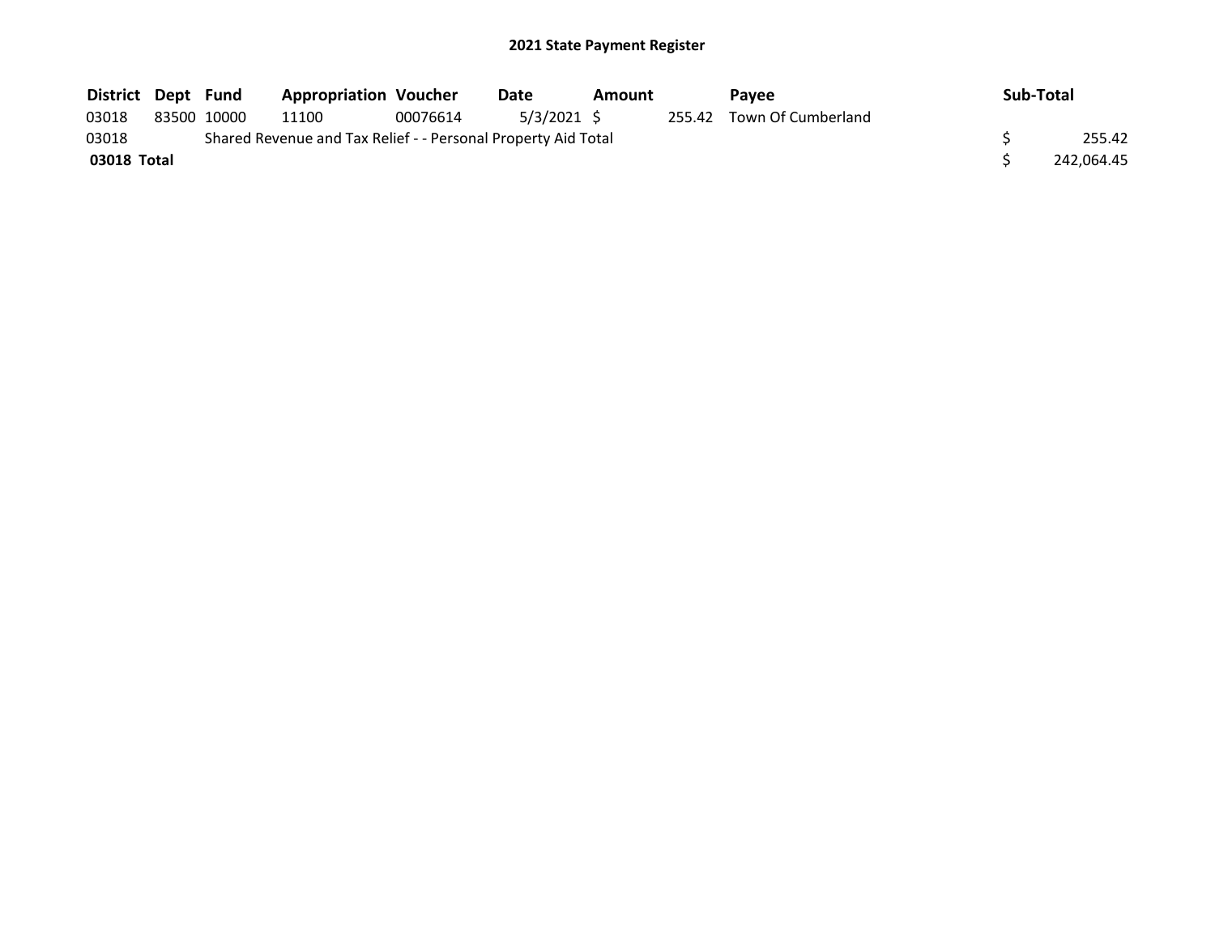**2021 State Payment Register**

| District | Dept | Fund | Appropriation | Voucher | Date | Amount | Payee | Sub-Total |
|---|---|---|---|---|---|---|---|---|
| 03018 | 83500 | 10000 | 11100 | 00076614 | 5/3/2021 | $ 255.42 | Town Of Cumberland | |
| 03018 | Shared Revenue and Tax Relief - - Personal Property Aid Total | | | | | | | $ 255.42 |
| **03018 Total** | | | | | | | | $ 242,064.45 |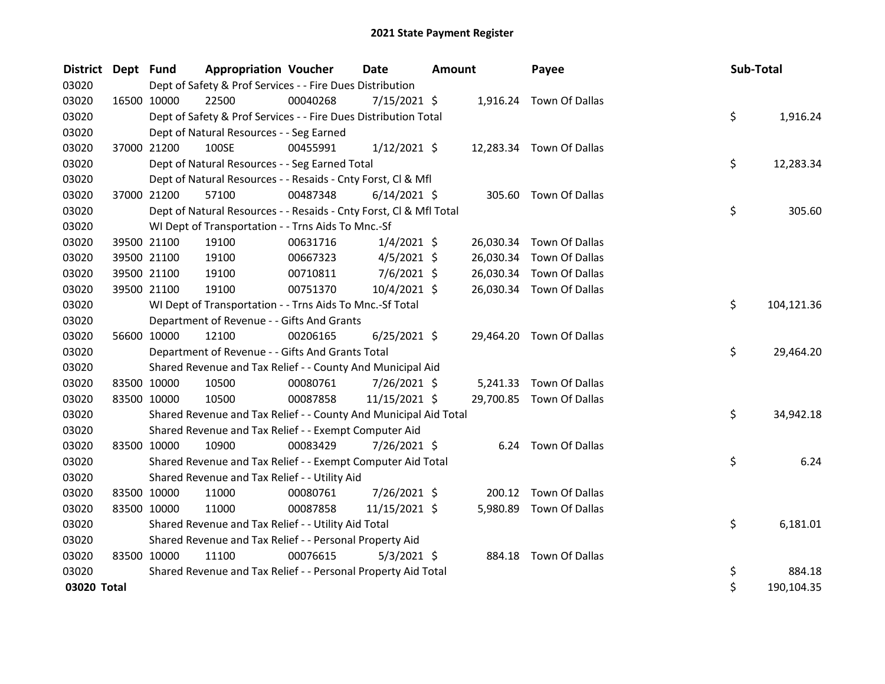# 2021 State Payment Register

| District | Dept | Fund | Appropriation | Voucher | Date | Amount | Payee | Sub-Total |
|---|---|---|---|---|---|---|---|---|
| 03020 | | Dept of Safety & Prof Services - - Fire Dues Distribution | | | | | | |
| 03020 | 16500 | 10000 | 22500 | 00040268 | 7/15/2021 | $ 1,916.24 | Town Of Dallas | |
| 03020 | | Dept of Safety & Prof Services - - Fire Dues Distribution Total | | | | | | $ 1,916.24 |
| 03020 | | Dept of Natural Resources - - Seg Earned | | | | | | |
| 03020 | 37000 | 21200 | 100SE | 00455991 | 1/12/2021 | $ 12,283.34 | Town Of Dallas | |
| 03020 | | Dept of Natural Resources - - Seg Earned Total | | | | | | $ 12,283.34 |
| 03020 | | Dept of Natural Resources - - Resaids - Cnty Forst, Cl & Mfl | | | | | | |
| 03020 | 37000 | 21200 | 57100 | 00487348 | 6/14/2021 | $ 305.60 | Town Of Dallas | |
| 03020 | | Dept of Natural Resources - - Resaids - Cnty Forst, Cl & Mfl Total | | | | | | $ 305.60 |
| 03020 | | WI Dept of Transportation - - Trns Aids To Mnc.-Sf | | | | | | |
| 03020 | 39500 | 21100 | 19100 | 00631716 | 1/4/2021 | $ 26,030.34 | Town Of Dallas | |
| 03020 | 39500 | 21100 | 19100 | 00667323 | 4/5/2021 | $ 26,030.34 | Town Of Dallas | |
| 03020 | 39500 | 21100 | 19100 | 00710811 | 7/6/2021 | $ 26,030.34 | Town Of Dallas | |
| 03020 | 39500 | 21100 | 19100 | 00751370 | 10/4/2021 | $ 26,030.34 | Town Of Dallas | |
| 03020 | | WI Dept of Transportation - - Trns Aids To Mnc.-Sf Total | | | | | | $ 104,121.36 |
| 03020 | | Department of Revenue - - Gifts And Grants | | | | | | |
| 03020 | 56600 | 10000 | 12100 | 00206165 | 6/25/2021 | $ 29,464.20 | Town Of Dallas | |
| 03020 | | Department of Revenue - - Gifts And Grants Total | | | | | | $ 29,464.20 |
| 03020 | | Shared Revenue and Tax Relief - - County And Municipal Aid | | | | | | |
| 03020 | 83500 | 10000 | 10500 | 00080761 | 7/26/2021 | $ 5,241.33 | Town Of Dallas | |
| 03020 | 83500 | 10000 | 10500 | 00087858 | 11/15/2021 | $ 29,700.85 | Town Of Dallas | |
| 03020 | | Shared Revenue and Tax Relief - - County And Municipal Aid Total | | | | | | $ 34,942.18 |
| 03020 | | Shared Revenue and Tax Relief - - Exempt Computer Aid | | | | | | |
| 03020 | 83500 | 10000 | 10900 | 00083429 | 7/26/2021 | $ 6.24 | Town Of Dallas | |
| 03020 | | Shared Revenue and Tax Relief - - Exempt Computer Aid Total | | | | | | $ 6.24 |
| 03020 | | Shared Revenue and Tax Relief - - Utility Aid | | | | | | |
| 03020 | 83500 | 10000 | 11000 | 00080761 | 7/26/2021 | $ 200.12 | Town Of Dallas | |
| 03020 | 83500 | 10000 | 11000 | 00087858 | 11/15/2021 | $ 5,980.89 | Town Of Dallas | |
| 03020 | | Shared Revenue and Tax Relief - - Utility Aid Total | | | | | | $ 6,181.01 |
| 03020 | | Shared Revenue and Tax Relief - - Personal Property Aid | | | | | | |
| 03020 | 83500 | 10000 | 11100 | 00076615 | 5/3/2021 | $ 884.18 | Town Of Dallas | |
| 03020 | | Shared Revenue and Tax Relief - - Personal Property Aid Total | | | | | | $ 884.18 |
| **03020 Total** | | | | | | | | $ 190,104.35 |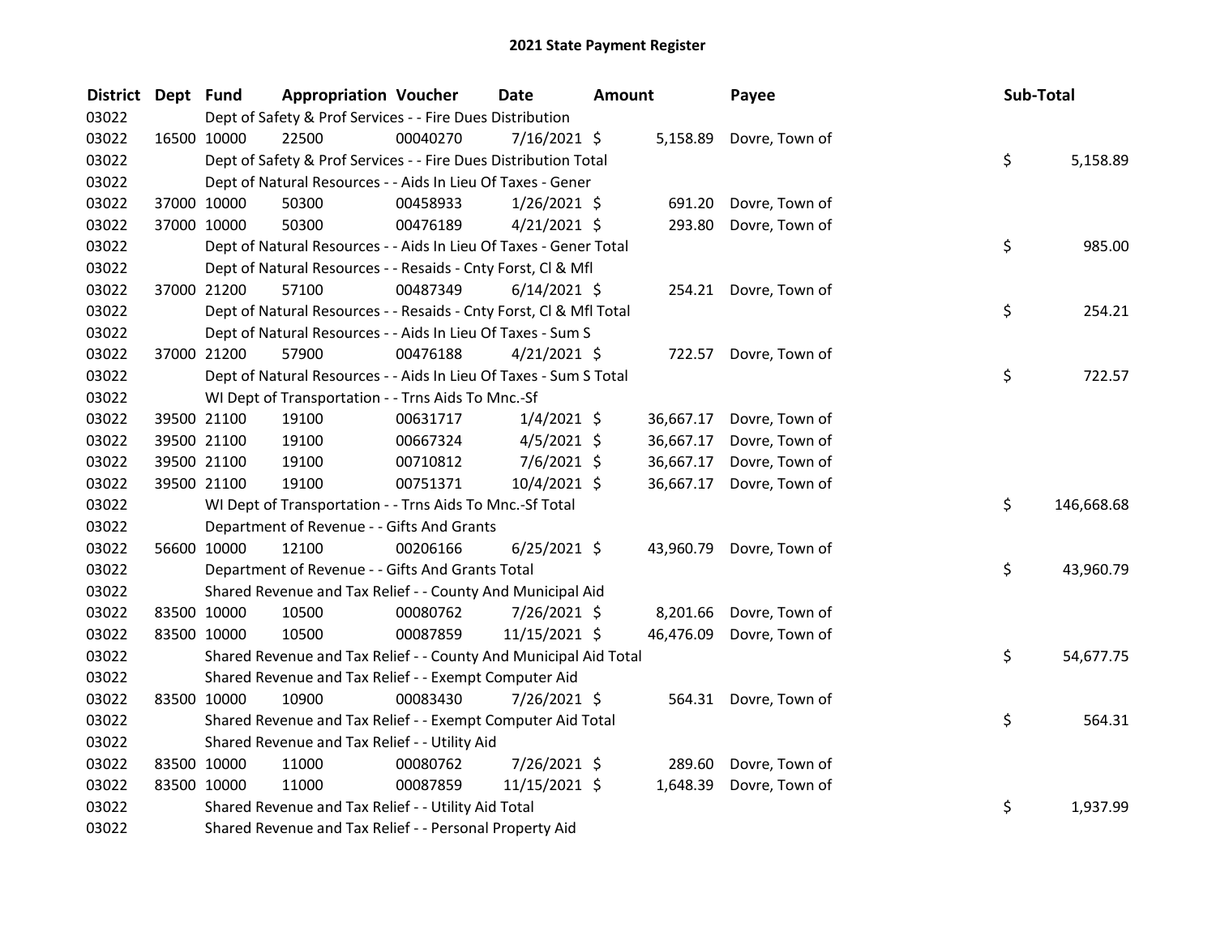# 2021 State Payment Register

| District | Dept | Fund | Appropriation | Voucher | Date | Amount | Payee | Sub-Total |
|---|---|---|---|---|---|---|---|---|
| 03022 | | Dept of Safety & Prof Services - - Fire Dues Distribution | | | | | | |
| 03022 | 16500 | 10000 | 22500 | 00040270 | 7/16/2021 | $ 5,158.89 | Dovre, Town of | |
| 03022 | | Dept of Safety & Prof Services - - Fire Dues Distribution Total | | | | | | $ 5,158.89 |
| 03022 | | Dept of Natural Resources - - Aids In Lieu Of Taxes - Gener | | | | | | |
| 03022 | 37000 | 10000 | 50300 | 00458933 | 1/26/2021 | $ 691.20 | Dovre, Town of | |
| 03022 | 37000 | 10000 | 50300 | 00476189 | 4/21/2021 | $ 293.80 | Dovre, Town of | |
| 03022 | | Dept of Natural Resources - - Aids In Lieu Of Taxes - Gener Total | | | | | | $ 985.00 |
| 03022 | | Dept of Natural Resources - - Resaids - Cnty Forst, Cl & Mfl | | | | | | |
| 03022 | 37000 | 21200 | 57100 | 00487349 | 6/14/2021 | $ 254.21 | Dovre, Town of | |
| 03022 | | Dept of Natural Resources - - Resaids - Cnty Forst, Cl & Mfl Total | | | | | | $ 254.21 |
| 03022 | | Dept of Natural Resources - - Aids In Lieu Of Taxes - Sum S | | | | | | |
| 03022 | 37000 | 21200 | 57900 | 00476188 | 4/21/2021 | $ 722.57 | Dovre, Town of | |
| 03022 | | Dept of Natural Resources - - Aids In Lieu Of Taxes - Sum S Total | | | | | | $ 722.57 |
| 03022 | | WI Dept of Transportation - - Trns Aids To Mnc.-Sf | | | | | | |
| 03022 | 39500 | 21100 | 19100 | 00631717 | 1/4/2021 | $ 36,667.17 | Dovre, Town of | |
| 03022 | 39500 | 21100 | 19100 | 00667324 | 4/5/2021 | $ 36,667.17 | Dovre, Town of | |
| 03022 | 39500 | 21100 | 19100 | 00710812 | 7/6/2021 | $ 36,667.17 | Dovre, Town of | |
| 03022 | 39500 | 21100 | 19100 | 00751371 | 10/4/2021 | $ 36,667.17 | Dovre, Town of | |
| 03022 | | WI Dept of Transportation - - Trns Aids To Mnc.-Sf Total | | | | | | $ 146,668.68 |
| 03022 | | Department of Revenue - - Gifts And Grants | | | | | | |
| 03022 | 56600 | 10000 | 12100 | 00206166 | 6/25/2021 | $ 43,960.79 | Dovre, Town of | |
| 03022 | | Department of Revenue - - Gifts And Grants Total | | | | | | $ 43,960.79 |
| 03022 | | Shared Revenue and Tax Relief - - County And Municipal Aid | | | | | | |
| 03022 | 83500 | 10000 | 10500 | 00080762 | 7/26/2021 | $ 8,201.66 | Dovre, Town of | |
| 03022 | 83500 | 10000 | 10500 | 00087859 | 11/15/2021 | $ 46,476.09 | Dovre, Town of | |
| 03022 | | Shared Revenue and Tax Relief - - County And Municipal Aid Total | | | | | | $ 54,677.75 |
| 03022 | | Shared Revenue and Tax Relief - - Exempt Computer Aid | | | | | | |
| 03022 | 83500 | 10000 | 10900 | 00083430 | 7/26/2021 | $ 564.31 | Dovre, Town of | |
| 03022 | | Shared Revenue and Tax Relief - - Exempt Computer Aid Total | | | | | | $ 564.31 |
| 03022 | | Shared Revenue and Tax Relief - - Utility Aid | | | | | | |
| 03022 | 83500 | 10000 | 11000 | 00080762 | 7/26/2021 | $ 289.60 | Dovre, Town of | |
| 03022 | 83500 | 10000 | 11000 | 00087859 | 11/15/2021 | $ 1,648.39 | Dovre, Town of | |
| 03022 | | Shared Revenue and Tax Relief - - Utility Aid Total | | | | | | $ 1,937.99 |
| 03022 | | Shared Revenue and Tax Relief - - Personal Property Aid | | | | | | |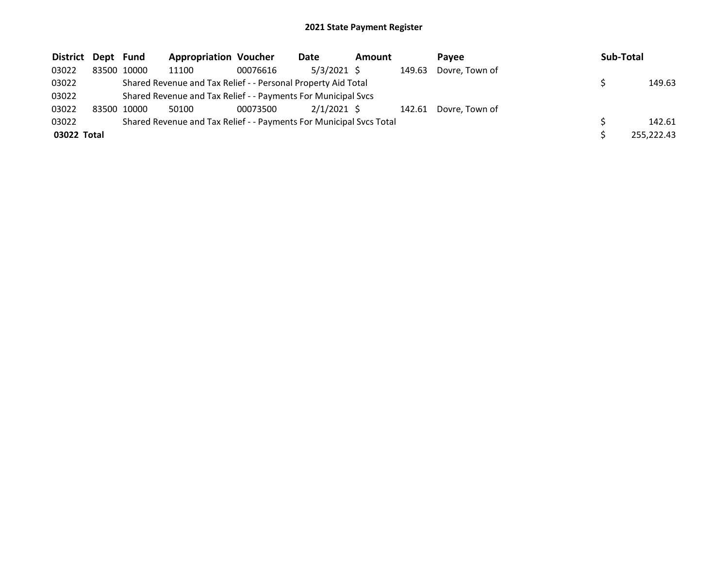# 2021 State Payment Register

| District | Dept | Fund | Appropriation | Voucher | Date | Amount | Payee | Sub-Total |
|---|---|---|---|---|---|---|---|---|
| 03022 | 83500 | 10000 | 11100 | 00076616 | 5/3/2021 | $ 149.63 | Dovre, Town of | |
| 03022 | | Shared Revenue and Tax Relief - - Personal Property Aid Total | | | | | | $ 149.63 |
| 03022 | | Shared Revenue and Tax Relief - - Payments For Municipal Svcs | | | | | | |
| 03022 | 83500 | 10000 | 50100 | 00073500 | 2/1/2021 | $ 142.61 | Dovre, Town of | |
| 03022 | | Shared Revenue and Tax Relief - - Payments For Municipal Svcs Total | | | | | | $ 142.61 |
| **03022 Total** | | | | | | | | $ 255,222.43 |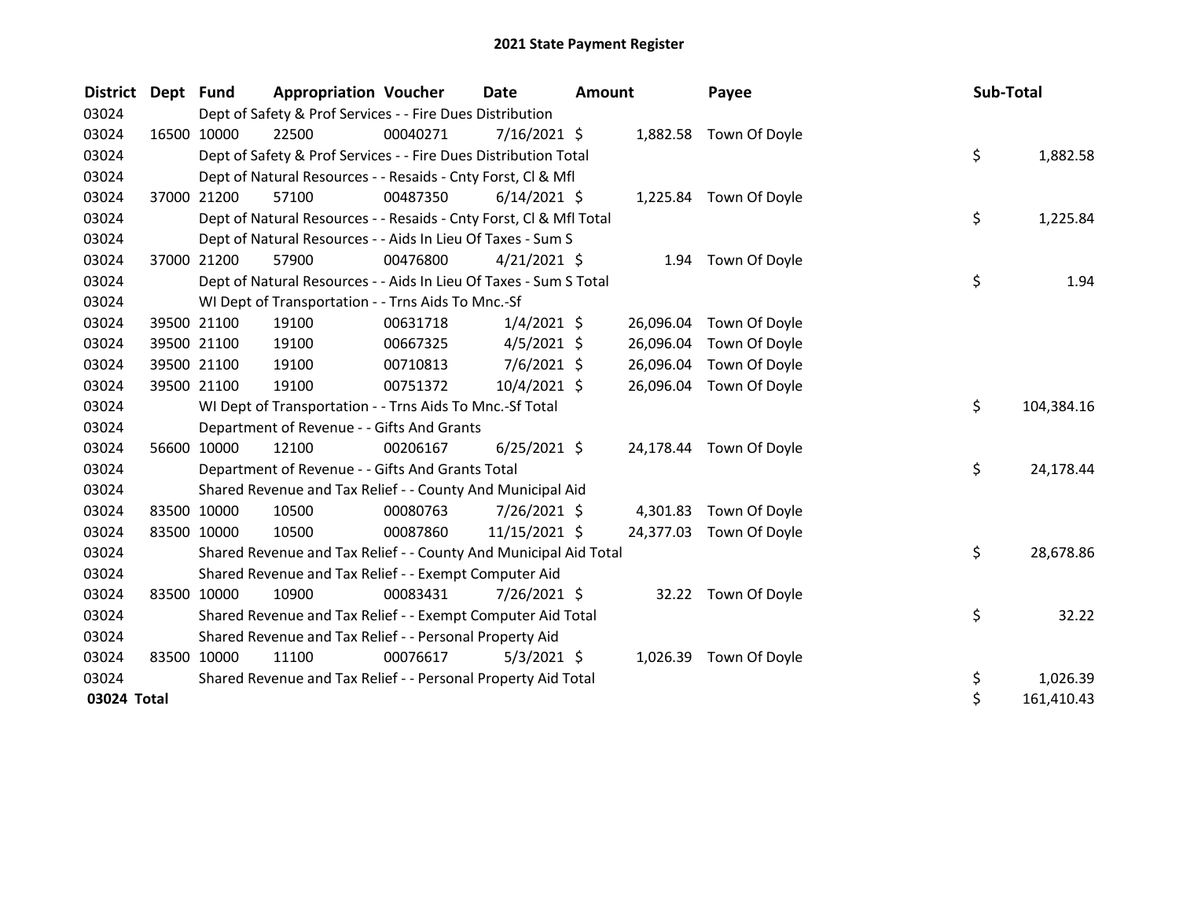# 2021 State Payment Register

| District | Dept | Fund | Appropriation | Voucher | Date | Amount | Payee | Sub-Total |
|---|---|---|---|---|---|---|---|---|
| 03024 | | Dept of Safety & Prof Services - - Fire Dues Distribution | | | | | | |
| 03024 | 16500 | 10000 | 22500 | 00040271 | 7/16/2021 | $ 1,882.58 | Town Of Doyle | |
| 03024 | | Dept of Safety & Prof Services - - Fire Dues Distribution Total | | | | | | $ 1,882.58 |
| 03024 | | Dept of Natural Resources - - Resaids - Cnty Forst, Cl & Mfl | | | | | | |
| 03024 | 37000 | 21200 | 57100 | 00487350 | 6/14/2021 | $ 1,225.84 | Town Of Doyle | |
| 03024 | | Dept of Natural Resources - - Resaids - Cnty Forst, Cl & Mfl Total | | | | | | $ 1,225.84 |
| 03024 | | Dept of Natural Resources - - Aids In Lieu Of Taxes - Sum S | | | | | | |
| 03024 | 37000 | 21200 | 57900 | 00476800 | 4/21/2021 | $ 1.94 | Town Of Doyle | |
| 03024 | | Dept of Natural Resources - - Aids In Lieu Of Taxes - Sum S Total | | | | | | $ 1.94 |
| 03024 | | WI Dept of Transportation - - Trns Aids To Mnc.-Sf | | | | | | |
| 03024 | 39500 | 21100 | 19100 | 00631718 | 1/4/2021 | $ 26,096.04 | Town Of Doyle | |
| 03024 | 39500 | 21100 | 19100 | 00667325 | 4/5/2021 | $ 26,096.04 | Town Of Doyle | |
| 03024 | 39500 | 21100 | 19100 | 00710813 | 7/6/2021 | $ 26,096.04 | Town Of Doyle | |
| 03024 | 39500 | 21100 | 19100 | 00751372 | 10/4/2021 | $ 26,096.04 | Town Of Doyle | |
| 03024 | | WI Dept of Transportation - - Trns Aids To Mnc.-Sf Total | | | | | | $ 104,384.16 |
| 03024 | | Department of Revenue - - Gifts And Grants | | | | | | |
| 03024 | 56600 | 10000 | 12100 | 00206167 | 6/25/2021 | $ 24,178.44 | Town Of Doyle | |
| 03024 | | Department of Revenue - - Gifts And Grants Total | | | | | | $ 24,178.44 |
| 03024 | | Shared Revenue and Tax Relief - - County And Municipal Aid | | | | | | |
| 03024 | 83500 | 10000 | 10500 | 00080763 | 7/26/2021 | $ 4,301.83 | Town Of Doyle | |
| 03024 | 83500 | 10000 | 10500 | 00087860 | 11/15/2021 | $ 24,377.03 | Town Of Doyle | |
| 03024 | | Shared Revenue and Tax Relief - - County And Municipal Aid Total | | | | | | $ 28,678.86 |
| 03024 | | Shared Revenue and Tax Relief - - Exempt Computer Aid | | | | | | |
| 03024 | 83500 | 10000 | 10900 | 00083431 | 7/26/2021 | $ 32.22 | Town Of Doyle | |
| 03024 | | Shared Revenue and Tax Relief - - Exempt Computer Aid Total | | | | | | $ 32.22 |
| 03024 | | Shared Revenue and Tax Relief - - Personal Property Aid | | | | | | |
| 03024 | 83500 | 10000 | 11100 | 00076617 | 5/3/2021 | $ 1,026.39 | Town Of Doyle | |
| 03024 | | Shared Revenue and Tax Relief - - Personal Property Aid Total | | | | | | $ 1,026.39 |
| **03024 Total** | | | | | | | | $ 161,410.43 |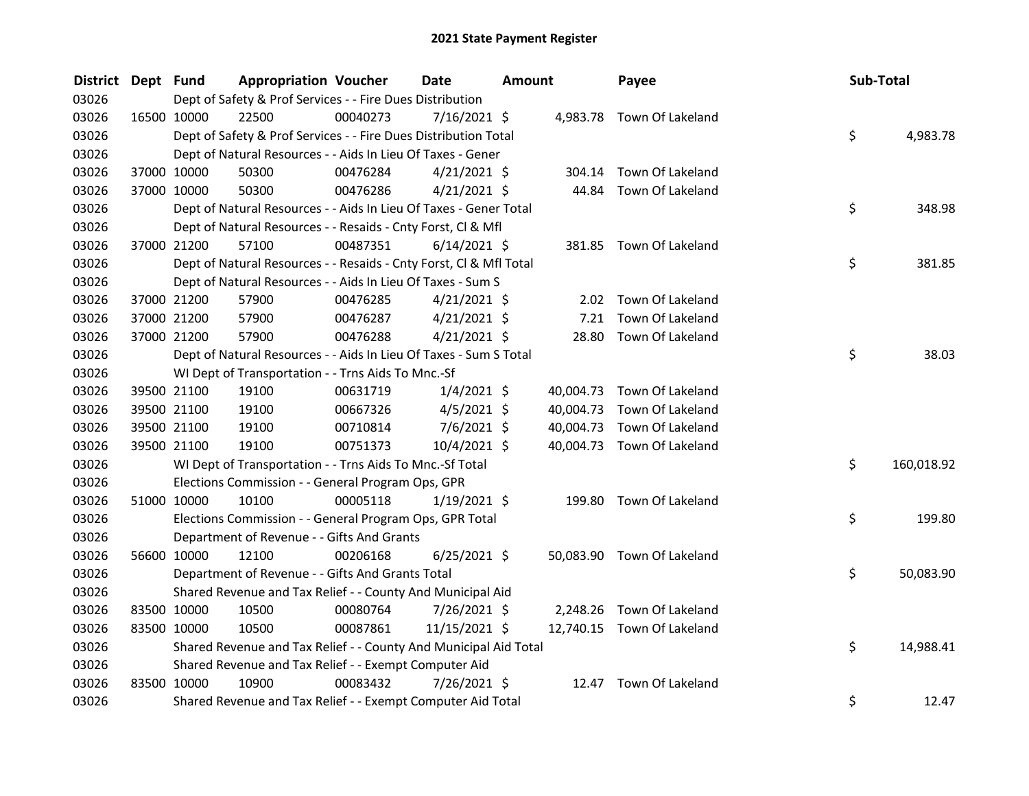# 2021 State Payment Register

| District | Dept | Fund | Appropriation | Voucher | Date | Amount | Payee | Sub-Total |
|---|---|---|---|---|---|---|---|---|
| 03026 | | Dept of Safety & Prof Services - - Fire Dues Distribution | | | | | | |
| 03026 | 16500 | 10000 | 22500 | 00040273 | 7/16/2021 | $ 4,983.78 | Town Of Lakeland | |
| 03026 | | Dept of Safety & Prof Services - - Fire Dues Distribution Total | | | | | | $ 4,983.78 |
| 03026 | | Dept of Natural Resources - - Aids In Lieu Of Taxes - Gener | | | | | | |
| 03026 | 37000 | 10000 | 50300 | 00476284 | 4/21/2021 | $ 304.14 | Town Of Lakeland | |
| 03026 | 37000 | 10000 | 50300 | 00476286 | 4/21/2021 | $ 44.84 | Town Of Lakeland | |
| 03026 | | Dept of Natural Resources - - Aids In Lieu Of Taxes - Gener Total | | | | | | $ 348.98 |
| 03026 | | Dept of Natural Resources - - Resaids - Cnty Forst, Cl & Mfl | | | | | | |
| 03026 | 37000 | 21200 | 57100 | 00487351 | 6/14/2021 | $ 381.85 | Town Of Lakeland | |
| 03026 | | Dept of Natural Resources - - Resaids - Cnty Forst, Cl & Mfl Total | | | | | | $ 381.85 |
| 03026 | | Dept of Natural Resources - - Aids In Lieu Of Taxes - Sum S | | | | | | |
| 03026 | 37000 | 21200 | 57900 | 00476285 | 4/21/2021 | $ 2.02 | Town Of Lakeland | |
| 03026 | 37000 | 21200 | 57900 | 00476287 | 4/21/2021 | $ 7.21 | Town Of Lakeland | |
| 03026 | 37000 | 21200 | 57900 | 00476288 | 4/21/2021 | $ 28.80 | Town Of Lakeland | |
| 03026 | | Dept of Natural Resources - - Aids In Lieu Of Taxes - Sum S Total | | | | | | $ 38.03 |
| 03026 | | WI Dept of Transportation - - Trns Aids To Mnc.-Sf | | | | | | |
| 03026 | 39500 | 21100 | 19100 | 00631719 | 1/4/2021 | $ 40,004.73 | Town Of Lakeland | |
| 03026 | 39500 | 21100 | 19100 | 00667326 | 4/5/2021 | $ 40,004.73 | Town Of Lakeland | |
| 03026 | 39500 | 21100 | 19100 | 00710814 | 7/6/2021 | $ 40,004.73 | Town Of Lakeland | |
| 03026 | 39500 | 21100 | 19100 | 00751373 | 10/4/2021 | $ 40,004.73 | Town Of Lakeland | |
| 03026 | | WI Dept of Transportation - - Trns Aids To Mnc.-Sf Total | | | | | | $ 160,018.92 |
| 03026 | | Elections Commission - - General Program Ops, GPR | | | | | | |
| 03026 | 51000 | 10000 | 10100 | 00005118 | 1/19/2021 | $ 199.80 | Town Of Lakeland | |
| 03026 | | Elections Commission - - General Program Ops, GPR Total | | | | | | $ 199.80 |
| 03026 | | Department of Revenue - - Gifts And Grants | | | | | | |
| 03026 | 56600 | 10000 | 12100 | 00206168 | 6/25/2021 | $ 50,083.90 | Town Of Lakeland | |
| 03026 | | Department of Revenue - - Gifts And Grants Total | | | | | | $ 50,083.90 |
| 03026 | | Shared Revenue and Tax Relief - - County And Municipal Aid | | | | | | |
| 03026 | 83500 | 10000 | 10500 | 00080764 | 7/26/2021 | $ 2,248.26 | Town Of Lakeland | |
| 03026 | 83500 | 10000 | 10500 | 00087861 | 11/15/2021 | $ 12,740.15 | Town Of Lakeland | |
| 03026 | | Shared Revenue and Tax Relief - - County And Municipal Aid Total | | | | | | $ 14,988.41 |
| 03026 | | Shared Revenue and Tax Relief - - Exempt Computer Aid | | | | | | |
| 03026 | 83500 | 10000 | 10900 | 00083432 | 7/26/2021 | $ 12.47 | Town Of Lakeland | |
| 03026 | | Shared Revenue and Tax Relief - - Exempt Computer Aid Total | | | | | | $ 12.47 |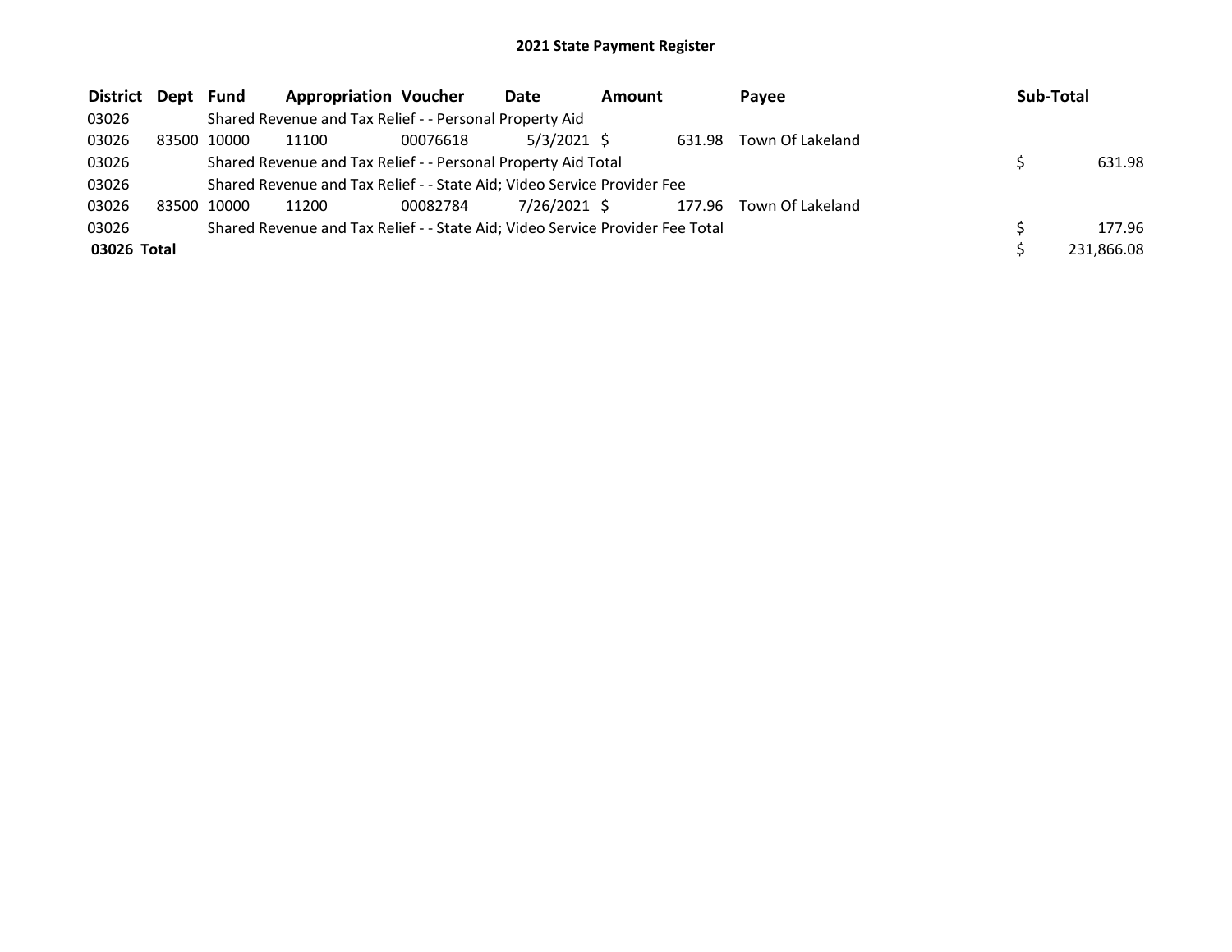## 2021 State Payment Register

| District | Dept | Fund | Appropriation | Voucher | Date | Amount | Payee | Sub-Total |
|---|---|---|---|---|---|---|---|---|
| 03026 | | Shared Revenue and Tax Relief - - Personal Property Aid | | | | | | |
| 03026 | 83500 | 10000 | 11100 | 00076618 | 5/3/2021 | $ 631.98 | Town Of Lakeland | |
| 03026 | | Shared Revenue and Tax Relief - - Personal Property Aid Total | | | | | | $ 631.98 |
| 03026 | | Shared Revenue and Tax Relief - - State Aid; Video Service Provider Fee | | | | | | |
| 03026 | 83500 | 10000 | 11200 | 00082784 | 7/26/2021 | $ 177.96 | Town Of Lakeland | |
| 03026 | | Shared Revenue and Tax Relief - - State Aid; Video Service Provider Fee Total | | | | | | $ 177.96 |
| **03026 Total** | | | | | | | | $ 231,866.08 |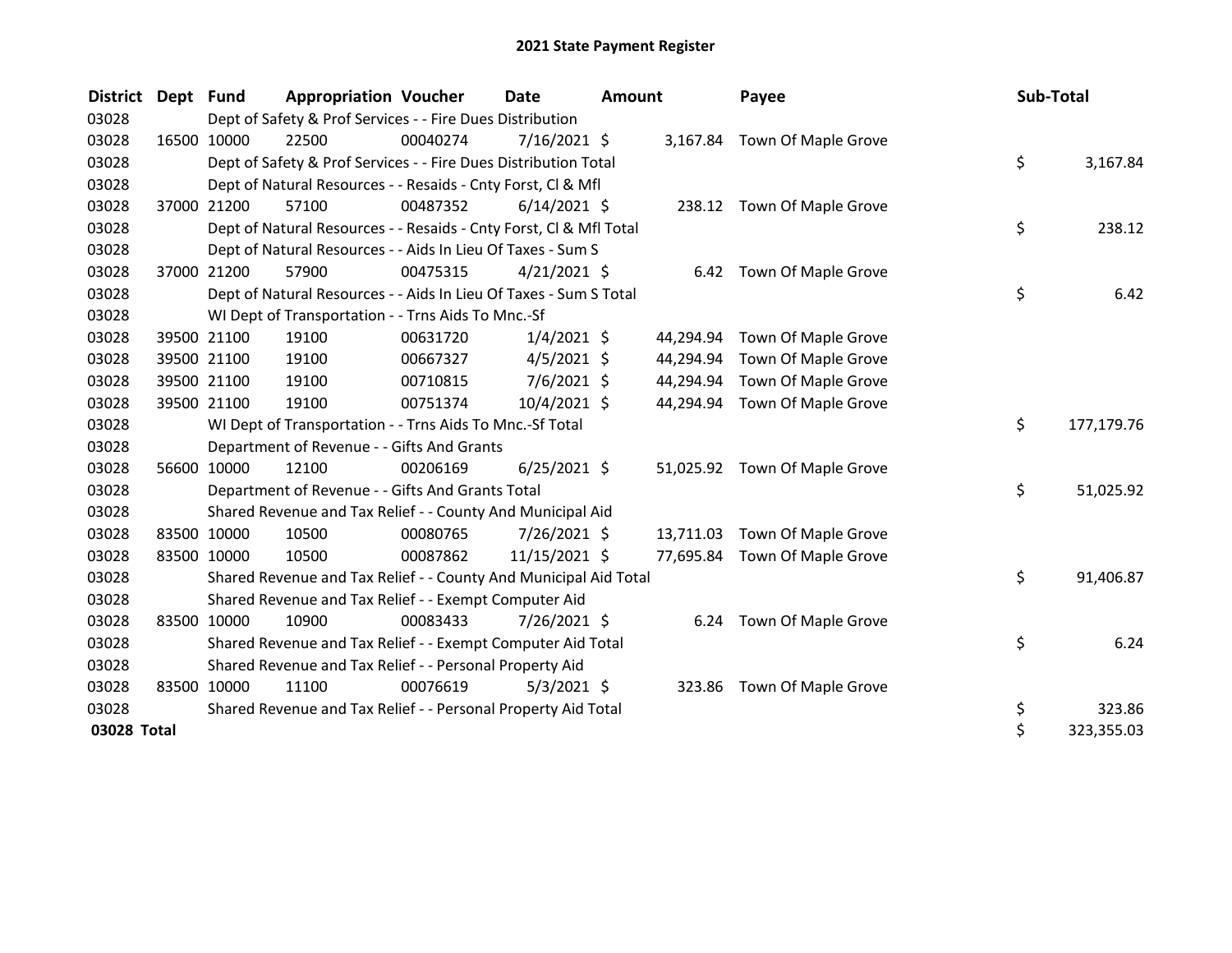# 2021 State Payment Register

| District | Dept | Fund | Appropriation | Voucher | Date | Amount | Payee | Sub-Total |
|---|---|---|---|---|---|---|---|---|
| 03028 | | | Dept of Safety & Prof Services - - Fire Dues Distribution | | | | | |
| 03028 | 16500 | 10000 | 22500 | 00040274 | 7/16/2021 | $ 3,167.84 | Town Of Maple Grove | |
| 03028 | | | Dept of Safety & Prof Services - - Fire Dues Distribution Total | | | | | $ 3,167.84 |
| 03028 | | | Dept of Natural Resources - - Resaids - Cnty Forst, Cl & Mfl | | | | | |
| 03028 | 37000 | 21200 | 57100 | 00487352 | 6/14/2021 | $ 238.12 | Town Of Maple Grove | |
| 03028 | | | Dept of Natural Resources - - Resaids - Cnty Forst, Cl & Mfl Total | | | | | $ 238.12 |
| 03028 | | | Dept of Natural Resources - - Aids In Lieu Of Taxes - Sum S | | | | | |
| 03028 | 37000 | 21200 | 57900 | 00475315 | 4/21/2021 | $ 6.42 | Town Of Maple Grove | |
| 03028 | | | Dept of Natural Resources - - Aids In Lieu Of Taxes - Sum S Total | | | | | $ 6.42 |
| 03028 | | | WI Dept of Transportation - - Trns Aids To Mnc.-Sf | | | | | |
| 03028 | 39500 | 21100 | 19100 | 00631720 | 1/4/2021 | $ 44,294.94 | Town Of Maple Grove | |
| 03028 | 39500 | 21100 | 19100 | 00667327 | 4/5/2021 | $ 44,294.94 | Town Of Maple Grove | |
| 03028 | 39500 | 21100 | 19100 | 00710815 | 7/6/2021 | $ 44,294.94 | Town Of Maple Grove | |
| 03028 | 39500 | 21100 | 19100 | 00751374 | 10/4/2021 | $ 44,294.94 | Town Of Maple Grove | |
| 03028 | | | WI Dept of Transportation - - Trns Aids To Mnc.-Sf Total | | | | | $ 177,179.76 |
| 03028 | | | Department of Revenue - - Gifts And Grants | | | | | |
| 03028 | 56600 | 10000 | 12100 | 00206169 | 6/25/2021 | $ 51,025.92 | Town Of Maple Grove | |
| 03028 | | | Department of Revenue - - Gifts And Grants Total | | | | | $ 51,025.92 |
| 03028 | | | Shared Revenue and Tax Relief - - County And Municipal Aid | | | | | |
| 03028 | 83500 | 10000 | 10500 | 00080765 | 7/26/2021 | $ 13,711.03 | Town Of Maple Grove | |
| 03028 | 83500 | 10000 | 10500 | 00087862 | 11/15/2021 | $ 77,695.84 | Town Of Maple Grove | |
| 03028 | | | Shared Revenue and Tax Relief - - County And Municipal Aid Total | | | | | $ 91,406.87 |
| 03028 | | | Shared Revenue and Tax Relief - - Exempt Computer Aid | | | | | |
| 03028 | 83500 | 10000 | 10900 | 00083433 | 7/26/2021 | $ 6.24 | Town Of Maple Grove | |
| 03028 | | | Shared Revenue and Tax Relief - - Exempt Computer Aid Total | | | | | $ 6.24 |
| 03028 | | | Shared Revenue and Tax Relief - - Personal Property Aid | | | | | |
| 03028 | 83500 | 10000 | 11100 | 00076619 | 5/3/2021 | $ 323.86 | Town Of Maple Grove | |
| 03028 | | | Shared Revenue and Tax Relief - - Personal Property Aid Total | | | | | $ 323.86 |
| **03028 Total** | | | | | | | | $ 323,355.03 |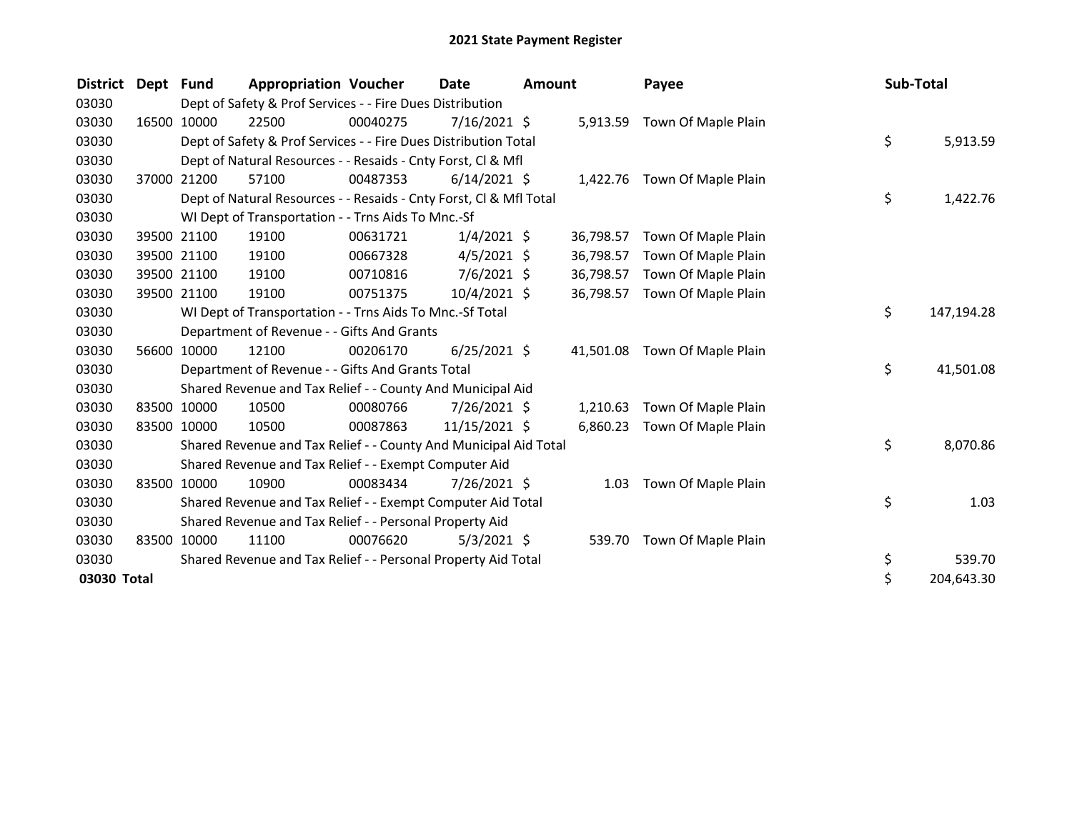# 2021 State Payment Register

| District | Dept | Fund | Appropriation | Voucher | Date | Amount | Payee | Sub-Total |
|---|---|---|---|---|---|---|---|---|
| 03030 | | Dept of Safety & Prof Services - - Fire Dues Distribution | | | | | | |
| 03030 | 16500 | 10000 | 22500 | 00040275 | 7/16/2021 | $ 5,913.59 | Town Of Maple Plain | |
| 03030 | | Dept of Safety & Prof Services - - Fire Dues Distribution Total | | | | | | $ 5,913.59 |
| 03030 | | Dept of Natural Resources - - Resaids - Cnty Forst, Cl & Mfl | | | | | | |
| 03030 | 37000 | 21200 | 57100 | 00487353 | 6/14/2021 | $ 1,422.76 | Town Of Maple Plain | |
| 03030 | | Dept of Natural Resources - - Resaids - Cnty Forst, Cl & Mfl Total | | | | | | $ 1,422.76 |
| 03030 | | WI Dept of Transportation - - Trns Aids To Mnc.-Sf | | | | | | |
| 03030 | 39500 | 21100 | 19100 | 00631721 | 1/4/2021 | $ 36,798.57 | Town Of Maple Plain | |
| 03030 | 39500 | 21100 | 19100 | 00667328 | 4/5/2021 | $ 36,798.57 | Town Of Maple Plain | |
| 03030 | 39500 | 21100 | 19100 | 00710816 | 7/6/2021 | $ 36,798.57 | Town Of Maple Plain | |
| 03030 | 39500 | 21100 | 19100 | 00751375 | 10/4/2021 | $ 36,798.57 | Town Of Maple Plain | |
| 03030 | | WI Dept of Transportation - - Trns Aids To Mnc.-Sf Total | | | | | | $ 147,194.28 |
| 03030 | | Department of Revenue - - Gifts And Grants | | | | | | |
| 03030 | 56600 | 10000 | 12100 | 00206170 | 6/25/2021 | $ 41,501.08 | Town Of Maple Plain | |
| 03030 | | Department of Revenue - - Gifts And Grants Total | | | | | | $ 41,501.08 |
| 03030 | | Shared Revenue and Tax Relief - - County And Municipal Aid | | | | | | |
| 03030 | 83500 | 10000 | 10500 | 00080766 | 7/26/2021 | $ 1,210.63 | Town Of Maple Plain | |
| 03030 | 83500 | 10000 | 10500 | 00087863 | 11/15/2021 | $ 6,860.23 | Town Of Maple Plain | |
| 03030 | | Shared Revenue and Tax Relief - - County And Municipal Aid Total | | | | | | $ 8,070.86 |
| 03030 | | Shared Revenue and Tax Relief - - Exempt Computer Aid | | | | | | |
| 03030 | 83500 | 10000 | 10900 | 00083434 | 7/26/2021 | $ 1.03 | Town Of Maple Plain | |
| 03030 | | Shared Revenue and Tax Relief - - Exempt Computer Aid Total | | | | | | $ 1.03 |
| 03030 | | Shared Revenue and Tax Relief - - Personal Property Aid | | | | | | |
| 03030 | 83500 | 10000 | 11100 | 00076620 | 5/3/2021 | $ 539.70 | Town Of Maple Plain | |
| 03030 | | Shared Revenue and Tax Relief - - Personal Property Aid Total | | | | | | $ 539.70 |
| **03030 Total** | | | | | | | | $ 204,643.30 |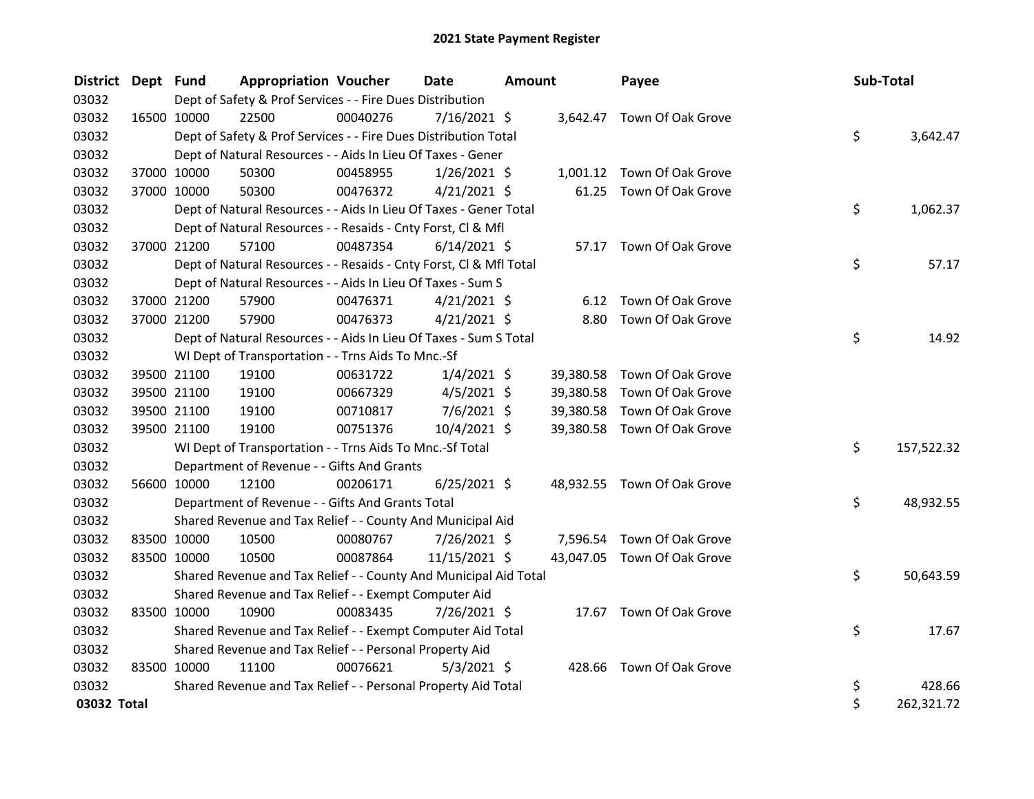# 2021 State Payment Register

| District | Dept | Fund | Appropriation | Voucher | Date | Amount | Payee | Sub-Total |
|---|---|---|---|---|---|---|---|---|
| 03032 | | | Dept of Safety & Prof Services - - Fire Dues Distribution | | | | | |
| 03032 | 16500 | 10000 | 22500 | 00040276 | 7/16/2021 | $ 3,642.47 | Town Of Oak Grove | |
| 03032 | | | Dept of Safety & Prof Services - - Fire Dues Distribution Total | | | | | $ 3,642.47 |
| 03032 | | | Dept of Natural Resources - - Aids In Lieu Of Taxes - Gener | | | | | |
| 03032 | 37000 | 10000 | 50300 | 00458955 | 1/26/2021 | $ 1,001.12 | Town Of Oak Grove | |
| 03032 | 37000 | 10000 | 50300 | 00476372 | 4/21/2021 | $ 61.25 | Town Of Oak Grove | |
| 03032 | | | Dept of Natural Resources - - Aids In Lieu Of Taxes - Gener Total | | | | | $ 1,062.37 |
| 03032 | | | Dept of Natural Resources - - Resaids - Cnty Forst, Cl & Mfl | | | | | |
| 03032 | 37000 | 21200 | 57100 | 00487354 | 6/14/2021 | $ 57.17 | Town Of Oak Grove | |
| 03032 | | | Dept of Natural Resources - - Resaids - Cnty Forst, Cl & Mfl Total | | | | | $ 57.17 |
| 03032 | | | Dept of Natural Resources - - Aids In Lieu Of Taxes - Sum S | | | | | |
| 03032 | 37000 | 21200 | 57900 | 00476371 | 4/21/2021 | $ 6.12 | Town Of Oak Grove | |
| 03032 | 37000 | 21200 | 57900 | 00476373 | 4/21/2021 | $ 8.80 | Town Of Oak Grove | |
| 03032 | | | Dept of Natural Resources - - Aids In Lieu Of Taxes - Sum S Total | | | | | $ 14.92 |
| 03032 | | | WI Dept of Transportation - - Trns Aids To Mnc.-Sf | | | | | |
| 03032 | 39500 | 21100 | 19100 | 00631722 | 1/4/2021 | $ 39,380.58 | Town Of Oak Grove | |
| 03032 | 39500 | 21100 | 19100 | 00667329 | 4/5/2021 | $ 39,380.58 | Town Of Oak Grove | |
| 03032 | 39500 | 21100 | 19100 | 00710817 | 7/6/2021 | $ 39,380.58 | Town Of Oak Grove | |
| 03032 | 39500 | 21100 | 19100 | 00751376 | 10/4/2021 | $ 39,380.58 | Town Of Oak Grove | |
| 03032 | | | WI Dept of Transportation - - Trns Aids To Mnc.-Sf Total | | | | | $ 157,522.32 |
| 03032 | | | Department of Revenue - - Gifts And Grants | | | | | |
| 03032 | 56600 | 10000 | 12100 | 00206171 | 6/25/2021 | $ 48,932.55 | Town Of Oak Grove | |
| 03032 | | | Department of Revenue - - Gifts And Grants Total | | | | | $ 48,932.55 |
| 03032 | | | Shared Revenue and Tax Relief - - County And Municipal Aid | | | | | |
| 03032 | 83500 | 10000 | 10500 | 00080767 | 7/26/2021 | $ 7,596.54 | Town Of Oak Grove | |
| 03032 | 83500 | 10000 | 10500 | 00087864 | 11/15/2021 | $ 43,047.05 | Town Of Oak Grove | |
| 03032 | | | Shared Revenue and Tax Relief - - County And Municipal Aid Total | | | | | $ 50,643.59 |
| 03032 | | | Shared Revenue and Tax Relief - - Exempt Computer Aid | | | | | |
| 03032 | 83500 | 10000 | 10900 | 00083435 | 7/26/2021 | $ 17.67 | Town Of Oak Grove | |
| 03032 | | | Shared Revenue and Tax Relief - - Exempt Computer Aid Total | | | | | $ 17.67 |
| 03032 | | | Shared Revenue and Tax Relief - - Personal Property Aid | | | | | |
| 03032 | 83500 | 10000 | 11100 | 00076621 | 5/3/2021 | $ 428.66 | Town Of Oak Grove | |
| 03032 | | | Shared Revenue and Tax Relief - - Personal Property Aid Total | | | | | $ 428.66 |
| **03032 Total** | | | | | | | | $ 262,321.72 |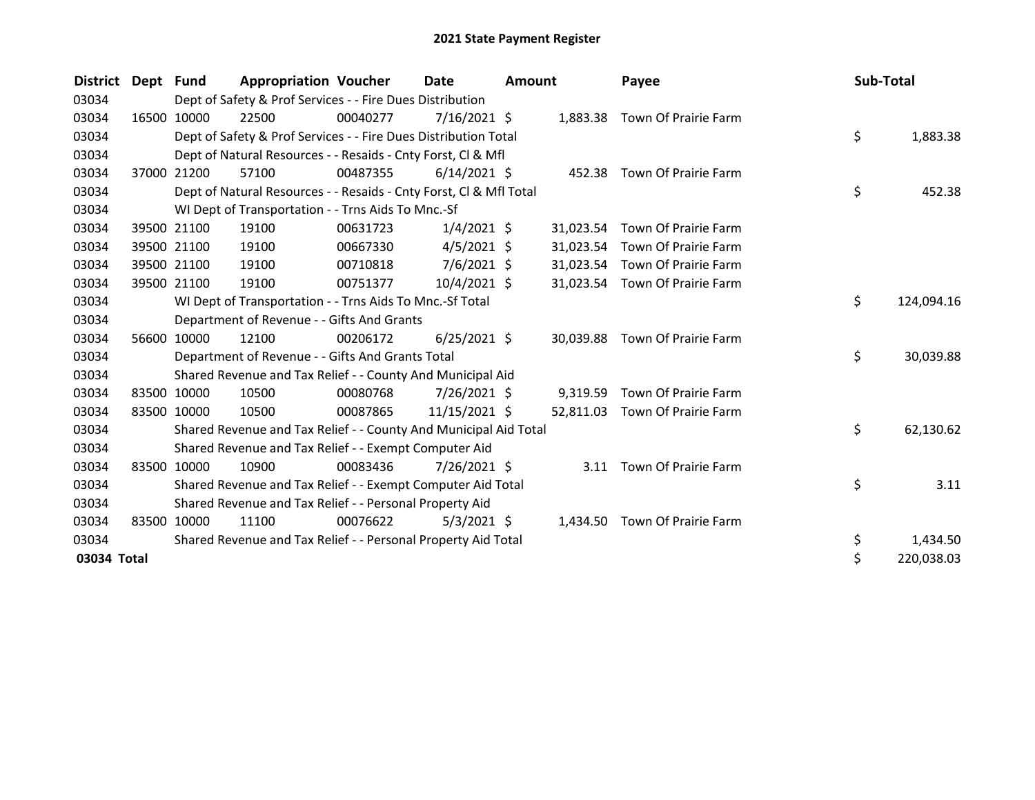# 2021 State Payment Register

| District | Dept | Fund | Appropriation | Voucher | Date | Amount | Payee | Sub-Total |
|---|---|---|---|---|---|---|---|---|
| 03034 | | Dept of Safety & Prof Services - - Fire Dues Distribution | | | | | | |
| 03034 | 16500 | 10000 | 22500 | 00040277 | 7/16/2021 | $ 1,883.38 | Town Of Prairie Farm | |
| 03034 | | Dept of Safety & Prof Services - - Fire Dues Distribution Total | | | | | | $ 1,883.38 |
| 03034 | | Dept of Natural Resources - - Resaids - Cnty Forst, Cl & Mfl | | | | | | |
| 03034 | 37000 | 21200 | 57100 | 00487355 | 6/14/2021 | $ 452.38 | Town Of Prairie Farm | |
| 03034 | | Dept of Natural Resources - - Resaids - Cnty Forst, Cl & Mfl Total | | | | | | $ 452.38 |
| 03034 | | WI Dept of Transportation - - Trns Aids To Mnc.-Sf | | | | | | |
| 03034 | 39500 | 21100 | 19100 | 00631723 | 1/4/2021 | $ 31,023.54 | Town Of Prairie Farm | |
| 03034 | 39500 | 21100 | 19100 | 00667330 | 4/5/2021 | $ 31,023.54 | Town Of Prairie Farm | |
| 03034 | 39500 | 21100 | 19100 | 00710818 | 7/6/2021 | $ 31,023.54 | Town Of Prairie Farm | |
| 03034 | 39500 | 21100 | 19100 | 00751377 | 10/4/2021 | $ 31,023.54 | Town Of Prairie Farm | |
| 03034 | | WI Dept of Transportation - - Trns Aids To Mnc.-Sf Total | | | | | | $ 124,094.16 |
| 03034 | | Department of Revenue - - Gifts And Grants | | | | | | |
| 03034 | 56600 | 10000 | 12100 | 00206172 | 6/25/2021 | $ 30,039.88 | Town Of Prairie Farm | |
| 03034 | | Department of Revenue - - Gifts And Grants Total | | | | | | $ 30,039.88 |
| 03034 | | Shared Revenue and Tax Relief - - County And Municipal Aid | | | | | | |
| 03034 | 83500 | 10000 | 10500 | 00080768 | 7/26/2021 | $ 9,319.59 | Town Of Prairie Farm | |
| 03034 | 83500 | 10000 | 10500 | 00087865 | 11/15/2021 | $ 52,811.03 | Town Of Prairie Farm | |
| 03034 | | Shared Revenue and Tax Relief - - County And Municipal Aid Total | | | | | | $ 62,130.62 |
| 03034 | | Shared Revenue and Tax Relief - - Exempt Computer Aid | | | | | | |
| 03034 | 83500 | 10000 | 10900 | 00083436 | 7/26/2021 | $ 3.11 | Town Of Prairie Farm | |
| 03034 | | Shared Revenue and Tax Relief - - Exempt Computer Aid Total | | | | | | $ 3.11 |
| 03034 | | Shared Revenue and Tax Relief - - Personal Property Aid | | | | | | |
| 03034 | 83500 | 10000 | 11100 | 00076622 | 5/3/2021 | $ 1,434.50 | Town Of Prairie Farm | |
| 03034 | | Shared Revenue and Tax Relief - - Personal Property Aid Total | | | | | | $ 1,434.50 |
| **03034 Total** | | | | | | | | $ 220,038.03 |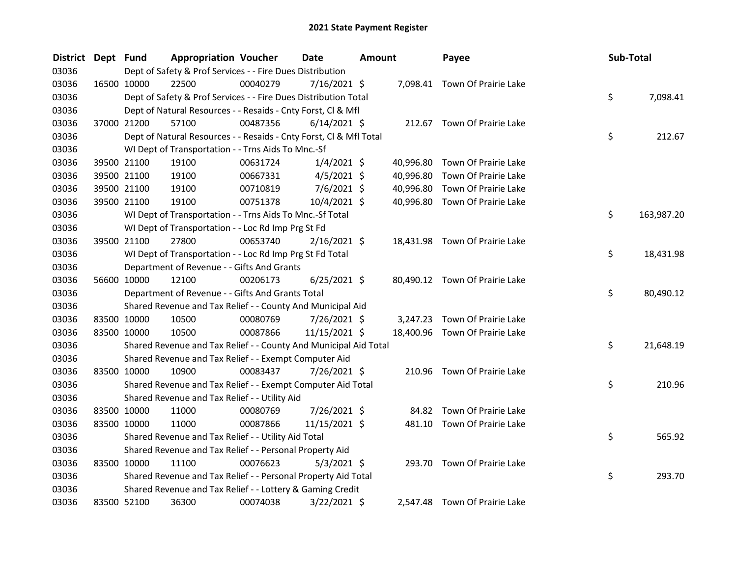## 2021 State Payment Register

| District | Dept | Fund | Appropriation | Voucher | Date | Amount | Payee | Sub-Total |
|---|---|---|---|---|---|---|---|---|
| 03036 | | Dept of Safety & Prof Services - - Fire Dues Distribution | | | | | | |
| 03036 | 16500 | 10000 | 22500 | 00040279 | 7/16/2021 | $ 7,098.41 | Town Of Prairie Lake | |
| 03036 | | Dept of Safety & Prof Services - - Fire Dues Distribution Total | | | | | | $ 7,098.41 |
| 03036 | | Dept of Natural Resources - - Resaids - Cnty Forst, Cl & Mfl | | | | | | |
| 03036 | 37000 | 21200 | 57100 | 00487356 | 6/14/2021 | $ 212.67 | Town Of Prairie Lake | |
| 03036 | | Dept of Natural Resources - - Resaids - Cnty Forst, Cl & Mfl Total | | | | | | $ 212.67 |
| 03036 | | WI Dept of Transportation - - Trns Aids To Mnc.-Sf | | | | | | |
| 03036 | 39500 | 21100 | 19100 | 00631724 | 1/4/2021 | $ 40,996.80 | Town Of Prairie Lake | |
| 03036 | 39500 | 21100 | 19100 | 00667331 | 4/5/2021 | $ 40,996.80 | Town Of Prairie Lake | |
| 03036 | 39500 | 21100 | 19100 | 00710819 | 7/6/2021 | $ 40,996.80 | Town Of Prairie Lake | |
| 03036 | 39500 | 21100 | 19100 | 00751378 | 10/4/2021 | $ 40,996.80 | Town Of Prairie Lake | |
| 03036 | | WI Dept of Transportation - - Trns Aids To Mnc.-Sf Total | | | | | | $ 163,987.20 |
| 03036 | | WI Dept of Transportation - - Loc Rd Imp Prg St Fd | | | | | | |
| 03036 | 39500 | 21100 | 27800 | 00653740 | 2/16/2021 | $ 18,431.98 | Town Of Prairie Lake | |
| 03036 | | WI Dept of Transportation - - Loc Rd Imp Prg St Fd Total | | | | | | $ 18,431.98 |
| 03036 | | Department of Revenue - - Gifts And Grants | | | | | | |
| 03036 | 56600 | 10000 | 12100 | 00206173 | 6/25/2021 | $ 80,490.12 | Town Of Prairie Lake | |
| 03036 | | Department of Revenue - - Gifts And Grants Total | | | | | | $ 80,490.12 |
| 03036 | | Shared Revenue and Tax Relief - - County And Municipal Aid | | | | | | |
| 03036 | 83500 | 10000 | 10500 | 00080769 | 7/26/2021 | $ 3,247.23 | Town Of Prairie Lake | |
| 03036 | 83500 | 10000 | 10500 | 00087866 | 11/15/2021 | $ 18,400.96 | Town Of Prairie Lake | |
| 03036 | | Shared Revenue and Tax Relief - - County And Municipal Aid Total | | | | | | $ 21,648.19 |
| 03036 | | Shared Revenue and Tax Relief - - Exempt Computer Aid | | | | | | |
| 03036 | 83500 | 10000 | 10900 | 00083437 | 7/26/2021 | $ 210.96 | Town Of Prairie Lake | |
| 03036 | | Shared Revenue and Tax Relief - - Exempt Computer Aid Total | | | | | | $ 210.96 |
| 03036 | | Shared Revenue and Tax Relief - - Utility Aid | | | | | | |
| 03036 | 83500 | 10000 | 11000 | 00080769 | 7/26/2021 | $ 84.82 | Town Of Prairie Lake | |
| 03036 | 83500 | 10000 | 11000 | 00087866 | 11/15/2021 | $ 481.10 | Town Of Prairie Lake | |
| 03036 | | Shared Revenue and Tax Relief - - Utility Aid Total | | | | | | $ 565.92 |
| 03036 | | Shared Revenue and Tax Relief - - Personal Property Aid | | | | | | |
| 03036 | 83500 | 10000 | 11100 | 00076623 | 5/3/2021 | $ 293.70 | Town Of Prairie Lake | |
| 03036 | | Shared Revenue and Tax Relief - - Personal Property Aid Total | | | | | | $ 293.70 |
| 03036 | | Shared Revenue and Tax Relief - - Lottery & Gaming Credit | | | | | | |
| 03036 | 83500 | 52100 | 36300 | 00074038 | 3/22/2021 | $ 2,547.48 | Town Of Prairie Lake | |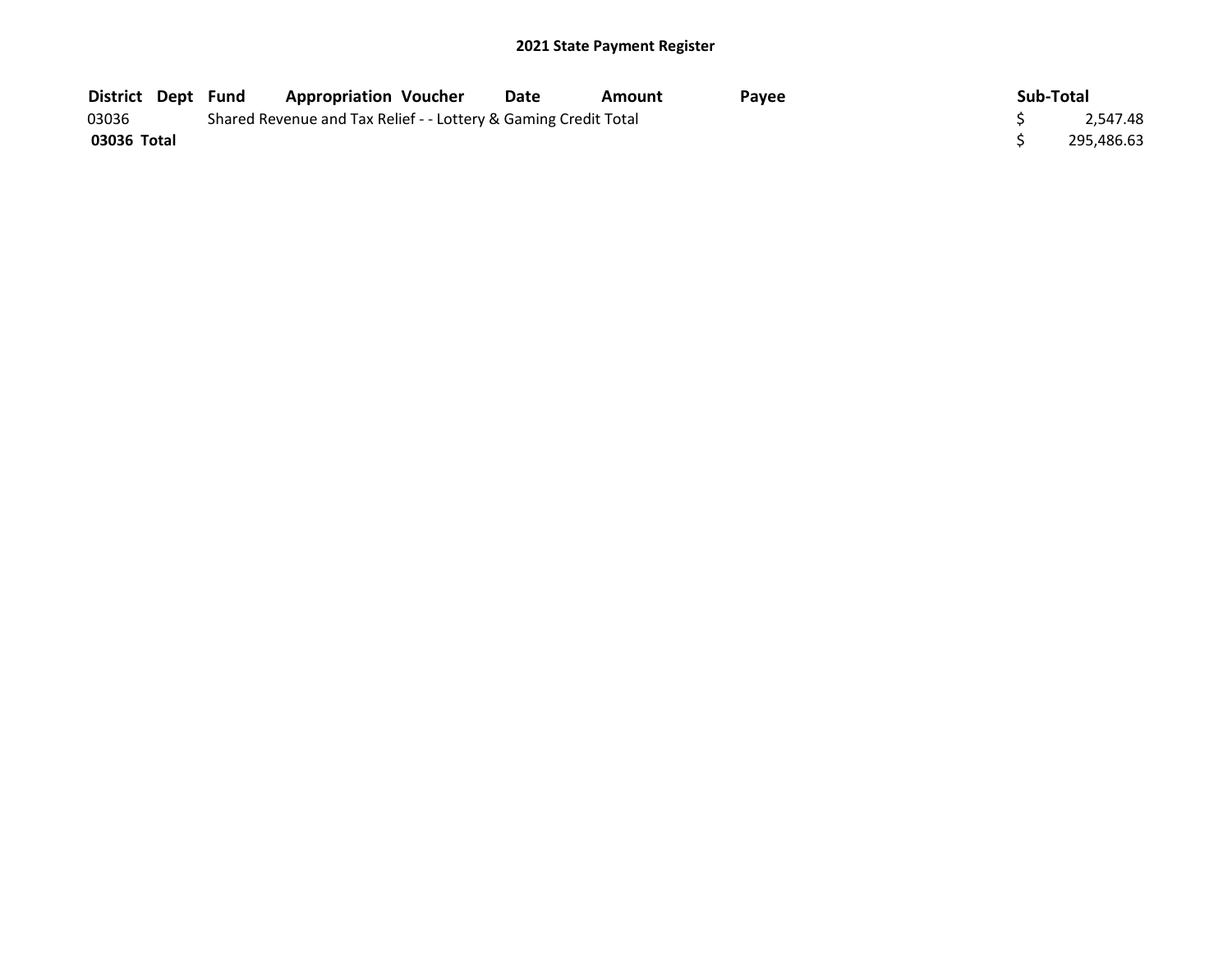## 2021 State Payment Register

| District | Dept | Fund | Appropriation | Voucher | Date | Amount | Payee | Sub-Total |
|---|---|---|---|---|---|---|---|---|
| 03036 | | Shared Revenue and Tax Relief - - Lottery & Gaming Credit Total | | | | | | $ 2,547.48 |
| **03036 Total** | | | | | | | | $ 295,486.63 |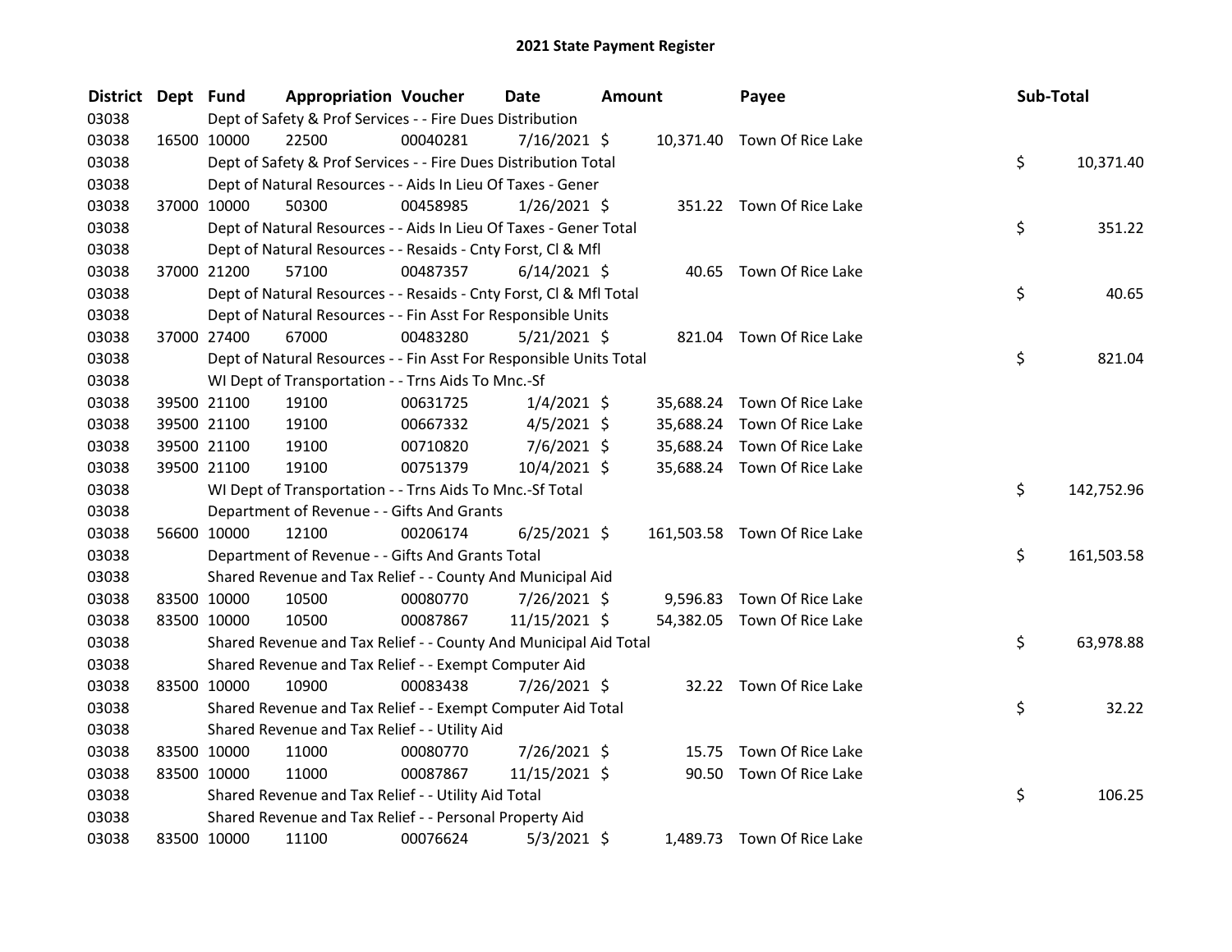# 2021 State Payment Register

| District | Dept | Fund | Appropriation | Voucher | Date | Amount | Payee | Sub-Total |
|---|---|---|---|---|---|---|---|---|
| 03038 | | Dept of Safety & Prof Services - - Fire Dues Distribution | | | | | | |
| 03038 | 16500 | 10000 | 22500 | 00040281 | 7/16/2021 | $ 10,371.40 | Town Of Rice Lake | |
| 03038 | | Dept of Safety & Prof Services - - Fire Dues Distribution Total | | | | | | $ 10,371.40 |
| 03038 | | Dept of Natural Resources - - Aids In Lieu Of Taxes - Gener | | | | | | |
| 03038 | 37000 | 10000 | 50300 | 00458985 | 1/26/2021 | $ 351.22 | Town Of Rice Lake | |
| 03038 | | Dept of Natural Resources - - Aids In Lieu Of Taxes - Gener Total | | | | | | $ 351.22 |
| 03038 | | Dept of Natural Resources - - Resaids - Cnty Forst, Cl & Mfl | | | | | | |
| 03038 | 37000 | 21200 | 57100 | 00487357 | 6/14/2021 | $ 40.65 | Town Of Rice Lake | |
| 03038 | | Dept of Natural Resources - - Resaids - Cnty Forst, Cl & Mfl Total | | | | | | $ 40.65 |
| 03038 | | Dept of Natural Resources - - Fin Asst For Responsible Units | | | | | | |
| 03038 | 37000 | 27400 | 67000 | 00483280 | 5/21/2021 | $ 821.04 | Town Of Rice Lake | |
| 03038 | | Dept of Natural Resources - - Fin Asst For Responsible Units Total | | | | | | $ 821.04 |
| 03038 | | WI Dept of Transportation - - Trns Aids To Mnc.-Sf | | | | | | |
| 03038 | 39500 | 21100 | 19100 | 00631725 | 1/4/2021 | $ 35,688.24 | Town Of Rice Lake | |
| 03038 | 39500 | 21100 | 19100 | 00667332 | 4/5/2021 | $ 35,688.24 | Town Of Rice Lake | |
| 03038 | 39500 | 21100 | 19100 | 00710820 | 7/6/2021 | $ 35,688.24 | Town Of Rice Lake | |
| 03038 | 39500 | 21100 | 19100 | 00751379 | 10/4/2021 | $ 35,688.24 | Town Of Rice Lake | |
| 03038 | | WI Dept of Transportation - - Trns Aids To Mnc.-Sf Total | | | | | | $ 142,752.96 |
| 03038 | | Department of Revenue - - Gifts And Grants | | | | | | |
| 03038 | 56600 | 10000 | 12100 | 00206174 | 6/25/2021 | $ 161,503.58 | Town Of Rice Lake | |
| 03038 | | Department of Revenue - - Gifts And Grants Total | | | | | | $ 161,503.58 |
| 03038 | | Shared Revenue and Tax Relief - - County And Municipal Aid | | | | | | |
| 03038 | 83500 | 10000 | 10500 | 00080770 | 7/26/2021 | $ 9,596.83 | Town Of Rice Lake | |
| 03038 | 83500 | 10000 | 10500 | 00087867 | 11/15/2021 | $ 54,382.05 | Town Of Rice Lake | |
| 03038 | | Shared Revenue and Tax Relief - - County And Municipal Aid Total | | | | | | $ 63,978.88 |
| 03038 | | Shared Revenue and Tax Relief - - Exempt Computer Aid | | | | | | |
| 03038 | 83500 | 10000 | 10900 | 00083438 | 7/26/2021 | $ 32.22 | Town Of Rice Lake | |
| 03038 | | Shared Revenue and Tax Relief - - Exempt Computer Aid Total | | | | | | $ 32.22 |
| 03038 | | Shared Revenue and Tax Relief - - Utility Aid | | | | | | |
| 03038 | 83500 | 10000 | 11000 | 00080770 | 7/26/2021 | $ 15.75 | Town Of Rice Lake | |
| 03038 | 83500 | 10000 | 11000 | 00087867 | 11/15/2021 | $ 90.50 | Town Of Rice Lake | |
| 03038 | | Shared Revenue and Tax Relief - - Utility Aid Total | | | | | | $ 106.25 |
| 03038 | | Shared Revenue and Tax Relief - - Personal Property Aid | | | | | | |
| 03038 | 83500 | 10000 | 11100 | 00076624 | 5/3/2021 | $ 1,489.73 | Town Of Rice Lake | |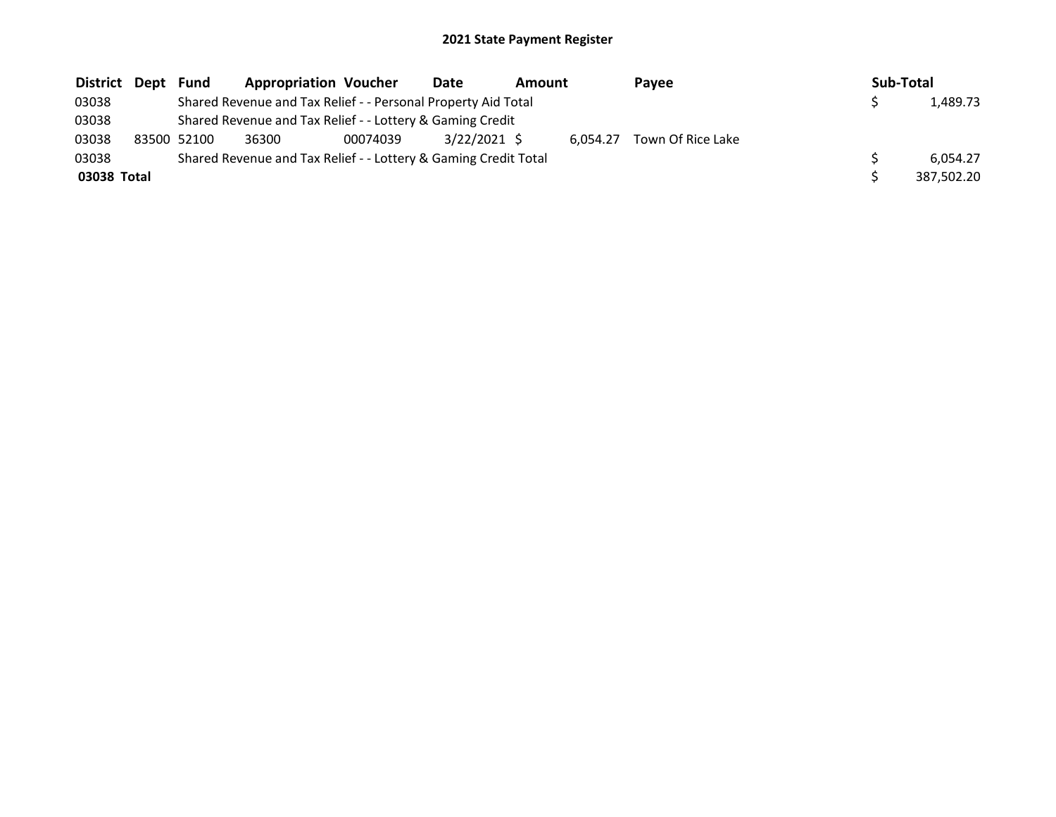**2021 State Payment Register**

| District | Dept | Fund | Appropriation | Voucher | Date | Amount | Payee | Sub-Total |
|---|---|---|---|---|---|---|---|---|
| 03038 | | Shared Revenue and Tax Relief - - Personal Property Aid Total | | | | | | $ 1,489.73 |
| 03038 | | Shared Revenue and Tax Relief - - Lottery & Gaming Credit | | | | | | |
| 03038 | 83500 | 52100 | 36300 | 00074039 | 3/22/2021 | $ 6,054.27 | Town Of Rice Lake | |
| 03038 | | Shared Revenue and Tax Relief - - Lottery & Gaming Credit Total | | | | | | $ 6,054.27 |
| **03038 Total** | | | | | | | | $ 387,502.20 |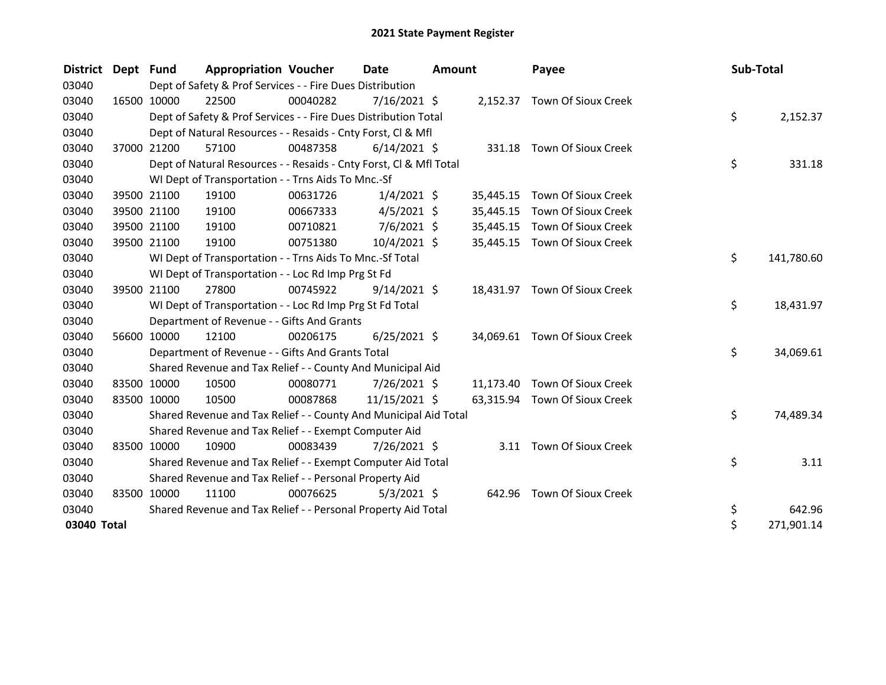# 2021 State Payment Register

| District | Dept | Fund | Appropriation | Voucher | Date | Amount | Payee | Sub-Total |
|---|---|---|---|---|---|---|---|---|
| 03040 | | | Dept of Safety & Prof Services - - Fire Dues Distribution | | | | | |
| 03040 | 16500 | 10000 | 22500 | 00040282 | 7/16/2021 | $ 2,152.37 | Town Of Sioux Creek | |
| 03040 | | | Dept of Safety & Prof Services - - Fire Dues Distribution Total | | | | | $ 2,152.37 |
| 03040 | | | Dept of Natural Resources - - Resaids - Cnty Forst, Cl & Mfl | | | | | |
| 03040 | 37000 | 21200 | 57100 | 00487358 | 6/14/2021 | $ 331.18 | Town Of Sioux Creek | |
| 03040 | | | Dept of Natural Resources - - Resaids - Cnty Forst, Cl & Mfl Total | | | | | $ 331.18 |
| 03040 | | | WI Dept of Transportation - - Trns Aids To Mnc.-Sf | | | | | |
| 03040 | 39500 | 21100 | 19100 | 00631726 | 1/4/2021 | $ 35,445.15 | Town Of Sioux Creek | |
| 03040 | 39500 | 21100 | 19100 | 00667333 | 4/5/2021 | $ 35,445.15 | Town Of Sioux Creek | |
| 03040 | 39500 | 21100 | 19100 | 00710821 | 7/6/2021 | $ 35,445.15 | Town Of Sioux Creek | |
| 03040 | 39500 | 21100 | 19100 | 00751380 | 10/4/2021 | $ 35,445.15 | Town Of Sioux Creek | |
| 03040 | | | WI Dept of Transportation - - Trns Aids To Mnc.-Sf Total | | | | | $ 141,780.60 |
| 03040 | | | WI Dept of Transportation - - Loc Rd Imp Prg St Fd | | | | | |
| 03040 | 39500 | 21100 | 27800 | 00745922 | 9/14/2021 | $ 18,431.97 | Town Of Sioux Creek | |
| 03040 | | | WI Dept of Transportation - - Loc Rd Imp Prg St Fd Total | | | | | $ 18,431.97 |
| 03040 | | | Department of Revenue - - Gifts And Grants | | | | | |
| 03040 | 56600 | 10000 | 12100 | 00206175 | 6/25/2021 | $ 34,069.61 | Town Of Sioux Creek | |
| 03040 | | | Department of Revenue - - Gifts And Grants Total | | | | | $ 34,069.61 |
| 03040 | | | Shared Revenue and Tax Relief - - County And Municipal Aid | | | | | |
| 03040 | 83500 | 10000 | 10500 | 00080771 | 7/26/2021 | $ 11,173.40 | Town Of Sioux Creek | |
| 03040 | 83500 | 10000 | 10500 | 00087868 | 11/15/2021 | $ 63,315.94 | Town Of Sioux Creek | |
| 03040 | | | Shared Revenue and Tax Relief - - County And Municipal Aid Total | | | | | $ 74,489.34 |
| 03040 | | | Shared Revenue and Tax Relief - - Exempt Computer Aid | | | | | |
| 03040 | 83500 | 10000 | 10900 | 00083439 | 7/26/2021 | $ 3.11 | Town Of Sioux Creek | |
| 03040 | | | Shared Revenue and Tax Relief - - Exempt Computer Aid Total | | | | | $ 3.11 |
| 03040 | | | Shared Revenue and Tax Relief - - Personal Property Aid | | | | | |
| 03040 | 83500 | 10000 | 11100 | 00076625 | 5/3/2021 | $ 642.96 | Town Of Sioux Creek | |
| 03040 | | | Shared Revenue and Tax Relief - - Personal Property Aid Total | | | | | $ 642.96 |
| **03040 Total** | | | | | | | | $ 271,901.14 |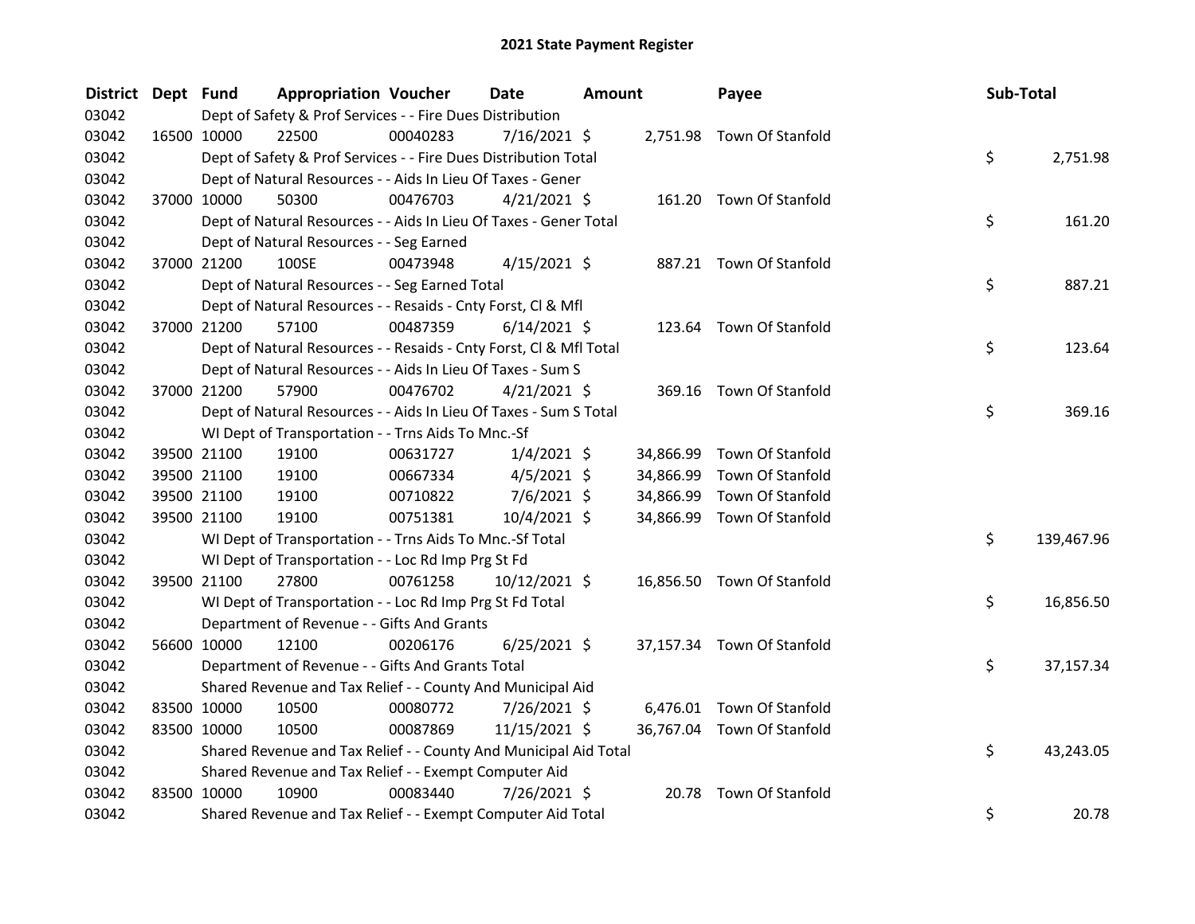# 2021 State Payment Register

| District | Dept | Fund | Appropriation | Voucher | Date | Amount | Payee | Sub-Total |
|---|---|---|---|---|---|---|---|---|
| 03042 | | Dept of Safety & Prof Services - - Fire Dues Distribution | | | | | | |
| 03042 | 16500 | 10000 | 22500 | 00040283 | 7/16/2021 | $ 2,751.98 | Town Of Stanfold | |
| 03042 | | Dept of Safety & Prof Services - - Fire Dues Distribution Total | | | | | | $ 2,751.98 |
| 03042 | | Dept of Natural Resources - - Aids In Lieu Of Taxes - Gener | | | | | | |
| 03042 | 37000 | 10000 | 50300 | 00476703 | 4/21/2021 | $ 161.20 | Town Of Stanfold | |
| 03042 | | Dept of Natural Resources - - Aids In Lieu Of Taxes - Gener Total | | | | | | $ 161.20 |
| 03042 | | Dept of Natural Resources - - Seg Earned | | | | | | |
| 03042 | 37000 | 21200 | 100SE | 00473948 | 4/15/2021 | $ 887.21 | Town Of Stanfold | |
| 03042 | | Dept of Natural Resources - - Seg Earned Total | | | | | | $ 887.21 |
| 03042 | | Dept of Natural Resources - - Resaids - Cnty Forst, Cl & Mfl | | | | | | |
| 03042 | 37000 | 21200 | 57100 | 00487359 | 6/14/2021 | $ 123.64 | Town Of Stanfold | |
| 03042 | | Dept of Natural Resources - - Resaids - Cnty Forst, Cl & Mfl Total | | | | | | $ 123.64 |
| 03042 | | Dept of Natural Resources - - Aids In Lieu Of Taxes - Sum S | | | | | | |
| 03042 | 37000 | 21200 | 57900 | 00476702 | 4/21/2021 | $ 369.16 | Town Of Stanfold | |
| 03042 | | Dept of Natural Resources - - Aids In Lieu Of Taxes - Sum S Total | | | | | | $ 369.16 |
| 03042 | | WI Dept of Transportation - - Trns Aids To Mnc.-Sf | | | | | | |
| 03042 | 39500 | 21100 | 19100 | 00631727 | 1/4/2021 | $ 34,866.99 | Town Of Stanfold | |
| 03042 | 39500 | 21100 | 19100 | 00667334 | 4/5/2021 | $ 34,866.99 | Town Of Stanfold | |
| 03042 | 39500 | 21100 | 19100 | 00710822 | 7/6/2021 | $ 34,866.99 | Town Of Stanfold | |
| 03042 | 39500 | 21100 | 19100 | 00751381 | 10/4/2021 | $ 34,866.99 | Town Of Stanfold | |
| 03042 | | WI Dept of Transportation - - Trns Aids To Mnc.-Sf Total | | | | | | $ 139,467.96 |
| 03042 | | WI Dept of Transportation - - Loc Rd Imp Prg St Fd | | | | | | |
| 03042 | 39500 | 21100 | 27800 | 00761258 | 10/12/2021 | $ 16,856.50 | Town Of Stanfold | |
| 03042 | | WI Dept of Transportation - - Loc Rd Imp Prg St Fd Total | | | | | | $ 16,856.50 |
| 03042 | | Department of Revenue - - Gifts And Grants | | | | | | |
| 03042 | 56600 | 10000 | 12100 | 00206176 | 6/25/2021 | $ 37,157.34 | Town Of Stanfold | |
| 03042 | | Department of Revenue - - Gifts And Grants Total | | | | | | $ 37,157.34 |
| 03042 | | Shared Revenue and Tax Relief - - County And Municipal Aid | | | | | | |
| 03042 | 83500 | 10000 | 10500 | 00080772 | 7/26/2021 | $ 6,476.01 | Town Of Stanfold | |
| 03042 | 83500 | 10000 | 10500 | 00087869 | 11/15/2021 | $ 36,767.04 | Town Of Stanfold | |
| 03042 | | Shared Revenue and Tax Relief - - County And Municipal Aid Total | | | | | | $ 43,243.05 |
| 03042 | | Shared Revenue and Tax Relief - - Exempt Computer Aid | | | | | | |
| 03042 | 83500 | 10000 | 10900 | 00083440 | 7/26/2021 | $ 20.78 | Town Of Stanfold | |
| 03042 | | Shared Revenue and Tax Relief - - Exempt Computer Aid Total | | | | | | $ 20.78 |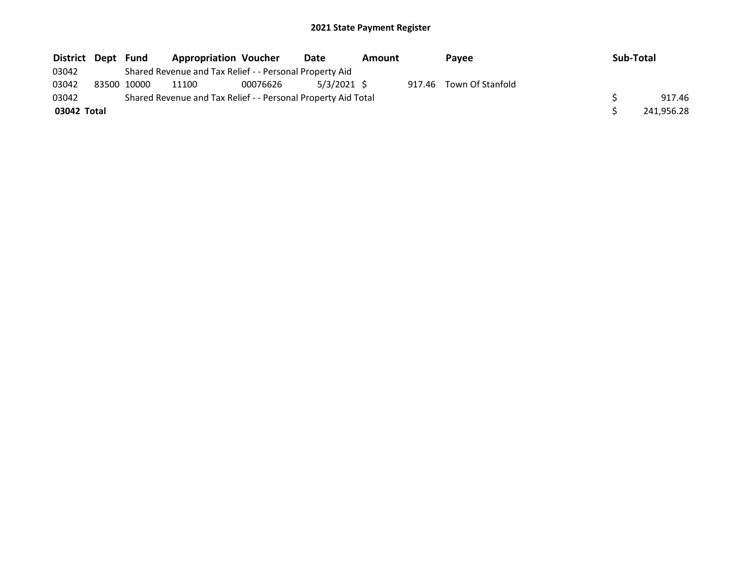**2021 State Payment Register**

| District | Dept | Fund | Appropriation | Voucher | Date | Amount | Payee | Sub-Total |
|---|---|---|---|---|---|---|---|---|
| 03042 | | Shared Revenue and Tax Relief - - Personal Property Aid | | | | | | |
| 03042 | 83500 | 10000 | 11100 | 00076626 | 5/3/2021 | $ 917.46 | Town Of Stanfold | |
| 03042 | | Shared Revenue and Tax Relief - - Personal Property Aid Total | | | | | | $ 917.46 |
| **03042 Total** | | | | | | | | $ 241,956.28 |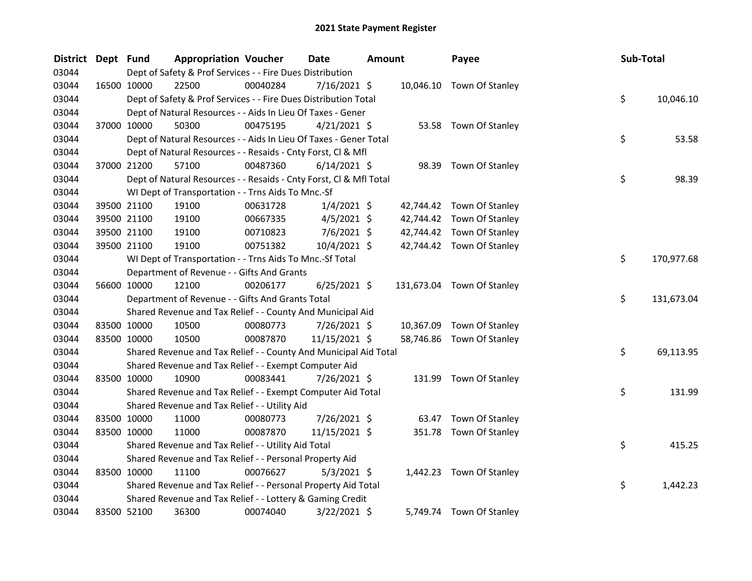# 2021 State Payment Register

| District | Dept | Fund | Appropriation | Voucher | Date | Amount | Payee | Sub-Total |
|---|---|---|---|---|---|---|---|---|
| 03044 | | Dept of Safety & Prof Services - - Fire Dues Distribution | | | | | | |
| 03044 | 16500 | 10000 | 22500 | 00040284 | 7/16/2021 | $ 10,046.10 | Town Of Stanley | |
| 03044 | | Dept of Safety & Prof Services - - Fire Dues Distribution Total | | | | | | $ 10,046.10 |
| 03044 | | Dept of Natural Resources - - Aids In Lieu Of Taxes - Gener | | | | | | |
| 03044 | 37000 | 10000 | 50300 | 00475195 | 4/21/2021 | $ 53.58 | Town Of Stanley | |
| 03044 | | Dept of Natural Resources - - Aids In Lieu Of Taxes - Gener Total | | | | | | $ 53.58 |
| 03044 | | Dept of Natural Resources - - Resaids - Cnty Forst, Cl & Mfl | | | | | | |
| 03044 | 37000 | 21200 | 57100 | 00487360 | 6/14/2021 | $ 98.39 | Town Of Stanley | |
| 03044 | | Dept of Natural Resources - - Resaids - Cnty Forst, Cl & Mfl Total | | | | | | $ 98.39 |
| 03044 | | WI Dept of Transportation - - Trns Aids To Mnc.-Sf | | | | | | |
| 03044 | 39500 | 21100 | 19100 | 00631728 | 1/4/2021 | $ 42,744.42 | Town Of Stanley | |
| 03044 | 39500 | 21100 | 19100 | 00667335 | 4/5/2021 | $ 42,744.42 | Town Of Stanley | |
| 03044 | 39500 | 21100 | 19100 | 00710823 | 7/6/2021 | $ 42,744.42 | Town Of Stanley | |
| 03044 | 39500 | 21100 | 19100 | 00751382 | 10/4/2021 | $ 42,744.42 | Town Of Stanley | |
| 03044 | | WI Dept of Transportation - - Trns Aids To Mnc.-Sf Total | | | | | | $ 170,977.68 |
| 03044 | | Department of Revenue - - Gifts And Grants | | | | | | |
| 03044 | 56600 | 10000 | 12100 | 00206177 | 6/25/2021 | $ 131,673.04 | Town Of Stanley | |
| 03044 | | Department of Revenue - - Gifts And Grants Total | | | | | | $ 131,673.04 |
| 03044 | | Shared Revenue and Tax Relief - - County And Municipal Aid | | | | | | |
| 03044 | 83500 | 10000 | 10500 | 00080773 | 7/26/2021 | $ 10,367.09 | Town Of Stanley | |
| 03044 | 83500 | 10000 | 10500 | 00087870 | 11/15/2021 | $ 58,746.86 | Town Of Stanley | |
| 03044 | | Shared Revenue and Tax Relief - - County And Municipal Aid Total | | | | | | $ 69,113.95 |
| 03044 | | Shared Revenue and Tax Relief - - Exempt Computer Aid | | | | | | |
| 03044 | 83500 | 10000 | 10900 | 00083441 | 7/26/2021 | $ 131.99 | Town Of Stanley | |
| 03044 | | Shared Revenue and Tax Relief - - Exempt Computer Aid Total | | | | | | $ 131.99 |
| 03044 | | Shared Revenue and Tax Relief - - Utility Aid | | | | | | |
| 03044 | 83500 | 10000 | 11000 | 00080773 | 7/26/2021 | $ 63.47 | Town Of Stanley | |
| 03044 | 83500 | 10000 | 11000 | 00087870 | 11/15/2021 | $ 351.78 | Town Of Stanley | |
| 03044 | | Shared Revenue and Tax Relief - - Utility Aid Total | | | | | | $ 415.25 |
| 03044 | | Shared Revenue and Tax Relief - - Personal Property Aid | | | | | | |
| 03044 | 83500 | 10000 | 11100 | 00076627 | 5/3/2021 | $ 1,442.23 | Town Of Stanley | |
| 03044 | | Shared Revenue and Tax Relief - - Personal Property Aid Total | | | | | | $ 1,442.23 |
| 03044 | | Shared Revenue and Tax Relief - - Lottery & Gaming Credit | | | | | | |
| 03044 | 83500 | 52100 | 36300 | 00074040 | 3/22/2021 | $ 5,749.74 | Town Of Stanley | |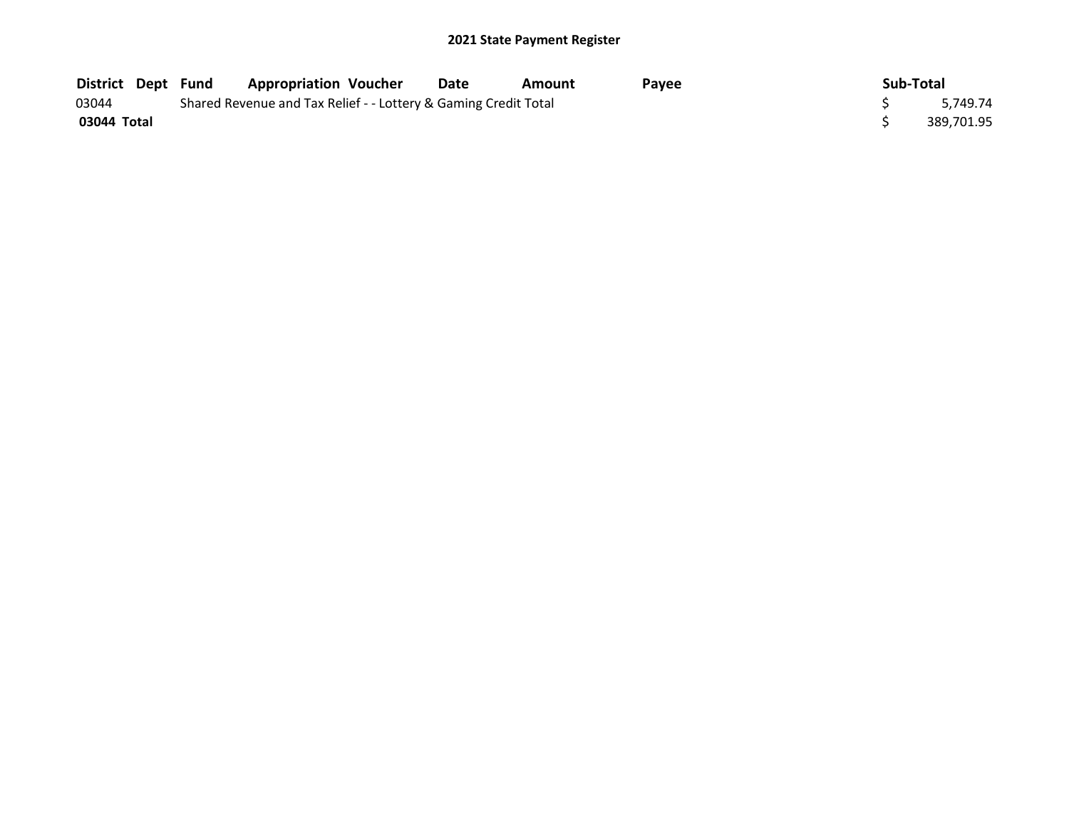## 2021 State Payment Register

| District | Dept | Fund | Appropriation | Voucher | Date | Amount | Payee | Sub-Total |
|---|---|---|---|---|---|---|---|---|
| 03044 | | Shared Revenue and Tax Relief - - Lottery & Gaming Credit Total | | | | | | $ 5,749.74 |
| **03044 Total** | | | | | | | | $ 389,701.95 |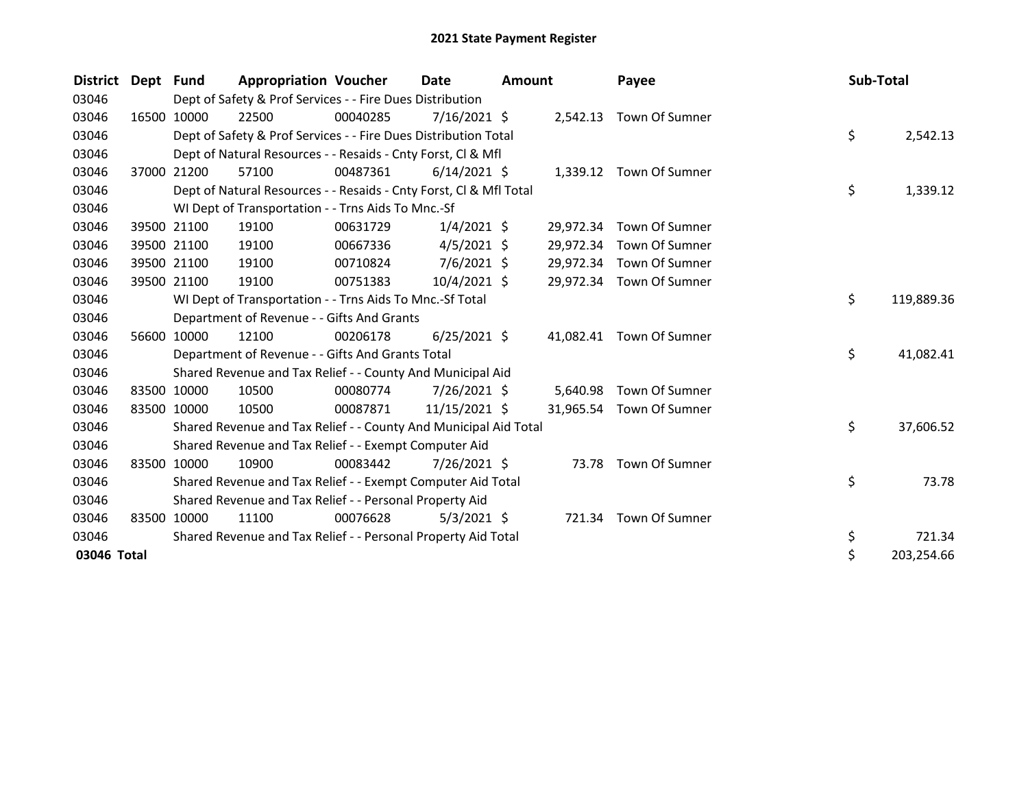# 2021 State Payment Register

| District | Dept | Fund | Appropriation | Voucher | Date | Amount | Payee | Sub-Total |
|---|---|---|---|---|---|---|---|---|
| 03046 | | Dept of Safety & Prof Services - - Fire Dues Distribution | | | | | | |
| 03046 | 16500 | 10000 | 22500 | 00040285 | 7/16/2021 | $ 2,542.13 | Town Of Sumner | |
| 03046 | | Dept of Safety & Prof Services - - Fire Dues Distribution Total | | | | | | $ 2,542.13 |
| 03046 | | Dept of Natural Resources - - Resaids - Cnty Forst, Cl & Mfl | | | | | | |
| 03046 | 37000 | 21200 | 57100 | 00487361 | 6/14/2021 | $ 1,339.12 | Town Of Sumner | |
| 03046 | | Dept of Natural Resources - - Resaids - Cnty Forst, Cl & Mfl Total | | | | | | $ 1,339.12 |
| 03046 | | WI Dept of Transportation - - Trns Aids To Mnc.-Sf | | | | | | |
| 03046 | 39500 | 21100 | 19100 | 00631729 | 1/4/2021 | $ 29,972.34 | Town Of Sumner | |
| 03046 | 39500 | 21100 | 19100 | 00667336 | 4/5/2021 | $ 29,972.34 | Town Of Sumner | |
| 03046 | 39500 | 21100 | 19100 | 00710824 | 7/6/2021 | $ 29,972.34 | Town Of Sumner | |
| 03046 | 39500 | 21100 | 19100 | 00751383 | 10/4/2021 | $ 29,972.34 | Town Of Sumner | |
| 03046 | | WI Dept of Transportation - - Trns Aids To Mnc.-Sf Total | | | | | | $ 119,889.36 |
| 03046 | | Department of Revenue - - Gifts And Grants | | | | | | |
| 03046 | 56600 | 10000 | 12100 | 00206178 | 6/25/2021 | $ 41,082.41 | Town Of Sumner | |
| 03046 | | Department of Revenue - - Gifts And Grants Total | | | | | | $ 41,082.41 |
| 03046 | | Shared Revenue and Tax Relief - - County And Municipal Aid | | | | | | |
| 03046 | 83500 | 10000 | 10500 | 00080774 | 7/26/2021 | $ 5,640.98 | Town Of Sumner | |
| 03046 | 83500 | 10000 | 10500 | 00087871 | 11/15/2021 | $ 31,965.54 | Town Of Sumner | |
| 03046 | | Shared Revenue and Tax Relief - - County And Municipal Aid Total | | | | | | $ 37,606.52 |
| 03046 | | Shared Revenue and Tax Relief - - Exempt Computer Aid | | | | | | |
| 03046 | 83500 | 10000 | 10900 | 00083442 | 7/26/2021 | $ 73.78 | Town Of Sumner | |
| 03046 | | Shared Revenue and Tax Relief - - Exempt Computer Aid Total | | | | | | $ 73.78 |
| 03046 | | Shared Revenue and Tax Relief - - Personal Property Aid | | | | | | |
| 03046 | 83500 | 10000 | 11100 | 00076628 | 5/3/2021 | $ 721.34 | Town Of Sumner | |
| 03046 | | Shared Revenue and Tax Relief - - Personal Property Aid Total | | | | | | $ 721.34 |
| **03046 Total** | | | | | | | | $ 203,254.66 |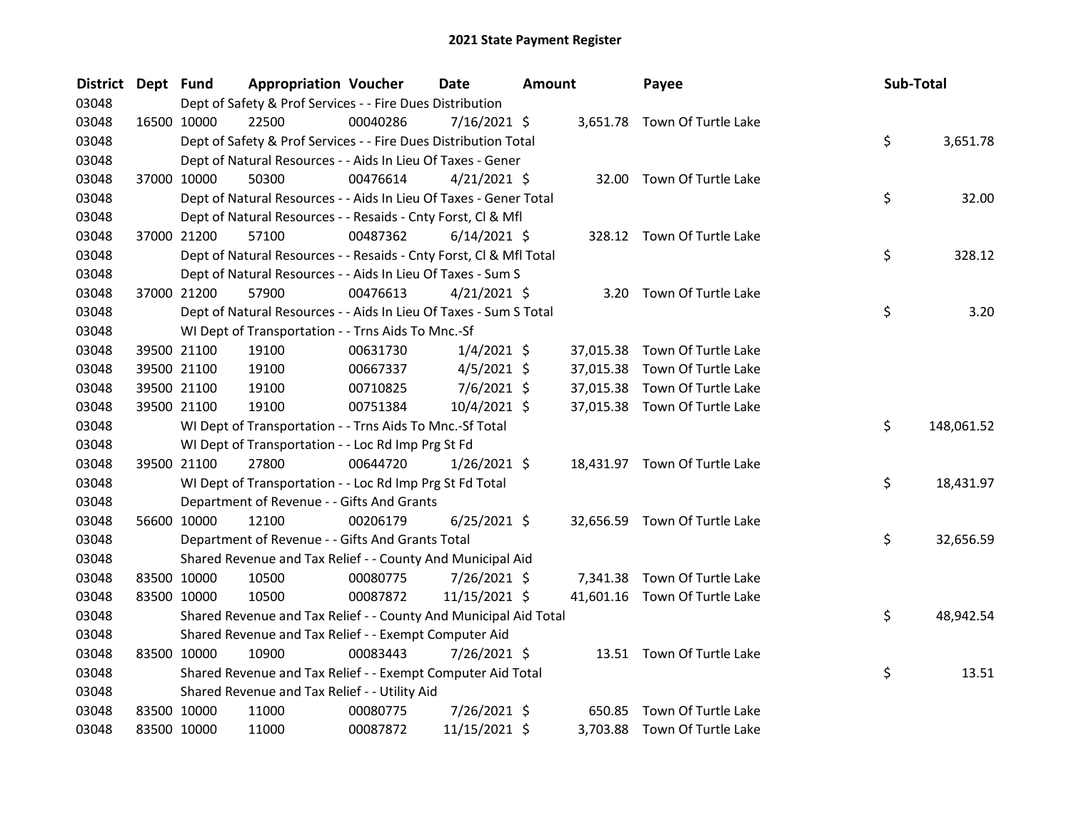# 2021 State Payment Register

| District | Dept | Fund | Appropriation | Voucher | Date | Amount | Payee | Sub-Total |
|---|---|---|---|---|---|---|---|---|
| 03048 | | | Dept of Safety & Prof Services - - Fire Dues Distribution | | | | | |
| 03048 | 16500 | 10000 | 22500 | 00040286 | 7/16/2021 | $ 3,651.78 | Town Of Turtle Lake | |
| 03048 | | | Dept of Safety & Prof Services - - Fire Dues Distribution Total | | | | | $ 3,651.78 |
| 03048 | | | Dept of Natural Resources - - Aids In Lieu Of Taxes - Gener | | | | | |
| 03048 | 37000 | 10000 | 50300 | 00476614 | 4/21/2021 | $ 32.00 | Town Of Turtle Lake | |
| 03048 | | | Dept of Natural Resources - - Aids In Lieu Of Taxes - Gener Total | | | | | $ 32.00 |
| 03048 | | | Dept of Natural Resources - - Resaids - Cnty Forst, Cl & Mfl | | | | | |
| 03048 | 37000 | 21200 | 57100 | 00487362 | 6/14/2021 | $ 328.12 | Town Of Turtle Lake | |
| 03048 | | | Dept of Natural Resources - - Resaids - Cnty Forst, Cl & Mfl Total | | | | | $ 328.12 |
| 03048 | | | Dept of Natural Resources - - Aids In Lieu Of Taxes - Sum S | | | | | |
| 03048 | 37000 | 21200 | 57900 | 00476613 | 4/21/2021 | $ 3.20 | Town Of Turtle Lake | |
| 03048 | | | Dept of Natural Resources - - Aids In Lieu Of Taxes - Sum S Total | | | | | $ 3.20 |
| 03048 | | | WI Dept of Transportation - - Trns Aids To Mnc.-Sf | | | | | |
| 03048 | 39500 | 21100 | 19100 | 00631730 | 1/4/2021 | $ 37,015.38 | Town Of Turtle Lake | |
| 03048 | 39500 | 21100 | 19100 | 00667337 | 4/5/2021 | $ 37,015.38 | Town Of Turtle Lake | |
| 03048 | 39500 | 21100 | 19100 | 00710825 | 7/6/2021 | $ 37,015.38 | Town Of Turtle Lake | |
| 03048 | 39500 | 21100 | 19100 | 00751384 | 10/4/2021 | $ 37,015.38 | Town Of Turtle Lake | |
| 03048 | | | WI Dept of Transportation - - Trns Aids To Mnc.-Sf Total | | | | | $ 148,061.52 |
| 03048 | | | WI Dept of Transportation - - Loc Rd Imp Prg St Fd | | | | | |
| 03048 | 39500 | 21100 | 27800 | 00644720 | 1/26/2021 | $ 18,431.97 | Town Of Turtle Lake | |
| 03048 | | | WI Dept of Transportation - - Loc Rd Imp Prg St Fd Total | | | | | $ 18,431.97 |
| 03048 | | | Department of Revenue - - Gifts And Grants | | | | | |
| 03048 | 56600 | 10000 | 12100 | 00206179 | 6/25/2021 | $ 32,656.59 | Town Of Turtle Lake | |
| 03048 | | | Department of Revenue - - Gifts And Grants Total | | | | | $ 32,656.59 |
| 03048 | | | Shared Revenue and Tax Relief - - County And Municipal Aid | | | | | |
| 03048 | 83500 | 10000 | 10500 | 00080775 | 7/26/2021 | $ 7,341.38 | Town Of Turtle Lake | |
| 03048 | 83500 | 10000 | 10500 | 00087872 | 11/15/2021 | $ 41,601.16 | Town Of Turtle Lake | |
| 03048 | | | Shared Revenue and Tax Relief - - County And Municipal Aid Total | | | | | $ 48,942.54 |
| 03048 | | | Shared Revenue and Tax Relief - - Exempt Computer Aid | | | | | |
| 03048 | 83500 | 10000 | 10900 | 00083443 | 7/26/2021 | $ 13.51 | Town Of Turtle Lake | |
| 03048 | | | Shared Revenue and Tax Relief - - Exempt Computer Aid Total | | | | | $ 13.51 |
| 03048 | | | Shared Revenue and Tax Relief - - Utility Aid | | | | | |
| 03048 | 83500 | 10000 | 11000 | 00080775 | 7/26/2021 | $ 650.85 | Town Of Turtle Lake | |
| 03048 | 83500 | 10000 | 11000 | 00087872 | 11/15/2021 | $ 3,703.88 | Town Of Turtle Lake | |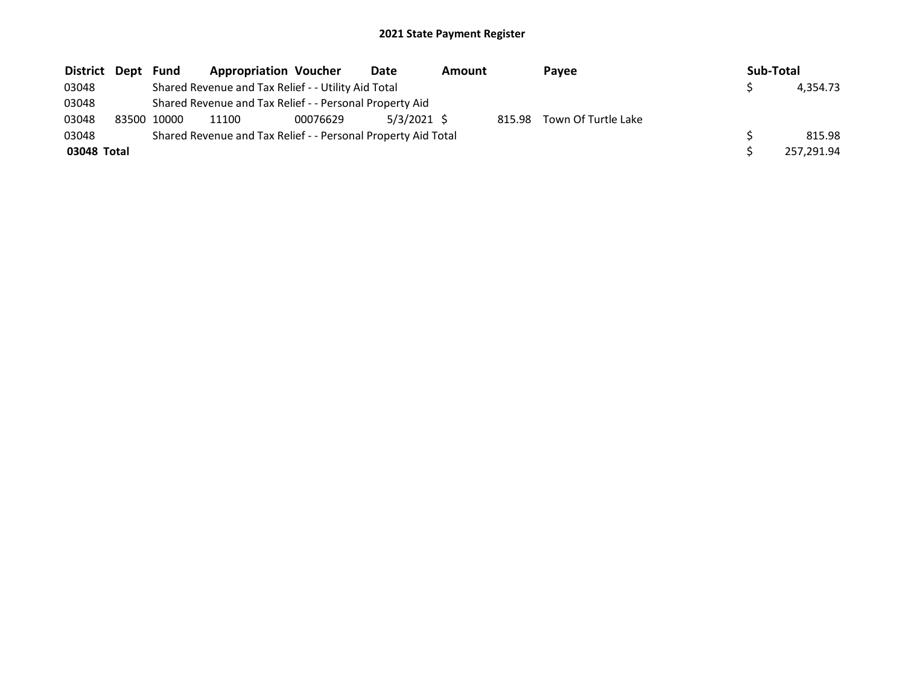## 2021 State Payment Register

| District | Dept | Fund | Appropriation | Voucher | Date | Amount | Payee | Sub-Total |
|---|---|---|---|---|---|---|---|---|
| 03048 | | Shared Revenue and Tax Relief - - Utility Aid Total | | | | | | $ 4,354.73 |
| 03048 | | Shared Revenue and Tax Relief - - Personal Property Aid | | | | | | |
| 03048 | 83500 | 10000 | 11100 | 00076629 | 5/3/2021 | $ 815.98 | Town Of Turtle Lake | |
| 03048 | | Shared Revenue and Tax Relief - - Personal Property Aid Total | | | | | | $ 815.98 |
| **03048 Total** | | | | | | | | $ 257,291.94 |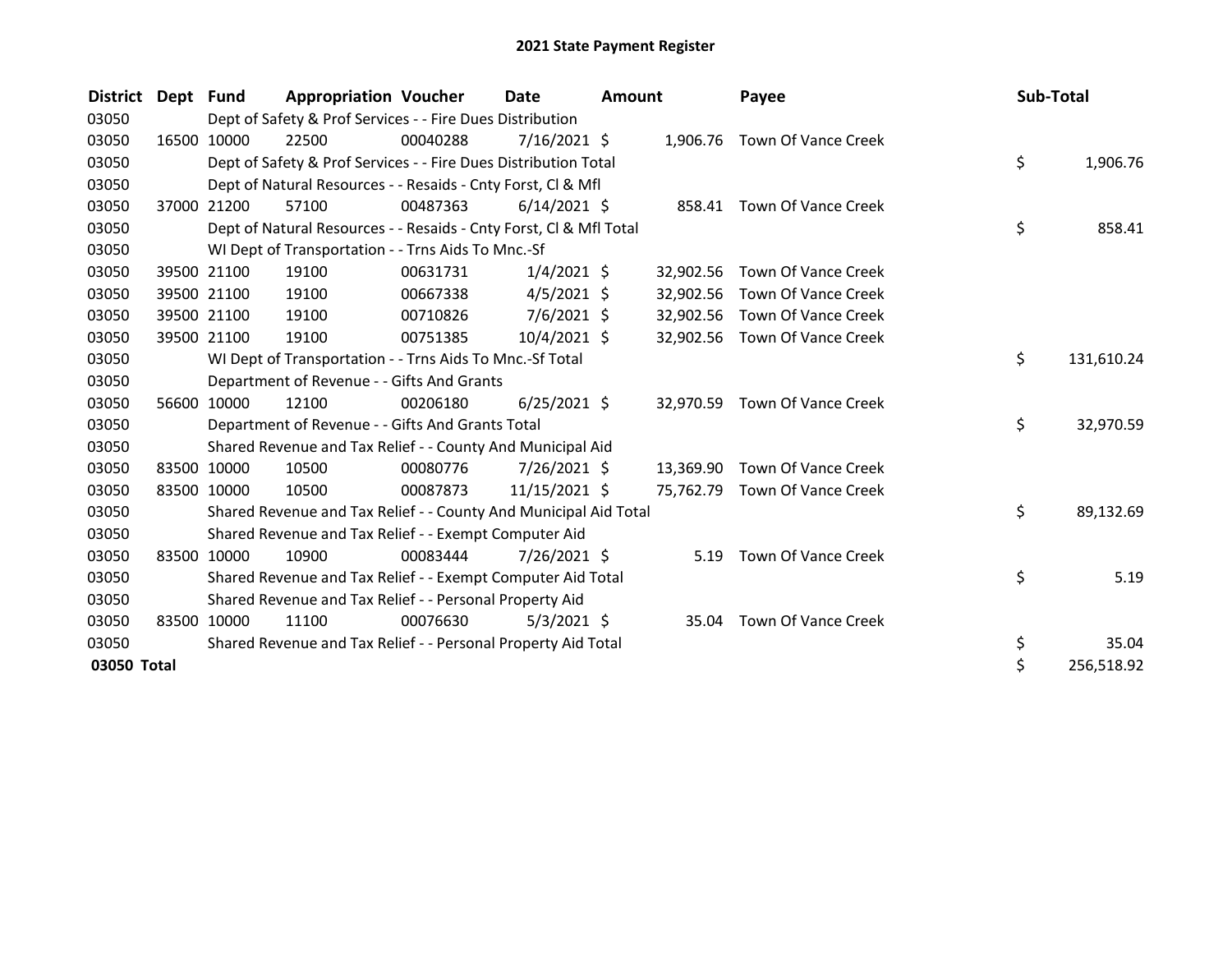# 2021 State Payment Register

| District | Dept | Fund | Appropriation | Voucher | Date | Amount | Payee | Sub-Total |
|---|---|---|---|---|---|---|---|---|
| 03050 | | Dept of Safety & Prof Services - - Fire Dues Distribution | | | | | | |
| 03050 | 16500 | 10000 | 22500 | 00040288 | 7/16/2021 | $ 1,906.76 | Town Of Vance Creek | |
| 03050 | | Dept of Safety & Prof Services - - Fire Dues Distribution Total | | | | | | $ 1,906.76 |
| 03050 | | Dept of Natural Resources - - Resaids - Cnty Forst, Cl & Mfl | | | | | | |
| 03050 | 37000 | 21200 | 57100 | 00487363 | 6/14/2021 | $ 858.41 | Town Of Vance Creek | |
| 03050 | | Dept of Natural Resources - - Resaids - Cnty Forst, Cl & Mfl Total | | | | | | $ 858.41 |
| 03050 | | WI Dept of Transportation - - Trns Aids To Mnc.-Sf | | | | | | |
| 03050 | 39500 | 21100 | 19100 | 00631731 | 1/4/2021 | $ 32,902.56 | Town Of Vance Creek | |
| 03050 | 39500 | 21100 | 19100 | 00667338 | 4/5/2021 | $ 32,902.56 | Town Of Vance Creek | |
| 03050 | 39500 | 21100 | 19100 | 00710826 | 7/6/2021 | $ 32,902.56 | Town Of Vance Creek | |
| 03050 | 39500 | 21100 | 19100 | 00751385 | 10/4/2021 | $ 32,902.56 | Town Of Vance Creek | |
| 03050 | | WI Dept of Transportation - - Trns Aids To Mnc.-Sf Total | | | | | | $ 131,610.24 |
| 03050 | | Department of Revenue - - Gifts And Grants | | | | | | |
| 03050 | 56600 | 10000 | 12100 | 00206180 | 6/25/2021 | $ 32,970.59 | Town Of Vance Creek | |
| 03050 | | Department of Revenue - - Gifts And Grants Total | | | | | | $ 32,970.59 |
| 03050 | | Shared Revenue and Tax Relief - - County And Municipal Aid | | | | | | |
| 03050 | 83500 | 10000 | 10500 | 00080776 | 7/26/2021 | $ 13,369.90 | Town Of Vance Creek | |
| 03050 | 83500 | 10000 | 10500 | 00087873 | 11/15/2021 | $ 75,762.79 | Town Of Vance Creek | |
| 03050 | | Shared Revenue and Tax Relief - - County And Municipal Aid Total | | | | | | $ 89,132.69 |
| 03050 | | Shared Revenue and Tax Relief - - Exempt Computer Aid | | | | | | |
| 03050 | 83500 | 10000 | 10900 | 00083444 | 7/26/2021 | $ 5.19 | Town Of Vance Creek | |
| 03050 | | Shared Revenue and Tax Relief - - Exempt Computer Aid Total | | | | | | $ 5.19 |
| 03050 | | Shared Revenue and Tax Relief - - Personal Property Aid | | | | | | |
| 03050 | 83500 | 10000 | 11100 | 00076630 | 5/3/2021 | $ 35.04 | Town Of Vance Creek | |
| 03050 | | Shared Revenue and Tax Relief - - Personal Property Aid Total | | | | | | $ 35.04 |
| **03050 Total** | | | | | | | | $ 256,518.92 |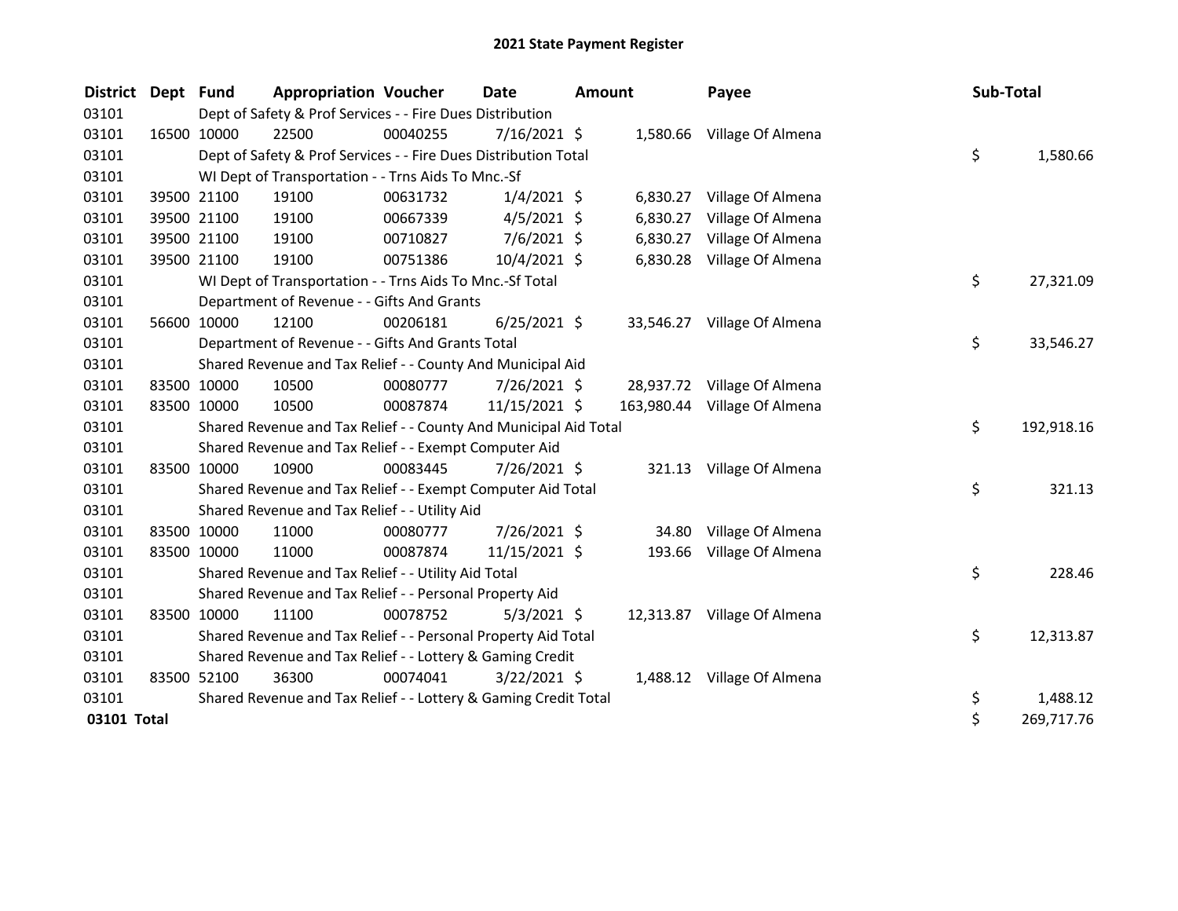# 2021 State Payment Register

| District | Dept | Fund | Appropriation | Voucher | Date | Amount | Payee | Sub-Total |
|---|---|---|---|---|---|---|---|---|
| 03101 | | Dept of Safety & Prof Services - - Fire Dues Distribution | | | | | | |
| 03101 | 16500 | 10000 | 22500 | 00040255 | 7/16/2021 | $ 1,580.66 | Village Of Almena | |
| 03101 | | Dept of Safety & Prof Services - - Fire Dues Distribution Total | | | | | | $ 1,580.66 |
| 03101 | | WI Dept of Transportation - - Trns Aids To Mnc.-Sf | | | | | | |
| 03101 | 39500 | 21100 | 19100 | 00631732 | 1/4/2021 | $ 6,830.27 | Village Of Almena | |
| 03101 | 39500 | 21100 | 19100 | 00667339 | 4/5/2021 | $ 6,830.27 | Village Of Almena | |
| 03101 | 39500 | 21100 | 19100 | 00710827 | 7/6/2021 | $ 6,830.27 | Village Of Almena | |
| 03101 | 39500 | 21100 | 19100 | 00751386 | 10/4/2021 | $ 6,830.28 | Village Of Almena | |
| 03101 | | WI Dept of Transportation - - Trns Aids To Mnc.-Sf Total | | | | | | $ 27,321.09 |
| 03101 | | Department of Revenue - - Gifts And Grants | | | | | | |
| 03101 | 56600 | 10000 | 12100 | 00206181 | 6/25/2021 | $ 33,546.27 | Village Of Almena | |
| 03101 | | Department of Revenue - - Gifts And Grants Total | | | | | | $ 33,546.27 |
| 03101 | | Shared Revenue and Tax Relief - - County And Municipal Aid | | | | | | |
| 03101 | 83500 | 10000 | 10500 | 00080777 | 7/26/2021 | $ 28,937.72 | Village Of Almena | |
| 03101 | 83500 | 10000 | 10500 | 00087874 | 11/15/2021 | $ 163,980.44 | Village Of Almena | |
| 03101 | | Shared Revenue and Tax Relief - - County And Municipal Aid Total | | | | | | $ 192,918.16 |
| 03101 | | Shared Revenue and Tax Relief - - Exempt Computer Aid | | | | | | |
| 03101 | 83500 | 10000 | 10900 | 00083445 | 7/26/2021 | $ 321.13 | Village Of Almena | |
| 03101 | | Shared Revenue and Tax Relief - - Exempt Computer Aid Total | | | | | | $ 321.13 |
| 03101 | | Shared Revenue and Tax Relief - - Utility Aid | | | | | | |
| 03101 | 83500 | 10000 | 11000 | 00080777 | 7/26/2021 | $ 34.80 | Village Of Almena | |
| 03101 | 83500 | 10000 | 11000 | 00087874 | 11/15/2021 | $ 193.66 | Village Of Almena | |
| 03101 | | Shared Revenue and Tax Relief - - Utility Aid Total | | | | | | $ 228.46 |
| 03101 | | Shared Revenue and Tax Relief - - Personal Property Aid | | | | | | |
| 03101 | 83500 | 10000 | 11100 | 00078752 | 5/3/2021 | $ 12,313.87 | Village Of Almena | |
| 03101 | | Shared Revenue and Tax Relief - - Personal Property Aid Total | | | | | | $ 12,313.87 |
| 03101 | | Shared Revenue and Tax Relief - - Lottery & Gaming Credit | | | | | | |
| 03101 | 83500 | 52100 | 36300 | 00074041 | 3/22/2021 | $ 1,488.12 | Village Of Almena | |
| 03101 | | Shared Revenue and Tax Relief - - Lottery & Gaming Credit Total | | | | | | $ 1,488.12 |
| **03101 Total** | | | | | | | | $ 269,717.76 |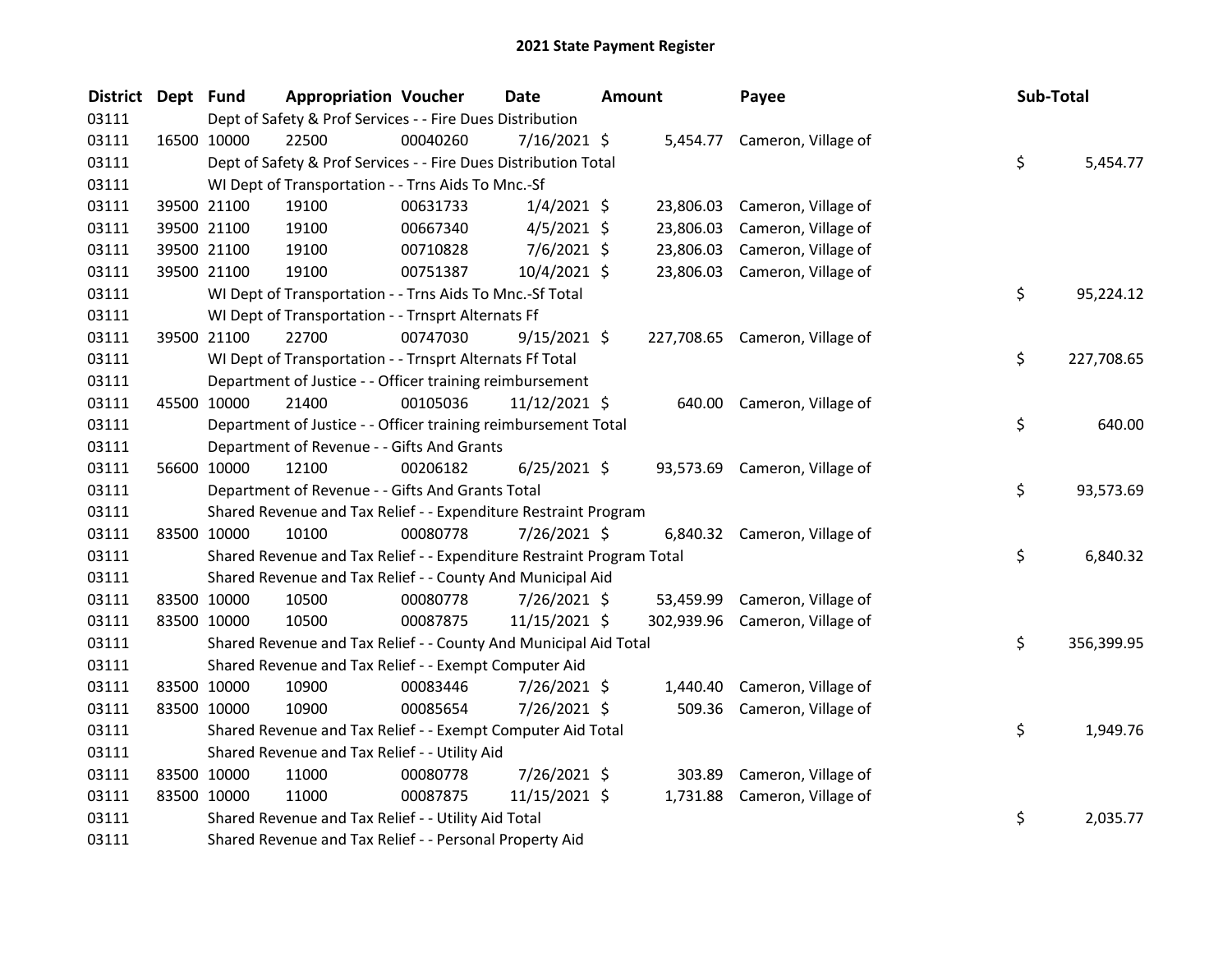# 2021 State Payment Register

| District | Dept | Fund | Appropriation | Voucher | Date | Amount | Payee | Sub-Total |
|---|---|---|---|---|---|---|---|---|
| 03111 | | Dept of Safety & Prof Services - - Fire Dues Distribution | | | | | | |
| 03111 | 16500 | 10000 | 22500 | 00040260 | 7/16/2021 | $ 5,454.77 | Cameron, Village of | |
| 03111 | | Dept of Safety & Prof Services - - Fire Dues Distribution Total | | | | | | $ 5,454.77 |
| 03111 | | WI Dept of Transportation - - Trns Aids To Mnc.-Sf | | | | | | |
| 03111 | 39500 | 21100 | 19100 | 00631733 | 1/4/2021 | $ 23,806.03 | Cameron, Village of | |
| 03111 | 39500 | 21100 | 19100 | 00667340 | 4/5/2021 | $ 23,806.03 | Cameron, Village of | |
| 03111 | 39500 | 21100 | 19100 | 00710828 | 7/6/2021 | $ 23,806.03 | Cameron, Village of | |
| 03111 | 39500 | 21100 | 19100 | 00751387 | 10/4/2021 | $ 23,806.03 | Cameron, Village of | |
| 03111 | | WI Dept of Transportation - - Trns Aids To Mnc.-Sf Total | | | | | | $ 95,224.12 |
| 03111 | | WI Dept of Transportation - - Trnsprt Alternats Ff | | | | | | |
| 03111 | 39500 | 21100 | 22700 | 00747030 | 9/15/2021 | $ 227,708.65 | Cameron, Village of | |
| 03111 | | WI Dept of Transportation - - Trnsprt Alternats Ff Total | | | | | | $ 227,708.65 |
| 03111 | | Department of Justice - - Officer training reimbursement | | | | | | |
| 03111 | 45500 | 10000 | 21400 | 00105036 | 11/12/2021 | $ 640.00 | Cameron, Village of | |
| 03111 | | Department of Justice - - Officer training reimbursement Total | | | | | | $ 640.00 |
| 03111 | | Department of Revenue - - Gifts And Grants | | | | | | |
| 03111 | 56600 | 10000 | 12100 | 00206182 | 6/25/2021 | $ 93,573.69 | Cameron, Village of | |
| 03111 | | Department of Revenue - - Gifts And Grants Total | | | | | | $ 93,573.69 |
| 03111 | | Shared Revenue and Tax Relief - - Expenditure Restraint Program | | | | | | |
| 03111 | 83500 | 10000 | 10100 | 00080778 | 7/26/2021 | $ 6,840.32 | Cameron, Village of | |
| 03111 | | Shared Revenue and Tax Relief - - Expenditure Restraint Program Total | | | | | | $ 6,840.32 |
| 03111 | | Shared Revenue and Tax Relief - - County And Municipal Aid | | | | | | |
| 03111 | 83500 | 10000 | 10500 | 00080778 | 7/26/2021 | $ 53,459.99 | Cameron, Village of | |
| 03111 | 83500 | 10000 | 10500 | 00087875 | 11/15/2021 | $ 302,939.96 | Cameron, Village of | |
| 03111 | | Shared Revenue and Tax Relief - - County And Municipal Aid Total | | | | | | $ 356,399.95 |
| 03111 | | Shared Revenue and Tax Relief - - Exempt Computer Aid | | | | | | |
| 03111 | 83500 | 10000 | 10900 | 00083446 | 7/26/2021 | $ 1,440.40 | Cameron, Village of | |
| 03111 | 83500 | 10000 | 10900 | 00085654 | 7/26/2021 | $ 509.36 | Cameron, Village of | |
| 03111 | | Shared Revenue and Tax Relief - - Exempt Computer Aid Total | | | | | | $ 1,949.76 |
| 03111 | | Shared Revenue and Tax Relief - - Utility Aid | | | | | | |
| 03111 | 83500 | 10000 | 11000 | 00080778 | 7/26/2021 | $ 303.89 | Cameron, Village of | |
| 03111 | 83500 | 10000 | 11000 | 00087875 | 11/15/2021 | $ 1,731.88 | Cameron, Village of | |
| 03111 | | Shared Revenue and Tax Relief - - Utility Aid Total | | | | | | $ 2,035.77 |
| 03111 | | Shared Revenue and Tax Relief - - Personal Property Aid | | | | | | |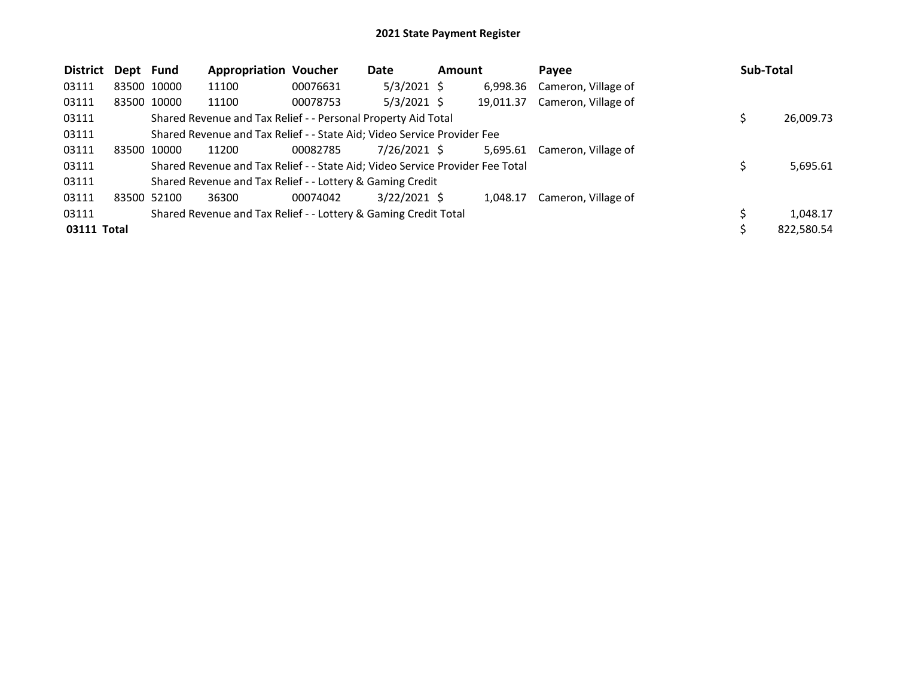# 2021 State Payment Register

| District | Dept | Fund | Appropriation | Voucher | Date | Amount | Payee | Sub-Total |
|---|---|---|---|---|---|---|---|---|
| 03111 | 83500 | 10000 | 11100 | 00076631 | 5/3/2021 | $ 6,998.36 | Cameron, Village of | |
| 03111 | 83500 | 10000 | 11100 | 00078753 | 5/3/2021 | $ 19,011.37 | Cameron, Village of | |
| 03111 | | Shared Revenue and Tax Relief - - Personal Property Aid Total | | | | | | $ 26,009.73 |
| 03111 | | Shared Revenue and Tax Relief - - State Aid; Video Service Provider Fee | | | | | | |
| 03111 | 83500 | 10000 | 11200 | 00082785 | 7/26/2021 | $ 5,695.61 | Cameron, Village of | |
| 03111 | | Shared Revenue and Tax Relief - - State Aid; Video Service Provider Fee Total | | | | | | $ 5,695.61 |
| 03111 | | Shared Revenue and Tax Relief - - Lottery & Gaming Credit | | | | | | |
| 03111 | 83500 | 52100 | 36300 | 00074042 | 3/22/2021 | $ 1,048.17 | Cameron, Village of | |
| 03111 | | Shared Revenue and Tax Relief - - Lottery & Gaming Credit Total | | | | | | $ 1,048.17 |
| **03111 Total** | | | | | | | | $ 822,580.54 |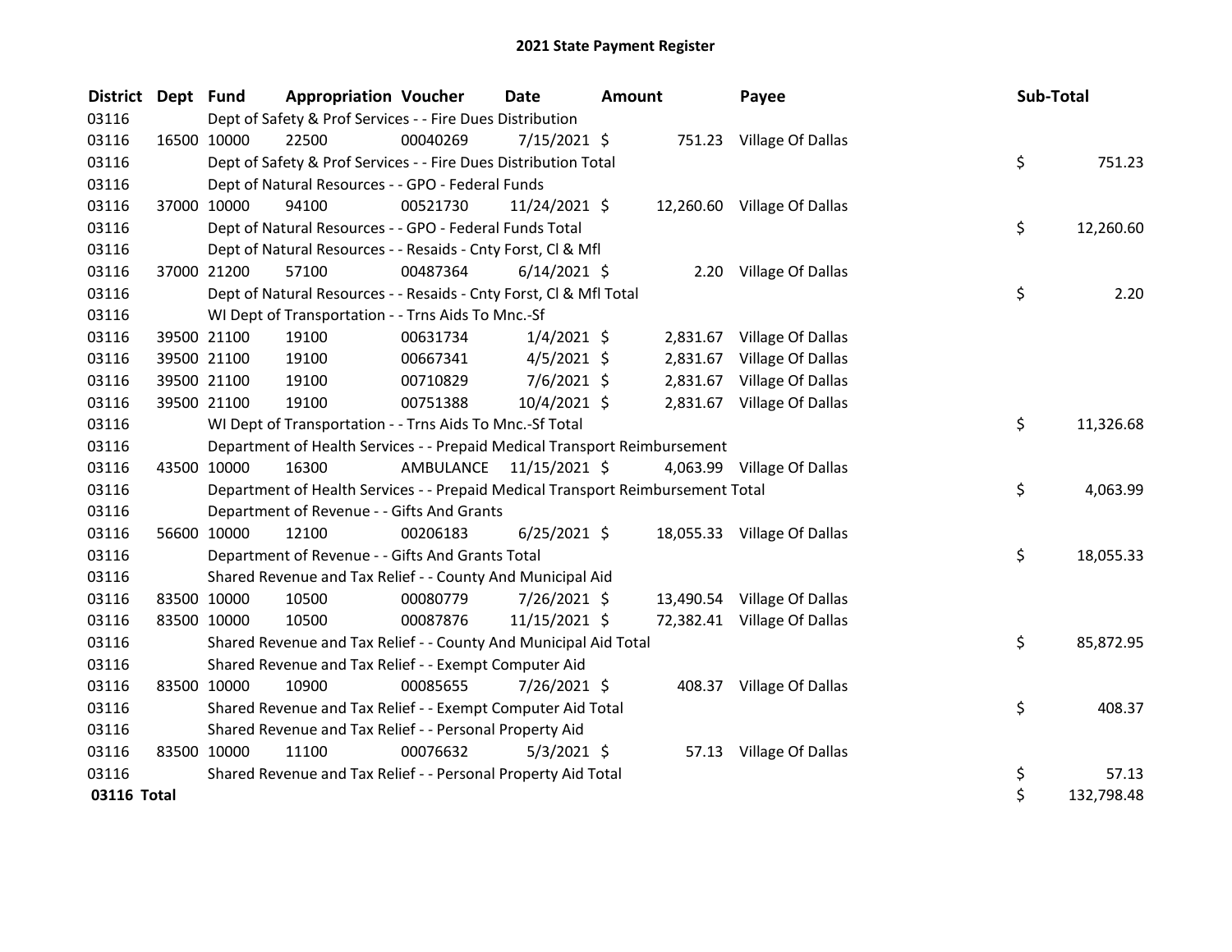# 2021 State Payment Register

| District | Dept | Fund | Appropriation | Voucher | Date | Amount | Payee | Sub-Total |
|---|---|---|---|---|---|---|---|---|
| 03116 | Dept of Safety & Prof Services - - Fire Dues Distribution | | | | | | | |
| 03116 | 16500 | 10000 | 22500 | 00040269 | 7/15/2021 | $ 751.23 | Village Of Dallas | |
| 03116 | Dept of Safety & Prof Services - - Fire Dues Distribution Total | | | | | | | $ 751.23 |
| 03116 | Dept of Natural Resources - - GPO - Federal Funds | | | | | | | |
| 03116 | 37000 | 10000 | 94100 | 00521730 | 11/24/2021 | $ 12,260.60 | Village Of Dallas | |
| 03116 | Dept of Natural Resources - - GPO - Federal Funds Total | | | | | | | $ 12,260.60 |
| 03116 | Dept of Natural Resources - - Resaids - Cnty Forst, Cl & Mfl | | | | | | | |
| 03116 | 37000 | 21200 | 57100 | 00487364 | 6/14/2021 | $ 2.20 | Village Of Dallas | |
| 03116 | Dept of Natural Resources - - Resaids - Cnty Forst, Cl & Mfl Total | | | | | | | $ 2.20 |
| 03116 | WI Dept of Transportation - - Trns Aids To Mnc.-Sf | | | | | | | |
| 03116 | 39500 | 21100 | 19100 | 00631734 | 1/4/2021 | $ 2,831.67 | Village Of Dallas | |
| 03116 | 39500 | 21100 | 19100 | 00667341 | 4/5/2021 | $ 2,831.67 | Village Of Dallas | |
| 03116 | 39500 | 21100 | 19100 | 00710829 | 7/6/2021 | $ 2,831.67 | Village Of Dallas | |
| 03116 | 39500 | 21100 | 19100 | 00751388 | 10/4/2021 | $ 2,831.67 | Village Of Dallas | |
| 03116 | WI Dept of Transportation - - Trns Aids To Mnc.-Sf Total | | | | | | | $ 11,326.68 |
| 03116 | Department of Health Services - - Prepaid Medical Transport Reimbursement | | | | | | | |
| 03116 | 43500 | 10000 | 16300 | AMBULANCE | 11/15/2021 | $ 4,063.99 | Village Of Dallas | |
| 03116 | Department of Health Services - - Prepaid Medical Transport Reimbursement Total | | | | | | | $ 4,063.99 |
| 03116 | Department of Revenue - - Gifts And Grants | | | | | | | |
| 03116 | 56600 | 10000 | 12100 | 00206183 | 6/25/2021 | $ 18,055.33 | Village Of Dallas | |
| 03116 | Department of Revenue - - Gifts And Grants Total | | | | | | | $ 18,055.33 |
| 03116 | Shared Revenue and Tax Relief - - County And Municipal Aid | | | | | | | |
| 03116 | 83500 | 10000 | 10500 | 00080779 | 7/26/2021 | $ 13,490.54 | Village Of Dallas | |
| 03116 | 83500 | 10000 | 10500 | 00087876 | 11/15/2021 | $ 72,382.41 | Village Of Dallas | |
| 03116 | Shared Revenue and Tax Relief - - County And Municipal Aid Total | | | | | | | $ 85,872.95 |
| 03116 | Shared Revenue and Tax Relief - - Exempt Computer Aid | | | | | | | |
| 03116 | 83500 | 10000 | 10900 | 00085655 | 7/26/2021 | $ 408.37 | Village Of Dallas | |
| 03116 | Shared Revenue and Tax Relief - - Exempt Computer Aid Total | | | | | | | $ 408.37 |
| 03116 | Shared Revenue and Tax Relief - - Personal Property Aid | | | | | | | |
| 03116 | 83500 | 10000 | 11100 | 00076632 | 5/3/2021 | $ 57.13 | Village Of Dallas | |
| 03116 | Shared Revenue and Tax Relief - - Personal Property Aid Total | | | | | | | $ 57.13 |
| **03116 Total** | | | | | | | | $ 132,798.48 |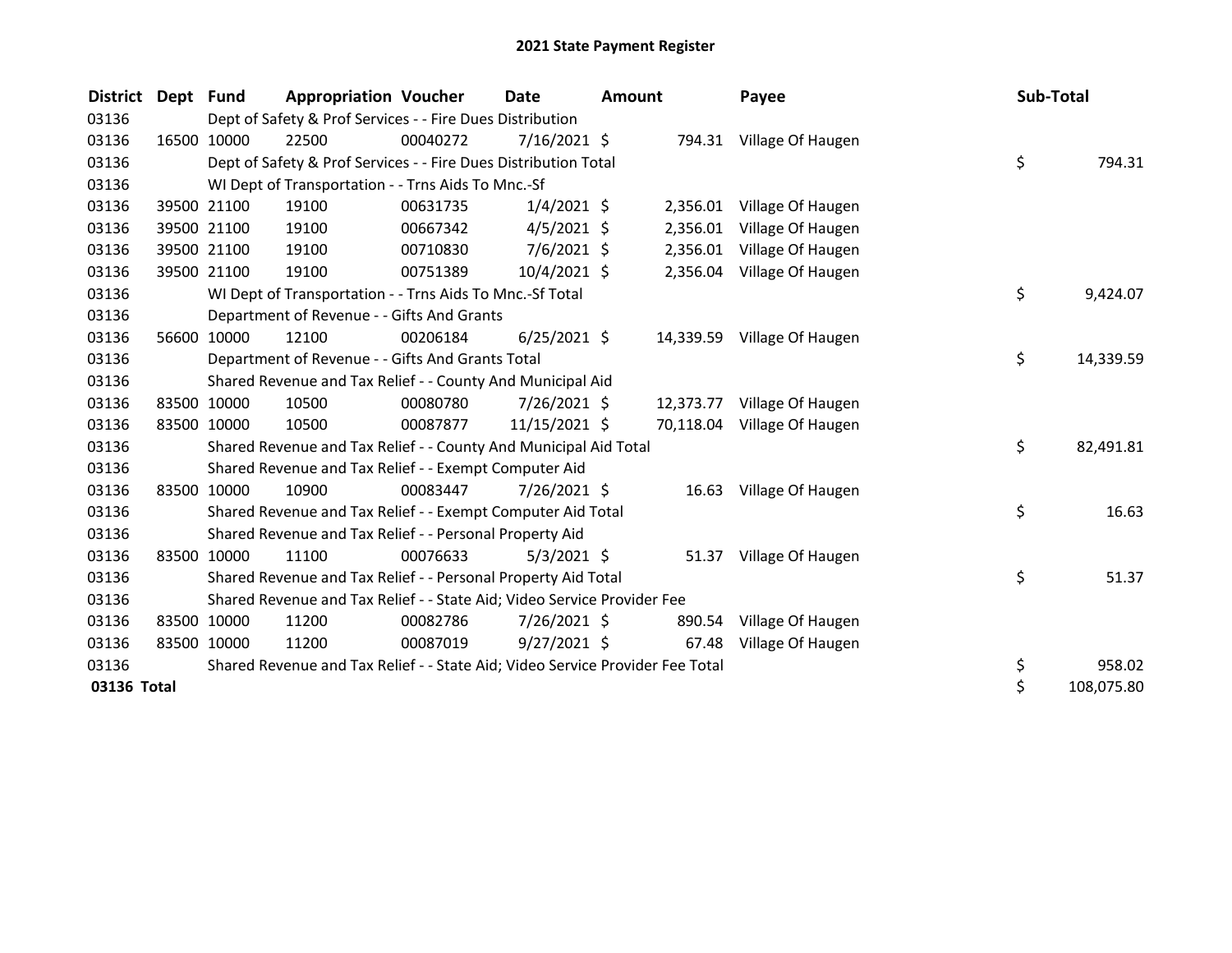# 2021 State Payment Register

| District | Dept | Fund | Appropriation | Voucher | Date | Amount | Payee | Sub-Total |
|---|---|---|---|---|---|---|---|---|
| 03136 | | Dept of Safety & Prof Services - - Fire Dues Distribution | | | | | | |
| 03136 | 16500 | 10000 | 22500 | 00040272 | 7/16/2021 | $ 794.31 | Village Of Haugen | |
| 03136 | | Dept of Safety & Prof Services - - Fire Dues Distribution Total | | | | | | $ 794.31 |
| 03136 | | WI Dept of Transportation - - Trns Aids To Mnc.-Sf | | | | | | |
| 03136 | 39500 | 21100 | 19100 | 00631735 | 1/4/2021 | $ 2,356.01 | Village Of Haugen | |
| 03136 | 39500 | 21100 | 19100 | 00667342 | 4/5/2021 | $ 2,356.01 | Village Of Haugen | |
| 03136 | 39500 | 21100 | 19100 | 00710830 | 7/6/2021 | $ 2,356.01 | Village Of Haugen | |
| 03136 | 39500 | 21100 | 19100 | 00751389 | 10/4/2021 | $ 2,356.04 | Village Of Haugen | |
| 03136 | | WI Dept of Transportation - - Trns Aids To Mnc.-Sf Total | | | | | | $ 9,424.07 |
| 03136 | | Department of Revenue - - Gifts And Grants | | | | | | |
| 03136 | 56600 | 10000 | 12100 | 00206184 | 6/25/2021 | $ 14,339.59 | Village Of Haugen | |
| 03136 | | Department of Revenue - - Gifts And Grants Total | | | | | | $ 14,339.59 |
| 03136 | | Shared Revenue and Tax Relief - - County And Municipal Aid | | | | | | |
| 03136 | 83500 | 10000 | 10500 | 00080780 | 7/26/2021 | $ 12,373.77 | Village Of Haugen | |
| 03136 | 83500 | 10000 | 10500 | 00087877 | 11/15/2021 | $ 70,118.04 | Village Of Haugen | |
| 03136 | | Shared Revenue and Tax Relief - - County And Municipal Aid Total | | | | | | $ 82,491.81 |
| 03136 | | Shared Revenue and Tax Relief - - Exempt Computer Aid | | | | | | |
| 03136 | 83500 | 10000 | 10900 | 00083447 | 7/26/2021 | $ 16.63 | Village Of Haugen | |
| 03136 | | Shared Revenue and Tax Relief - - Exempt Computer Aid Total | | | | | | $ 16.63 |
| 03136 | | Shared Revenue and Tax Relief - - Personal Property Aid | | | | | | |
| 03136 | 83500 | 10000 | 11100 | 00076633 | 5/3/2021 | $ 51.37 | Village Of Haugen | |
| 03136 | | Shared Revenue and Tax Relief - - Personal Property Aid Total | | | | | | $ 51.37 |
| 03136 | | Shared Revenue and Tax Relief - - State Aid; Video Service Provider Fee | | | | | | |
| 03136 | 83500 | 10000 | 11200 | 00082786 | 7/26/2021 | $ 890.54 | Village Of Haugen | |
| 03136 | 83500 | 10000 | 11200 | 00087019 | 9/27/2021 | $ 67.48 | Village Of Haugen | |
| 03136 | | Shared Revenue and Tax Relief - - State Aid; Video Service Provider Fee Total | | | | | | $ 958.02 |
| **03136 Total** | | | | | | | | $ 108,075.80 |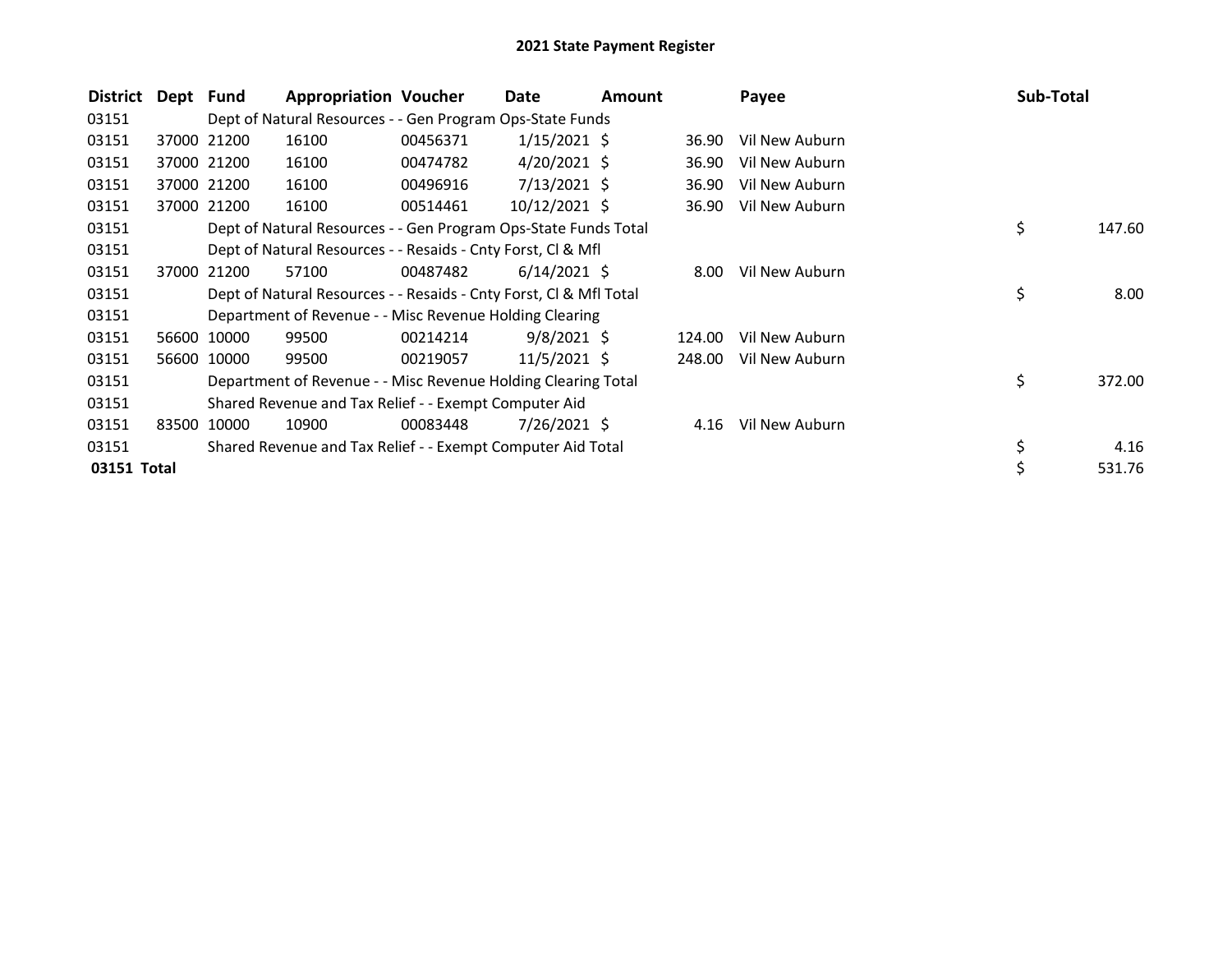# 2021 State Payment Register

| District | Dept | Fund | Appropriation | Voucher | Date | Amount | Payee | Sub-Total |
|---|---|---|---|---|---|---|---|---|
| 03151 | | Dept of Natural Resources - - Gen Program Ops-State Funds | | | | | | |
| 03151 | 37000 | 21200 | 16100 | 00456371 | 1/15/2021 | $ 36.90 | Vil New Auburn | |
| 03151 | 37000 | 21200 | 16100 | 00474782 | 4/20/2021 | $ 36.90 | Vil New Auburn | |
| 03151 | 37000 | 21200 | 16100 | 00496916 | 7/13/2021 | $ 36.90 | Vil New Auburn | |
| 03151 | 37000 | 21200 | 16100 | 00514461 | 10/12/2021 | $ 36.90 | Vil New Auburn | |
| 03151 | | Dept of Natural Resources - - Gen Program Ops-State Funds Total | | | | | | $ 147.60 |
| 03151 | | Dept of Natural Resources - - Resaids - Cnty Forst, Cl & Mfl | | | | | | |
| 03151 | 37000 | 21200 | 57100 | 00487482 | 6/14/2021 | $ 8.00 | Vil New Auburn | |
| 03151 | | Dept of Natural Resources - - Resaids - Cnty Forst, Cl & Mfl Total | | | | | | $ 8.00 |
| 03151 | | Department of Revenue - - Misc Revenue Holding Clearing | | | | | | |
| 03151 | 56600 | 10000 | 99500 | 00214214 | 9/8/2021 | $ 124.00 | Vil New Auburn | |
| 03151 | 56600 | 10000 | 99500 | 00219057 | 11/5/2021 | $ 248.00 | Vil New Auburn | |
| 03151 | | Department of Revenue - - Misc Revenue Holding Clearing Total | | | | | | $ 372.00 |
| 03151 | | Shared Revenue and Tax Relief - - Exempt Computer Aid | | | | | | |
| 03151 | 83500 | 10000 | 10900 | 00083448 | 7/26/2021 | $ 4.16 | Vil New Auburn | |
| 03151 | | Shared Revenue and Tax Relief - - Exempt Computer Aid Total | | | | | | $ 4.16 |
| **03151 Total** | | | | | | | | $ 531.76 |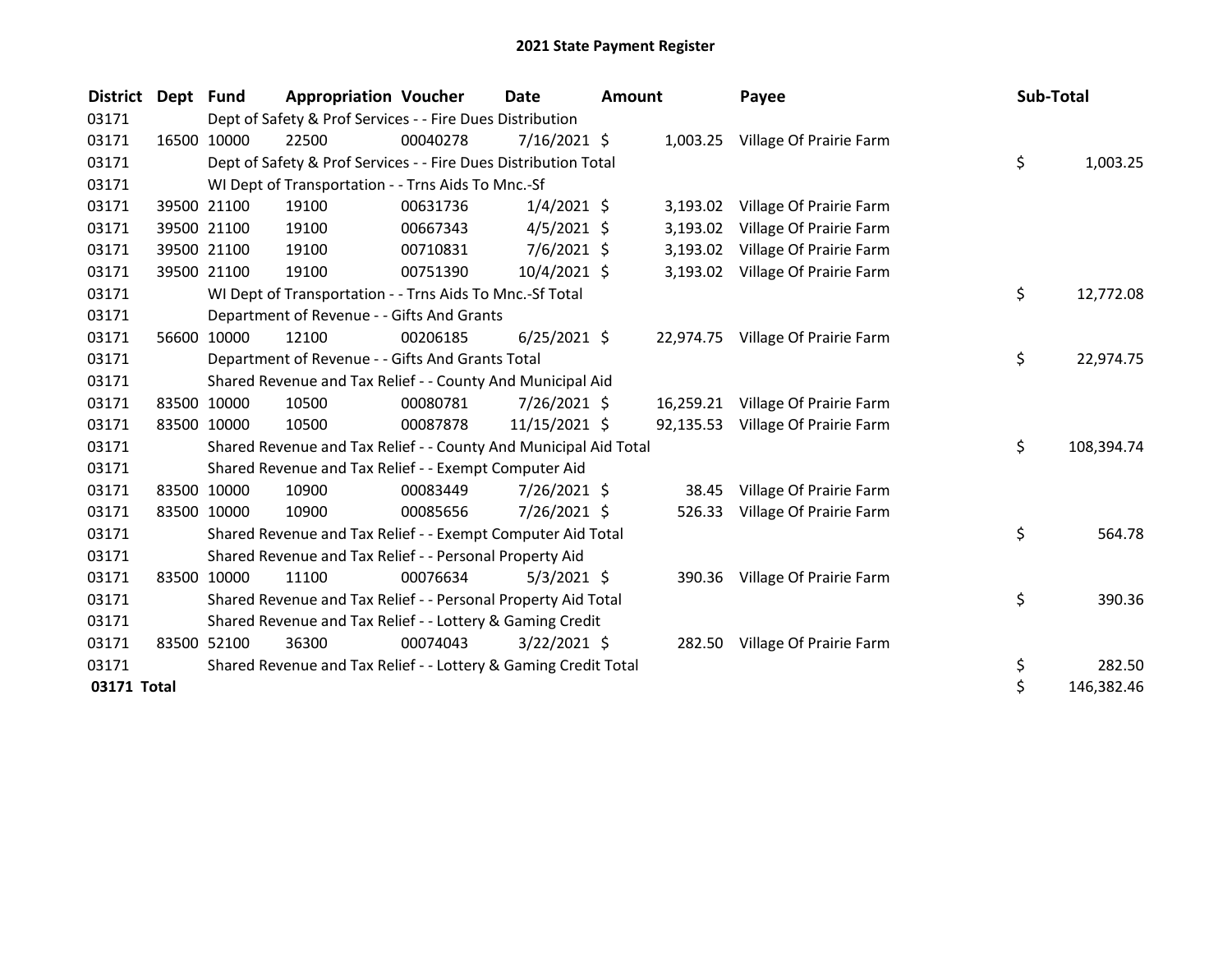# 2021 State Payment Register

| District | Dept | Fund | Appropriation | Voucher | Date | Amount | Payee | Sub-Total |
|---|---|---|---|---|---|---|---|---|
| 03171 | | Dept of Safety & Prof Services - - Fire Dues Distribution | | | | | | |
| 03171 | 16500 | 10000 | 22500 | 00040278 | 7/16/2021 | $ 1,003.25 | Village Of Prairie Farm | |
| 03171 | | Dept of Safety & Prof Services - - Fire Dues Distribution Total | | | | | | $ 1,003.25 |
| 03171 | | WI Dept of Transportation - - Trns Aids To Mnc.-Sf | | | | | | |
| 03171 | 39500 | 21100 | 19100 | 00631736 | 1/4/2021 | $ 3,193.02 | Village Of Prairie Farm | |
| 03171 | 39500 | 21100 | 19100 | 00667343 | 4/5/2021 | $ 3,193.02 | Village Of Prairie Farm | |
| 03171 | 39500 | 21100 | 19100 | 00710831 | 7/6/2021 | $ 3,193.02 | Village Of Prairie Farm | |
| 03171 | 39500 | 21100 | 19100 | 00751390 | 10/4/2021 | $ 3,193.02 | Village Of Prairie Farm | |
| 03171 | | WI Dept of Transportation - - Trns Aids To Mnc.-Sf Total | | | | | | $ 12,772.08 |
| 03171 | | Department of Revenue - - Gifts And Grants | | | | | | |
| 03171 | 56600 | 10000 | 12100 | 00206185 | 6/25/2021 | $ 22,974.75 | Village Of Prairie Farm | |
| 03171 | | Department of Revenue - - Gifts And Grants Total | | | | | | $ 22,974.75 |
| 03171 | | Shared Revenue and Tax Relief - - County And Municipal Aid | | | | | | |
| 03171 | 83500 | 10000 | 10500 | 00080781 | 7/26/2021 | $ 16,259.21 | Village Of Prairie Farm | |
| 03171 | 83500 | 10000 | 10500 | 00087878 | 11/15/2021 | $ 92,135.53 | Village Of Prairie Farm | |
| 03171 | | Shared Revenue and Tax Relief - - County And Municipal Aid Total | | | | | | $ 108,394.74 |
| 03171 | | Shared Revenue and Tax Relief - - Exempt Computer Aid | | | | | | |
| 03171 | 83500 | 10000 | 10900 | 00083449 | 7/26/2021 | $ 38.45 | Village Of Prairie Farm | |
| 03171 | 83500 | 10000 | 10900 | 00085656 | 7/26/2021 | $ 526.33 | Village Of Prairie Farm | |
| 03171 | | Shared Revenue and Tax Relief - - Exempt Computer Aid Total | | | | | | $ 564.78 |
| 03171 | | Shared Revenue and Tax Relief - - Personal Property Aid | | | | | | |
| 03171 | 83500 | 10000 | 11100 | 00076634 | 5/3/2021 | $ 390.36 | Village Of Prairie Farm | |
| 03171 | | Shared Revenue and Tax Relief - - Personal Property Aid Total | | | | | | $ 390.36 |
| 03171 | | Shared Revenue and Tax Relief - - Lottery & Gaming Credit | | | | | | |
| 03171 | 83500 | 52100 | 36300 | 00074043 | 3/22/2021 | $ 282.50 | Village Of Prairie Farm | |
| 03171 | | Shared Revenue and Tax Relief - - Lottery & Gaming Credit Total | | | | | | $ 282.50 |
| **03171 Total** | | | | | | | | $ 146,382.46 |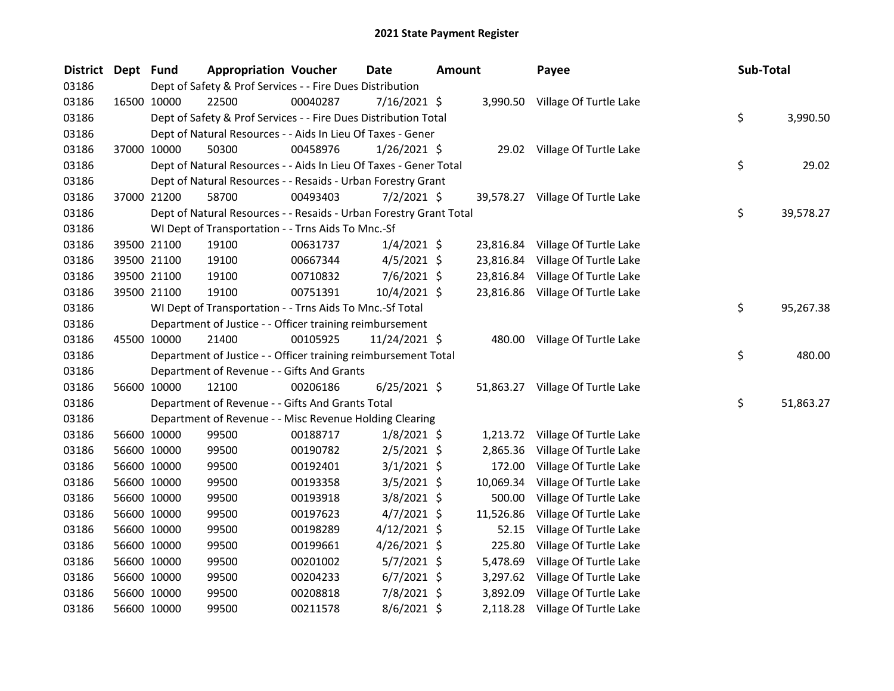# 2021 State Payment Register

| District | Dept | Fund | Appropriation | Voucher | Date | Amount | Payee | Sub-Total |
|---|---|---|---|---|---|---|---|---|
| 03186 | | | Dept of Safety & Prof Services - - Fire Dues Distribution | | | | | |
| 03186 | 16500 | 10000 | 22500 | 00040287 | 7/16/2021 | $ 3,990.50 | Village Of Turtle Lake | |
| 03186 | | | Dept of Safety & Prof Services - - Fire Dues Distribution Total | | | | | $ 3,990.50 |
| 03186 | | | Dept of Natural Resources - - Aids In Lieu Of Taxes - Gener | | | | | |
| 03186 | 37000 | 10000 | 50300 | 00458976 | 1/26/2021 | $ 29.02 | Village Of Turtle Lake | |
| 03186 | | | Dept of Natural Resources - - Aids In Lieu Of Taxes - Gener Total | | | | | $ 29.02 |
| 03186 | | | Dept of Natural Resources - - Resaids - Urban Forestry Grant | | | | | |
| 03186 | 37000 | 21200 | 58700 | 00493403 | 7/2/2021 | $ 39,578.27 | Village Of Turtle Lake | |
| 03186 | | | Dept of Natural Resources - - Resaids - Urban Forestry Grant Total | | | | | $ 39,578.27 |
| 03186 | | | WI Dept of Transportation - - Trns Aids To Mnc.-Sf | | | | | |
| 03186 | 39500 | 21100 | 19100 | 00631737 | 1/4/2021 | $ 23,816.84 | Village Of Turtle Lake | |
| 03186 | 39500 | 21100 | 19100 | 00667344 | 4/5/2021 | $ 23,816.84 | Village Of Turtle Lake | |
| 03186 | 39500 | 21100 | 19100 | 00710832 | 7/6/2021 | $ 23,816.84 | Village Of Turtle Lake | |
| 03186 | 39500 | 21100 | 19100 | 00751391 | 10/4/2021 | $ 23,816.86 | Village Of Turtle Lake | |
| 03186 | | | WI Dept of Transportation - - Trns Aids To Mnc.-Sf Total | | | | | $ 95,267.38 |
| 03186 | | | Department of Justice - - Officer training reimbursement | | | | | |
| 03186 | 45500 | 10000 | 21400 | 00105925 | 11/24/2021 | $ 480.00 | Village Of Turtle Lake | |
| 03186 | | | Department of Justice - - Officer training reimbursement Total | | | | | $ 480.00 |
| 03186 | | | Department of Revenue - - Gifts And Grants | | | | | |
| 03186 | 56600 | 10000 | 12100 | 00206186 | 6/25/2021 | $ 51,863.27 | Village Of Turtle Lake | |
| 03186 | | | Department of Revenue - - Gifts And Grants Total | | | | | $ 51,863.27 |
| 03186 | | | Department of Revenue - - Misc Revenue Holding Clearing | | | | | |
| 03186 | 56600 | 10000 | 99500 | 00188717 | 1/8/2021 | $ 1,213.72 | Village Of Turtle Lake | |
| 03186 | 56600 | 10000 | 99500 | 00190782 | 2/5/2021 | $ 2,865.36 | Village Of Turtle Lake | |
| 03186 | 56600 | 10000 | 99500 | 00192401 | 3/1/2021 | $ 172.00 | Village Of Turtle Lake | |
| 03186 | 56600 | 10000 | 99500 | 00193358 | 3/5/2021 | $ 10,069.34 | Village Of Turtle Lake | |
| 03186 | 56600 | 10000 | 99500 | 00193918 | 3/8/2021 | $ 500.00 | Village Of Turtle Lake | |
| 03186 | 56600 | 10000 | 99500 | 00197623 | 4/7/2021 | $ 11,526.86 | Village Of Turtle Lake | |
| 03186 | 56600 | 10000 | 99500 | 00198289 | 4/12/2021 | $ 52.15 | Village Of Turtle Lake | |
| 03186 | 56600 | 10000 | 99500 | 00199661 | 4/26/2021 | $ 225.80 | Village Of Turtle Lake | |
| 03186 | 56600 | 10000 | 99500 | 00201002 | 5/7/2021 | $ 5,478.69 | Village Of Turtle Lake | |
| 03186 | 56600 | 10000 | 99500 | 00204233 | 6/7/2021 | $ 3,297.62 | Village Of Turtle Lake | |
| 03186 | 56600 | 10000 | 99500 | 00208818 | 7/8/2021 | $ 3,892.09 | Village Of Turtle Lake | |
| 03186 | 56600 | 10000 | 99500 | 00211578 | 8/6/2021 | $ 2,118.28 | Village Of Turtle Lake | |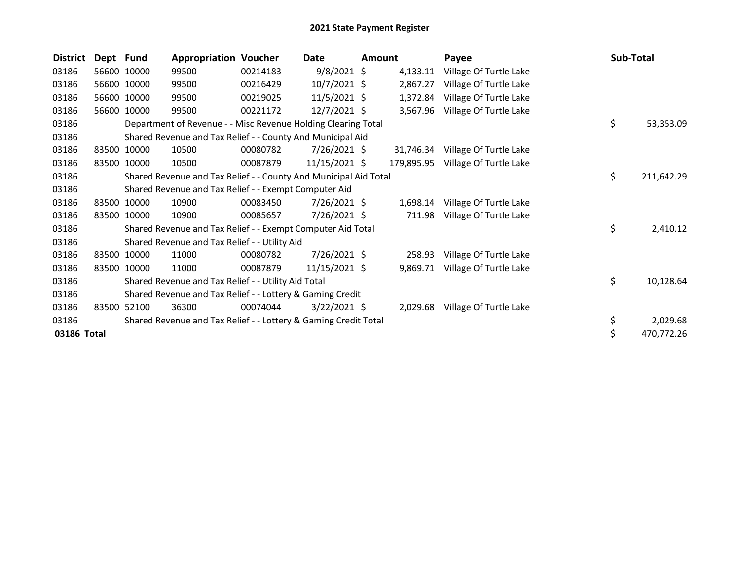# 2021 State Payment Register

| District | Dept | Fund | Appropriation | Voucher | Date | Amount | Payee | Sub-Total |
|---|---|---|---|---|---|---|---|---|
| 03186 | 56600 | 10000 | 99500 | 00214183 | 9/8/2021 | $ 4,133.11 | Village Of Turtle Lake | |
| 03186 | 56600 | 10000 | 99500 | 00216429 | 10/7/2021 | $ 2,867.27 | Village Of Turtle Lake | |
| 03186 | 56600 | 10000 | 99500 | 00219025 | 11/5/2021 | $ 1,372.84 | Village Of Turtle Lake | |
| 03186 | 56600 | 10000 | 99500 | 00221172 | 12/7/2021 | $ 3,567.96 | Village Of Turtle Lake | |
| 03186 | | Department of Revenue - - Misc Revenue Holding Clearing Total | | | | | | $ 53,353.09 |
| 03186 | | Shared Revenue and Tax Relief - - County And Municipal Aid | | | | | | |
| 03186 | 83500 | 10000 | 10500 | 00080782 | 7/26/2021 | $ 31,746.34 | Village Of Turtle Lake | |
| 03186 | 83500 | 10000 | 10500 | 00087879 | 11/15/2021 | $ 179,895.95 | Village Of Turtle Lake | |
| 03186 | | Shared Revenue and Tax Relief - - County And Municipal Aid Total | | | | | | $ 211,642.29 |
| 03186 | | Shared Revenue and Tax Relief - - Exempt Computer Aid | | | | | | |
| 03186 | 83500 | 10000 | 10900 | 00083450 | 7/26/2021 | $ 1,698.14 | Village Of Turtle Lake | |
| 03186 | 83500 | 10000 | 10900 | 00085657 | 7/26/2021 | $ 711.98 | Village Of Turtle Lake | |
| 03186 | | Shared Revenue and Tax Relief - - Exempt Computer Aid Total | | | | | | $ 2,410.12 |
| 03186 | | Shared Revenue and Tax Relief - - Utility Aid | | | | | | |
| 03186 | 83500 | 10000 | 11000 | 00080782 | 7/26/2021 | $ 258.93 | Village Of Turtle Lake | |
| 03186 | 83500 | 10000 | 11000 | 00087879 | 11/15/2021 | $ 9,869.71 | Village Of Turtle Lake | |
| 03186 | | Shared Revenue and Tax Relief - - Utility Aid Total | | | | | | $ 10,128.64 |
| 03186 | | Shared Revenue and Tax Relief - - Lottery & Gaming Credit | | | | | | |
| 03186 | 83500 | 52100 | 36300 | 00074044 | 3/22/2021 | $ 2,029.68 | Village Of Turtle Lake | |
| 03186 | | Shared Revenue and Tax Relief - - Lottery & Gaming Credit Total | | | | | | $ 2,029.68 |
| **03186 Total** | | | | | | | | $ 470,772.26 |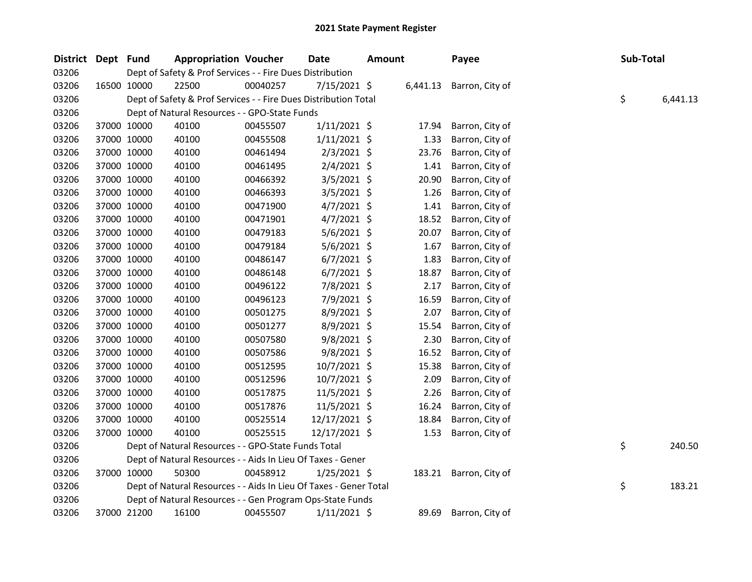# 2021 State Payment Register

| District | Dept | Fund | Appropriation | Voucher | Date | Amount | Payee | Sub-Total |
|---|---|---|---|---|---|---|---|---|
| 03206 | | Dept of Safety & Prof Services - - Fire Dues Distribution | | | | | | |
| 03206 | 16500 | 10000 | 22500 | 00040257 | 7/15/2021 | $ 6,441.13 | Barron, City of | |
| 03206 | | Dept of Safety & Prof Services - - Fire Dues Distribution Total | | | | | | $ 6,441.13 |
| 03206 | | Dept of Natural Resources - - GPO-State Funds | | | | | | |
| 03206 | 37000 | 10000 | 40100 | 00455507 | 1/11/2021 | $ 17.94 | Barron, City of | |
| 03206 | 37000 | 10000 | 40100 | 00455508 | 1/11/2021 | $ 1.33 | Barron, City of | |
| 03206 | 37000 | 10000 | 40100 | 00461494 | 2/3/2021 | $ 23.76 | Barron, City of | |
| 03206 | 37000 | 10000 | 40100 | 00461495 | 2/4/2021 | $ 1.41 | Barron, City of | |
| 03206 | 37000 | 10000 | 40100 | 00466392 | 3/5/2021 | $ 20.90 | Barron, City of | |
| 03206 | 37000 | 10000 | 40100 | 00466393 | 3/5/2021 | $ 1.26 | Barron, City of | |
| 03206 | 37000 | 10000 | 40100 | 00471900 | 4/7/2021 | $ 1.41 | Barron, City of | |
| 03206 | 37000 | 10000 | 40100 | 00471901 | 4/7/2021 | $ 18.52 | Barron, City of | |
| 03206 | 37000 | 10000 | 40100 | 00479183 | 5/6/2021 | $ 20.07 | Barron, City of | |
| 03206 | 37000 | 10000 | 40100 | 00479184 | 5/6/2021 | $ 1.67 | Barron, City of | |
| 03206 | 37000 | 10000 | 40100 | 00486147 | 6/7/2021 | $ 1.83 | Barron, City of | |
| 03206 | 37000 | 10000 | 40100 | 00486148 | 6/7/2021 | $ 18.87 | Barron, City of | |
| 03206 | 37000 | 10000 | 40100 | 00496122 | 7/8/2021 | $ 2.17 | Barron, City of | |
| 03206 | 37000 | 10000 | 40100 | 00496123 | 7/9/2021 | $ 16.59 | Barron, City of | |
| 03206 | 37000 | 10000 | 40100 | 00501275 | 8/9/2021 | $ 2.07 | Barron, City of | |
| 03206 | 37000 | 10000 | 40100 | 00501277 | 8/9/2021 | $ 15.54 | Barron, City of | |
| 03206 | 37000 | 10000 | 40100 | 00507580 | 9/8/2021 | $ 2.30 | Barron, City of | |
| 03206 | 37000 | 10000 | 40100 | 00507586 | 9/8/2021 | $ 16.52 | Barron, City of | |
| 03206 | 37000 | 10000 | 40100 | 00512595 | 10/7/2021 | $ 15.38 | Barron, City of | |
| 03206 | 37000 | 10000 | 40100 | 00512596 | 10/7/2021 | $ 2.09 | Barron, City of | |
| 03206 | 37000 | 10000 | 40100 | 00517875 | 11/5/2021 | $ 2.26 | Barron, City of | |
| 03206 | 37000 | 10000 | 40100 | 00517876 | 11/5/2021 | $ 16.24 | Barron, City of | |
| 03206 | 37000 | 10000 | 40100 | 00525514 | 12/17/2021 | $ 18.84 | Barron, City of | |
| 03206 | 37000 | 10000 | 40100 | 00525515 | 12/17/2021 | $ 1.53 | Barron, City of | |
| 03206 | | Dept of Natural Resources - - GPO-State Funds Total | | | | | | $ 240.50 |
| 03206 | | Dept of Natural Resources - - Aids In Lieu Of Taxes - Gener | | | | | | |
| 03206 | 37000 | 10000 | 50300 | 00458912 | 1/25/2021 | $ 183.21 | Barron, City of | |
| 03206 | | Dept of Natural Resources - - Aids In Lieu Of Taxes - Gener Total | | | | | | $ 183.21 |
| 03206 | | Dept of Natural Resources - - Gen Program Ops-State Funds | | | | | | |
| 03206 | 37000 | 21200 | 16100 | 00455507 | 1/11/2021 | $ 89.69 | Barron, City of | |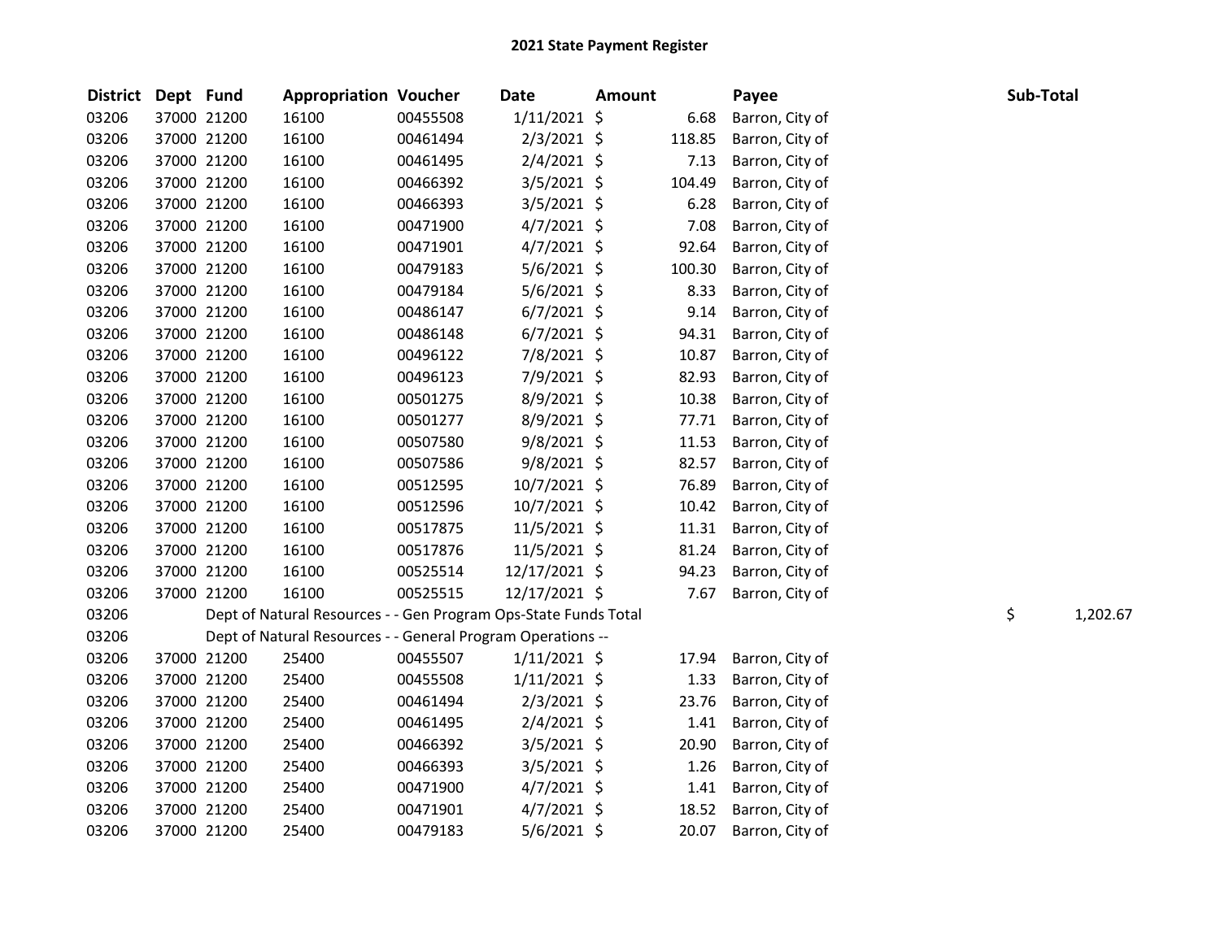# 2021 State Payment Register

| District | Dept | Fund | Appropriation | Voucher | Date | Amount | Payee | Sub-Total |
|---|---|---|---|---|---|---|---|---|
| 03206 | 37000 | 21200 | 16100 | 00455508 | 1/11/2021 | $ 6.68 | Barron, City of | |
| 03206 | 37000 | 21200 | 16100 | 00461494 | 2/3/2021 | $ 118.85 | Barron, City of | |
| 03206 | 37000 | 21200 | 16100 | 00461495 | 2/4/2021 | $ 7.13 | Barron, City of | |
| 03206 | 37000 | 21200 | 16100 | 00466392 | 3/5/2021 | $ 104.49 | Barron, City of | |
| 03206 | 37000 | 21200 | 16100 | 00466393 | 3/5/2021 | $ 6.28 | Barron, City of | |
| 03206 | 37000 | 21200 | 16100 | 00471900 | 4/7/2021 | $ 7.08 | Barron, City of | |
| 03206 | 37000 | 21200 | 16100 | 00471901 | 4/7/2021 | $ 92.64 | Barron, City of | |
| 03206 | 37000 | 21200 | 16100 | 00479183 | 5/6/2021 | $ 100.30 | Barron, City of | |
| 03206 | 37000 | 21200 | 16100 | 00479184 | 5/6/2021 | $ 8.33 | Barron, City of | |
| 03206 | 37000 | 21200 | 16100 | 00486147 | 6/7/2021 | $ 9.14 | Barron, City of | |
| 03206 | 37000 | 21200 | 16100 | 00486148 | 6/7/2021 | $ 94.31 | Barron, City of | |
| 03206 | 37000 | 21200 | 16100 | 00496122 | 7/8/2021 | $ 10.87 | Barron, City of | |
| 03206 | 37000 | 21200 | 16100 | 00496123 | 7/9/2021 | $ 82.93 | Barron, City of | |
| 03206 | 37000 | 21200 | 16100 | 00501275 | 8/9/2021 | $ 10.38 | Barron, City of | |
| 03206 | 37000 | 21200 | 16100 | 00501277 | 8/9/2021 | $ 77.71 | Barron, City of | |
| 03206 | 37000 | 21200 | 16100 | 00507580 | 9/8/2021 | $ 11.53 | Barron, City of | |
| 03206 | 37000 | 21200 | 16100 | 00507586 | 9/8/2021 | $ 82.57 | Barron, City of | |
| 03206 | 37000 | 21200 | 16100 | 00512595 | 10/7/2021 | $ 76.89 | Barron, City of | |
| 03206 | 37000 | 21200 | 16100 | 00512596 | 10/7/2021 | $ 10.42 | Barron, City of | |
| 03206 | 37000 | 21200 | 16100 | 00517875 | 11/5/2021 | $ 11.31 | Barron, City of | |
| 03206 | 37000 | 21200 | 16100 | 00517876 | 11/5/2021 | $ 81.24 | Barron, City of | |
| 03206 | 37000 | 21200 | 16100 | 00525514 | 12/17/2021 | $ 94.23 | Barron, City of | |
| 03206 | 37000 | 21200 | 16100 | 00525515 | 12/17/2021 | $ 7.67 | Barron, City of | |
| 03206 | | Dept of Natural Resources - - Gen Program Ops-State Funds Total | | | | | | $ 1,202.67 |
| 03206 | | Dept of Natural Resources - - General Program Operations -- | | | | | | |
| 03206 | 37000 | 21200 | 25400 | 00455507 | 1/11/2021 | $ 17.94 | Barron, City of | |
| 03206 | 37000 | 21200 | 25400 | 00455508 | 1/11/2021 | $ 1.33 | Barron, City of | |
| 03206 | 37000 | 21200 | 25400 | 00461494 | 2/3/2021 | $ 23.76 | Barron, City of | |
| 03206 | 37000 | 21200 | 25400 | 00461495 | 2/4/2021 | $ 1.41 | Barron, City of | |
| 03206 | 37000 | 21200 | 25400 | 00466392 | 3/5/2021 | $ 20.90 | Barron, City of | |
| 03206 | 37000 | 21200 | 25400 | 00466393 | 3/5/2021 | $ 1.26 | Barron, City of | |
| 03206 | 37000 | 21200 | 25400 | 00471900 | 4/7/2021 | $ 1.41 | Barron, City of | |
| 03206 | 37000 | 21200 | 25400 | 00471901 | 4/7/2021 | $ 18.52 | Barron, City of | |
| 03206 | 37000 | 21200 | 25400 | 00479183 | 5/6/2021 | $ 20.07 | Barron, City of | |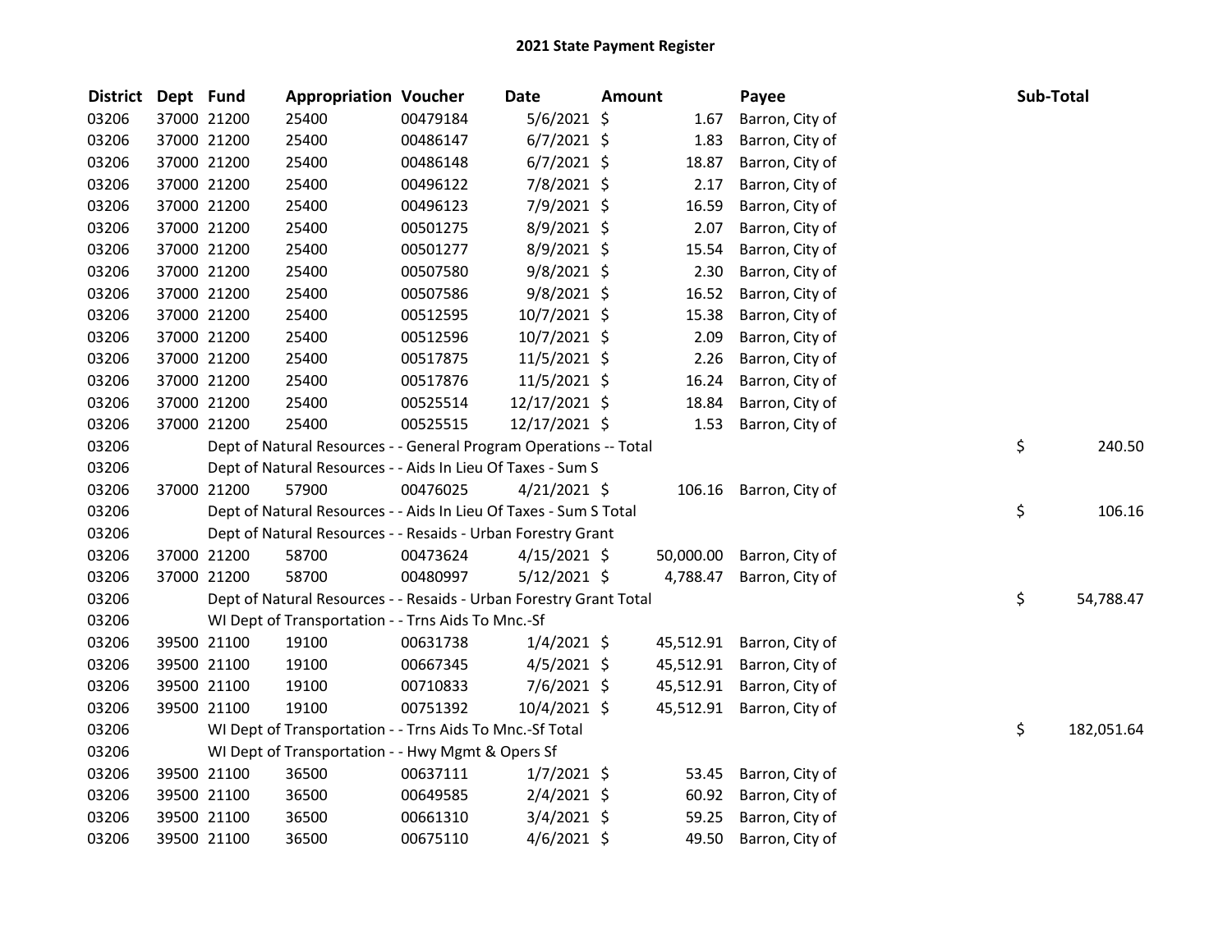# 2021 State Payment Register

| District | Dept | Fund | Appropriation | Voucher | Date | Amount | Payee | Sub-Total |
|---|---|---|---|---|---|---|---|---|
| 03206 | 37000 | 21200 | 25400 | 00479184 | 5/6/2021 | $ 1.67 | Barron, City of | |
| 03206 | 37000 | 21200 | 25400 | 00486147 | 6/7/2021 | $ 1.83 | Barron, City of | |
| 03206 | 37000 | 21200 | 25400 | 00486148 | 6/7/2021 | $ 18.87 | Barron, City of | |
| 03206 | 37000 | 21200 | 25400 | 00496122 | 7/8/2021 | $ 2.17 | Barron, City of | |
| 03206 | 37000 | 21200 | 25400 | 00496123 | 7/9/2021 | $ 16.59 | Barron, City of | |
| 03206 | 37000 | 21200 | 25400 | 00501275 | 8/9/2021 | $ 2.07 | Barron, City of | |
| 03206 | 37000 | 21200 | 25400 | 00501277 | 8/9/2021 | $ 15.54 | Barron, City of | |
| 03206 | 37000 | 21200 | 25400 | 00507580 | 9/8/2021 | $ 2.30 | Barron, City of | |
| 03206 | 37000 | 21200 | 25400 | 00507586 | 9/8/2021 | $ 16.52 | Barron, City of | |
| 03206 | 37000 | 21200 | 25400 | 00512595 | 10/7/2021 | $ 15.38 | Barron, City of | |
| 03206 | 37000 | 21200 | 25400 | 00512596 | 10/7/2021 | $ 2.09 | Barron, City of | |
| 03206 | 37000 | 21200 | 25400 | 00517875 | 11/5/2021 | $ 2.26 | Barron, City of | |
| 03206 | 37000 | 21200 | 25400 | 00517876 | 11/5/2021 | $ 16.24 | Barron, City of | |
| 03206 | 37000 | 21200 | 25400 | 00525514 | 12/17/2021 | $ 18.84 | Barron, City of | |
| 03206 | 37000 | 21200 | 25400 | 00525515 | 12/17/2021 | $ 1.53 | Barron, City of | |
| 03206 | | Dept of Natural Resources - - General Program Operations -- Total | | | | | | $ 240.50 |
| 03206 | | Dept of Natural Resources - - Aids In Lieu Of Taxes - Sum S | | | | | | |
| 03206 | 37000 | 21200 | 57900 | 00476025 | 4/21/2021 | $ 106.16 | Barron, City of | |
| 03206 | | Dept of Natural Resources - - Aids In Lieu Of Taxes - Sum S Total | | | | | | $ 106.16 |
| 03206 | | Dept of Natural Resources - - Resaids - Urban Forestry Grant | | | | | | |
| 03206 | 37000 | 21200 | 58700 | 00473624 | 4/15/2021 | $ 50,000.00 | Barron, City of | |
| 03206 | 37000 | 21200 | 58700 | 00480997 | 5/12/2021 | $ 4,788.47 | Barron, City of | |
| 03206 | | Dept of Natural Resources - - Resaids - Urban Forestry Grant Total | | | | | | $ 54,788.47 |
| 03206 | | WI Dept of Transportation - - Trns Aids To Mnc.-Sf | | | | | | |
| 03206 | 39500 | 21100 | 19100 | 00631738 | 1/4/2021 | $ 45,512.91 | Barron, City of | |
| 03206 | 39500 | 21100 | 19100 | 00667345 | 4/5/2021 | $ 45,512.91 | Barron, City of | |
| 03206 | 39500 | 21100 | 19100 | 00710833 | 7/6/2021 | $ 45,512.91 | Barron, City of | |
| 03206 | 39500 | 21100 | 19100 | 00751392 | 10/4/2021 | $ 45,512.91 | Barron, City of | |
| 03206 | | WI Dept of Transportation - - Trns Aids To Mnc.-Sf Total | | | | | | $ 182,051.64 |
| 03206 | | WI Dept of Transportation - - Hwy Mgmt & Opers Sf | | | | | | |
| 03206 | 39500 | 21100 | 36500 | 00637111 | 1/7/2021 | $ 53.45 | Barron, City of | |
| 03206 | 39500 | 21100 | 36500 | 00649585 | 2/4/2021 | $ 60.92 | Barron, City of | |
| 03206 | 39500 | 21100 | 36500 | 00661310 | 3/4/2021 | $ 59.25 | Barron, City of | |
| 03206 | 39500 | 21100 | 36500 | 00675110 | 4/6/2021 | $ 49.50 | Barron, City of | |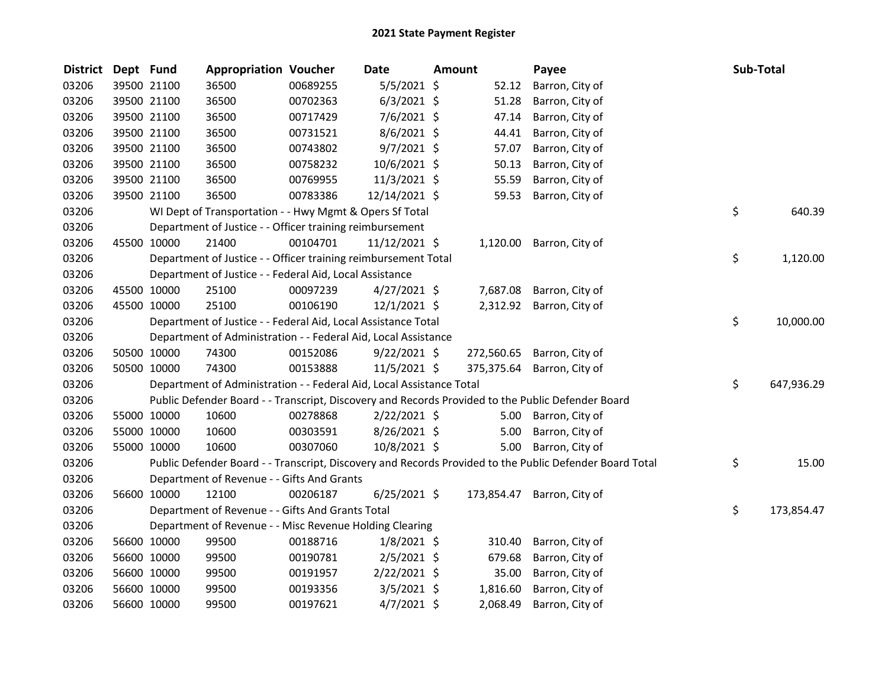# 2021 State Payment Register

| District | Dept | Fund | Appropriation | Voucher | Date | Amount | Payee | Sub-Total |
|---|---|---|---|---|---|---|---|---|
| 03206 | 39500 | 21100 | 36500 | 00689255 | 5/5/2021 | $ 52.12 | Barron, City of | |
| 03206 | 39500 | 21100 | 36500 | 00702363 | 6/3/2021 | $ 51.28 | Barron, City of | |
| 03206 | 39500 | 21100 | 36500 | 00717429 | 7/6/2021 | $ 47.14 | Barron, City of | |
| 03206 | 39500 | 21100 | 36500 | 00731521 | 8/6/2021 | $ 44.41 | Barron, City of | |
| 03206 | 39500 | 21100 | 36500 | 00743802 | 9/7/2021 | $ 57.07 | Barron, City of | |
| 03206 | 39500 | 21100 | 36500 | 00758232 | 10/6/2021 | $ 50.13 | Barron, City of | |
| 03206 | 39500 | 21100 | 36500 | 00769955 | 11/3/2021 | $ 55.59 | Barron, City of | |
| 03206 | 39500 | 21100 | 36500 | 00783386 | 12/14/2021 | $ 59.53 | Barron, City of | |
| 03206 | | WI Dept of Transportation - - Hwy Mgmt & Opers Sf Total | | | | | | $ 640.39 |
| 03206 | | Department of Justice - - Officer training reimbursement | | | | | | |
| 03206 | 45500 | 10000 | 21400 | 00104701 | 11/12/2021 | $ 1,120.00 | Barron, City of | |
| 03206 | | Department of Justice - - Officer training reimbursement Total | | | | | | $ 1,120.00 |
| 03206 | | Department of Justice - - Federal Aid, Local Assistance | | | | | | |
| 03206 | 45500 | 10000 | 25100 | 00097239 | 4/27/2021 | $ 7,687.08 | Barron, City of | |
| 03206 | 45500 | 10000 | 25100 | 00106190 | 12/1/2021 | $ 2,312.92 | Barron, City of | |
| 03206 | | Department of Justice - - Federal Aid, Local Assistance Total | | | | | | $ 10,000.00 |
| 03206 | | Department of Administration - - Federal Aid, Local Assistance | | | | | | |
| 03206 | 50500 | 10000 | 74300 | 00152086 | 9/22/2021 | $ 272,560.65 | Barron, City of | |
| 03206 | 50500 | 10000 | 74300 | 00153888 | 11/5/2021 | $ 375,375.64 | Barron, City of | |
| 03206 | | Department of Administration - - Federal Aid, Local Assistance Total | | | | | | $ 647,936.29 |
| 03206 | | Public Defender Board - - Transcript, Discovery and Records Provided to the Public Defender Board | | | | | | |
| 03206 | 55000 | 10000 | 10600 | 00278868 | 2/22/2021 | $ 5.00 | Barron, City of | |
| 03206 | 55000 | 10000 | 10600 | 00303591 | 8/26/2021 | $ 5.00 | Barron, City of | |
| 03206 | 55000 | 10000 | 10600 | 00307060 | 10/8/2021 | $ 5.00 | Barron, City of | |
| 03206 | | Public Defender Board - - Transcript, Discovery and Records Provided to the Public Defender Board Total | | | | | | $ 15.00 |
| 03206 | | Department of Revenue - - Gifts And Grants | | | | | | |
| 03206 | 56600 | 10000 | 12100 | 00206187 | 6/25/2021 | $ 173,854.47 | Barron, City of | |
| 03206 | | Department of Revenue - - Gifts And Grants Total | | | | | | $ 173,854.47 |
| 03206 | | Department of Revenue - - Misc Revenue Holding Clearing | | | | | | |
| 03206 | 56600 | 10000 | 99500 | 00188716 | 1/8/2021 | $ 310.40 | Barron, City of | |
| 03206 | 56600 | 10000 | 99500 | 00190781 | 2/5/2021 | $ 679.68 | Barron, City of | |
| 03206 | 56600 | 10000 | 99500 | 00191957 | 2/22/2021 | $ 35.00 | Barron, City of | |
| 03206 | 56600 | 10000 | 99500 | 00193356 | 3/5/2021 | $ 1,816.60 | Barron, City of | |
| 03206 | 56600 | 10000 | 99500 | 00197621 | 4/7/2021 | $ 2,068.49 | Barron, City of | |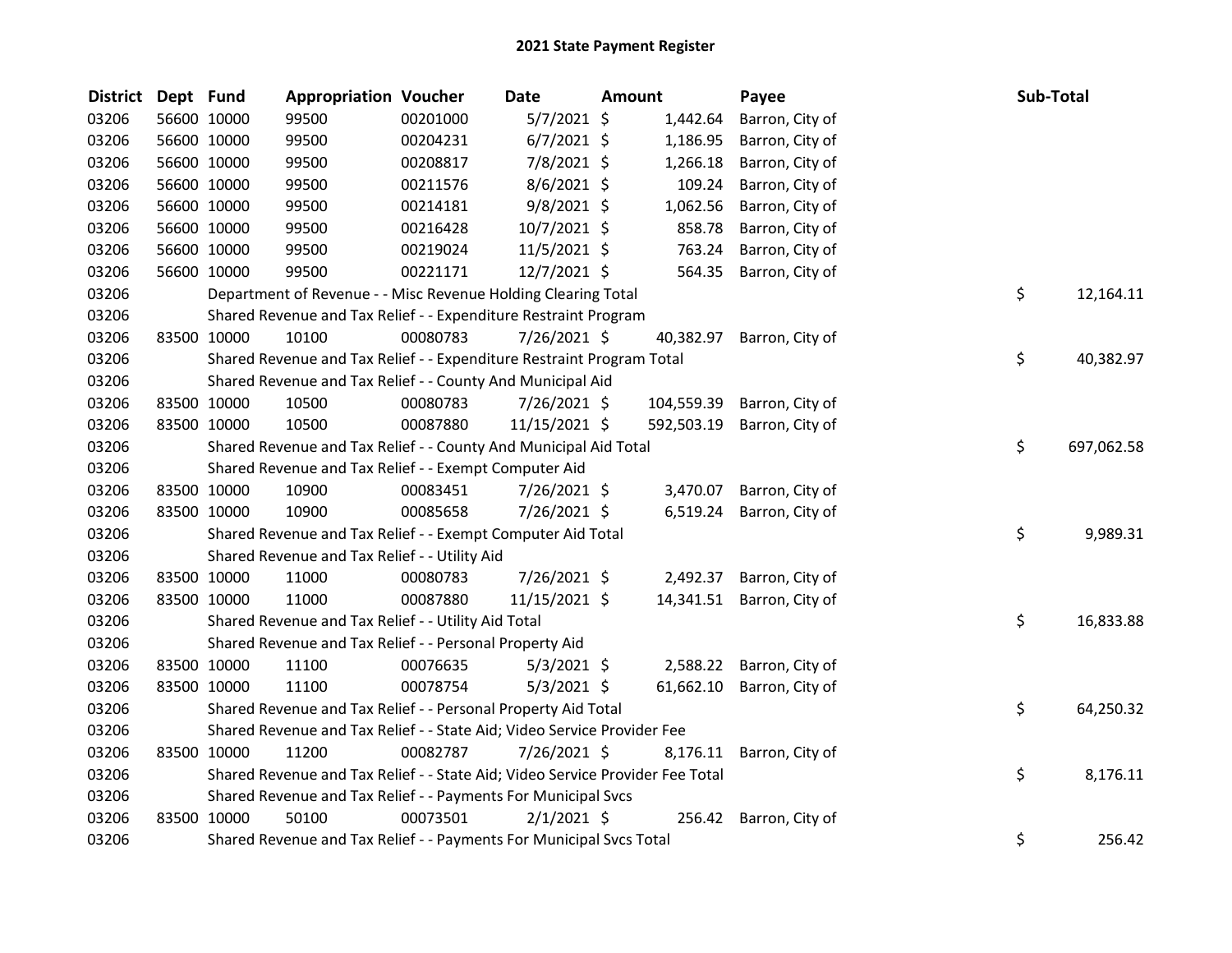# 2021 State Payment Register

| District | Dept | Fund | Appropriation | Voucher | Date | Amount | Payee | Sub-Total |
|---|---|---|---|---|---|---|---|---|
| 03206 | 56600 | 10000 | 99500 | 00201000 | 5/7/2021 | $ 1,442.64 | Barron, City of | |
| 03206 | 56600 | 10000 | 99500 | 00204231 | 6/7/2021 | $ 1,186.95 | Barron, City of | |
| 03206 | 56600 | 10000 | 99500 | 00208817 | 7/8/2021 | $ 1,266.18 | Barron, City of | |
| 03206 | 56600 | 10000 | 99500 | 00211576 | 8/6/2021 | $ 109.24 | Barron, City of | |
| 03206 | 56600 | 10000 | 99500 | 00214181 | 9/8/2021 | $ 1,062.56 | Barron, City of | |
| 03206 | 56600 | 10000 | 99500 | 00216428 | 10/7/2021 | $ 858.78 | Barron, City of | |
| 03206 | 56600 | 10000 | 99500 | 00219024 | 11/5/2021 | $ 763.24 | Barron, City of | |
| 03206 | 56600 | 10000 | 99500 | 00221171 | 12/7/2021 | $ 564.35 | Barron, City of | |
| 03206 | | Department of Revenue - - Misc Revenue Holding Clearing Total | | | | | | $ 12,164.11 |
| 03206 | | Shared Revenue and Tax Relief - - Expenditure Restraint Program | | | | | | |
| 03206 | 83500 | 10000 | 10100 | 00080783 | 7/26/2021 | $ 40,382.97 | Barron, City of | |
| 03206 | | Shared Revenue and Tax Relief - - Expenditure Restraint Program Total | | | | | | $ 40,382.97 |
| 03206 | | Shared Revenue and Tax Relief - - County And Municipal Aid | | | | | | |
| 03206 | 83500 | 10000 | 10500 | 00080783 | 7/26/2021 | $ 104,559.39 | Barron, City of | |
| 03206 | 83500 | 10000 | 10500 | 00087880 | 11/15/2021 | $ 592,503.19 | Barron, City of | |
| 03206 | | Shared Revenue and Tax Relief - - County And Municipal Aid Total | | | | | | $ 697,062.58 |
| 03206 | | Shared Revenue and Tax Relief - - Exempt Computer Aid | | | | | | |
| 03206 | 83500 | 10000 | 10900 | 00083451 | 7/26/2021 | $ 3,470.07 | Barron, City of | |
| 03206 | 83500 | 10000 | 10900 | 00085658 | 7/26/2021 | $ 6,519.24 | Barron, City of | |
| 03206 | | Shared Revenue and Tax Relief - - Exempt Computer Aid Total | | | | | | $ 9,989.31 |
| 03206 | | Shared Revenue and Tax Relief - - Utility Aid | | | | | | |
| 03206 | 83500 | 10000 | 11000 | 00080783 | 7/26/2021 | $ 2,492.37 | Barron, City of | |
| 03206 | 83500 | 10000 | 11000 | 00087880 | 11/15/2021 | $ 14,341.51 | Barron, City of | |
| 03206 | | Shared Revenue and Tax Relief - - Utility Aid Total | | | | | | $ 16,833.88 |
| 03206 | | Shared Revenue and Tax Relief - - Personal Property Aid | | | | | | |
| 03206 | 83500 | 10000 | 11100 | 00076635 | 5/3/2021 | $ 2,588.22 | Barron, City of | |
| 03206 | 83500 | 10000 | 11100 | 00078754 | 5/3/2021 | $ 61,662.10 | Barron, City of | |
| 03206 | | Shared Revenue and Tax Relief - - Personal Property Aid Total | | | | | | $ 64,250.32 |
| 03206 | | Shared Revenue and Tax Relief - - State Aid; Video Service Provider Fee | | | | | | |
| 03206 | 83500 | 10000 | 11200 | 00082787 | 7/26/2021 | $ 8,176.11 | Barron, City of | |
| 03206 | | Shared Revenue and Tax Relief - - State Aid; Video Service Provider Fee Total | | | | | | $ 8,176.11 |
| 03206 | | Shared Revenue and Tax Relief - - Payments For Municipal Svcs | | | | | | |
| 03206 | 83500 | 10000 | 50100 | 00073501 | 2/1/2021 | $ 256.42 | Barron, City of | |
| 03206 | | Shared Revenue and Tax Relief - - Payments For Municipal Svcs Total | | | | | | $ 256.42 |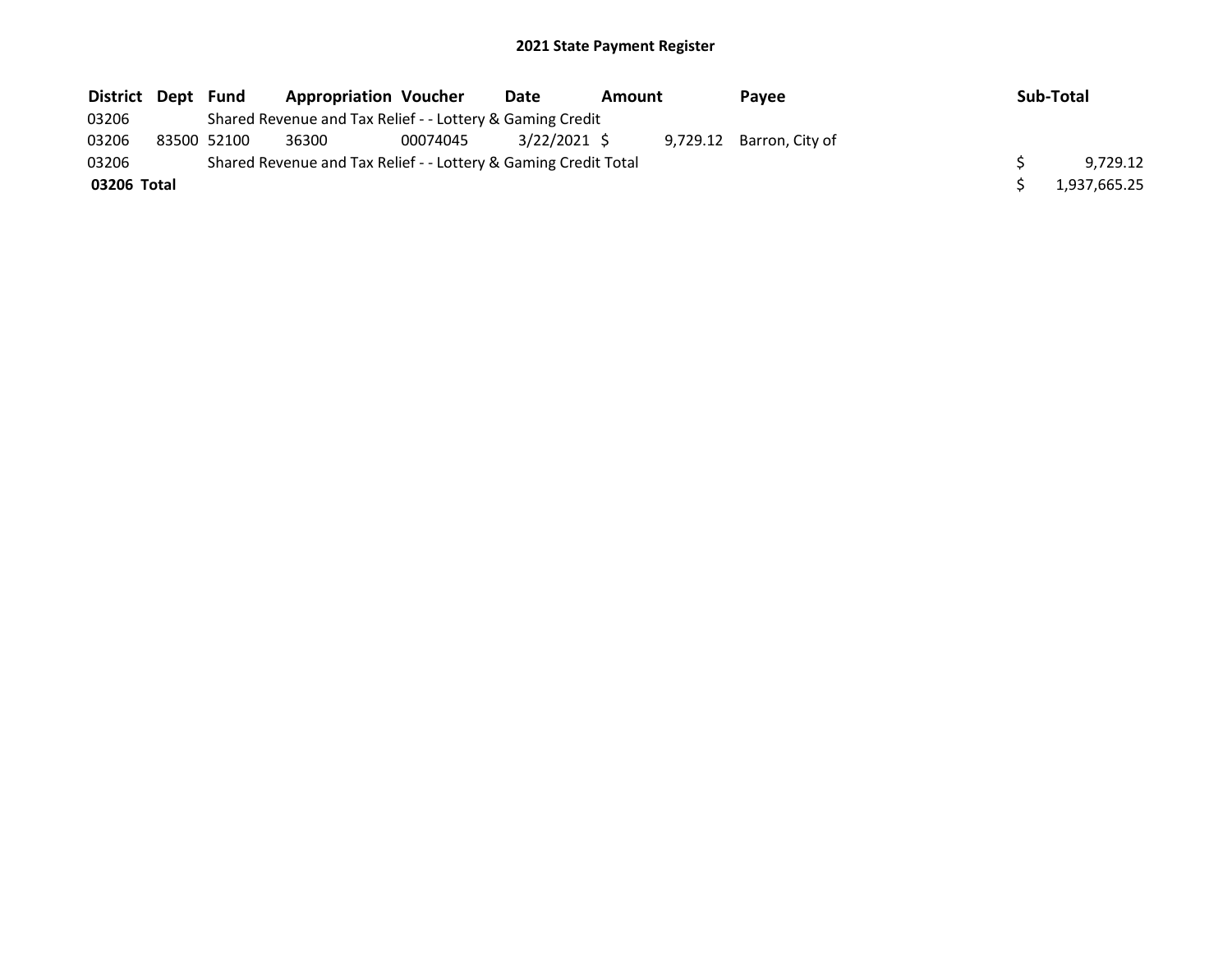## 2021 State Payment Register

| District | Dept | Fund | Appropriation | Voucher | Date | Amount | Payee | Sub-Total |
|---|---|---|---|---|---|---|---|---|
| 03206 | | Shared Revenue and Tax Relief - - Lottery & Gaming Credit | | | | | | |
| 03206 | 83500 | 52100 | 36300 | 00074045 | 3/22/2021 | $ 9,729.12 | Barron, City of | |
| 03206 | | Shared Revenue and Tax Relief - - Lottery & Gaming Credit Total | | | | | | $ 9,729.12 |
| **03206 Total** | | | | | | | | $ 1,937,665.25 |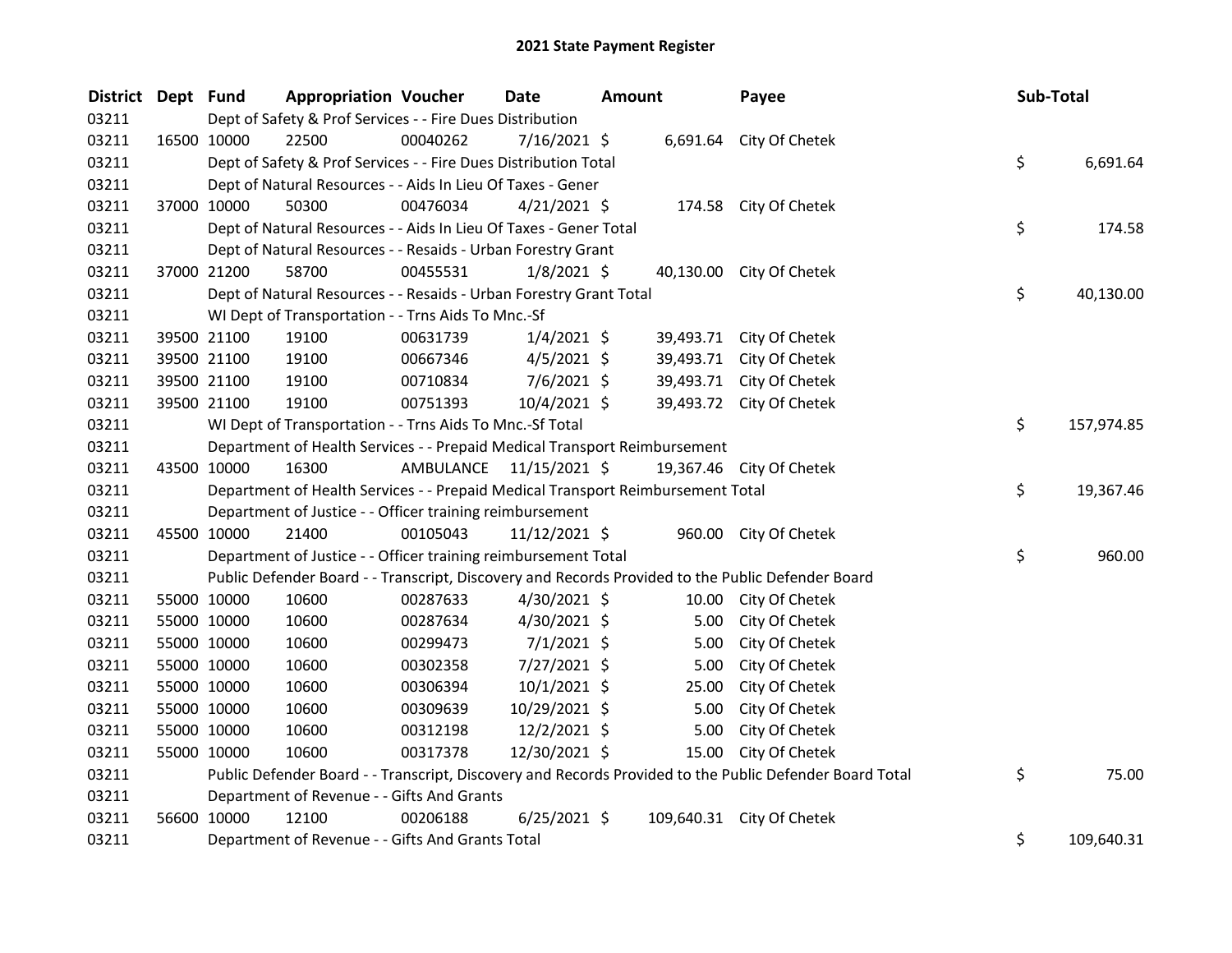# 2021 State Payment Register

| District | Dept | Fund | Appropriation | Voucher | Date | Amount | Payee | Sub-Total |
|---|---|---|---|---|---|---|---|---|
| 03211 | | Dept of Safety & Prof Services - - Fire Dues Distribution | | | | | | |
| 03211 | 16500 | 10000 | 22500 | 00040262 | 7/16/2021 | $ 6,691.64 | City Of Chetek | |
| 03211 | | Dept of Safety & Prof Services - - Fire Dues Distribution Total | | | | | | $ 6,691.64 |
| 03211 | | Dept of Natural Resources - - Aids In Lieu Of Taxes - Gener | | | | | | |
| 03211 | 37000 | 10000 | 50300 | 00476034 | 4/21/2021 | $ 174.58 | City Of Chetek | |
| 03211 | | Dept of Natural Resources - - Aids In Lieu Of Taxes - Gener Total | | | | | | $ 174.58 |
| 03211 | | Dept of Natural Resources - - Resaids - Urban Forestry Grant | | | | | | |
| 03211 | 37000 | 21200 | 58700 | 00455531 | 1/8/2021 | $ 40,130.00 | City Of Chetek | |
| 03211 | | Dept of Natural Resources - - Resaids - Urban Forestry Grant Total | | | | | | $ 40,130.00 |
| 03211 | | WI Dept of Transportation - - Trns Aids To Mnc.-Sf | | | | | | |
| 03211 | 39500 | 21100 | 19100 | 00631739 | 1/4/2021 | $ 39,493.71 | City Of Chetek | |
| 03211 | 39500 | 21100 | 19100 | 00667346 | 4/5/2021 | $ 39,493.71 | City Of Chetek | |
| 03211 | 39500 | 21100 | 19100 | 00710834 | 7/6/2021 | $ 39,493.71 | City Of Chetek | |
| 03211 | 39500 | 21100 | 19100 | 00751393 | 10/4/2021 | $ 39,493.72 | City Of Chetek | |
| 03211 | | WI Dept of Transportation - - Trns Aids To Mnc.-Sf Total | | | | | | $ 157,974.85 |
| 03211 | | Department of Health Services - - Prepaid Medical Transport Reimbursement | | | | | | |
| 03211 | 43500 | 10000 | 16300 | AMBULANCE | 11/15/2021 | $ 19,367.46 | City Of Chetek | |
| 03211 | | Department of Health Services - - Prepaid Medical Transport Reimbursement Total | | | | | | $ 19,367.46 |
| 03211 | | Department of Justice - - Officer training reimbursement | | | | | | |
| 03211 | 45500 | 10000 | 21400 | 00105043 | 11/12/2021 | $ 960.00 | City Of Chetek | |
| 03211 | | Department of Justice - - Officer training reimbursement Total | | | | | | $ 960.00 |
| 03211 | | Public Defender Board - - Transcript, Discovery and Records Provided to the Public Defender Board | | | | | | |
| 03211 | 55000 | 10000 | 10600 | 00287633 | 4/30/2021 | $ 10.00 | City Of Chetek | |
| 03211 | 55000 | 10000 | 10600 | 00287634 | 4/30/2021 | $ 5.00 | City Of Chetek | |
| 03211 | 55000 | 10000 | 10600 | 00299473 | 7/1/2021 | $ 5.00 | City Of Chetek | |
| 03211 | 55000 | 10000 | 10600 | 00302358 | 7/27/2021 | $ 5.00 | City Of Chetek | |
| 03211 | 55000 | 10000 | 10600 | 00306394 | 10/1/2021 | $ 25.00 | City Of Chetek | |
| 03211 | 55000 | 10000 | 10600 | 00309639 | 10/29/2021 | $ 5.00 | City Of Chetek | |
| 03211 | 55000 | 10000 | 10600 | 00312198 | 12/2/2021 | $ 5.00 | City Of Chetek | |
| 03211 | 55000 | 10000 | 10600 | 00317378 | 12/30/2021 | $ 15.00 | City Of Chetek | |
| 03211 | | Public Defender Board - - Transcript, Discovery and Records Provided to the Public Defender Board Total | | | | | | $ 75.00 |
| 03211 | | Department of Revenue - - Gifts And Grants | | | | | | |
| 03211 | 56600 | 10000 | 12100 | 00206188 | 6/25/2021 | $ 109,640.31 | City Of Chetek | |
| 03211 | | Department of Revenue - - Gifts And Grants Total | | | | | | $ 109,640.31 |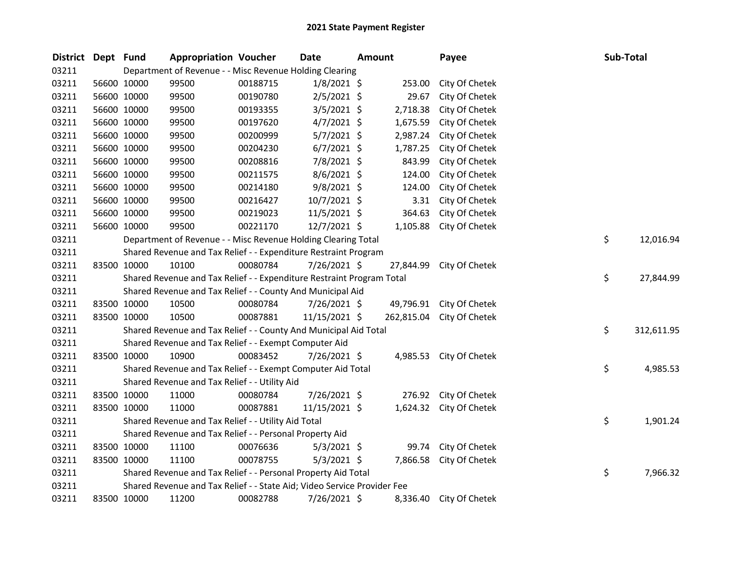# 2021 State Payment Register

| District | Dept | Fund | Appropriation | Voucher | Date | Amount | Payee | Sub-Total |
|---|---|---|---|---|---|---|---|---|
| 03211 | | Department of Revenue - - Misc Revenue Holding Clearing | | | | | | |
| 03211 | 56600 | 10000 | 99500 | 00188715 | 1/8/2021 | $ 253.00 | City Of Chetek | |
| 03211 | 56600 | 10000 | 99500 | 00190780 | 2/5/2021 | $ 29.67 | City Of Chetek | |
| 03211 | 56600 | 10000 | 99500 | 00193355 | 3/5/2021 | $ 2,718.38 | City Of Chetek | |
| 03211 | 56600 | 10000 | 99500 | 00197620 | 4/7/2021 | $ 1,675.59 | City Of Chetek | |
| 03211 | 56600 | 10000 | 99500 | 00200999 | 5/7/2021 | $ 2,987.24 | City Of Chetek | |
| 03211 | 56600 | 10000 | 99500 | 00204230 | 6/7/2021 | $ 1,787.25 | City Of Chetek | |
| 03211 | 56600 | 10000 | 99500 | 00208816 | 7/8/2021 | $ 843.99 | City Of Chetek | |
| 03211 | 56600 | 10000 | 99500 | 00211575 | 8/6/2021 | $ 124.00 | City Of Chetek | |
| 03211 | 56600 | 10000 | 99500 | 00214180 | 9/8/2021 | $ 124.00 | City Of Chetek | |
| 03211 | 56600 | 10000 | 99500 | 00216427 | 10/7/2021 | $ 3.31 | City Of Chetek | |
| 03211 | 56600 | 10000 | 99500 | 00219023 | 11/5/2021 | $ 364.63 | City Of Chetek | |
| 03211 | 56600 | 10000 | 99500 | 00221170 | 12/7/2021 | $ 1,105.88 | City Of Chetek | |
| 03211 | | Department of Revenue - - Misc Revenue Holding Clearing Total | | | | | | $ 12,016.94 |
| 03211 | | Shared Revenue and Tax Relief - - Expenditure Restraint Program | | | | | | |
| 03211 | 83500 | 10000 | 10100 | 00080784 | 7/26/2021 | $ 27,844.99 | City Of Chetek | |
| 03211 | | Shared Revenue and Tax Relief - - Expenditure Restraint Program Total | | | | | | $ 27,844.99 |
| 03211 | | Shared Revenue and Tax Relief - - County And Municipal Aid | | | | | | |
| 03211 | 83500 | 10000 | 10500 | 00080784 | 7/26/2021 | $ 49,796.91 | City Of Chetek | |
| 03211 | 83500 | 10000 | 10500 | 00087881 | 11/15/2021 | $ 262,815.04 | City Of Chetek | |
| 03211 | | Shared Revenue and Tax Relief - - County And Municipal Aid Total | | | | | | $ 312,611.95 |
| 03211 | | Shared Revenue and Tax Relief - - Exempt Computer Aid | | | | | | |
| 03211 | 83500 | 10000 | 10900 | 00083452 | 7/26/2021 | $ 4,985.53 | City Of Chetek | |
| 03211 | | Shared Revenue and Tax Relief - - Exempt Computer Aid Total | | | | | | $ 4,985.53 |
| 03211 | | Shared Revenue and Tax Relief - - Utility Aid | | | | | | |
| 03211 | 83500 | 10000 | 11000 | 00080784 | 7/26/2021 | $ 276.92 | City Of Chetek | |
| 03211 | 83500 | 10000 | 11000 | 00087881 | 11/15/2021 | $ 1,624.32 | City Of Chetek | |
| 03211 | | Shared Revenue and Tax Relief - - Utility Aid Total | | | | | | $ 1,901.24 |
| 03211 | | Shared Revenue and Tax Relief - - Personal Property Aid | | | | | | |
| 03211 | 83500 | 10000 | 11100 | 00076636 | 5/3/2021 | $ 99.74 | City Of Chetek | |
| 03211 | 83500 | 10000 | 11100 | 00078755 | 5/3/2021 | $ 7,866.58 | City Of Chetek | |
| 03211 | | Shared Revenue and Tax Relief - - Personal Property Aid Total | | | | | | $ 7,966.32 |
| 03211 | | Shared Revenue and Tax Relief - - State Aid; Video Service Provider Fee | | | | | | |
| 03211 | 83500 | 10000 | 11200 | 00082788 | 7/26/2021 | $ 8,336.40 | City Of Chetek | |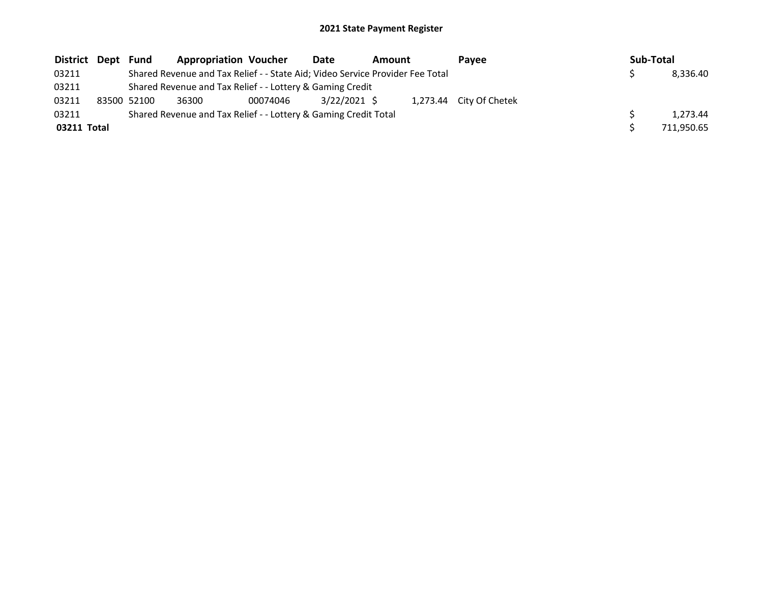# 2021 State Payment Register

| District | Dept | Fund | Appropriation | Voucher | Date | Amount | Payee | Sub-Total |
|---|---|---|---|---|---|---|---|---|
| 03211 | | Shared Revenue and Tax Relief - - State Aid; Video Service Provider Fee Total | | | | | | $ 8,336.40 |
| 03211 | | Shared Revenue and Tax Relief - - Lottery & Gaming Credit | | | | | | |
| 03211 | 83500 | 52100 | 36300 | 00074046 | 3/22/2021 | $ 1,273.44 | City Of Chetek | |
| 03211 | | Shared Revenue and Tax Relief - - Lottery & Gaming Credit Total | | | | | | $ 1,273.44 |
| **03211 Total** | | | | | | | | $ 711,950.65 |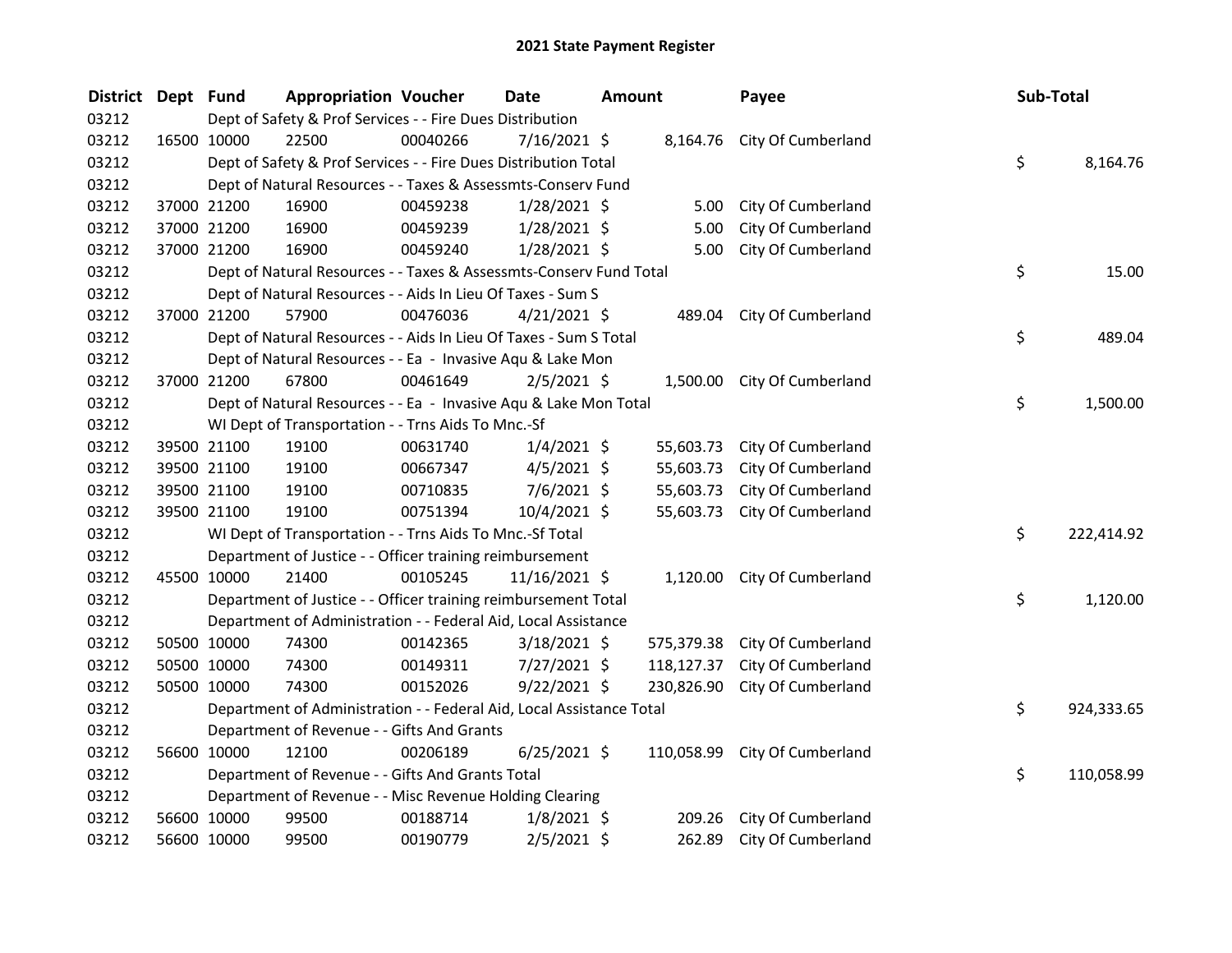# 2021 State Payment Register

| District | Dept | Fund | Appropriation | Voucher | Date | Amount | Payee | Sub-Total |
|---|---|---|---|---|---|---|---|---|
| 03212 | | Dept of Safety & Prof Services - - Fire Dues Distribution | | | | | | |
| 03212 | 16500 | 10000 | 22500 | 00040266 | 7/16/2021 | $ 8,164.76 | City Of Cumberland | |
| 03212 | | Dept of Safety & Prof Services - - Fire Dues Distribution Total | | | | | | $ 8,164.76 |
| 03212 | | Dept of Natural Resources - - Taxes & Assessmts-Conserv Fund | | | | | | |
| 03212 | 37000 | 21200 | 16900 | 00459238 | 1/28/2021 | $ 5.00 | City Of Cumberland | |
| 03212 | 37000 | 21200 | 16900 | 00459239 | 1/28/2021 | $ 5.00 | City Of Cumberland | |
| 03212 | 37000 | 21200 | 16900 | 00459240 | 1/28/2021 | $ 5.00 | City Of Cumberland | |
| 03212 | | Dept of Natural Resources - - Taxes & Assessmts-Conserv Fund Total | | | | | | $ 15.00 |
| 03212 | | Dept of Natural Resources - - Aids In Lieu Of Taxes - Sum S | | | | | | |
| 03212 | 37000 | 21200 | 57900 | 00476036 | 4/21/2021 | $ 489.04 | City Of Cumberland | |
| 03212 | | Dept of Natural Resources - - Aids In Lieu Of Taxes - Sum S Total | | | | | | $ 489.04 |
| 03212 | | Dept of Natural Resources - - Ea - Invasive Aqu & Lake Mon | | | | | | |
| 03212 | 37000 | 21200 | 67800 | 00461649 | 2/5/2021 | $ 1,500.00 | City Of Cumberland | |
| 03212 | | Dept of Natural Resources - - Ea - Invasive Aqu & Lake Mon Total | | | | | | $ 1,500.00 |
| 03212 | | WI Dept of Transportation - - Trns Aids To Mnc.-Sf | | | | | | |
| 03212 | 39500 | 21100 | 19100 | 00631740 | 1/4/2021 | $ 55,603.73 | City Of Cumberland | |
| 03212 | 39500 | 21100 | 19100 | 00667347 | 4/5/2021 | $ 55,603.73 | City Of Cumberland | |
| 03212 | 39500 | 21100 | 19100 | 00710835 | 7/6/2021 | $ 55,603.73 | City Of Cumberland | |
| 03212 | 39500 | 21100 | 19100 | 00751394 | 10/4/2021 | $ 55,603.73 | City Of Cumberland | |
| 03212 | | WI Dept of Transportation - - Trns Aids To Mnc.-Sf Total | | | | | | $ 222,414.92 |
| 03212 | | Department of Justice - - Officer training reimbursement | | | | | | |
| 03212 | 45500 | 10000 | 21400 | 00105245 | 11/16/2021 | $ 1,120.00 | City Of Cumberland | |
| 03212 | | Department of Justice - - Officer training reimbursement Total | | | | | | $ 1,120.00 |
| 03212 | | Department of Administration - - Federal Aid, Local Assistance | | | | | | |
| 03212 | 50500 | 10000 | 74300 | 00142365 | 3/18/2021 | $ 575,379.38 | City Of Cumberland | |
| 03212 | 50500 | 10000 | 74300 | 00149311 | 7/27/2021 | $ 118,127.37 | City Of Cumberland | |
| 03212 | 50500 | 10000 | 74300 | 00152026 | 9/22/2021 | $ 230,826.90 | City Of Cumberland | |
| 03212 | | Department of Administration - - Federal Aid, Local Assistance Total | | | | | | $ 924,333.65 |
| 03212 | | Department of Revenue - - Gifts And Grants | | | | | | |
| 03212 | 56600 | 10000 | 12100 | 00206189 | 6/25/2021 | $ 110,058.99 | City Of Cumberland | |
| 03212 | | Department of Revenue - - Gifts And Grants Total | | | | | | $ 110,058.99 |
| 03212 | | Department of Revenue - - Misc Revenue Holding Clearing | | | | | | |
| 03212 | 56600 | 10000 | 99500 | 00188714 | 1/8/2021 | $ 209.26 | City Of Cumberland | |
| 03212 | 56600 | 10000 | 99500 | 00190779 | 2/5/2021 | $ 262.89 | City Of Cumberland | |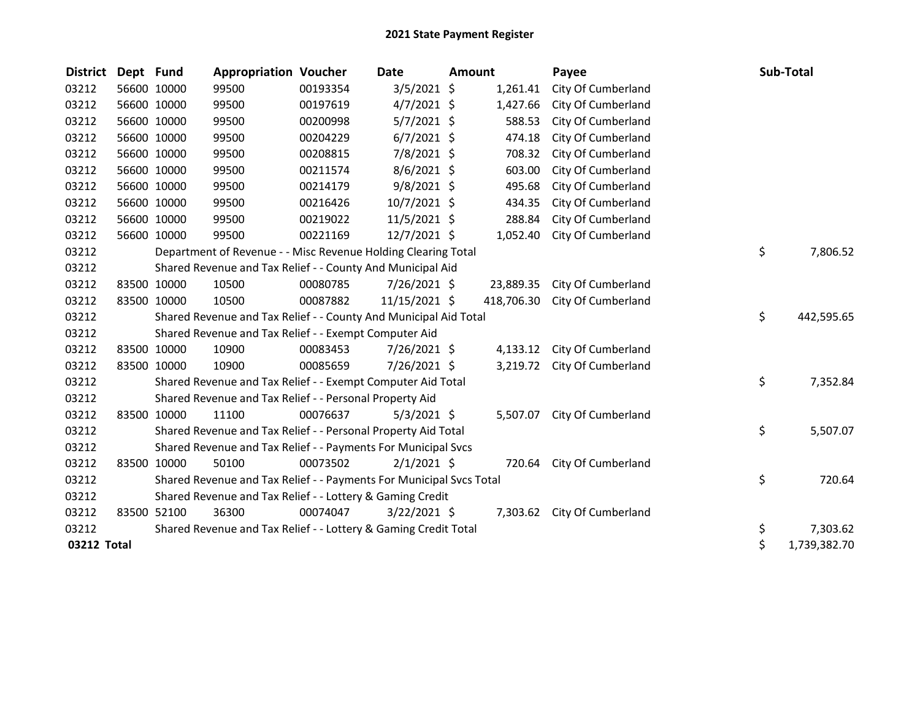# 2021 State Payment Register

| District | Dept | Fund | Appropriation | Voucher | Date | Amount | Payee | Sub-Total |
|---|---|---|---|---|---|---|---|---|
| 03212 | 56600 | 10000 | 99500 | 00193354 | 3/5/2021 | $ 1,261.41 | City Of Cumberland | |
| 03212 | 56600 | 10000 | 99500 | 00197619 | 4/7/2021 | $ 1,427.66 | City Of Cumberland | |
| 03212 | 56600 | 10000 | 99500 | 00200998 | 5/7/2021 | $ 588.53 | City Of Cumberland | |
| 03212 | 56600 | 10000 | 99500 | 00204229 | 6/7/2021 | $ 474.18 | City Of Cumberland | |
| 03212 | 56600 | 10000 | 99500 | 00208815 | 7/8/2021 | $ 708.32 | City Of Cumberland | |
| 03212 | 56600 | 10000 | 99500 | 00211574 | 8/6/2021 | $ 603.00 | City Of Cumberland | |
| 03212 | 56600 | 10000 | 99500 | 00214179 | 9/8/2021 | $ 495.68 | City Of Cumberland | |
| 03212 | 56600 | 10000 | 99500 | 00216426 | 10/7/2021 | $ 434.35 | City Of Cumberland | |
| 03212 | 56600 | 10000 | 99500 | 00219022 | 11/5/2021 | $ 288.84 | City Of Cumberland | |
| 03212 | 56600 | 10000 | 99500 | 00221169 | 12/7/2021 | $ 1,052.40 | City Of Cumberland | |
| 03212 | | Department of Revenue - - Misc Revenue Holding Clearing Total | | | | | | $ 7,806.52 |
| 03212 | | Shared Revenue and Tax Relief - - County And Municipal Aid | | | | | | |
| 03212 | 83500 | 10000 | 10500 | 00080785 | 7/26/2021 | $ 23,889.35 | City Of Cumberland | |
| 03212 | 83500 | 10000 | 10500 | 00087882 | 11/15/2021 | $ 418,706.30 | City Of Cumberland | |
| 03212 | | Shared Revenue and Tax Relief - - County And Municipal Aid Total | | | | | | $ 442,595.65 |
| 03212 | | Shared Revenue and Tax Relief - - Exempt Computer Aid | | | | | | |
| 03212 | 83500 | 10000 | 10900 | 00083453 | 7/26/2021 | $ 4,133.12 | City Of Cumberland | |
| 03212 | 83500 | 10000 | 10900 | 00085659 | 7/26/2021 | $ 3,219.72 | City Of Cumberland | |
| 03212 | | Shared Revenue and Tax Relief - - Exempt Computer Aid Total | | | | | | $ 7,352.84 |
| 03212 | | Shared Revenue and Tax Relief - - Personal Property Aid | | | | | | |
| 03212 | 83500 | 10000 | 11100 | 00076637 | 5/3/2021 | $ 5,507.07 | City Of Cumberland | |
| 03212 | | Shared Revenue and Tax Relief - - Personal Property Aid Total | | | | | | $ 5,507.07 |
| 03212 | | Shared Revenue and Tax Relief - - Payments For Municipal Svcs | | | | | | |
| 03212 | 83500 | 10000 | 50100 | 00073502 | 2/1/2021 | $ 720.64 | City Of Cumberland | |
| 03212 | | Shared Revenue and Tax Relief - - Payments For Municipal Svcs Total | | | | | | $ 720.64 |
| 03212 | | Shared Revenue and Tax Relief - - Lottery & Gaming Credit | | | | | | |
| 03212 | 83500 | 52100 | 36300 | 00074047 | 3/22/2021 | $ 7,303.62 | City Of Cumberland | |
| 03212 | | Shared Revenue and Tax Relief - - Lottery & Gaming Credit Total | | | | | | $ 7,303.62 |
| **03212 Total** | | | | | | | | $ 1,739,382.70 |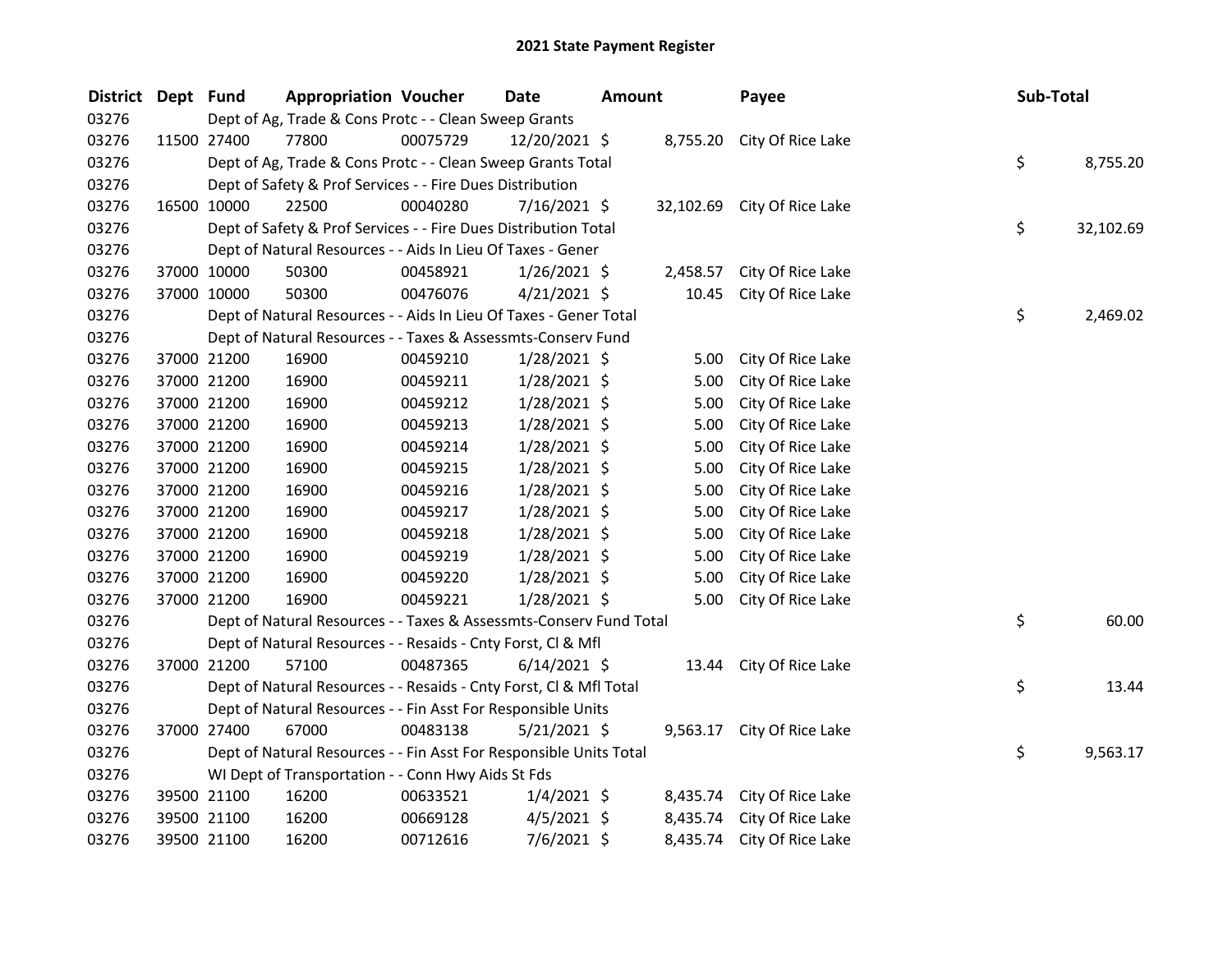# 2021 State Payment Register

| District | Dept | Fund | Appropriation | Voucher | Date | Amount | Payee | Sub-Total |
|---|---|---|---|---|---|---|---|---|
| 03276 | Dept of Ag, Trade & Cons Protc - - Clean Sweep Grants | | | | | | | |
| 03276 | 11500 | 27400 | 77800 | 00075729 | 12/20/2021 | $ 8,755.20 | City Of Rice Lake | |
| 03276 | Dept of Ag, Trade & Cons Protc - - Clean Sweep Grants Total | | | | | | | $ 8,755.20 |
| 03276 | Dept of Safety & Prof Services - - Fire Dues Distribution | | | | | | | |
| 03276 | 16500 | 10000 | 22500 | 00040280 | 7/16/2021 | $ 32,102.69 | City Of Rice Lake | |
| 03276 | Dept of Safety & Prof Services - - Fire Dues Distribution Total | | | | | | | $ 32,102.69 |
| 03276 | Dept of Natural Resources - - Aids In Lieu Of Taxes - Gener | | | | | | | |
| 03276 | 37000 | 10000 | 50300 | 00458921 | 1/26/2021 | $ 2,458.57 | City Of Rice Lake | |
| 03276 | 37000 | 10000 | 50300 | 00476076 | 4/21/2021 | $ 10.45 | City Of Rice Lake | |
| 03276 | Dept of Natural Resources - - Aids In Lieu Of Taxes - Gener Total | | | | | | | $ 2,469.02 |
| 03276 | Dept of Natural Resources - - Taxes & Assessmts-Conserv Fund | | | | | | | |
| 03276 | 37000 | 21200 | 16900 | 00459210 | 1/28/2021 | $ 5.00 | City Of Rice Lake | |
| 03276 | 37000 | 21200 | 16900 | 00459211 | 1/28/2021 | $ 5.00 | City Of Rice Lake | |
| 03276 | 37000 | 21200 | 16900 | 00459212 | 1/28/2021 | $ 5.00 | City Of Rice Lake | |
| 03276 | 37000 | 21200 | 16900 | 00459213 | 1/28/2021 | $ 5.00 | City Of Rice Lake | |
| 03276 | 37000 | 21200 | 16900 | 00459214 | 1/28/2021 | $ 5.00 | City Of Rice Lake | |
| 03276 | 37000 | 21200 | 16900 | 00459215 | 1/28/2021 | $ 5.00 | City Of Rice Lake | |
| 03276 | 37000 | 21200 | 16900 | 00459216 | 1/28/2021 | $ 5.00 | City Of Rice Lake | |
| 03276 | 37000 | 21200 | 16900 | 00459217 | 1/28/2021 | $ 5.00 | City Of Rice Lake | |
| 03276 | 37000 | 21200 | 16900 | 00459218 | 1/28/2021 | $ 5.00 | City Of Rice Lake | |
| 03276 | 37000 | 21200 | 16900 | 00459219 | 1/28/2021 | $ 5.00 | City Of Rice Lake | |
| 03276 | 37000 | 21200 | 16900 | 00459220 | 1/28/2021 | $ 5.00 | City Of Rice Lake | |
| 03276 | 37000 | 21200 | 16900 | 00459221 | 1/28/2021 | $ 5.00 | City Of Rice Lake | |
| 03276 | Dept of Natural Resources - - Taxes & Assessmts-Conserv Fund Total | | | | | | | $ 60.00 |
| 03276 | Dept of Natural Resources - - Resaids - Cnty Forst, Cl & Mfl | | | | | | | |
| 03276 | 37000 | 21200 | 57100 | 00487365 | 6/14/2021 | $ 13.44 | City Of Rice Lake | |
| 03276 | Dept of Natural Resources - - Resaids - Cnty Forst, Cl & Mfl Total | | | | | | | $ 13.44 |
| 03276 | Dept of Natural Resources - - Fin Asst For Responsible Units | | | | | | | |
| 03276 | 37000 | 27400 | 67000 | 00483138 | 5/21/2021 | $ 9,563.17 | City Of Rice Lake | |
| 03276 | Dept of Natural Resources - - Fin Asst For Responsible Units Total | | | | | | | $ 9,563.17 |
| 03276 | WI Dept of Transportation - - Conn Hwy Aids St Fds | | | | | | | |
| 03276 | 39500 | 21100 | 16200 | 00633521 | 1/4/2021 | $ 8,435.74 | City Of Rice Lake | |
| 03276 | 39500 | 21100 | 16200 | 00669128 | 4/5/2021 | $ 8,435.74 | City Of Rice Lake | |
| 03276 | 39500 | 21100 | 16200 | 00712616 | 7/6/2021 | $ 8,435.74 | City Of Rice Lake | |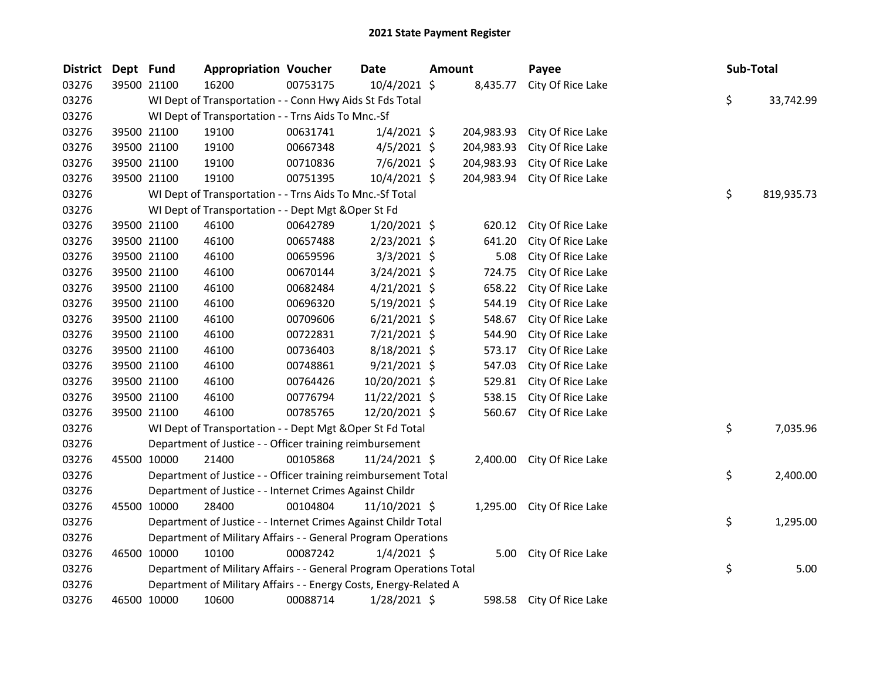# 2021 State Payment Register

| District | Dept | Fund | Appropriation | Voucher | Date | Amount | Payee | Sub-Total |
|---|---|---|---|---|---|---|---|---|
| 03276 | 39500 | 21100 | 16200 | 00753175 | 10/4/2021 | $ 8,435.77 | City Of Rice Lake | |
| 03276 | | WI Dept of Transportation - - Conn Hwy Aids St Fds Total | | | | | | $ 33,742.99 |
| 03276 | | WI Dept of Transportation - - Trns Aids To Mnc.-Sf | | | | | | |
| 03276 | 39500 | 21100 | 19100 | 00631741 | 1/4/2021 | $ 204,983.93 | City Of Rice Lake | |
| 03276 | 39500 | 21100 | 19100 | 00667348 | 4/5/2021 | $ 204,983.93 | City Of Rice Lake | |
| 03276 | 39500 | 21100 | 19100 | 00710836 | 7/6/2021 | $ 204,983.93 | City Of Rice Lake | |
| 03276 | 39500 | 21100 | 19100 | 00751395 | 10/4/2021 | $ 204,983.94 | City Of Rice Lake | |
| 03276 | | WI Dept of Transportation - - Trns Aids To Mnc.-Sf Total | | | | | | $ 819,935.73 |
| 03276 | | WI Dept of Transportation - - Dept Mgt &Oper St Fd | | | | | | |
| 03276 | 39500 | 21100 | 46100 | 00642789 | 1/20/2021 | $ 620.12 | City Of Rice Lake | |
| 03276 | 39500 | 21100 | 46100 | 00657488 | 2/23/2021 | $ 641.20 | City Of Rice Lake | |
| 03276 | 39500 | 21100 | 46100 | 00659596 | 3/3/2021 | $ 5.08 | City Of Rice Lake | |
| 03276 | 39500 | 21100 | 46100 | 00670144 | 3/24/2021 | $ 724.75 | City Of Rice Lake | |
| 03276 | 39500 | 21100 | 46100 | 00682484 | 4/21/2021 | $ 658.22 | City Of Rice Lake | |
| 03276 | 39500 | 21100 | 46100 | 00696320 | 5/19/2021 | $ 544.19 | City Of Rice Lake | |
| 03276 | 39500 | 21100 | 46100 | 00709606 | 6/21/2021 | $ 548.67 | City Of Rice Lake | |
| 03276 | 39500 | 21100 | 46100 | 00722831 | 7/21/2021 | $ 544.90 | City Of Rice Lake | |
| 03276 | 39500 | 21100 | 46100 | 00736403 | 8/18/2021 | $ 573.17 | City Of Rice Lake | |
| 03276 | 39500 | 21100 | 46100 | 00748861 | 9/21/2021 | $ 547.03 | City Of Rice Lake | |
| 03276 | 39500 | 21100 | 46100 | 00764426 | 10/20/2021 | $ 529.81 | City Of Rice Lake | |
| 03276 | 39500 | 21100 | 46100 | 00776794 | 11/22/2021 | $ 538.15 | City Of Rice Lake | |
| 03276 | 39500 | 21100 | 46100 | 00785765 | 12/20/2021 | $ 560.67 | City Of Rice Lake | |
| 03276 | | WI Dept of Transportation - - Dept Mgt &Oper St Fd Total | | | | | | $ 7,035.96 |
| 03276 | | Department of Justice - - Officer training reimbursement | | | | | | |
| 03276 | 45500 | 10000 | 21400 | 00105868 | 11/24/2021 | $ 2,400.00 | City Of Rice Lake | |
| 03276 | | Department of Justice - - Officer training reimbursement Total | | | | | | $ 2,400.00 |
| 03276 | | Department of Justice - - Internet Crimes Against Childr | | | | | | |
| 03276 | 45500 | 10000 | 28400 | 00104804 | 11/10/2021 | $ 1,295.00 | City Of Rice Lake | |
| 03276 | | Department of Justice - - Internet Crimes Against Childr Total | | | | | | $ 1,295.00 |
| 03276 | | Department of Military Affairs - - General Program Operations | | | | | | |
| 03276 | 46500 | 10000 | 10100 | 00087242 | 1/4/2021 | $ 5.00 | City Of Rice Lake | |
| 03276 | | Department of Military Affairs - - General Program Operations Total | | | | | | $ 5.00 |
| 03276 | | Department of Military Affairs - - Energy Costs, Energy-Related A | | | | | | |
| 03276 | 46500 | 10000 | 10600 | 00088714 | 1/28/2021 | $ 598.58 | City Of Rice Lake | |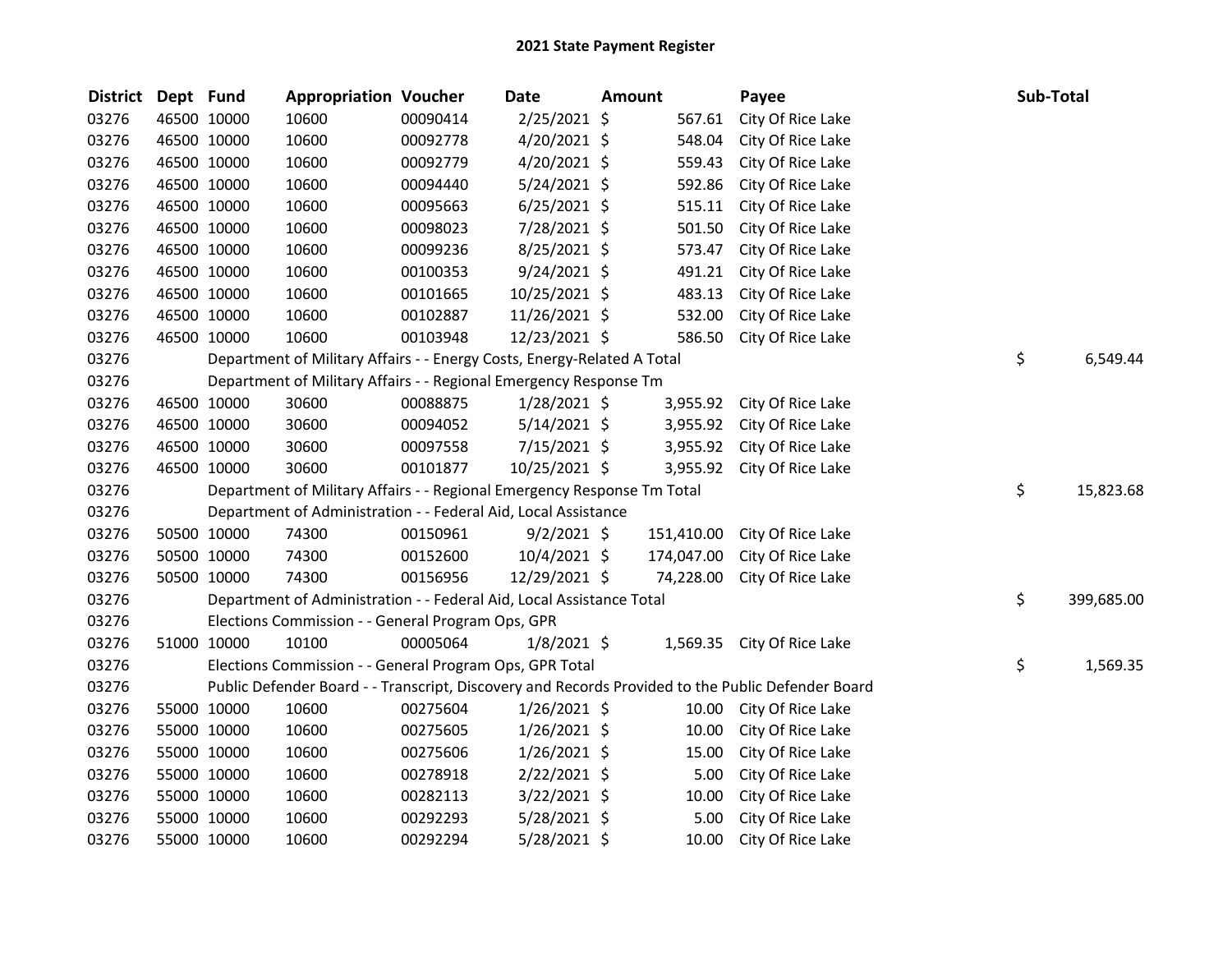# 2021 State Payment Register

| District | Dept | Fund | Appropriation | Voucher | Date | Amount | Payee | Sub-Total |
|---|---|---|---|---|---|---|---|---|
| 03276 | 46500 | 10000 | 10600 | 00090414 | 2/25/2021 | $ 567.61 | City Of Rice Lake | |
| 03276 | 46500 | 10000 | 10600 | 00092778 | 4/20/2021 | $ 548.04 | City Of Rice Lake | |
| 03276 | 46500 | 10000 | 10600 | 00092779 | 4/20/2021 | $ 559.43 | City Of Rice Lake | |
| 03276 | 46500 | 10000 | 10600 | 00094440 | 5/24/2021 | $ 592.86 | City Of Rice Lake | |
| 03276 | 46500 | 10000 | 10600 | 00095663 | 6/25/2021 | $ 515.11 | City Of Rice Lake | |
| 03276 | 46500 | 10000 | 10600 | 00098023 | 7/28/2021 | $ 501.50 | City Of Rice Lake | |
| 03276 | 46500 | 10000 | 10600 | 00099236 | 8/25/2021 | $ 573.47 | City Of Rice Lake | |
| 03276 | 46500 | 10000 | 10600 | 00100353 | 9/24/2021 | $ 491.21 | City Of Rice Lake | |
| 03276 | 46500 | 10000 | 10600 | 00101665 | 10/25/2021 | $ 483.13 | City Of Rice Lake | |
| 03276 | 46500 | 10000 | 10600 | 00102887 | 11/26/2021 | $ 532.00 | City Of Rice Lake | |
| 03276 | 46500 | 10000 | 10600 | 00103948 | 12/23/2021 | $ 586.50 | City Of Rice Lake | |
| 03276 | | | Department of Military Affairs - - Energy Costs, Energy-Related A Total | | | | | $ 6,549.44 |
| 03276 | | | Department of Military Affairs - - Regional Emergency Response Tm | | | | | |
| 03276 | 46500 | 10000 | 30600 | 00088875 | 1/28/2021 | $ 3,955.92 | City Of Rice Lake | |
| 03276 | 46500 | 10000 | 30600 | 00094052 | 5/14/2021 | $ 3,955.92 | City Of Rice Lake | |
| 03276 | 46500 | 10000 | 30600 | 00097558 | 7/15/2021 | $ 3,955.92 | City Of Rice Lake | |
| 03276 | 46500 | 10000 | 30600 | 00101877 | 10/25/2021 | $ 3,955.92 | City Of Rice Lake | |
| 03276 | | | Department of Military Affairs - - Regional Emergency Response Tm Total | | | | | $ 15,823.68 |
| 03276 | | | Department of Administration - - Federal Aid, Local Assistance | | | | | |
| 03276 | 50500 | 10000 | 74300 | 00150961 | 9/2/2021 | $ 151,410.00 | City Of Rice Lake | |
| 03276 | 50500 | 10000 | 74300 | 00152600 | 10/4/2021 | $ 174,047.00 | City Of Rice Lake | |
| 03276 | 50500 | 10000 | 74300 | 00156956 | 12/29/2021 | $ 74,228.00 | City Of Rice Lake | |
| 03276 | | | Department of Administration - - Federal Aid, Local Assistance Total | | | | | $ 399,685.00 |
| 03276 | | | Elections Commission - - General Program Ops, GPR | | | | | |
| 03276 | 51000 | 10000 | 10100 | 00005064 | 1/8/2021 | $ 1,569.35 | City Of Rice Lake | |
| 03276 | | | Elections Commission - - General Program Ops, GPR Total | | | | | $ 1,569.35 |
| 03276 | | | Public Defender Board - - Transcript, Discovery and Records Provided to the Public Defender Board | | | | | |
| 03276 | 55000 | 10000 | 10600 | 00275604 | 1/26/2021 | $ 10.00 | City Of Rice Lake | |
| 03276 | 55000 | 10000 | 10600 | 00275605 | 1/26/2021 | $ 10.00 | City Of Rice Lake | |
| 03276 | 55000 | 10000 | 10600 | 00275606 | 1/26/2021 | $ 15.00 | City Of Rice Lake | |
| 03276 | 55000 | 10000 | 10600 | 00278918 | 2/22/2021 | $ 5.00 | City Of Rice Lake | |
| 03276 | 55000 | 10000 | 10600 | 00282113 | 3/22/2021 | $ 10.00 | City Of Rice Lake | |
| 03276 | 55000 | 10000 | 10600 | 00292293 | 5/28/2021 | $ 5.00 | City Of Rice Lake | |
| 03276 | 55000 | 10000 | 10600 | 00292294 | 5/28/2021 | $ 10.00 | City Of Rice Lake | |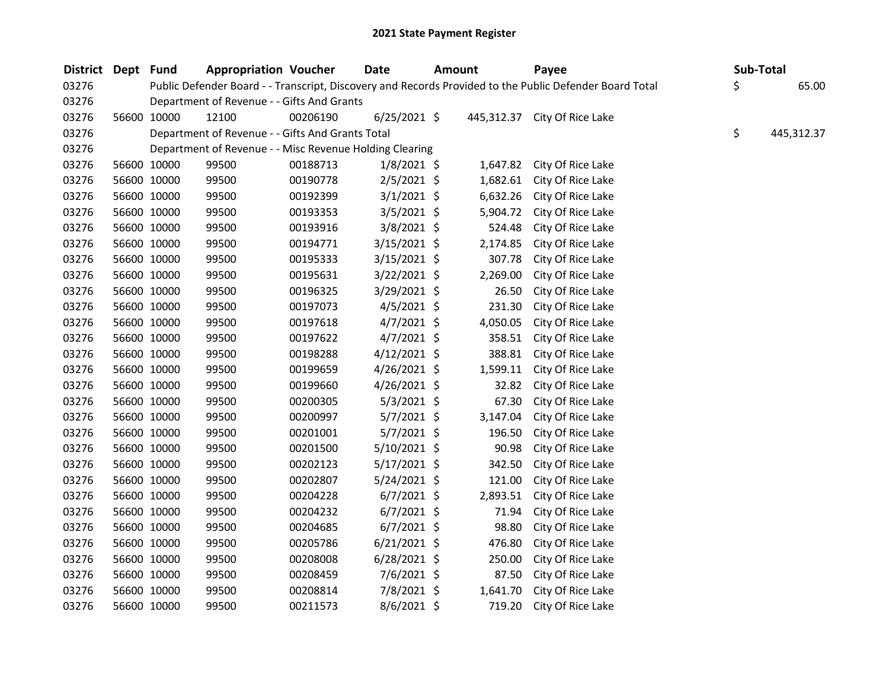# 2021 State Payment Register

| District | Dept | Fund | Appropriation | Voucher | Date | Amount | Payee | Sub-Total |
|---|---|---|---|---|---|---|---|---|
| 03276 | | Public Defender Board - - Transcript, Discovery and Records Provided to the Public Defender Board Total | | | | | | $ 65.00 |
| 03276 | | Department of Revenue - - Gifts And Grants | | | | | | |
| 03276 | 56600 | 10000 | 12100 | 00206190 | 6/25/2021 | $ 445,312.37 | City Of Rice Lake | |
| 03276 | | Department of Revenue - - Gifts And Grants Total | | | | | | $ 445,312.37 |
| 03276 | | Department of Revenue - - Misc Revenue Holding Clearing | | | | | | |
| 03276 | 56600 | 10000 | 99500 | 00188713 | 1/8/2021 | $ 1,647.82 | City Of Rice Lake | |
| 03276 | 56600 | 10000 | 99500 | 00190778 | 2/5/2021 | $ 1,682.61 | City Of Rice Lake | |
| 03276 | 56600 | 10000 | 99500 | 00192399 | 3/1/2021 | $ 6,632.26 | City Of Rice Lake | |
| 03276 | 56600 | 10000 | 99500 | 00193353 | 3/5/2021 | $ 5,904.72 | City Of Rice Lake | |
| 03276 | 56600 | 10000 | 99500 | 00193916 | 3/8/2021 | $ 524.48 | City Of Rice Lake | |
| 03276 | 56600 | 10000 | 99500 | 00194771 | 3/15/2021 | $ 2,174.85 | City Of Rice Lake | |
| 03276 | 56600 | 10000 | 99500 | 00195333 | 3/15/2021 | $ 307.78 | City Of Rice Lake | |
| 03276 | 56600 | 10000 | 99500 | 00195631 | 3/22/2021 | $ 2,269.00 | City Of Rice Lake | |
| 03276 | 56600 | 10000 | 99500 | 00196325 | 3/29/2021 | $ 26.50 | City Of Rice Lake | |
| 03276 | 56600 | 10000 | 99500 | 00197073 | 4/5/2021 | $ 231.30 | City Of Rice Lake | |
| 03276 | 56600 | 10000 | 99500 | 00197618 | 4/7/2021 | $ 4,050.05 | City Of Rice Lake | |
| 03276 | 56600 | 10000 | 99500 | 00197622 | 4/7/2021 | $ 358.51 | City Of Rice Lake | |
| 03276 | 56600 | 10000 | 99500 | 00198288 | 4/12/2021 | $ 388.81 | City Of Rice Lake | |
| 03276 | 56600 | 10000 | 99500 | 00199659 | 4/26/2021 | $ 1,599.11 | City Of Rice Lake | |
| 03276 | 56600 | 10000 | 99500 | 00199660 | 4/26/2021 | $ 32.82 | City Of Rice Lake | |
| 03276 | 56600 | 10000 | 99500 | 00200305 | 5/3/2021 | $ 67.30 | City Of Rice Lake | |
| 03276 | 56600 | 10000 | 99500 | 00200997 | 5/7/2021 | $ 3,147.04 | City Of Rice Lake | |
| 03276 | 56600 | 10000 | 99500 | 00201001 | 5/7/2021 | $ 196.50 | City Of Rice Lake | |
| 03276 | 56600 | 10000 | 99500 | 00201500 | 5/10/2021 | $ 90.98 | City Of Rice Lake | |
| 03276 | 56600 | 10000 | 99500 | 00202123 | 5/17/2021 | $ 342.50 | City Of Rice Lake | |
| 03276 | 56600 | 10000 | 99500 | 00202807 | 5/24/2021 | $ 121.00 | City Of Rice Lake | |
| 03276 | 56600 | 10000 | 99500 | 00204228 | 6/7/2021 | $ 2,893.51 | City Of Rice Lake | |
| 03276 | 56600 | 10000 | 99500 | 00204232 | 6/7/2021 | $ 71.94 | City Of Rice Lake | |
| 03276 | 56600 | 10000 | 99500 | 00204685 | 6/7/2021 | $ 98.80 | City Of Rice Lake | |
| 03276 | 56600 | 10000 | 99500 | 00205786 | 6/21/2021 | $ 476.80 | City Of Rice Lake | |
| 03276 | 56600 | 10000 | 99500 | 00208008 | 6/28/2021 | $ 250.00 | City Of Rice Lake | |
| 03276 | 56600 | 10000 | 99500 | 00208459 | 7/6/2021 | $ 87.50 | City Of Rice Lake | |
| 03276 | 56600 | 10000 | 99500 | 00208814 | 7/8/2021 | $ 1,641.70 | City Of Rice Lake | |
| 03276 | 56600 | 10000 | 99500 | 00211573 | 8/6/2021 | $ 719.20 | City Of Rice Lake | |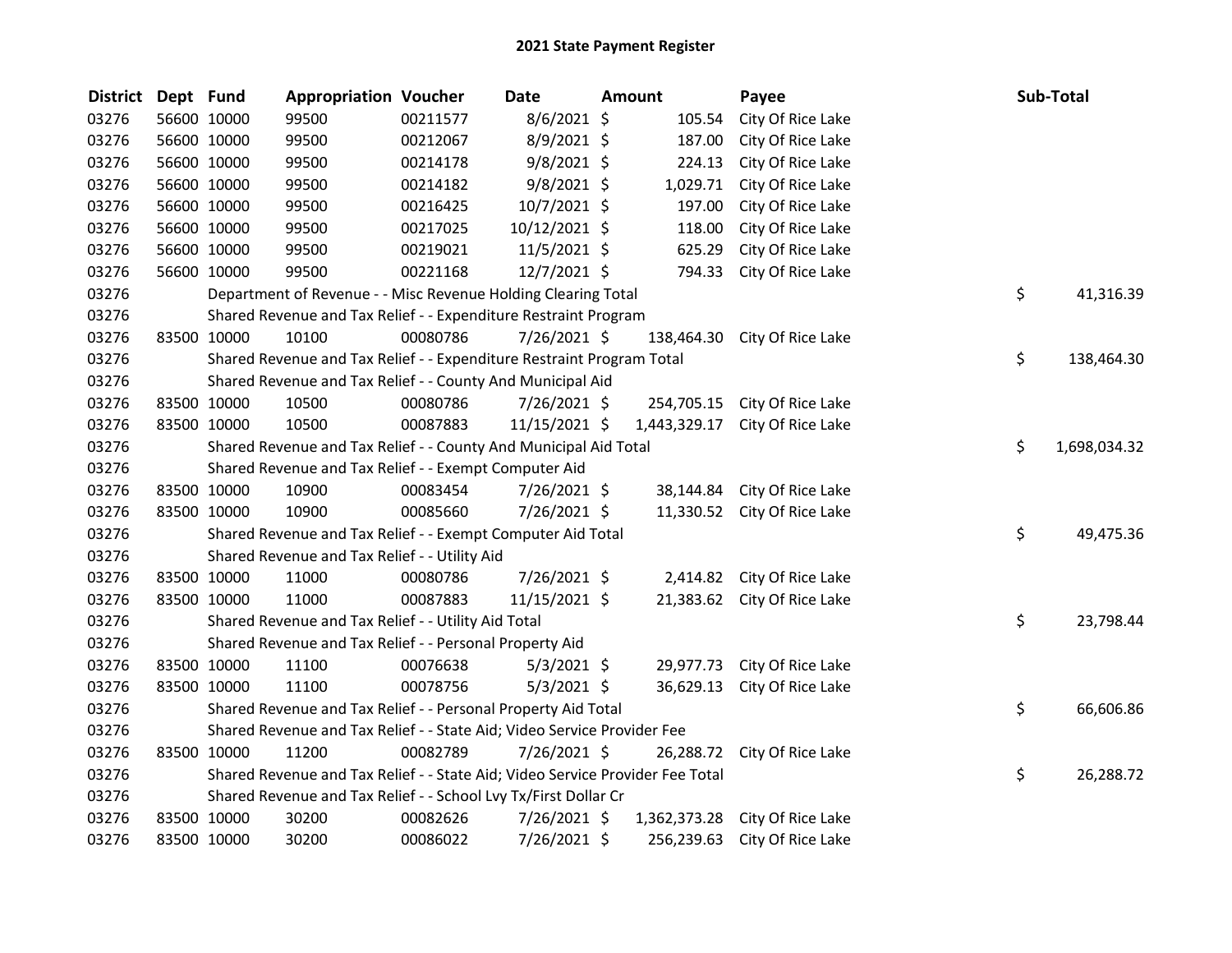# 2021 State Payment Register

| District | Dept | Fund | Appropriation | Voucher | Date | Amount | Payee | Sub-Total |
|---|---|---|---|---|---|---|---|---|
| 03276 | 56600 | 10000 | 99500 | 00211577 | 8/6/2021 | $ 105.54 | City Of Rice Lake | |
| 03276 | 56600 | 10000 | 99500 | 00212067 | 8/9/2021 | $ 187.00 | City Of Rice Lake | |
| 03276 | 56600 | 10000 | 99500 | 00214178 | 9/8/2021 | $ 224.13 | City Of Rice Lake | |
| 03276 | 56600 | 10000 | 99500 | 00214182 | 9/8/2021 | $ 1,029.71 | City Of Rice Lake | |
| 03276 | 56600 | 10000 | 99500 | 00216425 | 10/7/2021 | $ 197.00 | City Of Rice Lake | |
| 03276 | 56600 | 10000 | 99500 | 00217025 | 10/12/2021 | $ 118.00 | City Of Rice Lake | |
| 03276 | 56600 | 10000 | 99500 | 00219021 | 11/5/2021 | $ 625.29 | City Of Rice Lake | |
| 03276 | 56600 | 10000 | 99500 | 00221168 | 12/7/2021 | $ 794.33 | City Of Rice Lake | |
| 03276 | | | Department of Revenue - - Misc Revenue Holding Clearing Total | | | | | $ 41,316.39 |
| 03276 | | | Shared Revenue and Tax Relief - - Expenditure Restraint Program | | | | | |
| 03276 | 83500 | 10000 | 10100 | 00080786 | 7/26/2021 | $ 138,464.30 | City Of Rice Lake | |
| 03276 | | | Shared Revenue and Tax Relief - - Expenditure Restraint Program Total | | | | | $ 138,464.30 |
| 03276 | | | Shared Revenue and Tax Relief - - County And Municipal Aid | | | | | |
| 03276 | 83500 | 10000 | 10500 | 00080786 | 7/26/2021 | $ 254,705.15 | City Of Rice Lake | |
| 03276 | 83500 | 10000 | 10500 | 00087883 | 11/15/2021 | $ 1,443,329.17 | City Of Rice Lake | |
| 03276 | | | Shared Revenue and Tax Relief - - County And Municipal Aid Total | | | | | $ 1,698,034.32 |
| 03276 | | | Shared Revenue and Tax Relief - - Exempt Computer Aid | | | | | |
| 03276 | 83500 | 10000 | 10900 | 00083454 | 7/26/2021 | $ 38,144.84 | City Of Rice Lake | |
| 03276 | 83500 | 10000 | 10900 | 00085660 | 7/26/2021 | $ 11,330.52 | City Of Rice Lake | |
| 03276 | | | Shared Revenue and Tax Relief - - Exempt Computer Aid Total | | | | | $ 49,475.36 |
| 03276 | | | Shared Revenue and Tax Relief - - Utility Aid | | | | | |
| 03276 | 83500 | 10000 | 11000 | 00080786 | 7/26/2021 | $ 2,414.82 | City Of Rice Lake | |
| 03276 | 83500 | 10000 | 11000 | 00087883 | 11/15/2021 | $ 21,383.62 | City Of Rice Lake | |
| 03276 | | | Shared Revenue and Tax Relief - - Utility Aid Total | | | | | $ 23,798.44 |
| 03276 | | | Shared Revenue and Tax Relief - - Personal Property Aid | | | | | |
| 03276 | 83500 | 10000 | 11100 | 00076638 | 5/3/2021 | $ 29,977.73 | City Of Rice Lake | |
| 03276 | 83500 | 10000 | 11100 | 00078756 | 5/3/2021 | $ 36,629.13 | City Of Rice Lake | |
| 03276 | | | Shared Revenue and Tax Relief - - Personal Property Aid Total | | | | | $ 66,606.86 |
| 03276 | | | Shared Revenue and Tax Relief - - State Aid; Video Service Provider Fee | | | | | |
| 03276 | 83500 | 10000 | 11200 | 00082789 | 7/26/2021 | $ 26,288.72 | City Of Rice Lake | |
| 03276 | | | Shared Revenue and Tax Relief - - State Aid; Video Service Provider Fee Total | | | | | $ 26,288.72 |
| 03276 | | | Shared Revenue and Tax Relief - - School Lvy Tx/First Dollar Cr | | | | | |
| 03276 | 83500 | 10000 | 30200 | 00082626 | 7/26/2021 | $ 1,362,373.28 | City Of Rice Lake | |
| 03276 | 83500 | 10000 | 30200 | 00086022 | 7/26/2021 | $ 256,239.63 | City Of Rice Lake | |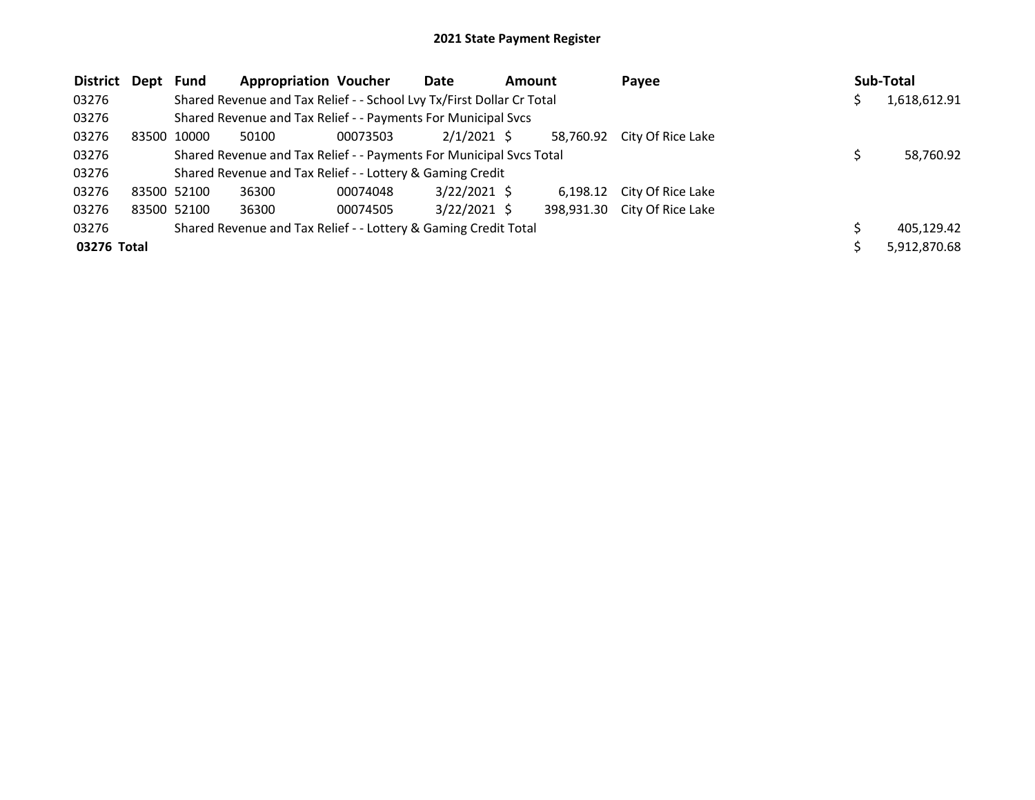# 2021 State Payment Register

| District | Dept | Fund | Appropriation | Voucher | Date | Amount | Payee | Sub-Total |
|---|---|---|---|---|---|---|---|---|
| 03276 | | Shared Revenue and Tax Relief - - School Lvy Tx/First Dollar Cr Total | | | | | | $ 1,618,612.91 |
| 03276 | | Shared Revenue and Tax Relief - - Payments For Municipal Svcs | | | | | | |
| 03276 | 83500 | 10000 | 50100 | 00073503 | 2/1/2021 | $ 58,760.92 | City Of Rice Lake | |
| 03276 | | Shared Revenue and Tax Relief - - Payments For Municipal Svcs Total | | | | | | $ 58,760.92 |
| 03276 | | Shared Revenue and Tax Relief - - Lottery & Gaming Credit | | | | | | |
| 03276 | 83500 | 52100 | 36300 | 00074048 | 3/22/2021 | $ 6,198.12 | City Of Rice Lake | |
| 03276 | 83500 | 52100 | 36300 | 00074505 | 3/22/2021 | $ 398,931.30 | City Of Rice Lake | |
| 03276 | | Shared Revenue and Tax Relief - - Lottery & Gaming Credit Total | | | | | | $ 405,129.42 |
| **03276 Total** | | | | | | | | $ 5,912,870.68 |